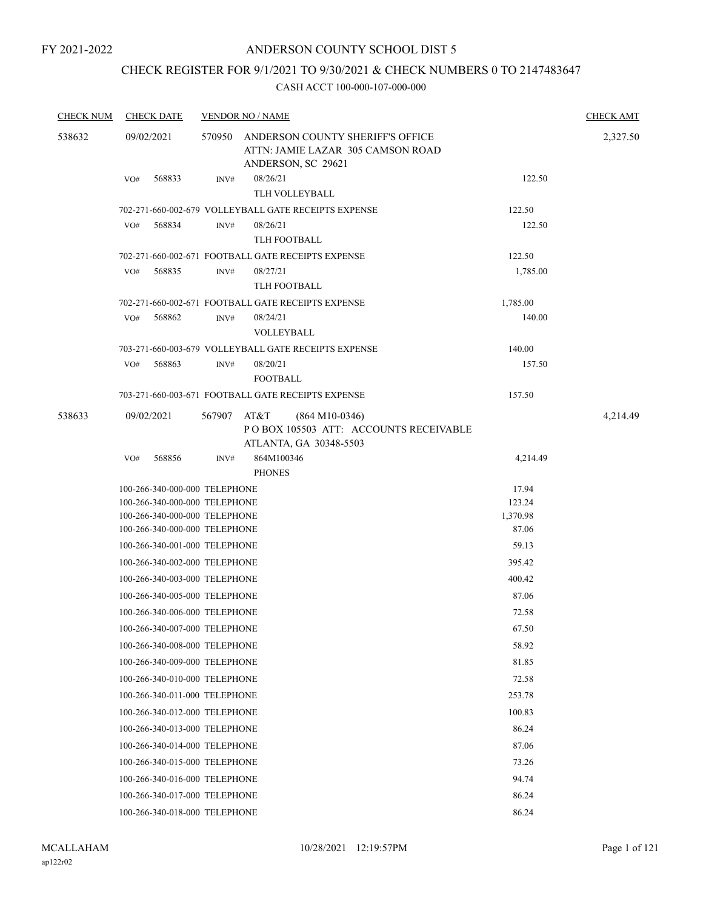FY 2021-2022

# ANDERSON COUNTY SCHOOL DIST 5

## CHECK REGISTER FOR 9/1/2021 TO 9/30/2021 & CHECK NUMBERS 0 TO 2147483647

### CASH ACCT 100-000-107-000-000

| CHECK NUM | CHECK DATE | VENDOR NO / NAME | | CHECK AMT |
|---|---|---|---|---|
| 538632 | 09/02/2021 | 570950 ANDERSON COUNTY SHERIFF'S OFFICE ATTN: JAMIE LAZAR 305 CAMSON ROAD ANDERSON, SC 29621 | | 2,327.50 |
| | VO# 568833 | INV# 08/26/21 TLH VOLLEYBALL | 122.50 | |
| | | 702-271-660-002-679 VOLLEYBALL GATE RECEIPTS EXPENSE | 122.50 | |
| | VO# 568834 | INV# 08/26/21 TLH FOOTBALL | 122.50 | |
| | | 702-271-660-002-671 FOOTBALL GATE RECEIPTS EXPENSE | 122.50 | |
| | VO# 568835 | INV# 08/27/21 TLH FOOTBALL | 1,785.00 | |
| | | 702-271-660-002-671 FOOTBALL GATE RECEIPTS EXPENSE | 1,785.00 | |
| | VO# 568862 | INV# 08/24/21 VOLLEYBALL | 140.00 | |
| | | 703-271-660-003-679 VOLLEYBALL GATE RECEIPTS EXPENSE | 140.00 | |
| | VO# 568863 | INV# 08/20/21 FOOTBALL | 157.50 | |
| | | 703-271-660-003-671 FOOTBALL GATE RECEIPTS EXPENSE | 157.50 | |
| 538633 | 09/02/2021 | 567907 AT&T (864 M10-0346) P O BOX 105503 ATT: ACCOUNTS RECEIVABLE ATLANTA, GA 30348-5503 | | 4,214.49 |
| | VO# 568856 | INV# 864M100346 PHONES | 4,214.49 | |
| | | 100-266-340-000-000 TELEPHONE | 17.94 | |
| | | 100-266-340-000-000 TELEPHONE | 123.24 | |
| | | 100-266-340-000-000 TELEPHONE | 1,370.98 | |
| | | 100-266-340-000-000 TELEPHONE | 87.06 | |
| | | 100-266-340-001-000 TELEPHONE | 59.13 | |
| | | 100-266-340-002-000 TELEPHONE | 395.42 | |
| | | 100-266-340-003-000 TELEPHONE | 400.42 | |
| | | 100-266-340-005-000 TELEPHONE | 87.06 | |
| | | 100-266-340-006-000 TELEPHONE | 72.58 | |
| | | 100-266-340-007-000 TELEPHONE | 67.50 | |
| | | 100-266-340-008-000 TELEPHONE | 58.92 | |
| | | 100-266-340-009-000 TELEPHONE | 81.85 | |
| | | 100-266-340-010-000 TELEPHONE | 72.58 | |
| | | 100-266-340-011-000 TELEPHONE | 253.78 | |
| | | 100-266-340-012-000 TELEPHONE | 100.83 | |
| | | 100-266-340-013-000 TELEPHONE | 86.24 | |
| | | 100-266-340-014-000 TELEPHONE | 87.06 | |
| | | 100-266-340-015-000 TELEPHONE | 73.26 | |
| | | 100-266-340-016-000 TELEPHONE | 94.74 | |
| | | 100-266-340-017-000 TELEPHONE | 86.24 | |
| | | 100-266-340-018-000 TELEPHONE | 86.24 | |

MCALLAHAM
ap122r02
10/28/2021 12:19:57PM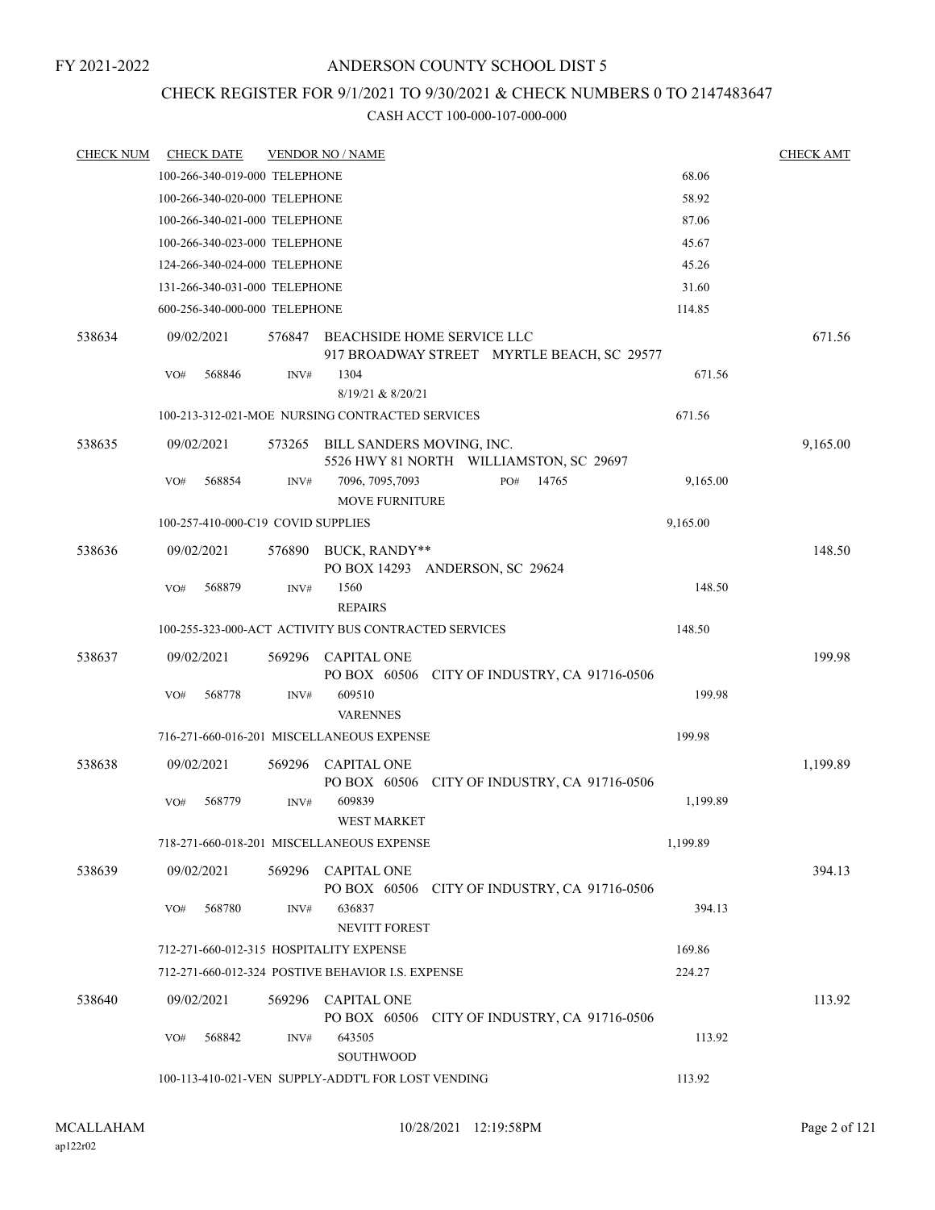FY 2021-2022

# ANDERSON COUNTY SCHOOL DIST 5

## CHECK REGISTER FOR 9/1/2021 TO 9/30/2021 & CHECK NUMBERS 0 TO 2147483647

### CASH ACCT 100-000-107-000-000

| CHECK NUM | CHECK DATE | VENDOR NO / NAME | | CHECK AMT |
|---|---|---|---|---|
| | 100-266-340-019-000 TELEPHONE | | 68.06 | |
| | 100-266-340-020-000 TELEPHONE | | 58.92 | |
| | 100-266-340-021-000 TELEPHONE | | 87.06 | |
| | 100-266-340-023-000 TELEPHONE | | 45.67 | |
| | 124-266-340-024-000 TELEPHONE | | 45.26 | |
| | 131-266-340-031-000 TELEPHONE | | 31.60 | |
| | 600-256-340-000-000 TELEPHONE | | 114.85 | |
| 538634 | 09/02/2021 | 576847 BEACHSIDE HOME SERVICE LLC<br>917 BROADWAY STREET MYRTLE BEACH, SC 29577 | | 671.56 |
| | VO# 568846 | INV# 1304<br>8/19/21 & 8/20/21 | 671.56 | |
| | 100-213-312-021-MOE NURSING CONTRACTED SERVICES | | 671.56 | |
| 538635 | 09/02/2021 | 573265 BILL SANDERS MOVING, INC.<br>5526 HWY 81 NORTH WILLIAMSTON, SC 29697 | | 9,165.00 |
| | VO# 568854 | INV# 7096, 7095,7093 PO# 14765<br>MOVE FURNITURE | 9,165.00 | |
| | 100-257-410-000-C19 COVID SUPPLIES | | 9,165.00 | |
| 538636 | 09/02/2021 | 576890 BUCK, RANDY**<br>PO BOX 14293 ANDERSON, SC 29624 | | 148.50 |
| | VO# 568879 | INV# 1560<br>REPAIRS | 148.50 | |
| | 100-255-323-000-ACT ACTIVITY BUS CONTRACTED SERVICES | | 148.50 | |
| 538637 | 09/02/2021 | 569296 CAPITAL ONE<br>PO BOX 60506 CITY OF INDUSTRY, CA 91716-0506 | | 199.98 |
| | VO# 568778 | INV# 609510<br>VARENNES | 199.98 | |
| | 716-271-660-016-201 MISCELLANEOUS EXPENSE | | 199.98 | |
| 538638 | 09/02/2021 | 569296 CAPITAL ONE<br>PO BOX 60506 CITY OF INDUSTRY, CA 91716-0506 | | 1,199.89 |
| | VO# 568779 | INV# 609839<br>WEST MARKET | 1,199.89 | |
| | 718-271-660-018-201 MISCELLANEOUS EXPENSE | | 1,199.89 | |
| 538639 | 09/02/2021 | 569296 CAPITAL ONE<br>PO BOX 60506 CITY OF INDUSTRY, CA 91716-0506 | | 394.13 |
| | VO# 568780 | INV# 636837<br>NEVITT FOREST | 394.13 | |
| | 712-271-660-012-315 HOSPITALITY EXPENSE | | 169.86 | |
| | 712-271-660-012-324 POSTIVE BEHAVIOR I.S. EXPENSE | | 224.27 | |
| 538640 | 09/02/2021 | 569296 CAPITAL ONE<br>PO BOX 60506 CITY OF INDUSTRY, CA 91716-0506 | | 113.92 |
| | VO# 568842 | INV# 643505<br>SOUTHWOOD | 113.92 | |
| | 100-113-410-021-VEN SUPPLY-ADDT'L FOR LOST VENDING | | 113.92 | |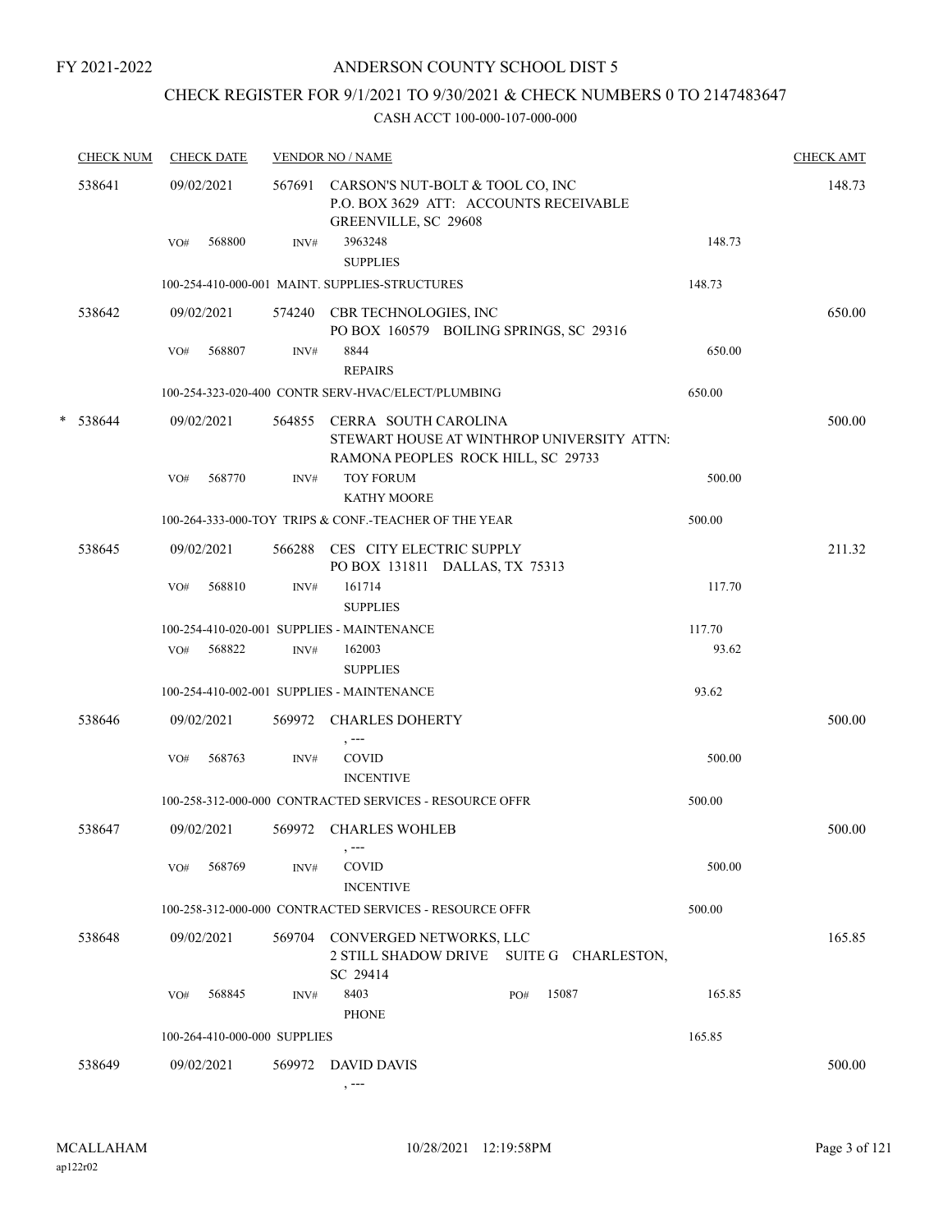FY 2021-2022

# ANDERSON COUNTY SCHOOL DIST 5

## CHECK REGISTER FOR 9/1/2021 TO 9/30/2021 & CHECK NUMBERS 0 TO 2147483647

### CASH ACCT 100-000-107-000-000

| CHECK NUM | CHECK DATE | VENDOR NO / NAME | | CHECK AMT |
|---|---|---|---|---|
| 538641 | 09/02/2021 | 567691 CARSON'S NUT-BOLT & TOOL CO, INC<br>P.O. BOX 3629 ATT: ACCOUNTS RECEIVABLE<br>GREENVILLE, SC 29608 | | 148.73 |
| | VO# 568800 | INV# 3963248<br>SUPPLIES | 148.73 | |
| | | 100-254-410-000-001 MAINT. SUPPLIES-STRUCTURES | 148.73 | |
| 538642 | 09/02/2021 | 574240 CBR TECHNOLOGIES, INC<br>PO BOX 160579 BOILING SPRINGS, SC 29316 | | 650.00 |
| | VO# 568807 | INV# 8844<br>REPAIRS | 650.00 | |
| | | 100-254-323-020-400 CONTR SERV-HVAC/ELECT/PLUMBING | 650.00 | |
| * 538644 | 09/02/2021 | 564855 CERRA SOUTH CAROLINA<br>STEWART HOUSE AT WINTHROP UNIVERSITY ATTN:<br>RAMONA PEOPLES ROCK HILL, SC 29733 | | 500.00 |
| | VO# 568770 | INV# TOY FORUM<br>KATHY MOORE | 500.00 | |
| | | 100-264-333-000-TOY TRIPS & CONF.-TEACHER OF THE YEAR | 500.00 | |
| 538645 | 09/02/2021 | 566288 CES CITY ELECTRIC SUPPLY<br>PO BOX 131811 DALLAS, TX 75313 | | 211.32 |
| | VO# 568810 | INV# 161714<br>SUPPLIES | 117.70 | |
| | | 100-254-410-020-001 SUPPLIES - MAINTENANCE | 117.70 | |
| | VO# 568822 | INV# 162003<br>SUPPLIES | 93.62 | |
| | | 100-254-410-002-001 SUPPLIES - MAINTENANCE | 93.62 | |
| 538646 | 09/02/2021 | 569972 CHARLES DOHERTY<br>, --- | | 500.00 |
| | VO# 568763 | INV# COVID<br>INCENTIVE | 500.00 | |
| | | 100-258-312-000-000 CONTRACTED SERVICES - RESOURCE OFFR | 500.00 | |
| 538647 | 09/02/2021 | 569972 CHARLES WOHLEB<br>, --- | | 500.00 |
| | VO# 568769 | INV# COVID<br>INCENTIVE | 500.00 | |
| | | 100-258-312-000-000 CONTRACTED SERVICES - RESOURCE OFFR | 500.00 | |
| 538648 | 09/02/2021 | 569704 CONVERGED NETWORKS, LLC<br>2 STILL SHADOW DRIVE SUITE G CHARLESTON,<br>SC 29414 | | 165.85 |
| | VO# 568845 | INV# 8403 PO# 15087<br>PHONE | 165.85 | |
| | | 100-264-410-000-000 SUPPLIES | 165.85 | |
| 538649 | 09/02/2021 | 569972 DAVID DAVIS<br>, --- | | 500.00 |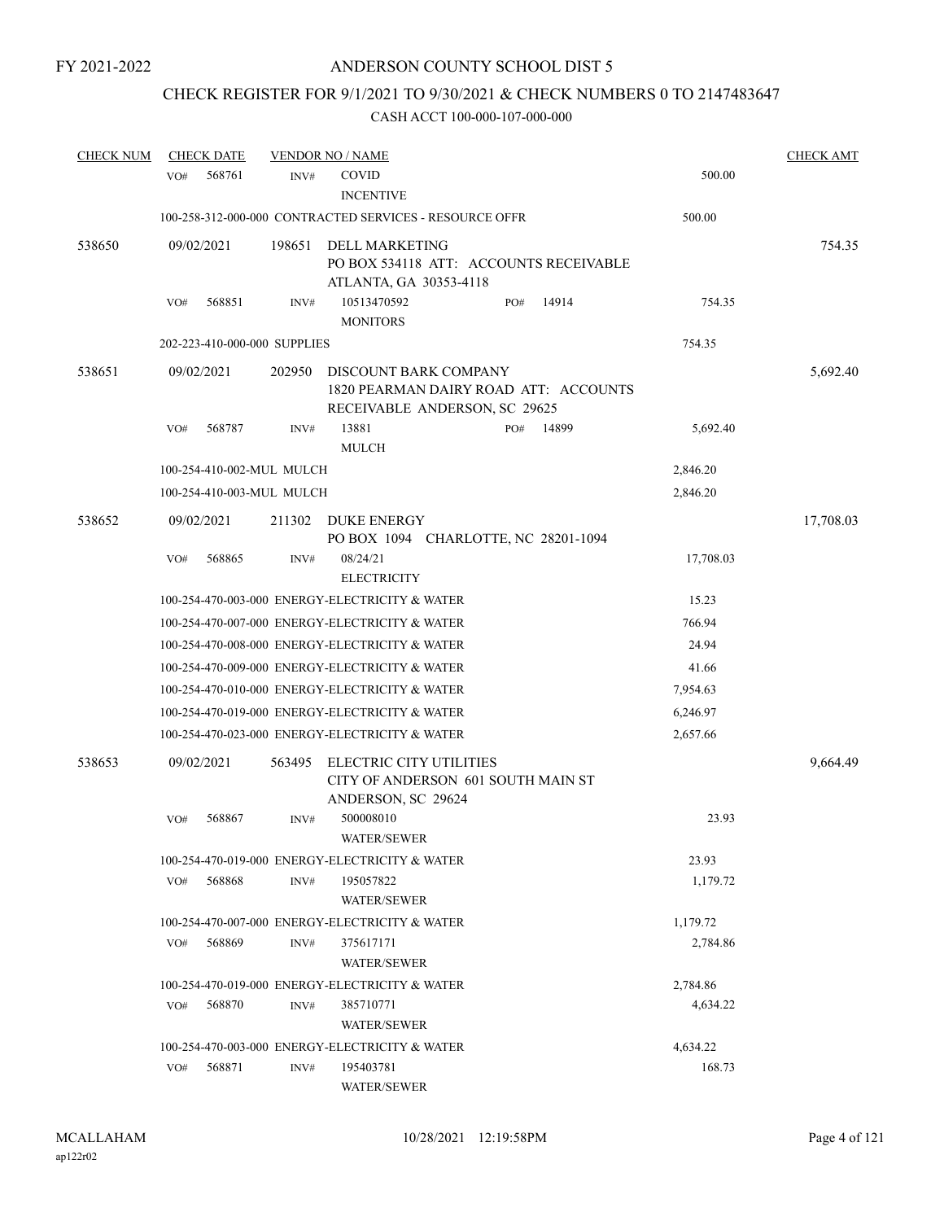FY 2021-2022

# ANDERSON COUNTY SCHOOL DIST 5

## CHECK REGISTER FOR 9/1/2021 TO 9/30/2021 & CHECK NUMBERS 0 TO 2147483647

### CASH ACCT 100-000-107-000-000

| CHECK NUM | CHECK DATE | VENDOR NO / NAME | | CHECK AMT |
|---|---|---|---|---|
| | VO# 568761 INV# | COVID INCENTIVE | 500.00 | |
| | 100-258-312-000-000 CONTRACTED SERVICES - RESOURCE OFFR | | 500.00 | |
| 538650 | 09/02/2021 | 198651 DELL MARKETING<br>PO BOX 534118 ATT: ACCOUNTS RECEIVABLE<br>ATLANTA, GA 30353-4118 | | 754.35 |
| | VO# 568851 INV# | 10513470592 PO# 14914<br>MONITORS | 754.35 | |
| | 202-223-410-000-000 SUPPLIES | | 754.35 | |
| 538651 | 09/02/2021 | 202950 DISCOUNT BARK COMPANY<br>1820 PEARMAN DAIRY ROAD ATT: ACCOUNTS<br>RECEIVABLE ANDERSON, SC 29625 | | 5,692.40 |
| | VO# 568787 INV# | 13881 PO# 14899<br>MULCH | 5,692.40 | |
| | 100-254-410-002-MUL MULCH | | 2,846.20 | |
| | 100-254-410-003-MUL MULCH | | 2,846.20 | |
| 538652 | 09/02/2021 | 211302 DUKE ENERGY<br>PO BOX 1094 CHARLOTTE, NC 28201-1094 | | 17,708.03 |
| | VO# 568865 INV# | 08/24/21<br>ELECTRICITY | 17,708.03 | |
| | 100-254-470-003-000 ENERGY-ELECTRICITY & WATER | | 15.23 | |
| | 100-254-470-007-000 ENERGY-ELECTRICITY & WATER | | 766.94 | |
| | 100-254-470-008-000 ENERGY-ELECTRICITY & WATER | | 24.94 | |
| | 100-254-470-009-000 ENERGY-ELECTRICITY & WATER | | 41.66 | |
| | 100-254-470-010-000 ENERGY-ELECTRICITY & WATER | | 7,954.63 | |
| | 100-254-470-019-000 ENERGY-ELECTRICITY & WATER | | 6,246.97 | |
| | 100-254-470-023-000 ENERGY-ELECTRICITY & WATER | | 2,657.66 | |
| 538653 | 09/02/2021 | 563495 ELECTRIC CITY UTILITIES<br>CITY OF ANDERSON 601 SOUTH MAIN ST<br>ANDERSON, SC 29624 | | 9,664.49 |
| | VO# 568867 INV# | 500008010<br>WATER/SEWER | 23.93 | |
| | 100-254-470-019-000 ENERGY-ELECTRICITY & WATER | | 23.93 | |
| | VO# 568868 INV# | 195057822<br>WATER/SEWER | 1,179.72 | |
| | 100-254-470-007-000 ENERGY-ELECTRICITY & WATER | | 1,179.72 | |
| | VO# 568869 INV# | 375617171<br>WATER/SEWER | 2,784.86 | |
| | 100-254-470-019-000 ENERGY-ELECTRICITY & WATER | | 2,784.86 | |
| | VO# 568870 INV# | 385710771<br>WATER/SEWER | 4,634.22 | |
| | 100-254-470-003-000 ENERGY-ELECTRICITY & WATER | | 4,634.22 | |
| | VO# 568871 INV# | 195403781<br>WATER/SEWER | 168.73 | |

MCALLAHAM ap122r02 10/28/2021 12:19:58PM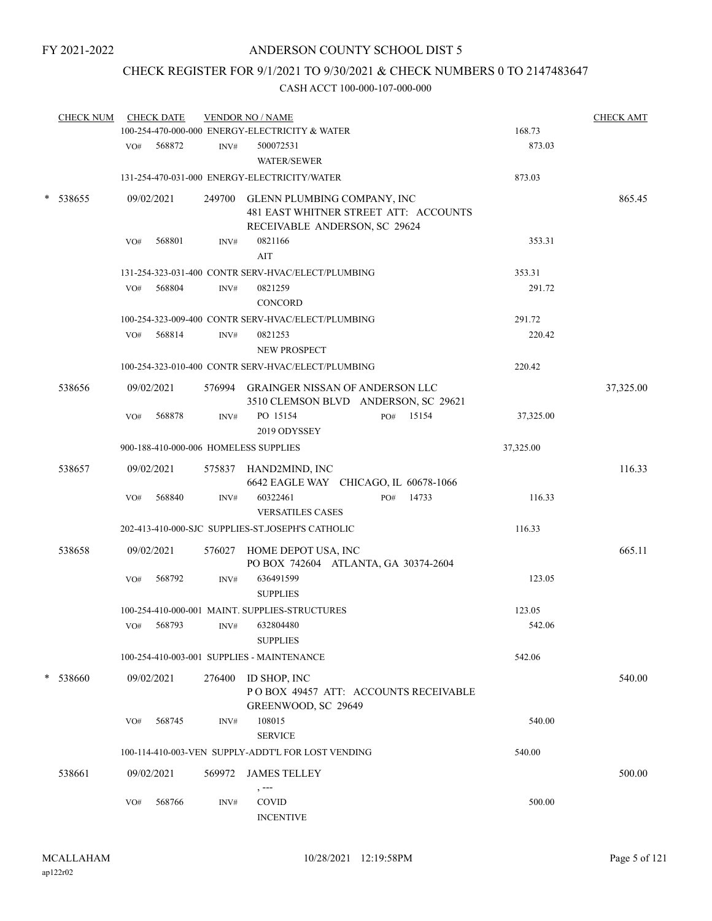FY 2021-2022

# ANDERSON COUNTY SCHOOL DIST 5

## CHECK REGISTER FOR 9/1/2021 TO 9/30/2021 & CHECK NUMBERS 0 TO 2147483647

### CASH ACCT 100-000-107-000-000

| CHECK NUM | CHECK DATE | VENDOR NO / NAME | | CHECK AMT |
|---|---|---|---|---|
| | | 100-254-470-000-000 ENERGY-ELECTRICITY & WATER | 168.73 | |
| | VO# 568872 | INV# 500072531 WATER/SEWER | 873.03 | |
| | | 131-254-470-031-000 ENERGY-ELECTRICITY/WATER | 873.03 | |
| * 538655 | 09/02/2021 | 249700 GLENN PLUMBING COMPANY, INC 481 EAST WHITNER STREET ATT: ACCOUNTS RECEIVABLE ANDERSON, SC 29624 | | 865.45 |
| | VO# 568801 | INV# 0821166 AIT | 353.31 | |
| | | 131-254-323-031-400 CONTR SERV-HVAC/ELECT/PLUMBING | 353.31 | |
| | VO# 568804 | INV# 0821259 CONCORD | 291.72 | |
| | | 100-254-323-009-400 CONTR SERV-HVAC/ELECT/PLUMBING | 291.72 | |
| | VO# 568814 | INV# 0821253 NEW PROSPECT | 220.42 | |
| | | 100-254-323-010-400 CONTR SERV-HVAC/ELECT/PLUMBING | 220.42 | |
| 538656 | 09/02/2021 | 576994 GRAINGER NISSAN OF ANDERSON LLC 3510 CLEMSON BLVD ANDERSON, SC 29621 | | 37,325.00 |
| | VO# 568878 | INV# PO 15154 PO# 15154 2019 ODYSSEY | 37,325.00 | |
| | | 900-188-410-000-006 HOMELESS SUPPLIES | 37,325.00 | |
| 538657 | 09/02/2021 | 575837 HAND2MIND, INC 6642 EAGLE WAY CHICAGO, IL 60678-1066 | | 116.33 |
| | VO# 568840 | INV# 60322461 PO# 14733 VERSATILES CASES | 116.33 | |
| | | 202-413-410-000-SJC SUPPLIES-ST.JOSEPH'S CATHOLIC | 116.33 | |
| 538658 | 09/02/2021 | 576027 HOME DEPOT USA, INC PO BOX 742604 ATLANTA, GA 30374-2604 | | 665.11 |
| | VO# 568792 | INV# 636491599 SUPPLIES | 123.05 | |
| | | 100-254-410-000-001 MAINT. SUPPLIES-STRUCTURES | 123.05 | |
| | VO# 568793 | INV# 632804480 SUPPLIES | 542.06 | |
| | | 100-254-410-003-001 SUPPLIES - MAINTENANCE | 542.06 | |
| * 538660 | 09/02/2021 | 276400 ID SHOP, INC P O BOX 49457 ATT: ACCOUNTS RECEIVABLE GREENWOOD, SC 29649 | | 540.00 |
| | VO# 568745 | INV# 108015 SERVICE | 540.00 | |
| | | 100-114-410-003-VEN SUPPLY-ADDT'L FOR LOST VENDING | 540.00 | |
| 538661 | 09/02/2021 | 569972 JAMES TELLEY , --- | | 500.00 |
| | VO# 568766 | INV# COVID INCENTIVE | 500.00 | |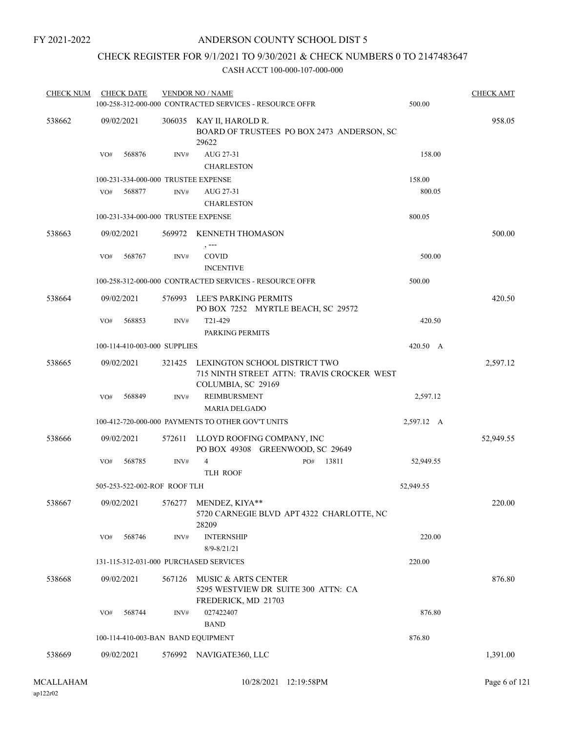FY 2021-2022

# ANDERSON COUNTY SCHOOL DIST 5

## CHECK REGISTER FOR 9/1/2021 TO 9/30/2021 & CHECK NUMBERS 0 TO 2147483647

### CASH ACCT 100-000-107-000-000

| CHECK NUM | CHECK DATE | VENDOR NO / NAME | | CHECK AMT |
|---|---|---|---|---|
| | | 100-258-312-000-000 CONTRACTED SERVICES - RESOURCE OFFR | 500.00 | |
| 538662 | 09/02/2021 | 306035 KAY II, HAROLD R. BOARD OF TRUSTEES PO BOX 2473 ANDERSON, SC 29622 | | 958.05 |
| | VO# 568876 | INV# AUG 27-31 CHARLESTON | 158.00 | |
| | | 100-231-334-000-000 TRUSTEE EXPENSE | 158.00 | |
| | VO# 568877 | INV# AUG 27-31 CHARLESTON | 800.05 | |
| | | 100-231-334-000-000 TRUSTEE EXPENSE | 800.05 | |
| 538663 | 09/02/2021 | 569972 KENNETH THOMASON , --- | | 500.00 |
| | VO# 568767 | INV# COVID INCENTIVE | 500.00 | |
| | | 100-258-312-000-000 CONTRACTED SERVICES - RESOURCE OFFR | 500.00 | |
| 538664 | 09/02/2021 | 576993 LEE'S PARKING PERMITS PO BOX 7252 MYRTLE BEACH, SC 29572 | | 420.50 |
| | VO# 568853 | INV# T21-429 PARKING PERMITS | 420.50 | |
| | | 100-114-410-003-000 SUPPLIES | 420.50 A | |
| 538665 | 09/02/2021 | 321425 LEXINGTON SCHOOL DISTRICT TWO 715 NINTH STREET ATTN: TRAVIS CROCKER WEST COLUMBIA, SC 29169 | | 2,597.12 |
| | VO# 568849 | INV# REIMBURSMENT MARIA DELGADO | 2,597.12 | |
| | | 100-412-720-000-000 PAYMENTS TO OTHER GOV'T UNITS | 2,597.12 A | |
| 538666 | 09/02/2021 | 572611 LLOYD ROOFING COMPANY, INC PO BOX 49308 GREENWOOD, SC 29649 | | 52,949.55 |
| | VO# 568785 | INV# 4 PO# 13811 TLH ROOF | 52,949.55 | |
| | | 505-253-522-002-ROF ROOF TLH | 52,949.55 | |
| 538667 | 09/02/2021 | 576277 MENDEZ, KIYA** 5720 CARNEGIE BLVD APT 4322 CHARLOTTE, NC 28209 | | 220.00 |
| | VO# 568746 | INV# INTERNSHIP 8/9-8/21/21 | 220.00 | |
| | | 131-115-312-031-000 PURCHASED SERVICES | 220.00 | |
| 538668 | 09/02/2021 | 567126 MUSIC & ARTS CENTER 5295 WESTVIEW DR SUITE 300 ATTN: CA FREDERICK, MD 21703 | | 876.80 |
| | VO# 568744 | INV# 027422407 BAND | 876.80 | |
| | | 100-114-410-003-BAN BAND EQUIPMENT | 876.80 | |
| 538669 | 09/02/2021 | 576992 NAVIGATE360, LLC | | 1,391.00 |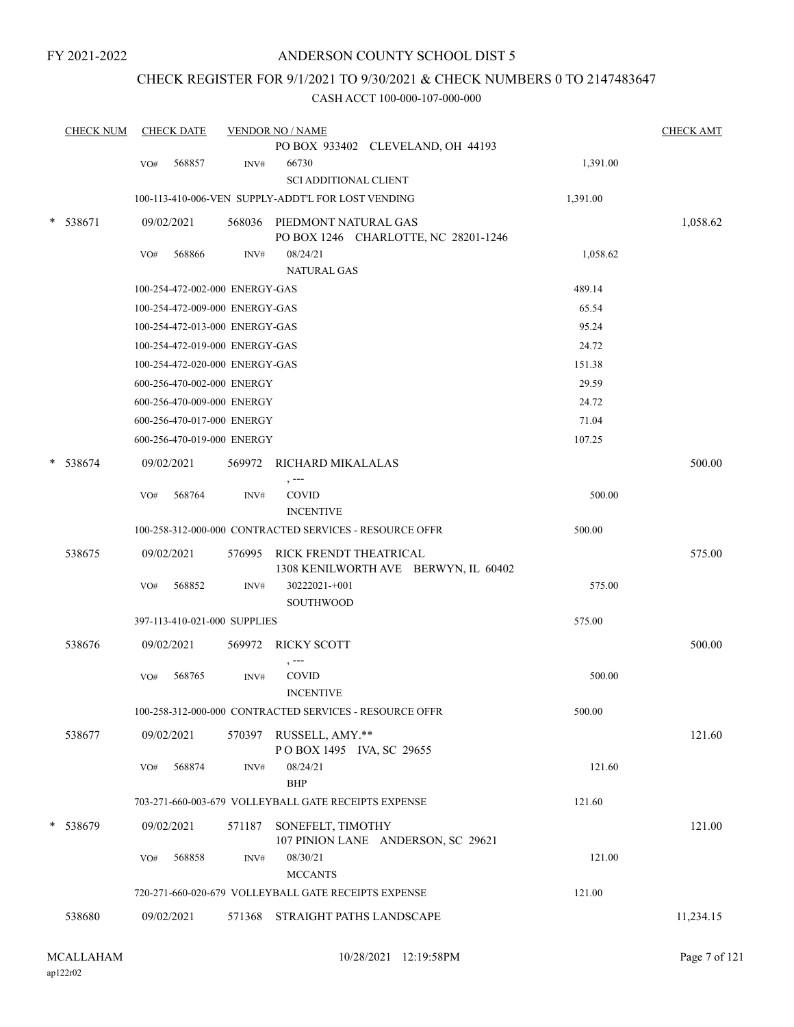FY 2021-2022

# ANDERSON COUNTY SCHOOL DIST 5

## CHECK REGISTER FOR 9/1/2021 TO 9/30/2021 & CHECK NUMBERS 0 TO 2147483647

### CASH ACCT 100-000-107-000-000

| CHECK NUM | CHECK DATE | VENDOR NO / NAME | | CHECK AMT |
|---|---|---|---|---|
| | | PO BOX 933402 CLEVELAND, OH 44193 | | |
| | VO# 568857 | INV# 66730 SCI ADDITIONAL CLIENT | 1,391.00 | |
| | | 100-113-410-006-VEN SUPPLY-ADDT'L FOR LOST VENDING | 1,391.00 | |
| * 538671 | 09/02/2021 | 568036 PIEDMONT NATURAL GAS PO BOX 1246 CHARLOTTE, NC 28201-1246 | | 1,058.62 |
| | VO# 568866 | INV# 08/24/21 NATURAL GAS | 1,058.62 | |
| | | 100-254-472-002-000 ENERGY-GAS | 489.14 | |
| | | 100-254-472-009-000 ENERGY-GAS | 65.54 | |
| | | 100-254-472-013-000 ENERGY-GAS | 95.24 | |
| | | 100-254-472-019-000 ENERGY-GAS | 24.72 | |
| | | 100-254-472-020-000 ENERGY-GAS | 151.38 | |
| | | 600-256-470-002-000 ENERGY | 29.59 | |
| | | 600-256-470-009-000 ENERGY | 24.72 | |
| | | 600-256-470-017-000 ENERGY | 71.04 | |
| | | 600-256-470-019-000 ENERGY | 107.25 | |
| * 538674 | 09/02/2021 | 569972 RICHARD MIKALALAS , --- | | 500.00 |
| | VO# 568764 | INV# COVID INCENTIVE | 500.00 | |
| | | 100-258-312-000-000 CONTRACTED SERVICES - RESOURCE OFFR | 500.00 | |
| 538675 | 09/02/2021 | 576995 RICK FRENDT THEATRICAL 1308 KENILWORTH AVE BERWYN, IL 60402 | | 575.00 |
| | VO# 568852 | INV# 30222021-+001 SOUTHWOOD | 575.00 | |
| | | 397-113-410-021-000 SUPPLIES | 575.00 | |
| 538676 | 09/02/2021 | 569972 RICKY SCOTT , --- | | 500.00 |
| | VO# 568765 | INV# COVID INCENTIVE | 500.00 | |
| | | 100-258-312-000-000 CONTRACTED SERVICES - RESOURCE OFFR | 500.00 | |
| 538677 | 09/02/2021 | 570397 RUSSELL, AMY.** P O BOX 1495 IVA, SC 29655 | | 121.60 |
| | VO# 568874 | INV# 08/24/21 BHP | 121.60 | |
| | | 703-271-660-003-679 VOLLEYBALL GATE RECEIPTS EXPENSE | 121.60 | |
| * 538679 | 09/02/2021 | 571187 SONEFELT, TIMOTHY 107 PINION LANE ANDERSON, SC 29621 | | 121.00 |
| | VO# 568858 | INV# 08/30/21 MCCANTS | 121.00 | |
| | | 720-271-660-020-679 VOLLEYBALL GATE RECEIPTS EXPENSE | 121.00 | |
| 538680 | 09/02/2021 | 571368 STRAIGHT PATHS LANDSCAPE | | 11,234.15 |

MCALLAHAM
ap122r02

10/28/2021 12:19:58PM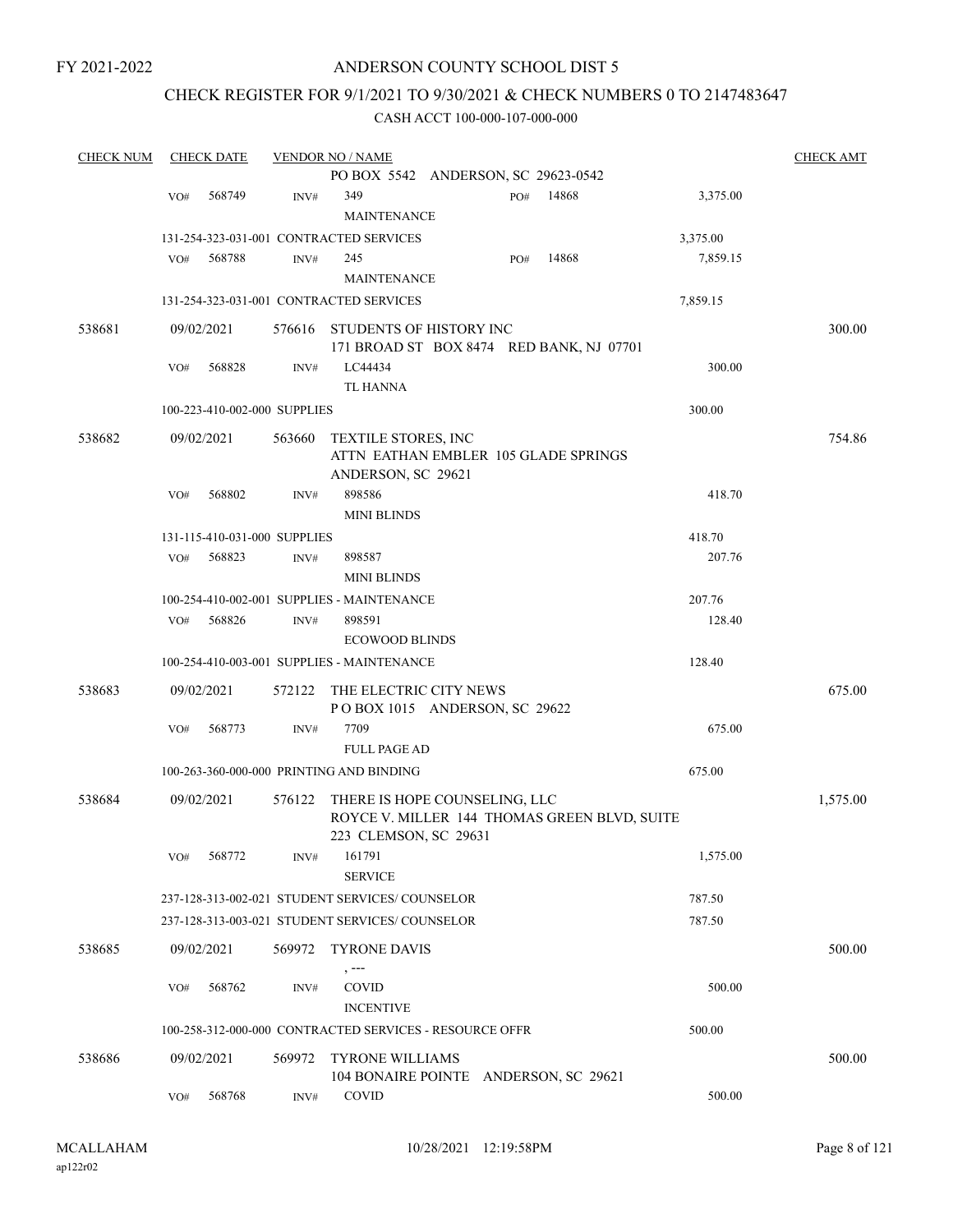FY 2021-2022

ANDERSON COUNTY SCHOOL DIST 5

CHECK REGISTER FOR 9/1/2021 TO 9/30/2021 & CHECK NUMBERS 0 TO 2147483647

CASH ACCT 100-000-107-000-000

| CHECK NUM | CHECK DATE | VENDOR NO / NAME | | CHECK AMT |
|---|---|---|---|---|
| | | PO BOX 5542 ANDERSON, SC 29623-0542 | | |
| | VO# 568749 | INV# 349 MAINTENANCE PO# 14868 | 3,375.00 | |
| | | 131-254-323-031-001 CONTRACTED SERVICES | 3,375.00 | |
| | VO# 568788 | INV# 245 MAINTENANCE PO# 14868 | 7,859.15 | |
| | | 131-254-323-031-001 CONTRACTED SERVICES | 7,859.15 | |
| 538681 | 09/02/2021 | 576616 STUDENTS OF HISTORY INC 171 BROAD ST BOX 8474 RED BANK, NJ 07701 | | 300.00 |
| | VO# 568828 | INV# LC44434 TL HANNA | 300.00 | |
| | | 100-223-410-002-000 SUPPLIES | 300.00 | |
| 538682 | 09/02/2021 | 563660 TEXTILE STORES, INC ATTN EATHAN EMBLER 105 GLADE SPRINGS ANDERSON, SC 29621 | | 754.86 |
| | VO# 568802 | INV# 898586 MINI BLINDS | 418.70 | |
| | | 131-115-410-031-000 SUPPLIES | 418.70 | |
| | VO# 568823 | INV# 898587 MINI BLINDS | 207.76 | |
| | | 100-254-410-002-001 SUPPLIES - MAINTENANCE | 207.76 | |
| | VO# 568826 | INV# 898591 ECOWOOD BLINDS | 128.40 | |
| | | 100-254-410-003-001 SUPPLIES - MAINTENANCE | 128.40 | |
| 538683 | 09/02/2021 | 572122 THE ELECTRIC CITY NEWS P O BOX 1015 ANDERSON, SC 29622 | | 675.00 |
| | VO# 568773 | INV# 7709 FULL PAGE AD | 675.00 | |
| | | 100-263-360-000-000 PRINTING AND BINDING | 675.00 | |
| 538684 | 09/02/2021 | 576122 THERE IS HOPE COUNSELING, LLC ROYCE V. MILLER 144 THOMAS GREEN BLVD, SUITE 223 CLEMSON, SC 29631 | | 1,575.00 |
| | VO# 568772 | INV# 161791 SERVICE | 1,575.00 | |
| | | 237-128-313-002-021 STUDENT SERVICES/ COUNSELOR | 787.50 | |
| | | 237-128-313-003-021 STUDENT SERVICES/ COUNSELOR | 787.50 | |
| 538685 | 09/02/2021 | 569972 TYRONE DAVIS , --- | | 500.00 |
| | VO# 568762 | INV# COVID INCENTIVE | 500.00 | |
| | | 100-258-312-000-000 CONTRACTED SERVICES - RESOURCE OFFR | 500.00 | |
| 538686 | 09/02/2021 | 569972 TYRONE WILLIAMS 104 BONAIRE POINTE ANDERSON, SC 29621 | | 500.00 |
| | VO# 568768 | INV# COVID | 500.00 | |

MCALLAHAM ap122r02 10/28/2021 12:19:58PM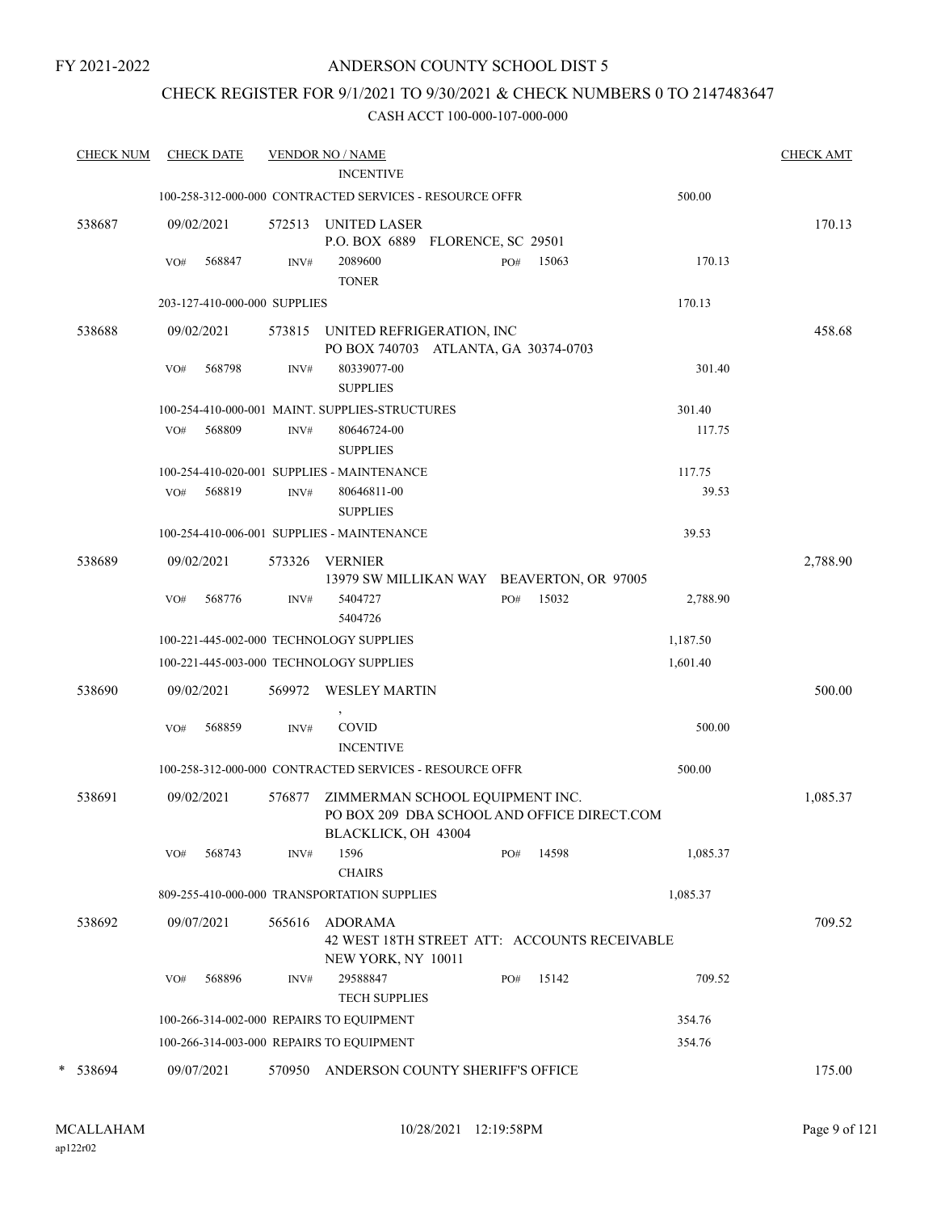FY 2021-2022

# ANDERSON COUNTY SCHOOL DIST 5

## CHECK REGISTER FOR 9/1/2021 TO 9/30/2021 & CHECK NUMBERS 0 TO 2147483647

### CASH ACCT 100-000-107-000-000

| CHECK NUM | CHECK DATE | VENDOR NO / NAME | | | | CHECK AMT |
|---|---|---|---|---|---|---|
| | | | INCENTIVE | | | |
| | | 100-258-312-000-000 CONTRACTED SERVICES - RESOURCE OFFR | | | 500.00 | |
| 538687 | 09/02/2021 | 572513 | UNITED LASER<br>P.O. BOX 6889 FLORENCE, SC 29501 | | | 170.13 |
| | VO# 568847 | INV# | 2089600<br>TONER | PO# 15063 | 170.13 | |
| | | 203-127-410-000-000 SUPPLIES | | | 170.13 | |
| 538688 | 09/02/2021 | 573815 | UNITED REFRIGERATION, INC<br>PO BOX 740703 ATLANTA, GA 30374-0703 | | | 458.68 |
| | VO# 568798 | INV# | 80339077-00<br>SUPPLIES | | 301.40 | |
| | | 100-254-410-000-001 MAINT. SUPPLIES-STRUCTURES | | | 301.40 | |
| | VO# 568809 | INV# | 80646724-00<br>SUPPLIES | | 117.75 | |
| | | 100-254-410-020-001 SUPPLIES - MAINTENANCE | | | 117.75 | |
| | VO# 568819 | INV# | 80646811-00<br>SUPPLIES | | 39.53 | |
| | | 100-254-410-006-001 SUPPLIES - MAINTENANCE | | | 39.53 | |
| 538689 | 09/02/2021 | 573326 | VERNIER<br>13979 SW MILLIKAN WAY BEAVERTON, OR 97005 | | | 2,788.90 |
| | VO# 568776 | INV# | 5404727<br>5404726 | PO# 15032 | 2,788.90 | |
| | | 100-221-445-002-000 TECHNOLOGY SUPPLIES | | | 1,187.50 | |
| | | 100-221-445-003-000 TECHNOLOGY SUPPLIES | | | 1,601.40 | |
| 538690 | 09/02/2021 | 569972 | WESLEY MARTIN<br>, | | | 500.00 |
| | VO# 568859 | INV# | COVID<br>INCENTIVE | | 500.00 | |
| | | 100-258-312-000-000 CONTRACTED SERVICES - RESOURCE OFFR | | | 500.00 | |
| 538691 | 09/02/2021 | 576877 | ZIMMERMAN SCHOOL EQUIPMENT INC.<br>PO BOX 209 DBA SCHOOL AND OFFICE DIRECT.COM<br>BLACKLICK, OH 43004 | | | 1,085.37 |
| | VO# 568743 | INV# | 1596<br>CHAIRS | PO# 14598 | 1,085.37 | |
| | | 809-255-410-000-000 TRANSPORTATION SUPPLIES | | | 1,085.37 | |
| 538692 | 09/07/2021 | 565616 | ADORAMA<br>42 WEST 18TH STREET ATT: ACCOUNTS RECEIVABLE<br>NEW YORK, NY 10011 | | | 709.52 |
| | VO# 568896 | INV# | 29588847<br>TECH SUPPLIES | PO# 15142 | 709.52 | |
| | | 100-266-314-002-000 REPAIRS TO EQUIPMENT | | | 354.76 | |
| | | 100-266-314-003-000 REPAIRS TO EQUIPMENT | | | 354.76 | |
| * 538694 | 09/07/2021 | 570950 | ANDERSON COUNTY SHERIFF'S OFFICE | | | 175.00 |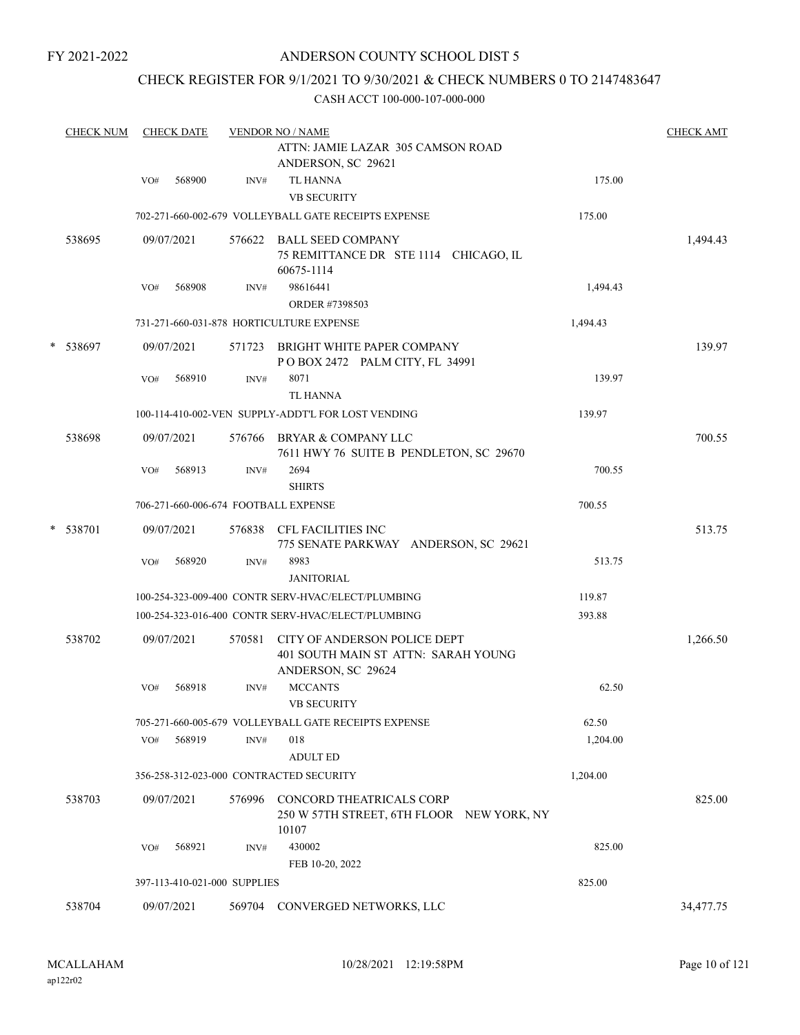FY 2021-2022

# ANDERSON COUNTY SCHOOL DIST 5

## CHECK REGISTER FOR 9/1/2021 TO 9/30/2021 & CHECK NUMBERS 0 TO 2147483647

CASH ACCT 100-000-107-000-000

| CHECK NUM | CHECK DATE | VENDOR NO / NAME | | CHECK AMT |
|---|---|---|---|---|
| | | ATTN: JAMIE LAZAR 305 CAMSON ROAD ANDERSON, SC 29621 | | |
| | VO# 568900 | INV# TL HANNA VB SECURITY | 175.00 | |
| | | 702-271-660-002-679 VOLLEYBALL GATE RECEIPTS EXPENSE | 175.00 | |
| 538695 | 09/07/2021 | 576622 BALL SEED COMPANY 75 REMITTANCE DR STE 1114 CHICAGO, IL 60675-1114 | | 1,494.43 |
| | VO# 568908 | INV# 98616441 ORDER #7398503 | 1,494.43 | |
| | | 731-271-660-031-878 HORTICULTURE EXPENSE | 1,494.43 | |
| * 538697 | 09/07/2021 | 571723 BRIGHT WHITE PAPER COMPANY P O BOX 2472 PALM CITY, FL 34991 | | 139.97 |
| | VO# 568910 | INV# 8071 TL HANNA | 139.97 | |
| | | 100-114-410-002-VEN SUPPLY-ADDT'L FOR LOST VENDING | 139.97 | |
| 538698 | 09/07/2021 | 576766 BRYAR & COMPANY LLC 7611 HWY 76 SUITE B PENDLETON, SC 29670 | | 700.55 |
| | VO# 568913 | INV# 2694 SHIRTS | 700.55 | |
| | | 706-271-660-006-674 FOOTBALL EXPENSE | 700.55 | |
| * 538701 | 09/07/2021 | 576838 CFL FACILITIES INC 775 SENATE PARKWAY ANDERSON, SC 29621 | | 513.75 |
| | VO# 568920 | INV# 8983 JANITORIAL | 513.75 | |
| | | 100-254-323-009-400 CONTR SERV-HVAC/ELECT/PLUMBING | 119.87 | |
| | | 100-254-323-016-400 CONTR SERV-HVAC/ELECT/PLUMBING | 393.88 | |
| 538702 | 09/07/2021 | 570581 CITY OF ANDERSON POLICE DEPT 401 SOUTH MAIN ST ATTN: SARAH YOUNG ANDERSON, SC 29624 | | 1,266.50 |
| | VO# 568918 | INV# MCCANTS VB SECURITY | 62.50 | |
| | | 705-271-660-005-679 VOLLEYBALL GATE RECEIPTS EXPENSE | 62.50 | |
| | VO# 568919 | INV# 018 ADULT ED | 1,204.00 | |
| | | 356-258-312-023-000 CONTRACTED SECURITY | 1,204.00 | |
| 538703 | 09/07/2021 | 576996 CONCORD THEATRICALS CORP 250 W 57TH STREET, 6TH FLOOR NEW YORK, NY 10107 | | 825.00 |
| | VO# 568921 | INV# 430002 FEB 10-20, 2022 | 825.00 | |
| | | 397-113-410-021-000 SUPPLIES | 825.00 | |
| 538704 | 09/07/2021 | 569704 CONVERGED NETWORKS, LLC | | 34,477.75 |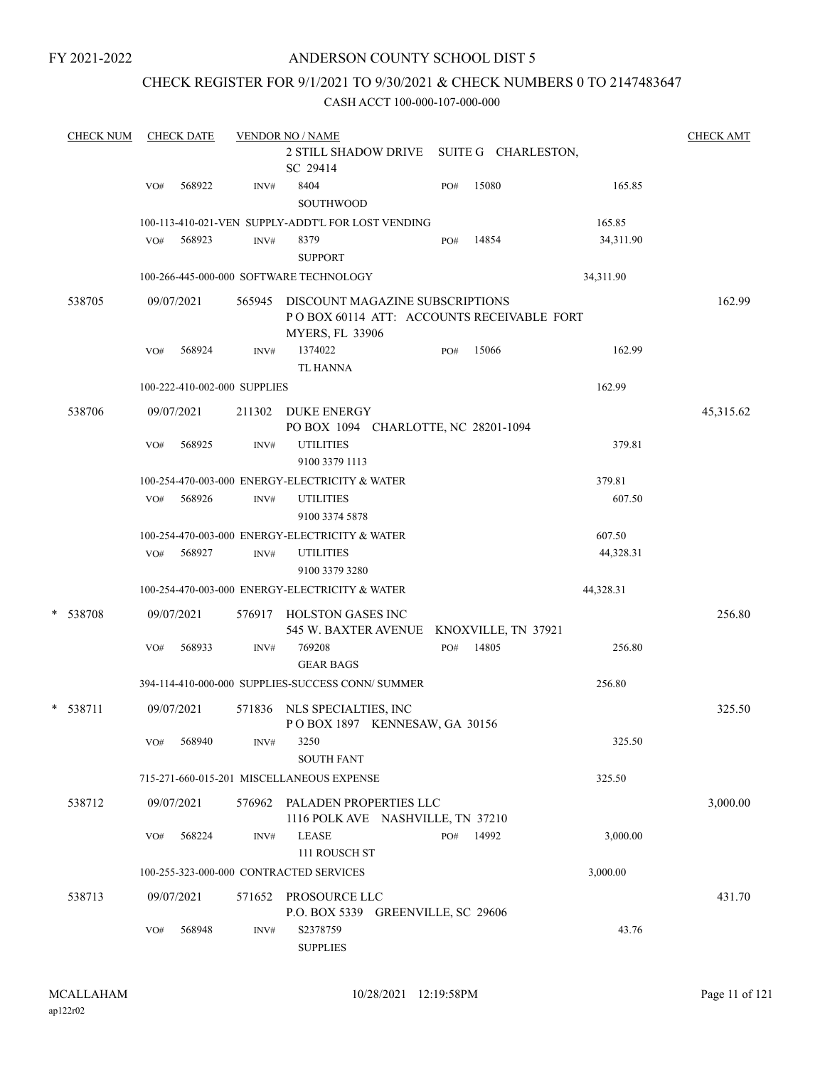FY 2021-2022

# ANDERSON COUNTY SCHOOL DIST 5

## CHECK REGISTER FOR 9/1/2021 TO 9/30/2021 & CHECK NUMBERS 0 TO 2147483647

### CASH ACCT 100-000-107-000-000

| CHECK NUM | CHECK DATE | VENDOR NO / NAME | | | | CHECK AMT |
|---|---|---|---|---|---|---|
| | | 2 STILL SHADOW DRIVE SUITE G CHARLESTON, SC 29414 | | | | |
| | VO# 568922 | INV# 8404 SOUTHWOOD | PO# 15080 | | 165.85 | |
| | | 100-113-410-021-VEN SUPPLY-ADDT'L FOR LOST VENDING | | 165.85 | | |
| | VO# 568923 | INV# 8379 SUPPORT | PO# 14854 | | 34,311.90 | |
| | | 100-266-445-000-000 SOFTWARE TECHNOLOGY | | 34,311.90 | | |
| 538705 | 09/07/2021 | 565945 DISCOUNT MAGAZINE SUBSCRIPTIONS P O BOX 60114 ATT: ACCOUNTS RECEIVABLE FORT MYERS, FL 33906 | | | | 162.99 |
| | VO# 568924 | INV# 1374022 TL HANNA | PO# 15066 | | 162.99 | |
| | | 100-222-410-002-000 SUPPLIES | | 162.99 | | |
| 538706 | 09/07/2021 | 211302 DUKE ENERGY PO BOX 1094 CHARLOTTE, NC 28201-1094 | | | | 45,315.62 |
| | VO# 568925 | INV# UTILITIES 9100 3379 1113 | | | 379.81 | |
| | | 100-254-470-003-000 ENERGY-ELECTRICITY & WATER | | 379.81 | | |
| | VO# 568926 | INV# UTILITIES 9100 3374 5878 | | | 607.50 | |
| | | 100-254-470-003-000 ENERGY-ELECTRICITY & WATER | | 607.50 | | |
| | VO# 568927 | INV# UTILITIES 9100 3379 3280 | | | 44,328.31 | |
| | | 100-254-470-003-000 ENERGY-ELECTRICITY & WATER | | 44,328.31 | | |
| * 538708 | 09/07/2021 | 576917 HOLSTON GASES INC 545 W. BAXTER AVENUE KNOXVILLE, TN 37921 | | | | 256.80 |
| | VO# 568933 | INV# 769208 GEAR BAGS | PO# 14805 | | 256.80 | |
| | | 394-114-410-000-000 SUPPLIES-SUCCESS CONN/ SUMMER | | 256.80 | | |
| * 538711 | 09/07/2021 | 571836 NLS SPECIALTIES, INC P O BOX 1897 KENNESAW, GA 30156 | | | | 325.50 |
| | VO# 568940 | INV# 3250 SOUTH FANT | | | 325.50 | |
| | | 715-271-660-015-201 MISCELLANEOUS EXPENSE | | 325.50 | | |
| 538712 | 09/07/2021 | 576962 PALADEN PROPERTIES LLC 1116 POLK AVE NASHVILLE, TN 37210 | | | | 3,000.00 |
| | VO# 568224 | INV# LEASE 111 ROUSCH ST | PO# 14992 | | 3,000.00 | |
| | | 100-255-323-000-000 CONTRACTED SERVICES | | 3,000.00 | | |
| 538713 | 09/07/2021 | 571652 PROSOURCE LLC P.O. BOX 5339 GREENVILLE, SC 29606 | | | | 431.70 |
| | VO# 568948 | INV# S2378759 SUPPLIES | | | 43.76 | |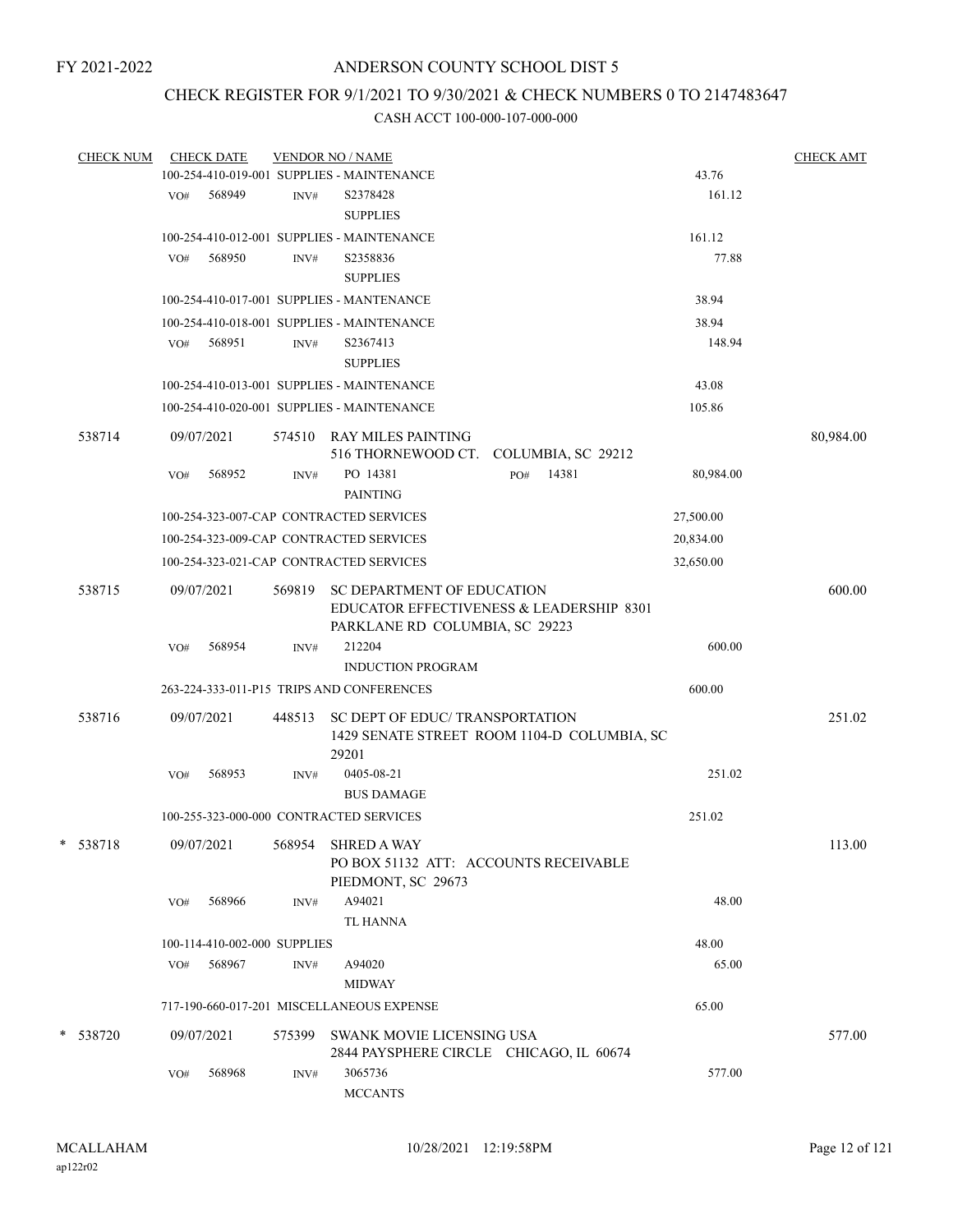FY 2021-2022

# ANDERSON COUNTY SCHOOL DIST 5

## CHECK REGISTER FOR 9/1/2021 TO 9/30/2021 & CHECK NUMBERS 0 TO 2147483647

### CASH ACCT 100-000-107-000-000

| CHECK NUM | CHECK DATE | VENDOR NO / NAME | | CHECK AMT |
|---|---|---|---|---|
| | | 100-254-410-019-001 SUPPLIES - MAINTENANCE | 43.76 | |
| | VO# 568949 | INV# S2378428 SUPPLIES | 161.12 | |
| | | 100-254-410-012-001 SUPPLIES - MAINTENANCE | 161.12 | |
| | VO# 568950 | INV# S2358836 SUPPLIES | 77.88 | |
| | | 100-254-410-017-001 SUPPLIES - MANTENANCE | 38.94 | |
| | | 100-254-410-018-001 SUPPLIES - MAINTENANCE | 38.94 | |
| | VO# 568951 | INV# S2367413 SUPPLIES | 148.94 | |
| | | 100-254-410-013-001 SUPPLIES - MAINTENANCE | 43.08 | |
| | | 100-254-410-020-001 SUPPLIES - MAINTENANCE | 105.86 | |
| 538714 | 09/07/2021 | 574510 RAY MILES PAINTING 516 THORNEWOOD CT. COLUMBIA, SC 29212 | | 80,984.00 |
| | VO# 568952 | INV# PO 14381 PO# 14381 PAINTING | 80,984.00 | |
| | | 100-254-323-007-CAP CONTRACTED SERVICES | 27,500.00 | |
| | | 100-254-323-009-CAP CONTRACTED SERVICES | 20,834.00 | |
| | | 100-254-323-021-CAP CONTRACTED SERVICES | 32,650.00 | |
| 538715 | 09/07/2021 | 569819 SC DEPARTMENT OF EDUCATION EDUCATOR EFFECTIVENESS & LEADERSHIP 8301 PARKLANE RD COLUMBIA, SC 29223 | | 600.00 |
| | VO# 568954 | INV# 212204 INDUCTION PROGRAM | 600.00 | |
| | | 263-224-333-011-P15 TRIPS AND CONFERENCES | 600.00 | |
| 538716 | 09/07/2021 | 448513 SC DEPT OF EDUC/ TRANSPORTATION 1429 SENATE STREET ROOM 1104-D COLUMBIA, SC 29201 | | 251.02 |
| | VO# 568953 | INV# 0405-08-21 BUS DAMAGE | 251.02 | |
| | | 100-255-323-000-000 CONTRACTED SERVICES | 251.02 | |
| * 538718 | 09/07/2021 | 568954 SHRED A WAY PO BOX 51132 ATT: ACCOUNTS RECEIVABLE PIEDMONT, SC 29673 | | 113.00 |
| | VO# 568966 | INV# A94021 TL HANNA | 48.00 | |
| | | 100-114-410-002-000 SUPPLIES | 48.00 | |
| | VO# 568967 | INV# A94020 MIDWAY | 65.00 | |
| | | 717-190-660-017-201 MISCELLANEOUS EXPENSE | 65.00 | |
| * 538720 | 09/07/2021 | 575399 SWANK MOVIE LICENSING USA 2844 PAYSPHERE CIRCLE CHICAGO, IL 60674 | | 577.00 |
| | VO# 568968 | INV# 3065736 MCCANTS | 577.00 | |

MCALLAHAM ap122r02 10/28/2021 12:19:58PM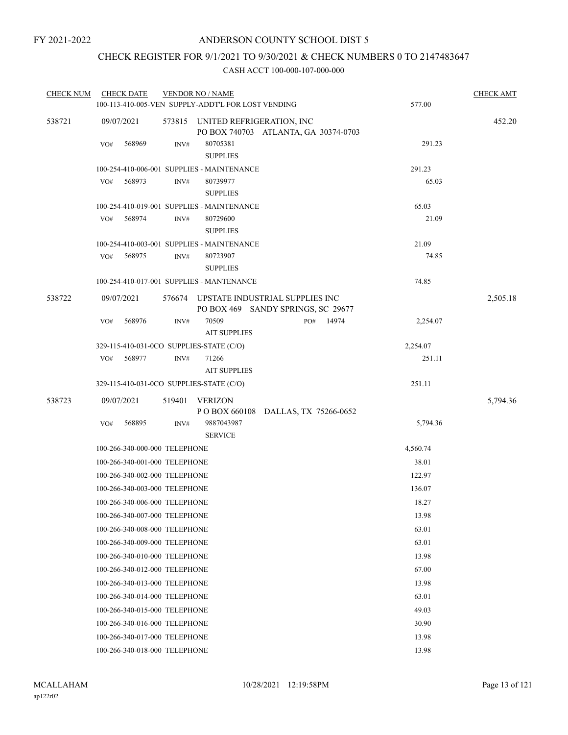FY 2021-2022

# ANDERSON COUNTY SCHOOL DIST 5

## CHECK REGISTER FOR 9/1/2021 TO 9/30/2021 & CHECK NUMBERS 0 TO 2147483647

### CASH ACCT 100-000-107-000-000

| CHECK NUM | CHECK DATE | VENDOR NO / NAME | | CHECK AMT |
|---|---|---|---|---|
| | 100-113-410-005-VEN SUPPLY-ADDT'L FOR LOST VENDING | | 577.00 | |
| 538721 | 09/07/2021 | 573815 UNITED REFRIGERATION, INC<br>PO BOX 740703 ATLANTA, GA 30374-0703 | | 452.20 |
| | VO# 568969 | INV# 80705381<br>SUPPLIES | 291.23 | |
| | 100-254-410-006-001 SUPPLIES - MAINTENANCE | | 291.23 | |
| | VO# 568973 | INV# 80739977<br>SUPPLIES | 65.03 | |
| | 100-254-410-019-001 SUPPLIES - MAINTENANCE | | 65.03 | |
| | VO# 568974 | INV# 80729600<br>SUPPLIES | 21.09 | |
| | 100-254-410-003-001 SUPPLIES - MAINTENANCE | | 21.09 | |
| | VO# 568975 | INV# 80723907<br>SUPPLIES | 74.85 | |
| | 100-254-410-017-001 SUPPLIES - MANTENANCE | | 74.85 | |
| 538722 | 09/07/2021 | 576674 UPSTATE INDUSTRIAL SUPPLIES INC<br>PO BOX 469 SANDY SPRINGS, SC 29677 | | 2,505.18 |
| | VO# 568976 | INV# 70509 PO# 14974<br>AIT SUPPLIES | 2,254.07 | |
| | 329-115-410-031-0CO SUPPLIES-STATE (C/O) | | 2,254.07 | |
| | VO# 568977 | INV# 71266<br>AIT SUPPLIES | 251.11 | |
| | 329-115-410-031-0CO SUPPLIES-STATE (C/O) | | 251.11 | |
| 538723 | 09/07/2021 | 519401 VERIZON<br>P O BOX 660108 DALLAS, TX 75266-0652 | | 5,794.36 |
| | VO# 568895 | INV# 9887043987<br>SERVICE | 5,794.36 | |
| | 100-266-340-000-000 TELEPHONE | | 4,560.74 | |
| | 100-266-340-001-000 TELEPHONE | | 38.01 | |
| | 100-266-340-002-000 TELEPHONE | | 122.97 | |
| | 100-266-340-003-000 TELEPHONE | | 136.07 | |
| | 100-266-340-006-000 TELEPHONE | | 18.27 | |
| | 100-266-340-007-000 TELEPHONE | | 13.98 | |
| | 100-266-340-008-000 TELEPHONE | | 63.01 | |
| | 100-266-340-009-000 TELEPHONE | | 63.01 | |
| | 100-266-340-010-000 TELEPHONE | | 13.98 | |
| | 100-266-340-012-000 TELEPHONE | | 67.00 | |
| | 100-266-340-013-000 TELEPHONE | | 13.98 | |
| | 100-266-340-014-000 TELEPHONE | | 63.01 | |
| | 100-266-340-015-000 TELEPHONE | | 49.03 | |
| | 100-266-340-016-000 TELEPHONE | | 30.90 | |
| | 100-266-340-017-000 TELEPHONE | | 13.98 | |
| | 100-266-340-018-000 TELEPHONE | | 13.98 | |

MCALLAHAM
ap122r02

10/28/2021 12:19:58PM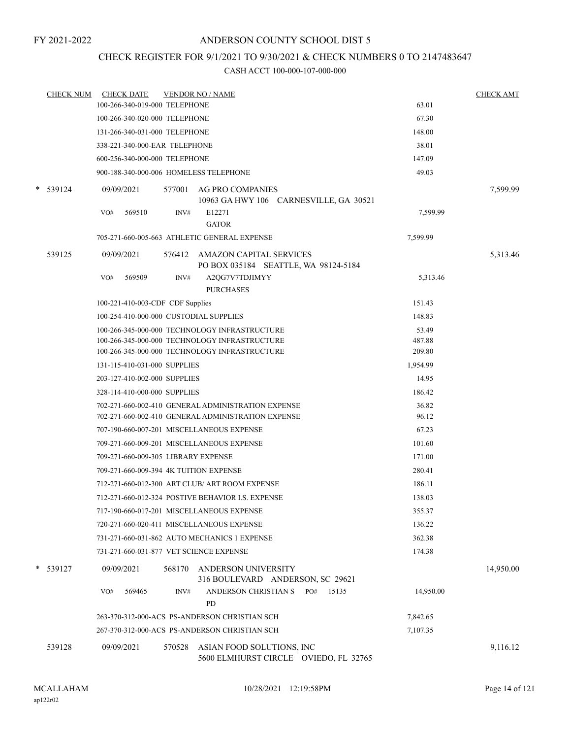FY 2021-2022

# ANDERSON COUNTY SCHOOL DIST 5

## CHECK REGISTER FOR 9/1/2021 TO 9/30/2021 & CHECK NUMBERS 0 TO 2147483647

### CASH ACCT 100-000-107-000-000

| CHECK NUM | CHECK DATE | VENDOR NO / NAME | | CHECK AMT |
|---|---|---|---|---|
| | 100-266-340-019-000 TELEPHONE | | 63.01 | |
| | 100-266-340-020-000 TELEPHONE | | 67.30 | |
| | 131-266-340-031-000 TELEPHONE | | 148.00 | |
| | 338-221-340-000-EAR TELEPHONE | | 38.01 | |
| | 600-256-340-000-000 TELEPHONE | | 147.09 | |
| | 900-188-340-000-006 HOMELESS TELEPHONE | | 49.03 | |
| * 539124 | 09/09/2021 | 577001 AG PRO COMPANIES<br>10963 GA HWY 106 CARNESVILLE, GA 30521 | | 7,599.99 |
| | VO# 569510 | INV# E12271<br>GATOR | 7,599.99 | |
| | 705-271-660-005-663 ATHLETIC GENERAL EXPENSE | | 7,599.99 | |
| 539125 | 09/09/2021 | 576412 AMAZON CAPITAL SERVICES<br>PO BOX 035184 SEATTLE, WA 98124-5184 | | 5,313.46 |
| | VO# 569509 | INV# A2QG7V7TDJIMYY<br>PURCHASES | 5,313.46 | |
| | 100-221-410-003-CDF CDF Supplies | | 151.43 | |
| | 100-254-410-000-000 CUSTODIAL SUPPLIES | | 148.83 | |
| | 100-266-345-000-000 TECHNOLOGY INFRASTRUCTURE | | 53.49 | |
| | 100-266-345-000-000 TECHNOLOGY INFRASTRUCTURE | | 487.88 | |
| | 100-266-345-000-000 TECHNOLOGY INFRASTRUCTURE | | 209.80 | |
| | 131-115-410-031-000 SUPPLIES | | 1,954.99 | |
| | 203-127-410-002-000 SUPPLIES | | 14.95 | |
| | 328-114-410-000-000 SUPPLIES | | 186.42 | |
| | 702-271-660-002-410 GENERAL ADMINISTRATION EXPENSE | | 36.82 | |
| | 702-271-660-002-410 GENERAL ADMINISTRATION EXPENSE | | 96.12 | |
| | 707-190-660-007-201 MISCELLANEOUS EXPENSE | | 67.23 | |
| | 709-271-660-009-201 MISCELLANEOUS EXPENSE | | 101.60 | |
| | 709-271-660-009-305 LIBRARY EXPENSE | | 171.00 | |
| | 709-271-660-009-394 4K TUITION EXPENSE | | 280.41 | |
| | 712-271-660-012-300 ART CLUB/ ART ROOM EXPENSE | | 186.11 | |
| | 712-271-660-012-324 POSTIVE BEHAVIOR I.S. EXPENSE | | 138.03 | |
| | 717-190-660-017-201 MISCELLANEOUS EXPENSE | | 355.37 | |
| | 720-271-660-020-411 MISCELLANEOUS EXPENSE | | 136.22 | |
| | 731-271-660-031-862 AUTO MECHANICS 1 EXPENSE | | 362.38 | |
| | 731-271-660-031-877 VET SCIENCE EXPENSE | | 174.38 | |
| * 539127 | 09/09/2021 | 568170 ANDERSON UNIVERSITY<br>316 BOULEVARD ANDERSON, SC 29621 | | 14,950.00 |
| | VO# 569465 | INV# ANDERSON CHRISTIAN S PO# 15135<br>PD | 14,950.00 | |
| | 263-370-312-000-ACS PS-ANDERSON CHRISTIAN SCH | | 7,842.65 | |
| | 267-370-312-000-ACS PS-ANDERSON CHRISTIAN SCH | | 7,107.35 | |
| 539128 | 09/09/2021 | 570528 ASIAN FOOD SOLUTIONS, INC<br>5600 ELMHURST CIRCLE OVIEDO, FL 32765 | | 9,116.12 |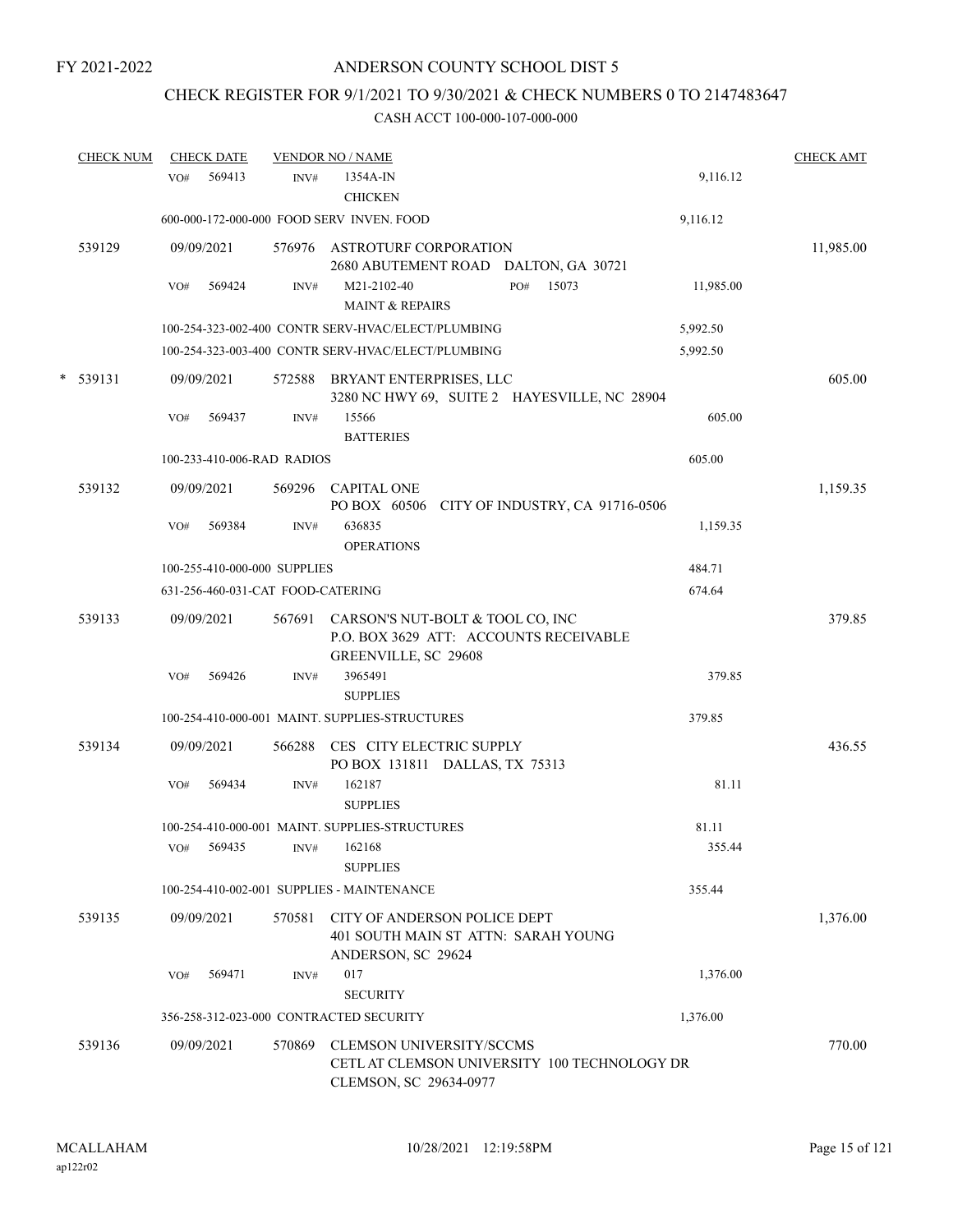FY 2021-2022

# ANDERSON COUNTY SCHOOL DIST 5

## CHECK REGISTER FOR 9/1/2021 TO 9/30/2021 & CHECK NUMBERS 0 TO 2147483647

CASH ACCT 100-000-107-000-000

| CHECK NUM | CHECK DATE | VENDOR NO / NAME | | CHECK AMT |
|---|---|---|---|---|
| | VO# 569413 | INV# 1354A-IN CHICKEN | 9,116.12 | |
| | | 600-000-172-000-000 FOOD SERV INVEN. FOOD | 9,116.12 | |
| 539129 | 09/09/2021 | 576976 ASTROTURF CORPORATION 2680 ABUTEMENT ROAD DALTON, GA 30721 | | 11,985.00 |
| | VO# 569424 | INV# M21-2102-40 PO# 15073 MAINT & REPAIRS | 11,985.00 | |
| | | 100-254-323-002-400 CONTR SERV-HVAC/ELECT/PLUMBING | 5,992.50 | |
| | | 100-254-323-003-400 CONTR SERV-HVAC/ELECT/PLUMBING | 5,992.50 | |
| * 539131 | 09/09/2021 | 572588 BRYANT ENTERPRISES, LLC 3280 NC HWY 69, SUITE 2 HAYESVILLE, NC 28904 | | 605.00 |
| | VO# 569437 | INV# 15566 BATTERIES | 605.00 | |
| | | 100-233-410-006-RAD RADIOS | 605.00 | |
| 539132 | 09/09/2021 | 569296 CAPITAL ONE PO BOX 60506 CITY OF INDUSTRY, CA 91716-0506 | | 1,159.35 |
| | VO# 569384 | INV# 636835 OPERATIONS | 1,159.35 | |
| | | 100-255-410-000-000 SUPPLIES | 484.71 | |
| | | 631-256-460-031-CAT FOOD-CATERING | 674.64 | |
| 539133 | 09/09/2021 | 567691 CARSON'S NUT-BOLT & TOOL CO, INC P.O. BOX 3629 ATT: ACCOUNTS RECEIVABLE GREENVILLE, SC 29608 | | 379.85 |
| | VO# 569426 | INV# 3965491 SUPPLIES | 379.85 | |
| | | 100-254-410-000-001 MAINT. SUPPLIES-STRUCTURES | 379.85 | |
| 539134 | 09/09/2021 | 566288 CES CITY ELECTRIC SUPPLY PO BOX 131811 DALLAS, TX 75313 | | 436.55 |
| | VO# 569434 | INV# 162187 SUPPLIES | 81.11 | |
| | | 100-254-410-000-001 MAINT. SUPPLIES-STRUCTURES | 81.11 | |
| | VO# 569435 | INV# 162168 SUPPLIES | 355.44 | |
| | | 100-254-410-002-001 SUPPLIES - MAINTENANCE | 355.44 | |
| 539135 | 09/09/2021 | 570581 CITY OF ANDERSON POLICE DEPT 401 SOUTH MAIN ST ATTN: SARAH YOUNG ANDERSON, SC 29624 | | 1,376.00 |
| | VO# 569471 | INV# 017 SECURITY | 1,376.00 | |
| | | 356-258-312-023-000 CONTRACTED SECURITY | 1,376.00 | |
| 539136 | 09/09/2021 | 570869 CLEMSON UNIVERSITY/SCCMS CETL AT CLEMSON UNIVERSITY 100 TECHNOLOGY DR CLEMSON, SC 29634-0977 | | 770.00 |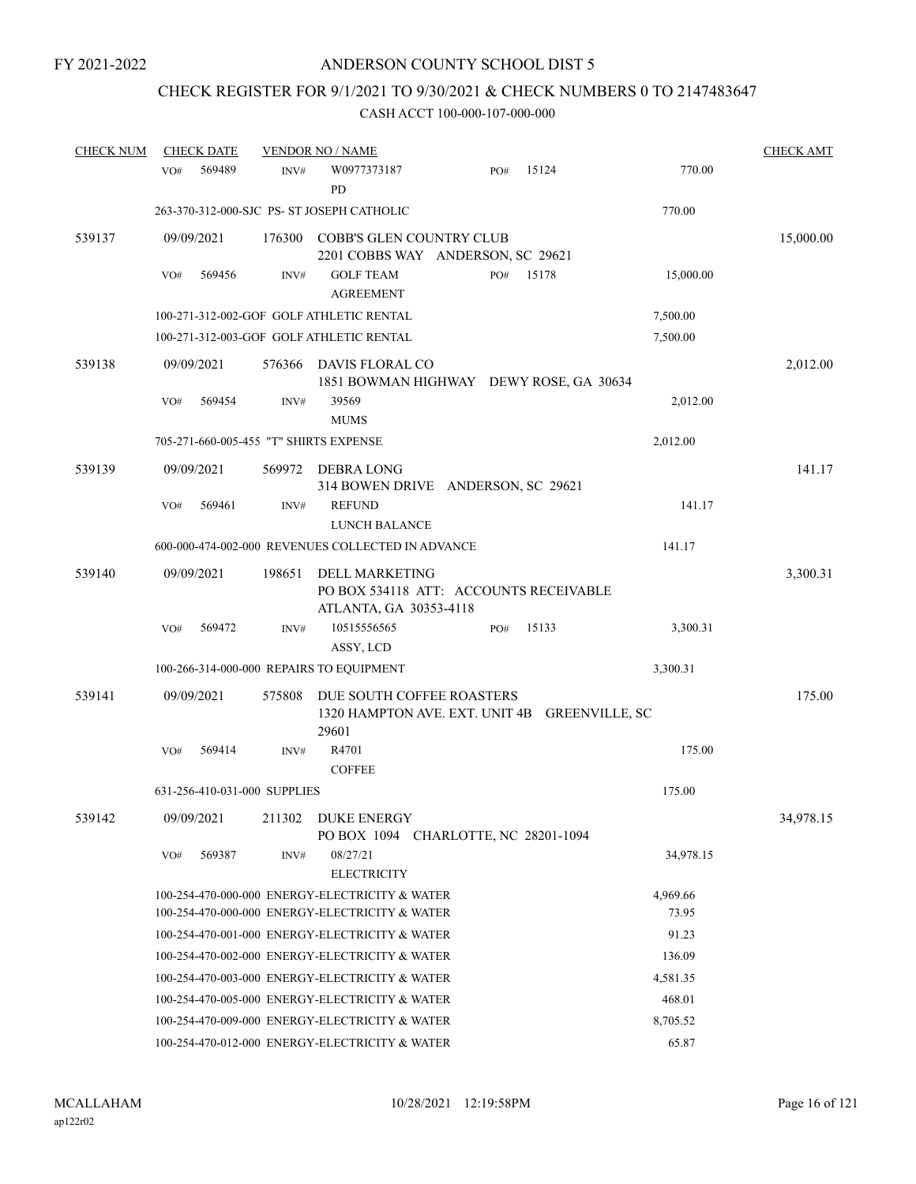FY 2021-2022

# ANDERSON COUNTY SCHOOL DIST 5

## CHECK REGISTER FOR 9/1/2021 TO 9/30/2021 & CHECK NUMBERS 0 TO 2147483647

CASH ACCT 100-000-107-000-000

| CHECK NUM | CHECK DATE | VENDOR NO / NAME | | | CHECK AMT |
|---|---|---|---|---|---|
| | VO# 569489 | INV# W0977373187 PD | PO# 15124 | 770.00 | |
| | 263-370-312-000-SJC PS- ST JOSEPH CATHOLIC | | | 770.00 | |
| 539137 | 09/09/2021 | 176300 COBB'S GLEN COUNTRY CLUB 2201 COBBS WAY ANDERSON, SC 29621 | | | 15,000.00 |
| | VO# 569456 | INV# GOLF TEAM AGREEMENT | PO# 15178 | 15,000.00 | |
| | 100-271-312-002-GOF GOLF ATHLETIC RENTAL | | | 7,500.00 | |
| | 100-271-312-003-GOF GOLF ATHLETIC RENTAL | | | 7,500.00 | |
| 539138 | 09/09/2021 | 576366 DAVIS FLORAL CO 1851 BOWMAN HIGHWAY DEWY ROSE, GA 30634 | | | 2,012.00 |
| | VO# 569454 | INV# 39569 MUMS | | 2,012.00 | |
| | 705-271-660-005-455 "T" SHIRTS EXPENSE | | | 2,012.00 | |
| 539139 | 09/09/2021 | 569972 DEBRA LONG 314 BOWEN DRIVE ANDERSON, SC 29621 | | | 141.17 |
| | VO# 569461 | INV# REFUND LUNCH BALANCE | | 141.17 | |
| | 600-000-474-002-000 REVENUES COLLECTED IN ADVANCE | | | 141.17 | |
| 539140 | 09/09/2021 | 198651 DELL MARKETING PO BOX 534118 ATT: ACCOUNTS RECEIVABLE ATLANTA, GA 30353-4118 | | | 3,300.31 |
| | VO# 569472 | INV# 10515556565 ASSY, LCD | PO# 15133 | 3,300.31 | |
| | 100-266-314-000-000 REPAIRS TO EQUIPMENT | | | 3,300.31 | |
| 539141 | 09/09/2021 | 575808 DUE SOUTH COFFEE ROASTERS 1320 HAMPTON AVE. EXT. UNIT 4B GREENVILLE, SC 29601 | | | 175.00 |
| | VO# 569414 | INV# R4701 COFFEE | | 175.00 | |
| | 631-256-410-031-000 SUPPLIES | | | 175.00 | |
| 539142 | 09/09/2021 | 211302 DUKE ENERGY PO BOX 1094 CHARLOTTE, NC 28201-1094 | | | 34,978.15 |
| | VO# 569387 | INV# 08/27/21 ELECTRICITY | | 34,978.15 | |
| | 100-254-470-000-000 ENERGY-ELECTRICITY & WATER | | | 4,969.66 | |
| | 100-254-470-000-000 ENERGY-ELECTRICITY & WATER | | | 73.95 | |
| | 100-254-470-001-000 ENERGY-ELECTRICITY & WATER | | | 91.23 | |
| | 100-254-470-002-000 ENERGY-ELECTRICITY & WATER | | | 136.09 | |
| | 100-254-470-003-000 ENERGY-ELECTRICITY & WATER | | | 4,581.35 | |
| | 100-254-470-005-000 ENERGY-ELECTRICITY & WATER | | | 468.01 | |
| | 100-254-470-009-000 ENERGY-ELECTRICITY & WATER | | | 8,705.52 | |
| | 100-254-470-012-000 ENERGY-ELECTRICITY & WATER | | | 65.87 | |

MCALLAHAM ap122r02 10/28/2021 12:19:58PM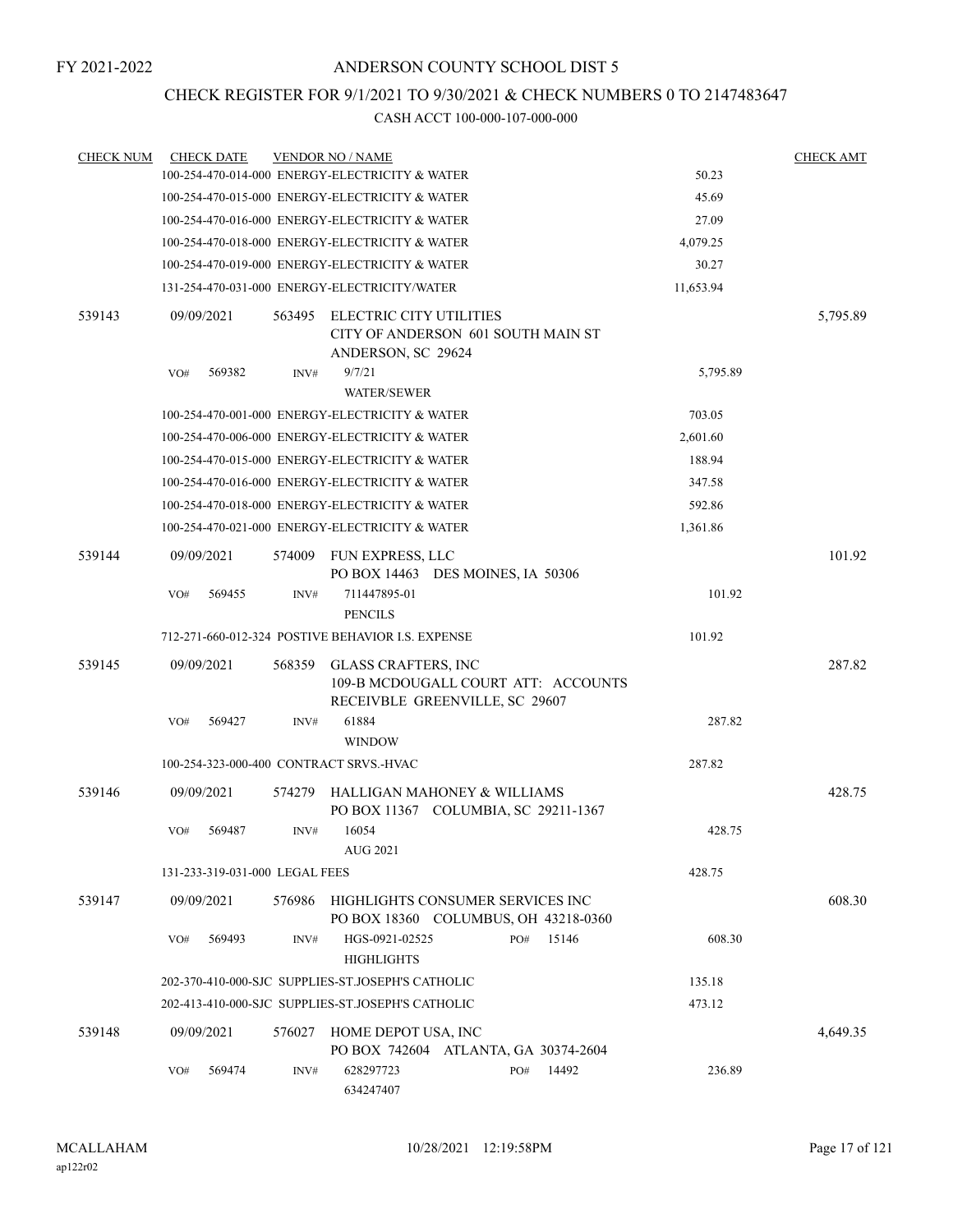FY 2021-2022

# ANDERSON COUNTY SCHOOL DIST 5

## CHECK REGISTER FOR 9/1/2021 TO 9/30/2021 & CHECK NUMBERS 0 TO 2147483647

### CASH ACCT 100-000-107-000-000

| CHECK NUM | CHECK DATE | VENDOR NO / NAME | | CHECK AMT |
|---|---|---|---|---|
| | | 100-254-470-014-000 ENERGY-ELECTRICITY & WATER | 50.23 | |
| | | 100-254-470-015-000 ENERGY-ELECTRICITY & WATER | 45.69 | |
| | | 100-254-470-016-000 ENERGY-ELECTRICITY & WATER | 27.09 | |
| | | 100-254-470-018-000 ENERGY-ELECTRICITY & WATER | 4,079.25 | |
| | | 100-254-470-019-000 ENERGY-ELECTRICITY & WATER | 30.27 | |
| | | 131-254-470-031-000 ENERGY-ELECTRICITY/WATER | 11,653.94 | |
| 539143 | 09/09/2021 | 563495 ELECTRIC CITY UTILITIES<br>CITY OF ANDERSON 601 SOUTH MAIN ST<br>ANDERSON, SC 29624 | | 5,795.89 |
| | VO# 569382 | INV# 9/7/21<br>WATER/SEWER | 5,795.89 | |
| | | 100-254-470-001-000 ENERGY-ELECTRICITY & WATER | 703.05 | |
| | | 100-254-470-006-000 ENERGY-ELECTRICITY & WATER | 2,601.60 | |
| | | 100-254-470-015-000 ENERGY-ELECTRICITY & WATER | 188.94 | |
| | | 100-254-470-016-000 ENERGY-ELECTRICITY & WATER | 347.58 | |
| | | 100-254-470-018-000 ENERGY-ELECTRICITY & WATER | 592.86 | |
| | | 100-254-470-021-000 ENERGY-ELECTRICITY & WATER | 1,361.86 | |
| 539144 | 09/09/2021 | 574009 FUN EXPRESS, LLC<br>PO BOX 14463 DES MOINES, IA 50306 | | 101.92 |
| | VO# 569455 | INV# 711447895-01<br>PENCILS | 101.92 | |
| | | 712-271-660-012-324 POSTIVE BEHAVIOR I.S. EXPENSE | 101.92 | |
| 539145 | 09/09/2021 | 568359 GLASS CRAFTERS, INC<br>109-B MCDOUGALL COURT ATT: ACCOUNTS<br>RECEIVBLE GREENVILLE, SC 29607 | | 287.82 |
| | VO# 569427 | INV# 61884<br>WINDOW | 287.82 | |
| | | 100-254-323-000-400 CONTRACT SRVS.-HVAC | 287.82 | |
| 539146 | 09/09/2021 | 574279 HALLIGAN MAHONEY & WILLIAMS<br>PO BOX 11367 COLUMBIA, SC 29211-1367 | | 428.75 |
| | VO# 569487 | INV# 16054<br>AUG 2021 | 428.75 | |
| | | 131-233-319-031-000 LEGAL FEES | 428.75 | |
| 539147 | 09/09/2021 | 576986 HIGHLIGHTS CONSUMER SERVICES INC<br>PO BOX 18360 COLUMBUS, OH 43218-0360 | | 608.30 |
| | VO# 569493 | INV# HGS-0921-02525 PO# 15146<br>HIGHLIGHTS | 608.30 | |
| | | 202-370-410-000-SJC SUPPLIES-ST.JOSEPH'S CATHOLIC | 135.18 | |
| | | 202-413-410-000-SJC SUPPLIES-ST.JOSEPH'S CATHOLIC | 473.12 | |
| 539148 | 09/09/2021 | 576027 HOME DEPOT USA, INC<br>PO BOX 742604 ATLANTA, GA 30374-2604 | | 4,649.35 |
| | VO# 569474 | INV# 628297723 PO# 14492<br>634247407 | 236.89 | |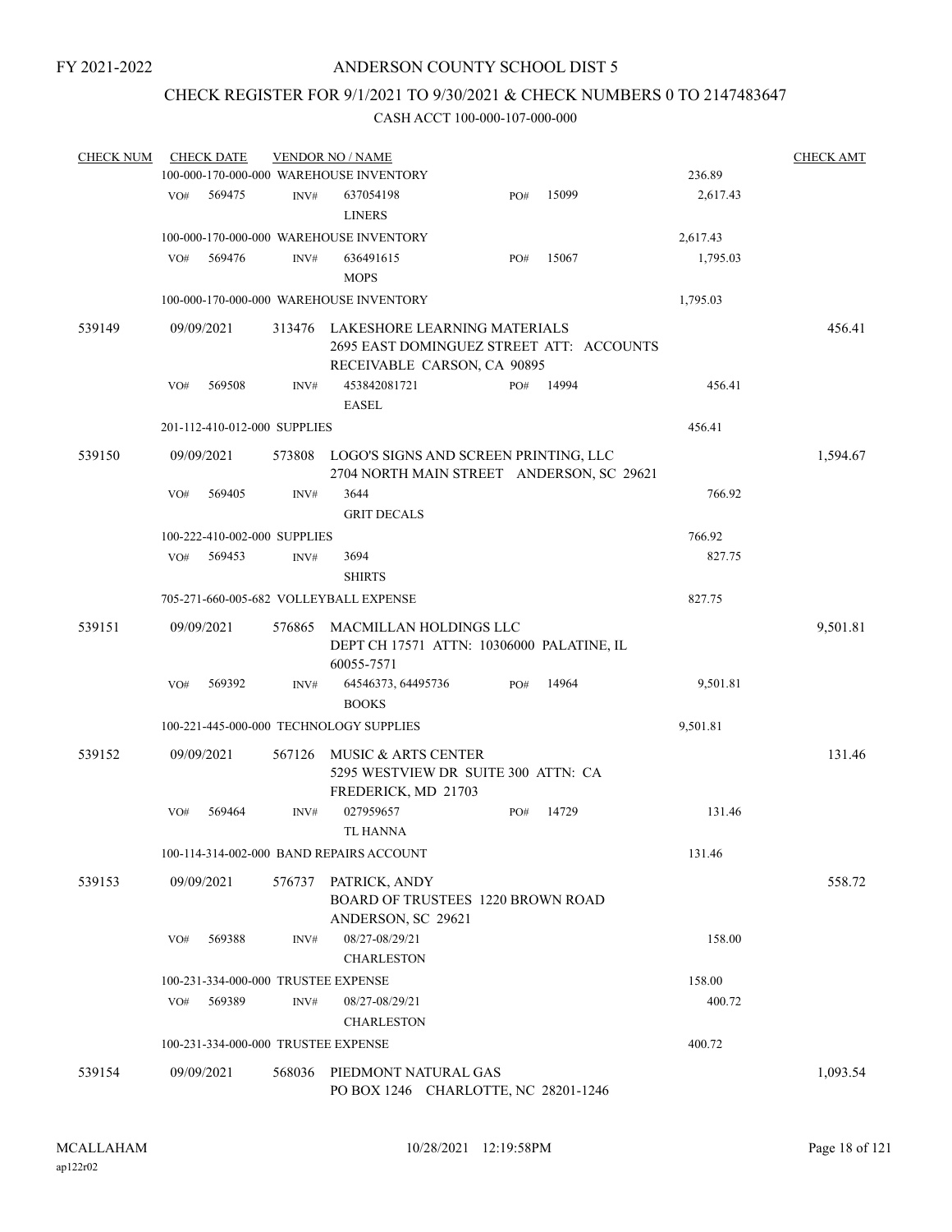FY 2021-2022

ANDERSON COUNTY SCHOOL DIST 5

CHECK REGISTER FOR 9/1/2021 TO 9/30/2021 & CHECK NUMBERS 0 TO 2147483647

CASH ACCT 100-000-107-000-000

| CHECK NUM | CHECK DATE | VENDOR NO / NAME | | CHECK AMT |
|---|---|---|---|---|
| | 100-000-170-000-000 WAREHOUSE INVENTORY | | 236.89 | |
| | VO# 569475 | INV# 637054198 LINERS PO# 15099 | 2,617.43 | |
| | 100-000-170-000-000 WAREHOUSE INVENTORY | | 2,617.43 | |
| | VO# 569476 | INV# 636491615 MOPS PO# 15067 | 1,795.03 | |
| | 100-000-170-000-000 WAREHOUSE INVENTORY | | 1,795.03 | |
| 539149 | 09/09/2021 | 313476 LAKESHORE LEARNING MATERIALS 2695 EAST DOMINGUEZ STREET ATT: ACCOUNTS RECEIVABLE CARSON, CA 90895 | | 456.41 |
| | VO# 569508 | INV# 453842081721 EASEL PO# 14994 | 456.41 | |
| | 201-112-410-012-000 SUPPLIES | | 456.41 | |
| 539150 | 09/09/2021 | 573808 LOGO'S SIGNS AND SCREEN PRINTING, LLC 2704 NORTH MAIN STREET ANDERSON, SC 29621 | | 1,594.67 |
| | VO# 569405 | INV# 3644 GRIT DECALS | 766.92 | |
| | 100-222-410-002-000 SUPPLIES | | 766.92 | |
| | VO# 569453 | INV# 3694 SHIRTS | 827.75 | |
| | 705-271-660-005-682 VOLLEYBALL EXPENSE | | 827.75 | |
| 539151 | 09/09/2021 | 576865 MACMILLAN HOLDINGS LLC DEPT CH 17571 ATTN: 10306000 PALATINE, IL 60055-7571 | | 9,501.81 |
| | VO# 569392 | INV# 64546373, 64495736 BOOKS PO# 14964 | 9,501.81 | |
| | 100-221-445-000-000 TECHNOLOGY SUPPLIES | | 9,501.81 | |
| 539152 | 09/09/2021 | 567126 MUSIC & ARTS CENTER 5295 WESTVIEW DR SUITE 300 ATTN: CA FREDERICK, MD 21703 | | 131.46 |
| | VO# 569464 | INV# 027959657 TL HANNA PO# 14729 | 131.46 | |
| | 100-114-314-002-000 BAND REPAIRS ACCOUNT | | 131.46 | |
| 539153 | 09/09/2021 | 576737 PATRICK, ANDY BOARD OF TRUSTEES 1220 BROWN ROAD ANDERSON, SC 29621 | | 558.72 |
| | VO# 569388 | INV# 08/27-08/29/21 CHARLESTON | 158.00 | |
| | 100-231-334-000-000 TRUSTEE EXPENSE | | 158.00 | |
| | VO# 569389 | INV# 08/27-08/29/21 CHARLESTON | 400.72 | |
| | 100-231-334-000-000 TRUSTEE EXPENSE | | 400.72 | |
| 539154 | 09/09/2021 | 568036 PIEDMONT NATURAL GAS PO BOX 1246 CHARLOTTE, NC 28201-1246 | | 1,093.54 |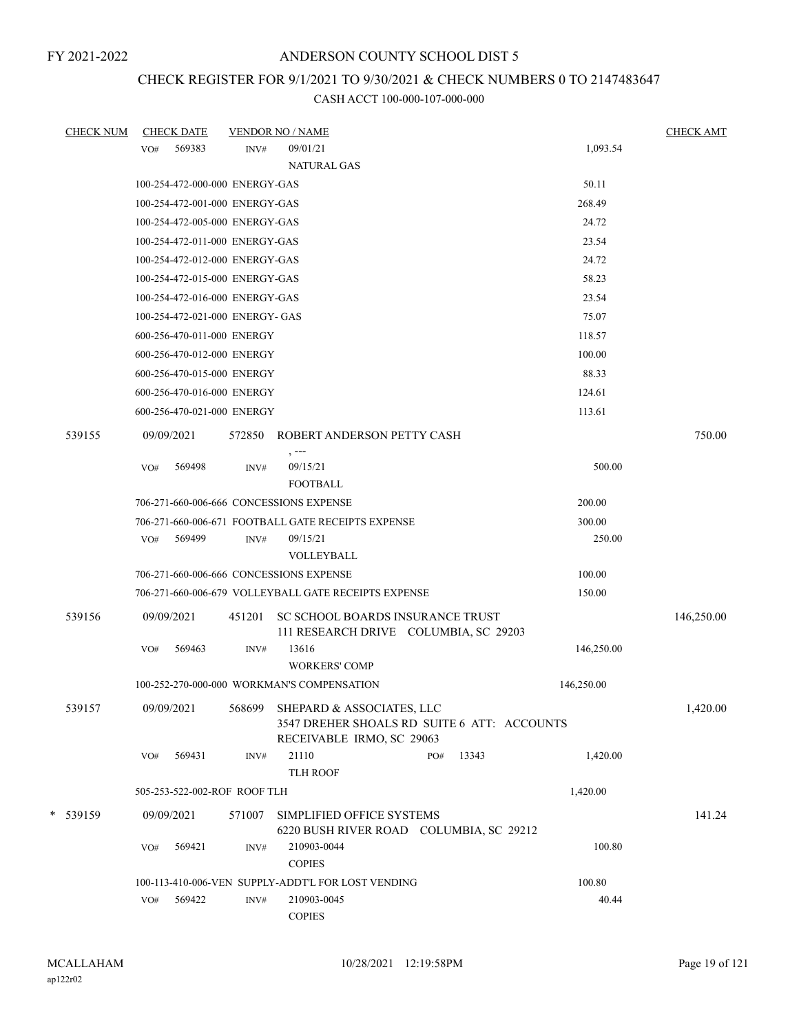FY 2021-2022

# ANDERSON COUNTY SCHOOL DIST 5

## CHECK REGISTER FOR 9/1/2021 TO 9/30/2021 & CHECK NUMBERS 0 TO 2147483647

### CASH ACCT 100-000-107-000-000

| CHECK NUM | CHECK DATE | VENDOR NO / NAME | | CHECK AMT |
|---|---|---|---|---|
| | VO# 569383 | INV# 09/01/21 NATURAL GAS | 1,093.54 | |
| | 100-254-472-000-000 ENERGY-GAS | | 50.11 | |
| | 100-254-472-001-000 ENERGY-GAS | | 268.49 | |
| | 100-254-472-005-000 ENERGY-GAS | | 24.72 | |
| | 100-254-472-011-000 ENERGY-GAS | | 23.54 | |
| | 100-254-472-012-000 ENERGY-GAS | | 24.72 | |
| | 100-254-472-015-000 ENERGY-GAS | | 58.23 | |
| | 100-254-472-016-000 ENERGY-GAS | | 23.54 | |
| | 100-254-472-021-000 ENERGY- GAS | | 75.07 | |
| | 600-256-470-011-000 ENERGY | | 118.57 | |
| | 600-256-470-012-000 ENERGY | | 100.00 | |
| | 600-256-470-015-000 ENERGY | | 88.33 | |
| | 600-256-470-016-000 ENERGY | | 124.61 | |
| | 600-256-470-021-000 ENERGY | | 113.61 | |
| 539155 | 09/09/2021 | 572850 ROBERT ANDERSON PETTY CASH , --- | | 750.00 |
| | VO# 569498 | INV# 09/15/21 FOOTBALL | 500.00 | |
| | 706-271-660-006-666 CONCESSIONS EXPENSE | | 200.00 | |
| | 706-271-660-006-671 FOOTBALL GATE RECEIPTS EXPENSE | | 300.00 | |
| | VO# 569499 | INV# 09/15/21 VOLLEYBALL | 250.00 | |
| | 706-271-660-006-666 CONCESSIONS EXPENSE | | 100.00 | |
| | 706-271-660-006-679 VOLLEYBALL GATE RECEIPTS EXPENSE | | 150.00 | |
| 539156 | 09/09/2021 | 451201 SC SCHOOL BOARDS INSURANCE TRUST 111 RESEARCH DRIVE COLUMBIA, SC 29203 | | 146,250.00 |
| | VO# 569463 | INV# 13616 WORKERS' COMP | 146,250.00 | |
| | 100-252-270-000-000 WORKMAN'S COMPENSATION | | 146,250.00 | |
| 539157 | 09/09/2021 | 568699 SHEPARD & ASSOCIATES, LLC 3547 DREHER SHOALS RD SUITE 6 ATT: ACCOUNTS RECEIVABLE IRMO, SC 29063 | | 1,420.00 |
| | VO# 569431 | INV# 21110 PO# 13343 TLH ROOF | 1,420.00 | |
| | 505-253-522-002-ROF ROOF TLH | | 1,420.00 | |
| * 539159 | 09/09/2021 | 571007 SIMPLIFIED OFFICE SYSTEMS 6220 BUSH RIVER ROAD COLUMBIA, SC 29212 | | 141.24 |
| | VO# 569421 | INV# 210903-0044 COPIES | 100.80 | |
| | 100-113-410-006-VEN SUPPLY-ADDT'L FOR LOST VENDING | | 100.80 | |
| | VO# 569422 | INV# 210903-0045 COPIES | 40.44 | |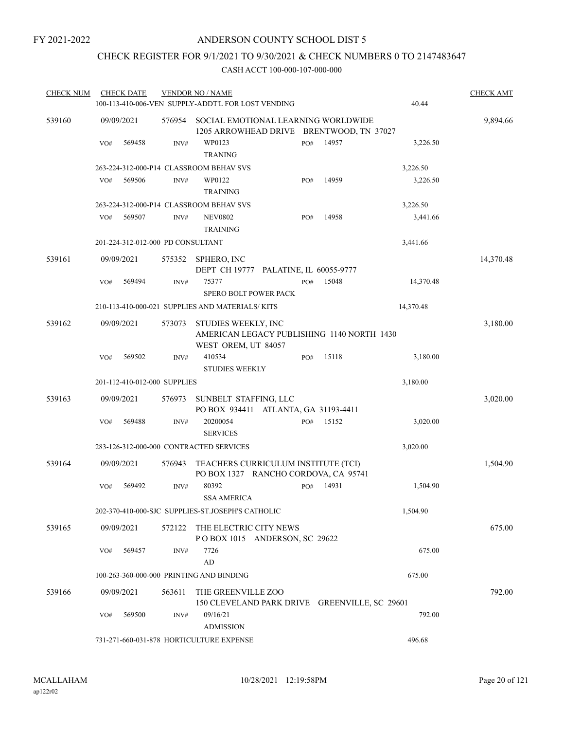FY 2021-2022

# ANDERSON COUNTY SCHOOL DIST 5

## CHECK REGISTER FOR 9/1/2021 TO 9/30/2021 & CHECK NUMBERS 0 TO 2147483647

### CASH ACCT 100-000-107-000-000

| CHECK NUM | CHECK DATE | VENDOR NO / NAME | | | | CHECK AMT |
|---|---|---|---|---|---|---|
| | | 100-113-410-006-VEN SUPPLY-ADDT'L FOR LOST VENDING | | | 40.44 | |
| 539160 | 09/09/2021 | 576954 SOCIAL EMOTIONAL LEARNING WORLDWIDE<br>1205 ARROWHEAD DRIVE BRENTWOOD, TN 37027 | | | | 9,894.66 |
| | VO# 569458 | INV# WP0123<br>TRANING | PO# 14957 | | 3,226.50 | |
| | | 263-224-312-000-P14 CLASSROOM BEHAV SVS | | | 3,226.50 | |
| | VO# 569506 | INV# WP0122<br>TRAINING | PO# 14959 | | 3,226.50 | |
| | | 263-224-312-000-P14 CLASSROOM BEHAV SVS | | | 3,226.50 | |
| | VO# 569507 | INV# NEV0802<br>TRAINING | PO# 14958 | | 3,441.66 | |
| | | 201-224-312-012-000 PD CONSULTANT | | | 3,441.66 | |
| 539161 | 09/09/2021 | 575352 SPHERO, INC<br>DEPT CH 19777 PALATINE, IL 60055-9777 | | | | 14,370.48 |
| | VO# 569494 | INV# 75377<br>SPERO BOLT POWER PACK | PO# 15048 | | 14,370.48 | |
| | | 210-113-410-000-021 SUPPLIES AND MATERIALS/ KITS | | | 14,370.48 | |
| 539162 | 09/09/2021 | 573073 STUDIES WEEKLY, INC<br>AMERICAN LEGACY PUBLISHING 1140 NORTH 1430<br>WEST OREM, UT 84057 | | | | 3,180.00 |
| | VO# 569502 | INV# 410534<br>STUDIES WEEKLY | PO# 15118 | | 3,180.00 | |
| | | 201-112-410-012-000 SUPPLIES | | | 3,180.00 | |
| 539163 | 09/09/2021 | 576973 SUNBELT STAFFING, LLC<br>PO BOX 934411 ATLANTA, GA 31193-4411 | | | | 3,020.00 |
| | VO# 569488 | INV# 20200054<br>SERVICES | PO# 15152 | | 3,020.00 | |
| | | 283-126-312-000-000 CONTRACTED SERVICES | | | 3,020.00 | |
| 539164 | 09/09/2021 | 576943 TEACHERS CURRICULUM INSTITUTE (TCI)<br>PO BOX 1327 RANCHO CORDOVA, CA 95741 | | | | 1,504.90 |
| | VO# 569492 | INV# 80392<br>SSA AMERICA | PO# 14931 | | 1,504.90 | |
| | | 202-370-410-000-SJC SUPPLIES-ST.JOSEPH'S CATHOLIC | | | 1,504.90 | |
| 539165 | 09/09/2021 | 572122 THE ELECTRIC CITY NEWS<br>P O BOX 1015 ANDERSON, SC 29622 | | | | 675.00 |
| | VO# 569457 | INV# 7726<br>AD | | | 675.00 | |
| | | 100-263-360-000-000 PRINTING AND BINDING | | | 675.00 | |
| 539166 | 09/09/2021 | 563611 THE GREENVILLE ZOO<br>150 CLEVELAND PARK DRIVE GREENVILLE, SC 29601 | | | | 792.00 |
| | VO# 569500 | INV# 09/16/21<br>ADMISSION | | | 792.00 | |
| | | 731-271-660-031-878 HORTICULTURE EXPENSE | | | 496.68 | |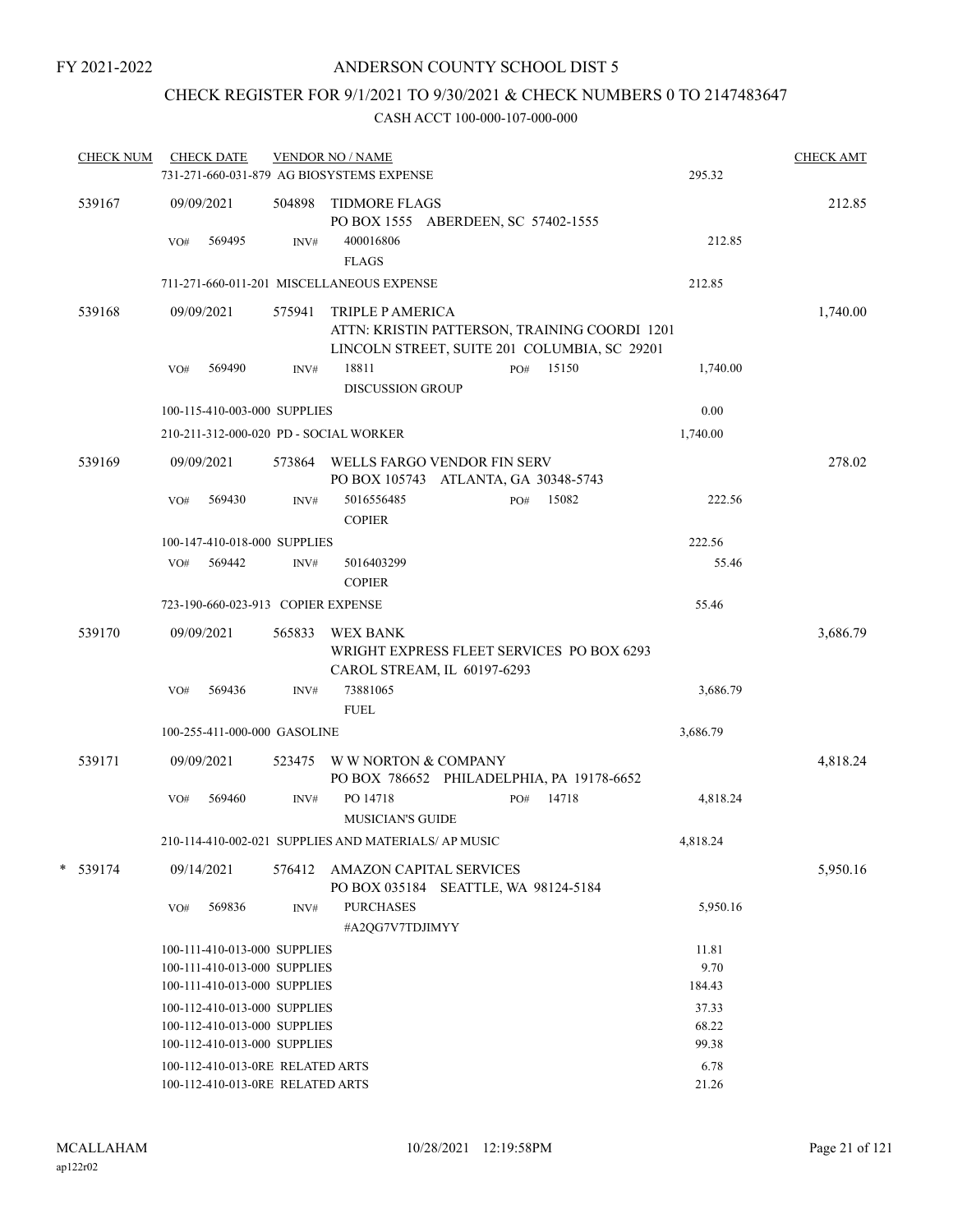FY 2021-2022

# ANDERSON COUNTY SCHOOL DIST 5

## CHECK REGISTER FOR 9/1/2021 TO 9/30/2021 & CHECK NUMBERS 0 TO 2147483647

### CASH ACCT 100-000-107-000-000

| CHECK NUM | CHECK DATE | VENDOR NO / NAME | | | CHECK AMT |
|---|---|---|---|---|---|
| | | 731-271-660-031-879 AG BIOSYSTEMS EXPENSE | | 295.32 | |
| 539167 | 09/09/2021 | 504898 TIDMORE FLAGS<br>PO BOX 1555 ABERDEEN, SC 57402-1555 | | | 212.85 |
| | VO# 569495 | INV# 400016806<br>FLAGS | | 212.85 | |
| | | 711-271-660-011-201 MISCELLANEOUS EXPENSE | | 212.85 | |
| 539168 | 09/09/2021 | 575941 TRIPLE P AMERICA<br>ATTN: KRISTIN PATTERSON, TRAINING COORDI 1201 LINCOLN STREET, SUITE 201 COLUMBIA, SC 29201 | | | 1,740.00 |
| | VO# 569490 | INV# 18811<br>DISCUSSION GROUP | PO# 15150 | 1,740.00 | |
| | | 100-115-410-003-000 SUPPLIES | | 0.00 | |
| | | 210-211-312-000-020 PD - SOCIAL WORKER | | 1,740.00 | |
| 539169 | 09/09/2021 | 573864 WELLS FARGO VENDOR FIN SERV<br>PO BOX 105743 ATLANTA, GA 30348-5743 | | | 278.02 |
| | VO# 569430 | INV# 5016556485<br>COPIER | PO# 15082 | 222.56 | |
| | | 100-147-410-018-000 SUPPLIES | | 222.56 | |
| | VO# 569442 | INV# 5016403299<br>COPIER | | 55.46 | |
| | | 723-190-660-023-913 COPIER EXPENSE | | 55.46 | |
| 539170 | 09/09/2021 | 565833 WEX BANK<br>WRIGHT EXPRESS FLEET SERVICES PO BOX 6293 CAROL STREAM, IL 60197-6293 | | | 3,686.79 |
| | VO# 569436 | INV# 73881065<br>FUEL | | 3,686.79 | |
| | | 100-255-411-000-000 GASOLINE | | 3,686.79 | |
| 539171 | 09/09/2021 | 523475 W W NORTON & COMPANY<br>PO BOX 786652 PHILADELPHIA, PA 19178-6652 | | | 4,818.24 |
| | VO# 569460 | INV# PO 14718<br>MUSICIAN'S GUIDE | PO# 14718 | 4,818.24 | |
| | | 210-114-410-002-021 SUPPLIES AND MATERIALS/ AP MUSIC | | 4,818.24 | |
| * 539174 | 09/14/2021 | 576412 AMAZON CAPITAL SERVICES<br>PO BOX 035184 SEATTLE, WA 98124-5184 | | | 5,950.16 |
| | VO# 569836 | INV# PURCHASES<br>#A2QG7V7TDJIMYY | | 5,950.16 | |
| | | 100-111-410-013-000 SUPPLIES | | 11.81 | |
| | | 100-111-410-013-000 SUPPLIES | | 9.70 | |
| | | 100-111-410-013-000 SUPPLIES | | 184.43 | |
| | | 100-112-410-013-000 SUPPLIES | | 37.33 | |
| | | 100-112-410-013-000 SUPPLIES | | 68.22 | |
| | | 100-112-410-013-000 SUPPLIES | | 99.38 | |
| | | 100-112-410-013-0RE RELATED ARTS | | 6.78 | |
| | | 100-112-410-013-0RE RELATED ARTS | | 21.26 | |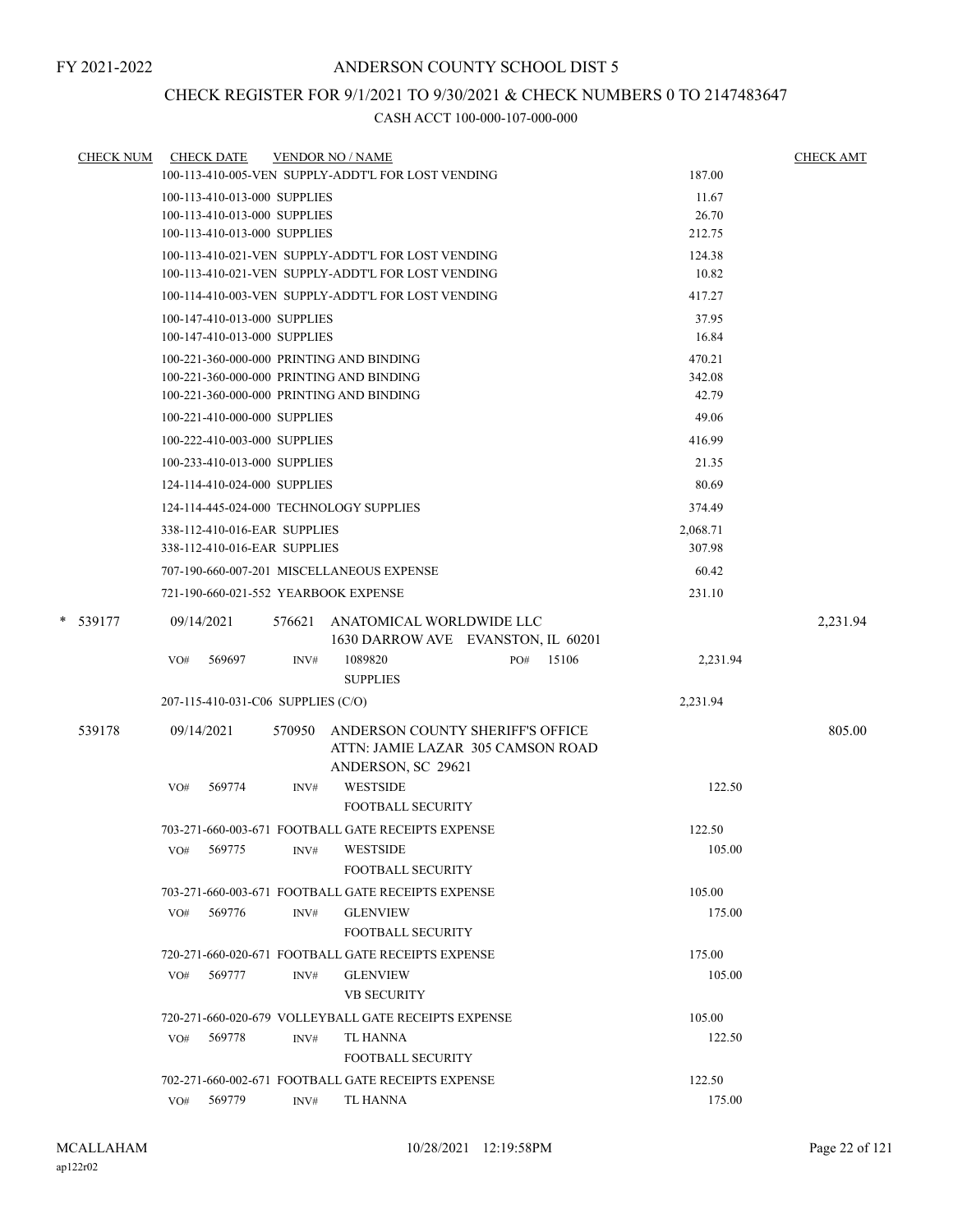FY 2021-2022

# ANDERSON COUNTY SCHOOL DIST 5

## CHECK REGISTER FOR 9/1/2021 TO 9/30/2021 & CHECK NUMBERS 0 TO 2147483647

### CASH ACCT 100-000-107-000-000

| CHECK NUM | CHECK DATE | VENDOR NO / NAME | | CHECK AMT |
|---|---|---|---|---|
| | | 100-113-410-005-VEN SUPPLY-ADDT'L FOR LOST VENDING | 187.00 | |
| | | 100-113-410-013-000 SUPPLIES | 11.67 | |
| | | 100-113-410-013-000 SUPPLIES | 26.70 | |
| | | 100-113-410-013-000 SUPPLIES | 212.75 | |
| | | 100-113-410-021-VEN SUPPLY-ADDT'L FOR LOST VENDING | 124.38 | |
| | | 100-113-410-021-VEN SUPPLY-ADDT'L FOR LOST VENDING | 10.82 | |
| | | 100-114-410-003-VEN SUPPLY-ADDT'L FOR LOST VENDING | 417.27 | |
| | | 100-147-410-013-000 SUPPLIES | 37.95 | |
| | | 100-147-410-013-000 SUPPLIES | 16.84 | |
| | | 100-221-360-000-000 PRINTING AND BINDING | 470.21 | |
| | | 100-221-360-000-000 PRINTING AND BINDING | 342.08 | |
| | | 100-221-360-000-000 PRINTING AND BINDING | 42.79 | |
| | | 100-221-410-000-000 SUPPLIES | 49.06 | |
| | | 100-222-410-003-000 SUPPLIES | 416.99 | |
| | | 100-233-410-013-000 SUPPLIES | 21.35 | |
| | | 124-114-410-024-000 SUPPLIES | 80.69 | |
| | | 124-114-445-024-000 TECHNOLOGY SUPPLIES | 374.49 | |
| | | 338-112-410-016-EAR SUPPLIES | 2,068.71 | |
| | | 338-112-410-016-EAR SUPPLIES | 307.98 | |
| | | 707-190-660-007-201 MISCELLANEOUS EXPENSE | 60.42 | |
| | | 721-190-660-021-552 YEARBOOK EXPENSE | 231.10 | |
| * 539177 | 09/14/2021 | 576621 ANATOMICAL WORLDWIDE LLC<br>1630 DARROW AVE EVANSTON, IL 60201 | | 2,231.94 |
| | | VO# 569697 INV# 1089820 PO# 15106<br>SUPPLIES | 2,231.94 | |
| | | 207-115-410-031-C06 SUPPLIES (C/O) | 2,231.94 | |
| 539178 | 09/14/2021 | 570950 ANDERSON COUNTY SHERIFF'S OFFICE<br>ATTN: JAMIE LAZAR 305 CAMSON ROAD<br>ANDERSON, SC 29621 | | 805.00 |
| | | VO# 569774 INV# WESTSIDE<br>FOOTBALL SECURITY | 122.50 | |
| | | 703-271-660-003-671 FOOTBALL GATE RECEIPTS EXPENSE | 122.50 | |
| | | VO# 569775 INV# WESTSIDE<br>FOOTBALL SECURITY | 105.00 | |
| | | 703-271-660-003-671 FOOTBALL GATE RECEIPTS EXPENSE | 105.00 | |
| | | VO# 569776 INV# GLENVIEW<br>FOOTBALL SECURITY | 175.00 | |
| | | 720-271-660-020-671 FOOTBALL GATE RECEIPTS EXPENSE | 175.00 | |
| | | VO# 569777 INV# GLENVIEW<br>VB SECURITY | 105.00 | |
| | | 720-271-660-020-679 VOLLEYBALL GATE RECEIPTS EXPENSE | 105.00 | |
| | | VO# 569778 INV# TL HANNA<br>FOOTBALL SECURITY | 122.50 | |
| | | 702-271-660-002-671 FOOTBALL GATE RECEIPTS EXPENSE | 122.50 | |
| | | VO# 569779 INV# TL HANNA | 175.00 | |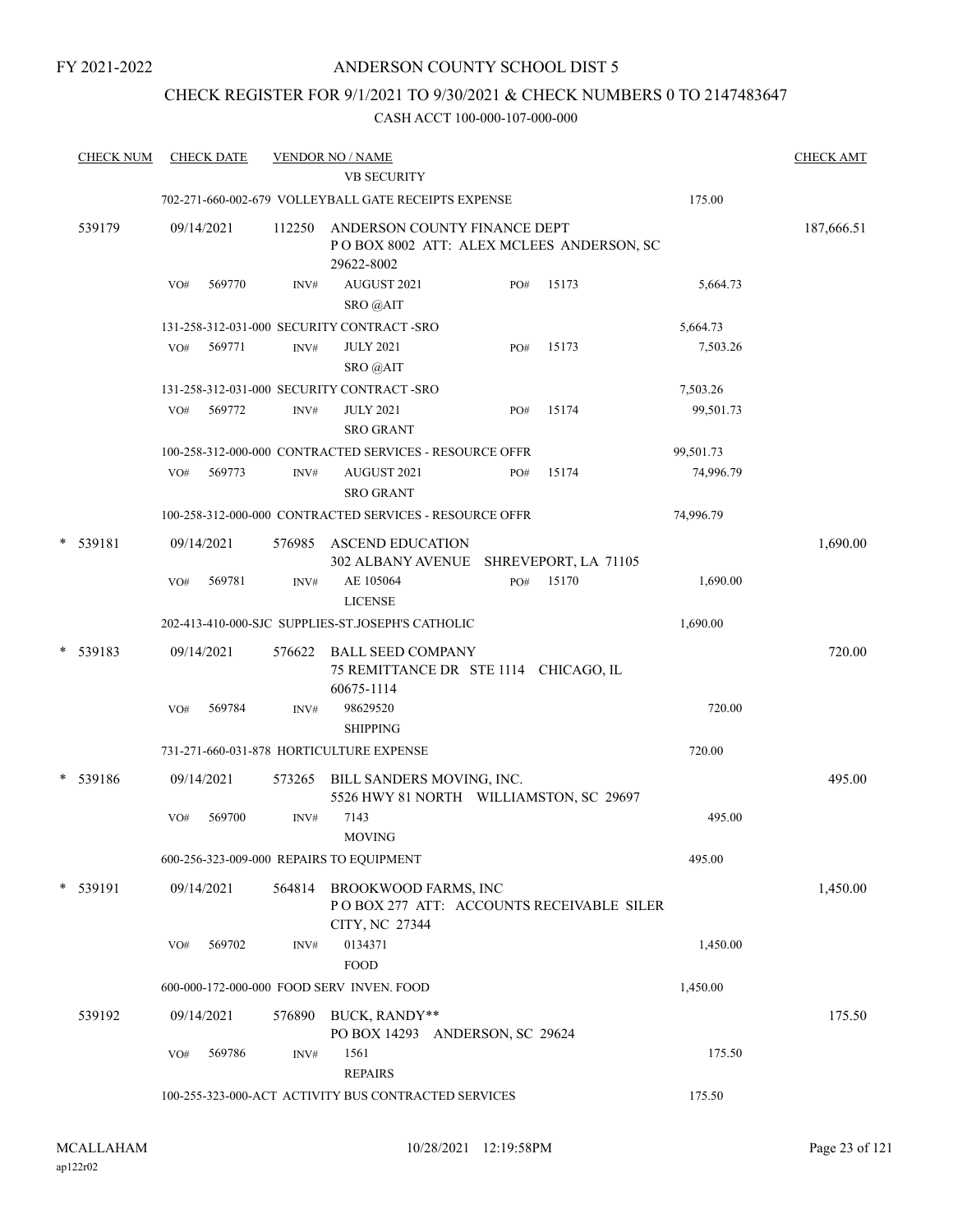FY 2021-2022

# ANDERSON COUNTY SCHOOL DIST 5

## CHECK REGISTER FOR 9/1/2021 TO 9/30/2021 & CHECK NUMBERS 0 TO 2147483647

### CASH ACCT 100-000-107-000-000

| CHECK NUM | CHECK DATE | VENDOR NO / NAME | | | | CHECK AMT |
|---|---|---|---|---|---|---|
| | | VB SECURITY | | | | |
| | | 702-271-660-002-679 VOLLEYBALL GATE RECEIPTS EXPENSE | | | 175.00 | |
| 539179 | 09/14/2021 | 112250 ANDERSON COUNTY FINANCE DEPT P O BOX 8002 ATT: ALEX MCLEES ANDERSON, SC 29622-8002 | | | | 187,666.51 |
| | VO# 569770 | INV# AUGUST 2021 SRO @AIT | PO# | 15173 | 5,664.73 | |
| | | 131-258-312-031-000 SECURITY CONTRACT -SRO | | | 5,664.73 | |
| | VO# 569771 | INV# JULY 2021 SRO @AIT | PO# | 15173 | 7,503.26 | |
| | | 131-258-312-031-000 SECURITY CONTRACT -SRO | | | 7,503.26 | |
| | VO# 569772 | INV# JULY 2021 SRO GRANT | PO# | 15174 | 99,501.73 | |
| | | 100-258-312-000-000 CONTRACTED SERVICES - RESOURCE OFFR | | | 99,501.73 | |
| | VO# 569773 | INV# AUGUST 2021 SRO GRANT | PO# | 15174 | 74,996.79 | |
| | | 100-258-312-000-000 CONTRACTED SERVICES - RESOURCE OFFR | | | 74,996.79 | |
| * 539181 | 09/14/2021 | 576985 ASCEND EDUCATION 302 ALBANY AVENUE SHREVEPORT, LA 71105 | | | | 1,690.00 |
| | VO# 569781 | INV# AE 105064 LICENSE | PO# | 15170 | 1,690.00 | |
| | | 202-413-410-000-SJC SUPPLIES-ST.JOSEPH'S CATHOLIC | | | 1,690.00 | |
| * 539183 | 09/14/2021 | 576622 BALL SEED COMPANY 75 REMITTANCE DR STE 1114 CHICAGO, IL 60675-1114 | | | | 720.00 |
| | VO# 569784 | INV# 98629520 SHIPPING | | | 720.00 | |
| | | 731-271-660-031-878 HORTICULTURE EXPENSE | | | 720.00 | |
| * 539186 | 09/14/2021 | 573265 BILL SANDERS MOVING, INC. 5526 HWY 81 NORTH WILLIAMSTON, SC 29697 | | | | 495.00 |
| | VO# 569700 | INV# 7143 MOVING | | | 495.00 | |
| | | 600-256-323-009-000 REPAIRS TO EQUIPMENT | | | 495.00 | |
| * 539191 | 09/14/2021 | 564814 BROOKWOOD FARMS, INC P O BOX 277 ATT: ACCOUNTS RECEIVABLE SILER CITY, NC 27344 | | | | 1,450.00 |
| | VO# 569702 | INV# 0134371 FOOD | | | 1,450.00 | |
| | | 600-000-172-000-000 FOOD SERV INVEN. FOOD | | | 1,450.00 | |
| 539192 | 09/14/2021 | 576890 BUCK, RANDY** PO BOX 14293 ANDERSON, SC 29624 | | | | 175.50 |
| | VO# 569786 | INV# 1561 REPAIRS | | | 175.50 | |
| | | 100-255-323-000-ACT ACTIVITY BUS CONTRACTED SERVICES | | | 175.50 | |

MCALLAHAM ap122r02 10/28/2021 12:19:58PM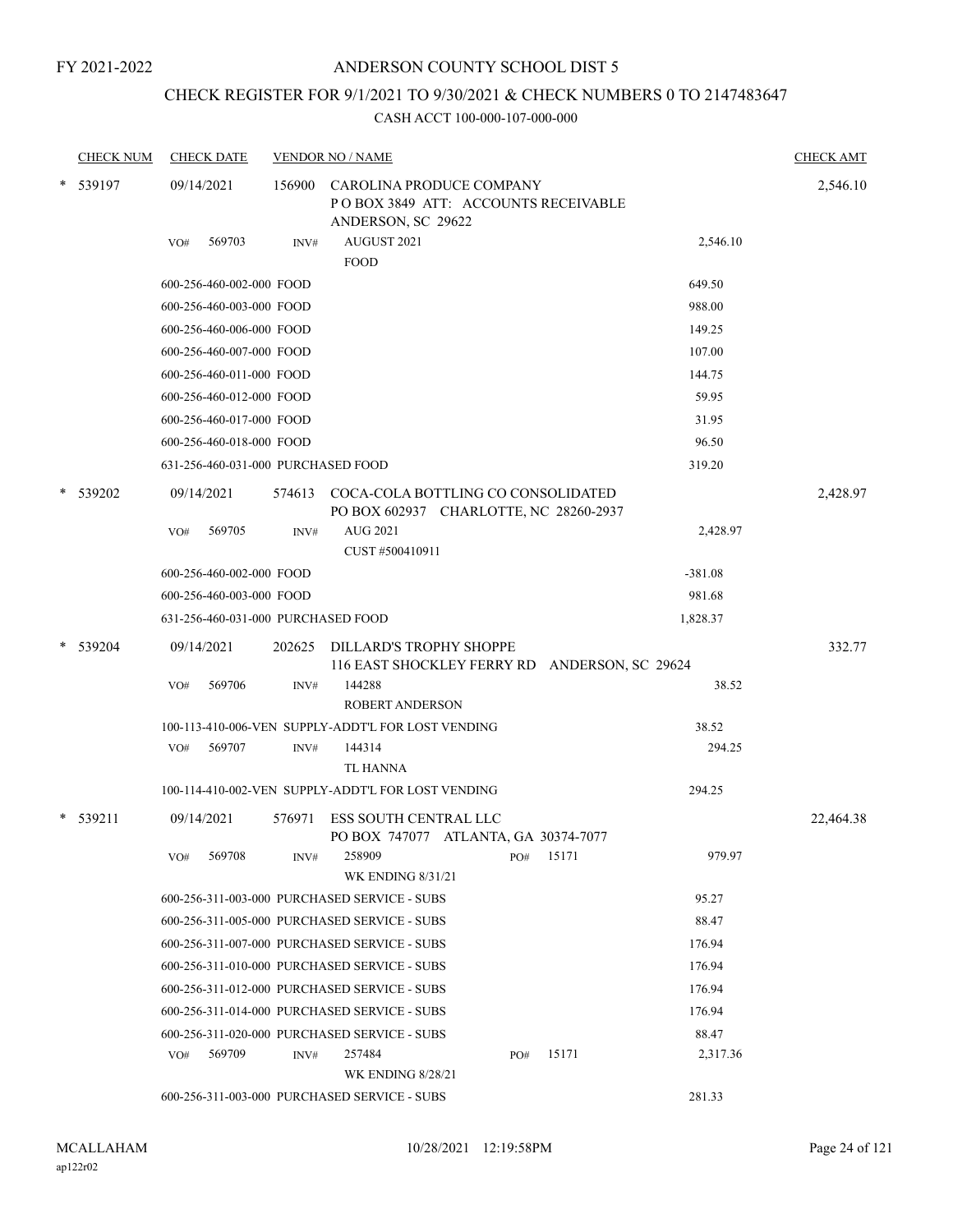FY 2021-2022

# ANDERSON COUNTY SCHOOL DIST 5

## CHECK REGISTER FOR 9/1/2021 TO 9/30/2021 & CHECK NUMBERS 0 TO 2147483647

### CASH ACCT 100-000-107-000-000

| CHECK NUM | CHECK DATE | VENDOR NO / NAME | | CHECK AMT |
|---|---|---|---|---|
| * 539197 | 09/14/2021 | 156900 CAROLINA PRODUCE COMPANY<br>P O BOX 3849 ATT: ACCOUNTS RECEIVABLE<br>ANDERSON, SC 29622 | | 2,546.10 |
| | VO# 569703 | INV# AUGUST 2021<br>FOOD | 2,546.10 | |
| | 600-256-460-002-000 FOOD | | 649.50 | |
| | 600-256-460-003-000 FOOD | | 988.00 | |
| | 600-256-460-006-000 FOOD | | 149.25 | |
| | 600-256-460-007-000 FOOD | | 107.00 | |
| | 600-256-460-011-000 FOOD | | 144.75 | |
| | 600-256-460-012-000 FOOD | | 59.95 | |
| | 600-256-460-017-000 FOOD | | 31.95 | |
| | 600-256-460-018-000 FOOD | | 96.50 | |
| | 631-256-460-031-000 PURCHASED FOOD | | 319.20 | |
| * 539202 | 09/14/2021 | 574613 COCA-COLA BOTTLING CO CONSOLIDATED<br>PO BOX 602937 CHARLOTTE, NC 28260-2937 | | 2,428.97 |
| | VO# 569705 | INV# AUG 2021<br>CUST #500410911 | 2,428.97 | |
| | 600-256-460-002-000 FOOD | | -381.08 | |
| | 600-256-460-003-000 FOOD | | 981.68 | |
| | 631-256-460-031-000 PURCHASED FOOD | | 1,828.37 | |
| * 539204 | 09/14/2021 | 202625 DILLARD'S TROPHY SHOPPE<br>116 EAST SHOCKLEY FERRY RD ANDERSON, SC 29624 | | 332.77 |
| | VO# 569706 | INV# 144288<br>ROBERT ANDERSON | 38.52 | |
| | 100-113-410-006-VEN SUPPLY-ADDT'L FOR LOST VENDING | | 38.52 | |
| | VO# 569707 | INV# 144314<br>TL HANNA | 294.25 | |
| | 100-114-410-002-VEN SUPPLY-ADDT'L FOR LOST VENDING | | 294.25 | |
| * 539211 | 09/14/2021 | 576971 ESS SOUTH CENTRAL LLC<br>PO BOX 747077 ATLANTA, GA 30374-7077 | | 22,464.38 |
| | VO# 569708 | INV# 258909 PO# 15171<br>WK ENDING 8/31/21 | 979.97 | |
| | 600-256-311-003-000 PURCHASED SERVICE - SUBS | | 95.27 | |
| | 600-256-311-005-000 PURCHASED SERVICE - SUBS | | 88.47 | |
| | 600-256-311-007-000 PURCHASED SERVICE - SUBS | | 176.94 | |
| | 600-256-311-010-000 PURCHASED SERVICE - SUBS | | 176.94 | |
| | 600-256-311-012-000 PURCHASED SERVICE - SUBS | | 176.94 | |
| | 600-256-311-014-000 PURCHASED SERVICE - SUBS | | 176.94 | |
| | 600-256-311-020-000 PURCHASED SERVICE - SUBS | | 88.47 | |
| | VO# 569709 | INV# 257484 PO# 15171<br>WK ENDING 8/28/21 | 2,317.36 | |
| | 600-256-311-003-000 PURCHASED SERVICE - SUBS | | 281.33 | |

MCALLAHAM
ap122r02
10/28/2021 12:19:58PM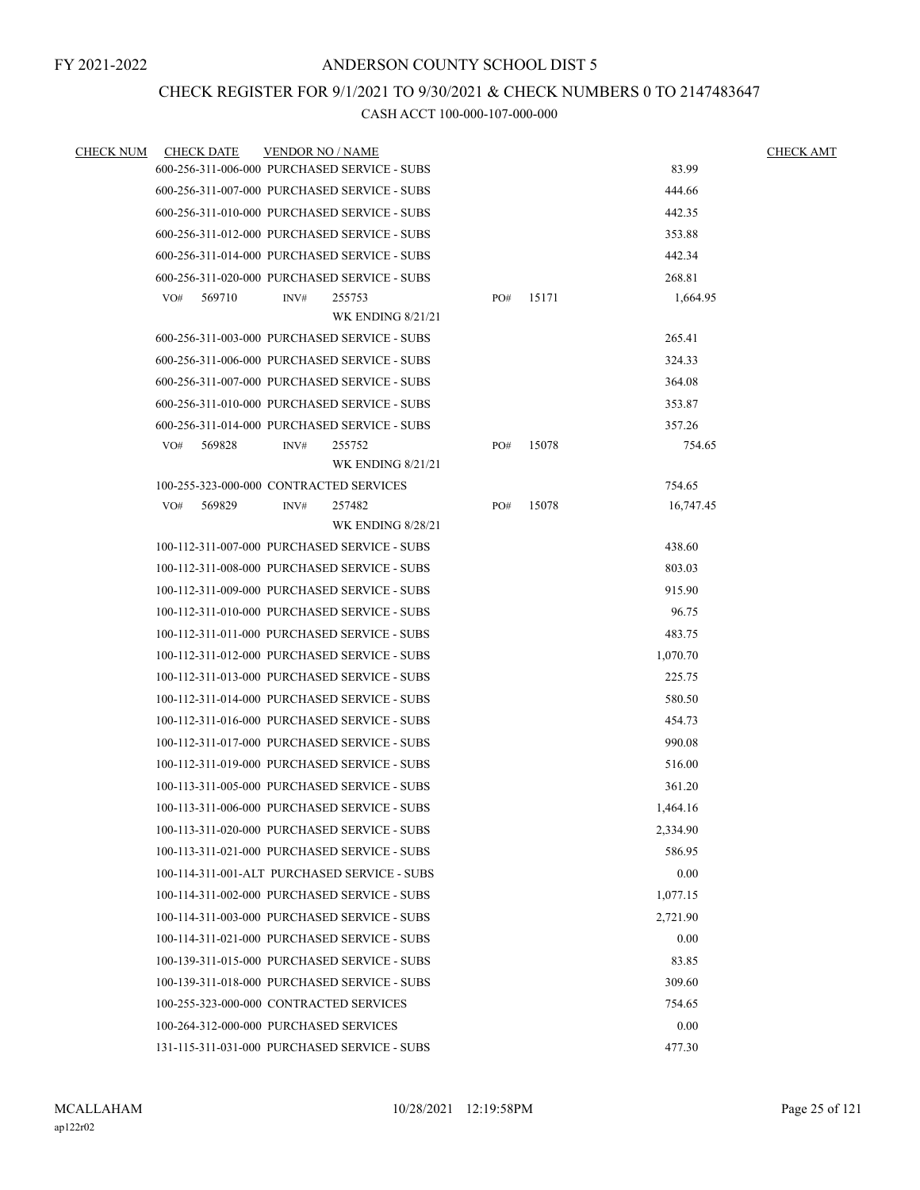FY 2021-2022

# ANDERSON COUNTY SCHOOL DIST 5

## CHECK REGISTER FOR 9/1/2021 TO 9/30/2021 & CHECK NUMBERS 0 TO 2147483647

### CASH ACCT 100-000-107-000-000

| CHECK NUM | CHECK DATE | VENDOR NO / NAME | | | CHECK AMT |
|---|---|---|---|---|---|
| | 600-256-311-006-000 PURCHASED SERVICE - SUBS | | | 83.99 | |
| | 600-256-311-007-000 PURCHASED SERVICE - SUBS | | | 444.66 | |
| | 600-256-311-010-000 PURCHASED SERVICE - SUBS | | | 442.35 | |
| | 600-256-311-012-000 PURCHASED SERVICE - SUBS | | | 353.88 | |
| | 600-256-311-014-000 PURCHASED SERVICE - SUBS | | | 442.34 | |
| | 600-256-311-020-000 PURCHASED SERVICE - SUBS | | | 268.81 | |
| | VO# 569710 | INV# 255753<br>WK ENDING 8/21/21 | PO# 15171 | 1,664.95 | |
| | 600-256-311-003-000 PURCHASED SERVICE - SUBS | | | 265.41 | |
| | 600-256-311-006-000 PURCHASED SERVICE - SUBS | | | 324.33 | |
| | 600-256-311-007-000 PURCHASED SERVICE - SUBS | | | 364.08 | |
| | 600-256-311-010-000 PURCHASED SERVICE - SUBS | | | 353.87 | |
| | 600-256-311-014-000 PURCHASED SERVICE - SUBS | | | 357.26 | |
| | VO# 569828 | INV# 255752<br>WK ENDING 8/21/21 | PO# 15078 | 754.65 | |
| | 100-255-323-000-000 CONTRACTED SERVICES | | | 754.65 | |
| | VO# 569829 | INV# 257482<br>WK ENDING 8/28/21 | PO# 15078 | 16,747.45 | |
| | 100-112-311-007-000 PURCHASED SERVICE - SUBS | | | 438.60 | |
| | 100-112-311-008-000 PURCHASED SERVICE - SUBS | | | 803.03 | |
| | 100-112-311-009-000 PURCHASED SERVICE - SUBS | | | 915.90 | |
| | 100-112-311-010-000 PURCHASED SERVICE - SUBS | | | 96.75 | |
| | 100-112-311-011-000 PURCHASED SERVICE - SUBS | | | 483.75 | |
| | 100-112-311-012-000 PURCHASED SERVICE - SUBS | | | 1,070.70 | |
| | 100-112-311-013-000 PURCHASED SERVICE - SUBS | | | 225.75 | |
| | 100-112-311-014-000 PURCHASED SERVICE - SUBS | | | 580.50 | |
| | 100-112-311-016-000 PURCHASED SERVICE - SUBS | | | 454.73 | |
| | 100-112-311-017-000 PURCHASED SERVICE - SUBS | | | 990.08 | |
| | 100-112-311-019-000 PURCHASED SERVICE - SUBS | | | 516.00 | |
| | 100-113-311-005-000 PURCHASED SERVICE - SUBS | | | 361.20 | |
| | 100-113-311-006-000 PURCHASED SERVICE - SUBS | | | 1,464.16 | |
| | 100-113-311-020-000 PURCHASED SERVICE - SUBS | | | 2,334.90 | |
| | 100-113-311-021-000 PURCHASED SERVICE - SUBS | | | 586.95 | |
| | 100-114-311-001-ALT PURCHASED SERVICE - SUBS | | | 0.00 | |
| | 100-114-311-002-000 PURCHASED SERVICE - SUBS | | | 1,077.15 | |
| | 100-114-311-003-000 PURCHASED SERVICE - SUBS | | | 2,721.90 | |
| | 100-114-311-021-000 PURCHASED SERVICE - SUBS | | | 0.00 | |
| | 100-139-311-015-000 PURCHASED SERVICE - SUBS | | | 83.85 | |
| | 100-139-311-018-000 PURCHASED SERVICE - SUBS | | | 309.60 | |
| | 100-255-323-000-000 CONTRACTED SERVICES | | | 754.65 | |
| | 100-264-312-000-000 PURCHASED SERVICES | | | 0.00 | |
| | 131-115-311-031-000 PURCHASED SERVICE - SUBS | | | 477.30 | |

MCALLAHAM
ap122r02

10/28/2021 12:19:58PM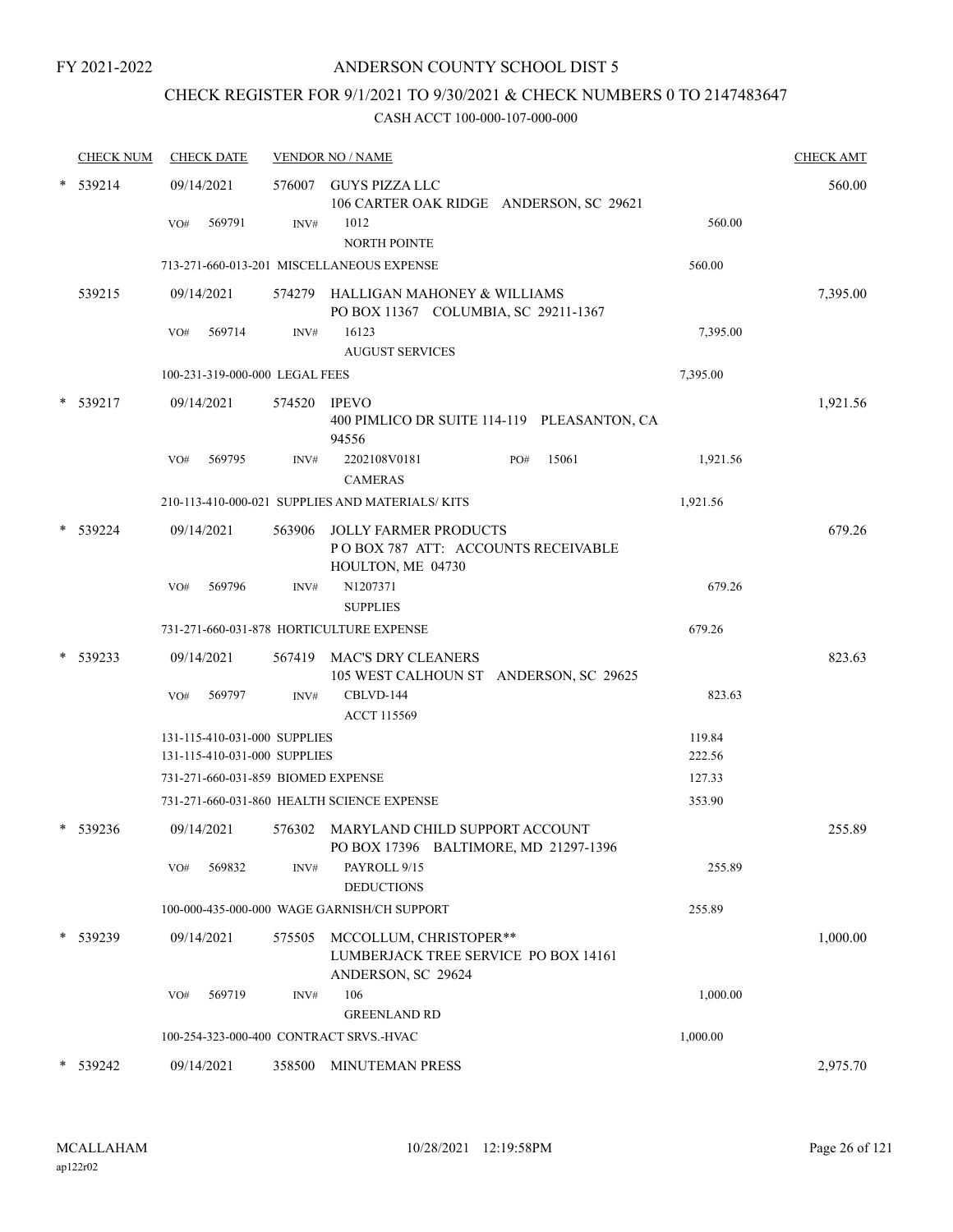FY 2021-2022

# ANDERSON COUNTY SCHOOL DIST 5

## CHECK REGISTER FOR 9/1/2021 TO 9/30/2021 & CHECK NUMBERS 0 TO 2147483647

### CASH ACCT 100-000-107-000-000

| CHECK NUM | CHECK DATE | VENDOR NO / NAME | | CHECK AMT |
|---|---|---|---|---|
| * 539214 | 09/14/2021 | 576007 GUYS PIZZA LLC<br>106 CARTER OAK RIDGE ANDERSON, SC 29621 | | 560.00 |
| | VO# 569791 | INV# 1012<br>NORTH POINTE | 560.00 | |
| | | 713-271-660-013-201 MISCELLANEOUS EXPENSE | 560.00 | |
| 539215 | 09/14/2021 | 574279 HALLIGAN MAHONEY & WILLIAMS<br>PO BOX 11367 COLUMBIA, SC 29211-1367 | | 7,395.00 |
| | VO# 569714 | INV# 16123<br>AUGUST SERVICES | 7,395.00 | |
| | | 100-231-319-000-000 LEGAL FEES | 7,395.00 | |
| * 539217 | 09/14/2021 | 574520 IPEVO<br>400 PIMLICO DR SUITE 114-119 PLEASANTON, CA 94556 | | 1,921.56 |
| | VO# 569795 | INV# 2202108V0181 PO# 15061<br>CAMERAS | 1,921.56 | |
| | | 210-113-410-000-021 SUPPLIES AND MATERIALS/ KITS | 1,921.56 | |
| * 539224 | 09/14/2021 | 563906 JOLLY FARMER PRODUCTS<br>P O BOX 787 ATT: ACCOUNTS RECEIVABLE<br>HOULTON, ME 04730 | | 679.26 |
| | VO# 569796 | INV# N1207371<br>SUPPLIES | 679.26 | |
| | | 731-271-660-031-878 HORTICULTURE EXPENSE | 679.26 | |
| * 539233 | 09/14/2021 | 567419 MAC'S DRY CLEANERS<br>105 WEST CALHOUN ST ANDERSON, SC 29625 | | 823.63 |
| | VO# 569797 | INV# CBLVD-144<br>ACCT 115569 | 823.63 | |
| | | 131-115-410-031-000 SUPPLIES | 119.84 | |
| | | 131-115-410-031-000 SUPPLIES | 222.56 | |
| | | 731-271-660-031-859 BIOMED EXPENSE | 127.33 | |
| | | 731-271-660-031-860 HEALTH SCIENCE EXPENSE | 353.90 | |
| * 539236 | 09/14/2021 | 576302 MARYLAND CHILD SUPPORT ACCOUNT<br>PO BOX 17396 BALTIMORE, MD 21297-1396 | | 255.89 |
| | VO# 569832 | INV# PAYROLL 9/15<br>DEDUCTIONS | 255.89 | |
| | | 100-000-435-000-000 WAGE GARNISH/CH SUPPORT | 255.89 | |
| * 539239 | 09/14/2021 | 575505 MCCOLLUM, CHRISTOPER**<br>LUMBERJACK TREE SERVICE PO BOX 14161<br>ANDERSON, SC 29624 | | 1,000.00 |
| | VO# 569719 | INV# 106<br>GREENLAND RD | 1,000.00 | |
| | | 100-254-323-000-400 CONTRACT SRVS.-HVAC | 1,000.00 | |
| * 539242 | 09/14/2021 | 358500 MINUTEMAN PRESS | | 2,975.70 |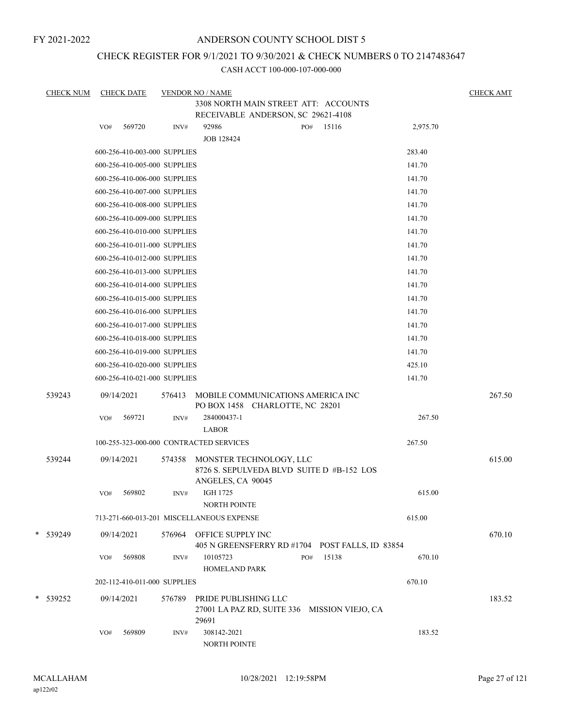FY 2021-2022

# ANDERSON COUNTY SCHOOL DIST 5

## CHECK REGISTER FOR 9/1/2021 TO 9/30/2021 & CHECK NUMBERS 0 TO 2147483647

CASH ACCT 100-000-107-000-000

| CHECK NUM | CHECK DATE | VENDOR NO / NAME | | | CHECK AMT |
|---|---|---|---|---|---|
| | | 3308 NORTH MAIN STREET ATT: ACCOUNTS RECEIVABLE ANDERSON, SC 29621-4108 | | | |
| | VO# 569720 | INV# 92986 JOB 128424 | PO# 15116 | 2,975.70 | |
| | 600-256-410-003-000 SUPPLIES | | | 283.40 | |
| | 600-256-410-005-000 SUPPLIES | | | 141.70 | |
| | 600-256-410-006-000 SUPPLIES | | | 141.70 | |
| | 600-256-410-007-000 SUPPLIES | | | 141.70 | |
| | 600-256-410-008-000 SUPPLIES | | | 141.70 | |
| | 600-256-410-009-000 SUPPLIES | | | 141.70 | |
| | 600-256-410-010-000 SUPPLIES | | | 141.70 | |
| | 600-256-410-011-000 SUPPLIES | | | 141.70 | |
| | 600-256-410-012-000 SUPPLIES | | | 141.70 | |
| | 600-256-410-013-000 SUPPLIES | | | 141.70 | |
| | 600-256-410-014-000 SUPPLIES | | | 141.70 | |
| | 600-256-410-015-000 SUPPLIES | | | 141.70 | |
| | 600-256-410-016-000 SUPPLIES | | | 141.70 | |
| | 600-256-410-017-000 SUPPLIES | | | 141.70 | |
| | 600-256-410-018-000 SUPPLIES | | | 141.70 | |
| | 600-256-410-019-000 SUPPLIES | | | 141.70 | |
| | 600-256-410-020-000 SUPPLIES | | | 425.10 | |
| | 600-256-410-021-000 SUPPLIES | | | 141.70 | |
| 539243 | 09/14/2021 | 576413 MOBILE COMMUNICATIONS AMERICA INC PO BOX 1458 CHARLOTTE, NC 28201 | | | 267.50 |
| | VO# 569721 | INV# 284000437-1 LABOR | | 267.50 | |
| | 100-255-323-000-000 CONTRACTED SERVICES | | | 267.50 | |
| 539244 | 09/14/2021 | 574358 MONSTER TECHNOLOGY, LLC 8726 S. SEPULVEDA BLVD SUITE D #B-152 LOS ANGELES, CA 90045 | | | 615.00 |
| | VO# 569802 | INV# IGH 1725 NORTH POINTE | | 615.00 | |
| | 713-271-660-013-201 MISCELLANEOUS EXPENSE | | | 615.00 | |
| * 539249 | 09/14/2021 | 576964 OFFICE SUPPLY INC 405 N GREENSFERRY RD #1704 POST FALLS, ID 83854 | | | 670.10 |
| | VO# 569808 | INV# 10105723 HOMELAND PARK | PO# 15138 | 670.10 | |
| | 202-112-410-011-000 SUPPLIES | | | 670.10 | |
| * 539252 | 09/14/2021 | 576789 PRIDE PUBLISHING LLC 27001 LA PAZ RD, SUITE 336 MISSION VIEJO, CA 29691 | | | 183.52 |
| | VO# 569809 | INV# 308142-2021 NORTH POINTE | | 183.52 | |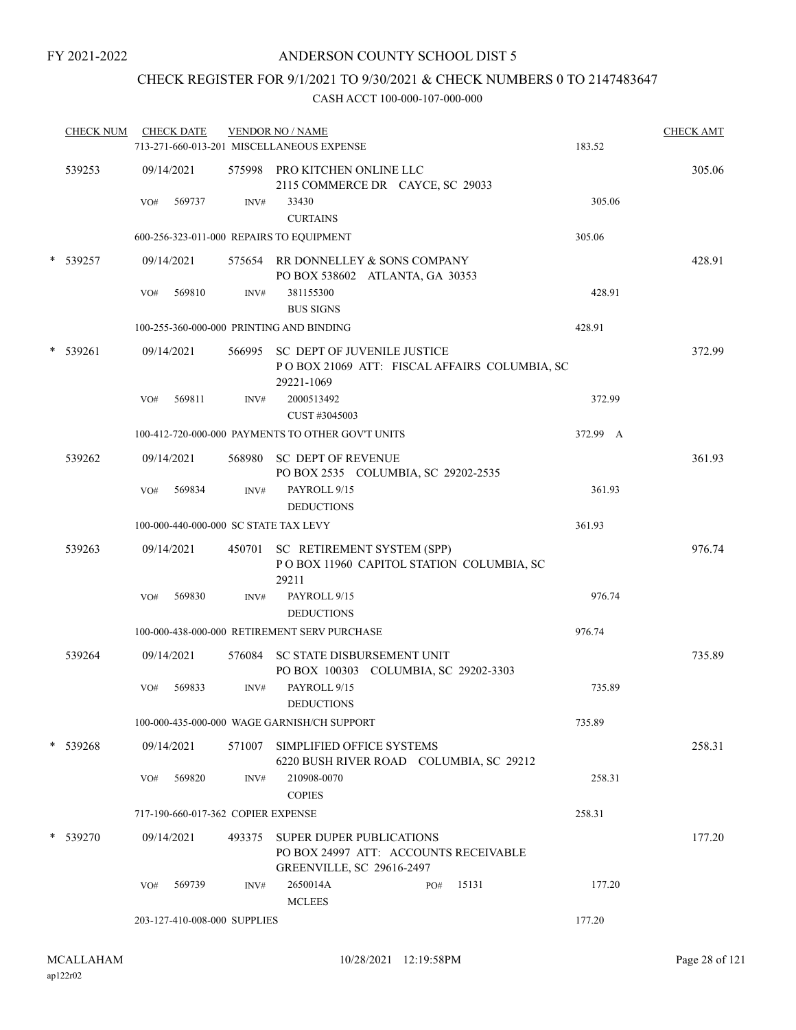FY 2021-2022

# ANDERSON COUNTY SCHOOL DIST 5

## CHECK REGISTER FOR 9/1/2021 TO 9/30/2021 & CHECK NUMBERS 0 TO 2147483647

### CASH ACCT 100-000-107-000-000

| CHECK NUM | CHECK DATE | VENDOR NO / NAME | | CHECK AMT |
|---|---|---|---|---|
| | | 713-271-660-013-201 MISCELLANEOUS EXPENSE | 183.52 | |
| 539253 | 09/14/2021 | 575998 PRO KITCHEN ONLINE LLC<br>2115 COMMERCE DR CAYCE, SC 29033 | | 305.06 |
| | VO# 569737 | INV# 33430<br>CURTAINS | 305.06 | |
| | | 600-256-323-011-000 REPAIRS TO EQUIPMENT | 305.06 | |
| * 539257 | 09/14/2021 | 575654 RR DONNELLEY & SONS COMPANY<br>PO BOX 538602 ATLANTA, GA 30353 | | 428.91 |
| | VO# 569810 | INV# 381155300<br>BUS SIGNS | 428.91 | |
| | | 100-255-360-000-000 PRINTING AND BINDING | 428.91 | |
| * 539261 | 09/14/2021 | 566995 SC DEPT OF JUVENILE JUSTICE<br>P O BOX 21069 ATT: FISCAL AFFAIRS COLUMBIA, SC 29221-1069 | | 372.99 |
| | VO# 569811 | INV# 2000513492<br>CUST #3045003 | 372.99 | |
| | | 100-412-720-000-000 PAYMENTS TO OTHER GOV'T UNITS | 372.99 A | |
| 539262 | 09/14/2021 | 568980 SC DEPT OF REVENUE<br>PO BOX 2535 COLUMBIA, SC 29202-2535 | | 361.93 |
| | VO# 569834 | INV# PAYROLL 9/15<br>DEDUCTIONS | 361.93 | |
| | | 100-000-440-000-000 SC STATE TAX LEVY | 361.93 | |
| 539263 | 09/14/2021 | 450701 SC RETIREMENT SYSTEM (SPP)<br>P O BOX 11960 CAPITOL STATION COLUMBIA, SC 29211 | | 976.74 |
| | VO# 569830 | INV# PAYROLL 9/15<br>DEDUCTIONS | 976.74 | |
| | | 100-000-438-000-000 RETIREMENT SERV PURCHASE | 976.74 | |
| 539264 | 09/14/2021 | 576084 SC STATE DISBURSEMENT UNIT<br>PO BOX 100303 COLUMBIA, SC 29202-3303 | | 735.89 |
| | VO# 569833 | INV# PAYROLL 9/15<br>DEDUCTIONS | 735.89 | |
| | | 100-000-435-000-000 WAGE GARNISH/CH SUPPORT | 735.89 | |
| * 539268 | 09/14/2021 | 571007 SIMPLIFIED OFFICE SYSTEMS<br>6220 BUSH RIVER ROAD COLUMBIA, SC 29212 | | 258.31 |
| | VO# 569820 | INV# 210908-0070<br>COPIES | 258.31 | |
| | | 717-190-660-017-362 COPIER EXPENSE | 258.31 | |
| * 539270 | 09/14/2021 | 493375 SUPER DUPER PUBLICATIONS<br>PO BOX 24997 ATT: ACCOUNTS RECEIVABLE GREENVILLE, SC 29616-2497 | | 177.20 |
| | VO# 569739 | INV# 2650014A PO# 15131<br>MCLEES | 177.20 | |
| | | 203-127-410-008-000 SUPPLIES | 177.20 | |

MCALLAHAM
ap122r02

10/28/2021 12:19:58PM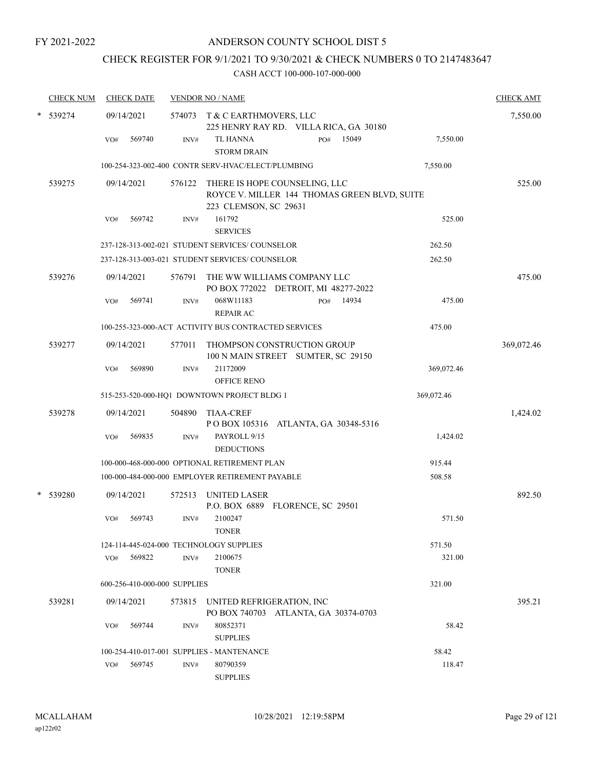FY 2021-2022

# ANDERSON COUNTY SCHOOL DIST 5

## CHECK REGISTER FOR 9/1/2021 TO 9/30/2021 & CHECK NUMBERS 0 TO 2147483647

### CASH ACCT 100-000-107-000-000

| CHECK NUM | CHECK DATE | VENDOR NO / NAME | | | CHECK AMT |
|---|---|---|---|---|---|
| * 539274 | 09/14/2021 | 574073 T & C EARTHMOVERS, LLC<br>225 HENRY RAY RD. VILLA RICA, GA 30180 | | | 7,550.00 |
| | VO# 569740 | INV# TL HANNA<br>STORM DRAIN | PO# 15049 | 7,550.00 | |
| | 100-254-323-002-400 CONTR SERV-HVAC/ELECT/PLUMBING | | | 7,550.00 | |
| 539275 | 09/14/2021 | 576122 THERE IS HOPE COUNSELING, LLC<br>ROYCE V. MILLER 144 THOMAS GREEN BLVD, SUITE 223 CLEMSON, SC 29631 | | | 525.00 |
| | VO# 569742 | INV# 161792<br>SERVICES | | 525.00 | |
| | 237-128-313-002-021 STUDENT SERVICES/ COUNSELOR | | | 262.50 | |
| | 237-128-313-003-021 STUDENT SERVICES/ COUNSELOR | | | 262.50 | |
| 539276 | 09/14/2021 | 576791 THE WW WILLIAMS COMPANY LLC<br>PO BOX 772022 DETROIT, MI 48277-2022 | | | 475.00 |
| | VO# 569741 | INV# 068W11183<br>REPAIR AC | PO# 14934 | 475.00 | |
| | 100-255-323-000-ACT ACTIVITY BUS CONTRACTED SERVICES | | | 475.00 | |
| 539277 | 09/14/2021 | 577011 THOMPSON CONSTRUCTION GROUP<br>100 N MAIN STREET SUMTER, SC 29150 | | | 369,072.46 |
| | VO# 569890 | INV# 21172009<br>OFFICE RENO | | 369,072.46 | |
| | 515-253-520-000-HQ1 DOWNTOWN PROJECT BLDG 1 | | | 369,072.46 | |
| 539278 | 09/14/2021 | 504890 TIAA-CREF<br>P O BOX 105316 ATLANTA, GA 30348-5316 | | | 1,424.02 |
| | VO# 569835 | INV# PAYROLL 9/15<br>DEDUCTIONS | | 1,424.02 | |
| | 100-000-468-000-000 OPTIONAL RETIREMENT PLAN | | | 915.44 | |
| | 100-000-484-000-000 EMPLOYER RETIREMENT PAYABLE | | | 508.58 | |
| * 539280 | 09/14/2021 | 572513 UNITED LASER<br>P.O. BOX 6889 FLORENCE, SC 29501 | | | 892.50 |
| | VO# 569743 | INV# 2100247<br>TONER | | 571.50 | |
| | 124-114-445-024-000 TECHNOLOGY SUPPLIES | | | 571.50 | |
| | VO# 569822 | INV# 2100675<br>TONER | | 321.00 | |
| | 600-256-410-000-000 SUPPLIES | | | 321.00 | |
| 539281 | 09/14/2021 | 573815 UNITED REFRIGERATION, INC<br>PO BOX 740703 ATLANTA, GA 30374-0703 | | | 395.21 |
| | VO# 569744 | INV# 80852371<br>SUPPLIES | | 58.42 | |
| | 100-254-410-017-001 SUPPLIES - MANTENANCE | | | 58.42 | |
| | VO# 569745 | INV# 80790359<br>SUPPLIES | | 118.47 | |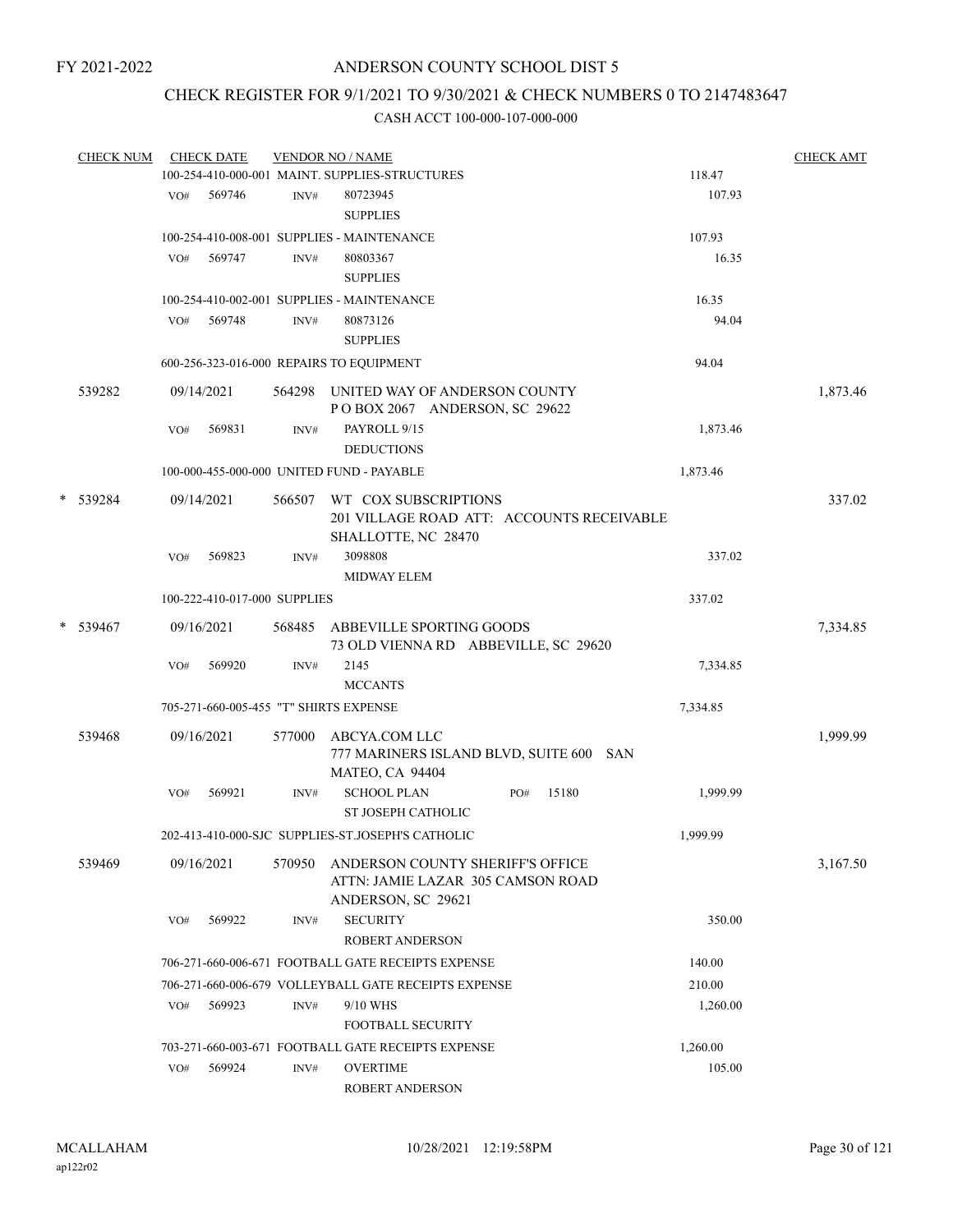FY 2021-2022

# ANDERSON COUNTY SCHOOL DIST 5

## CHECK REGISTER FOR 9/1/2021 TO 9/30/2021 & CHECK NUMBERS 0 TO 2147483647

### CASH ACCT 100-000-107-000-000

| CHECK NUM | CHECK DATE | VENDOR NO / NAME | | CHECK AMT |
|---|---|---|---|---|
| | 100-254-410-000-001 MAINT. SUPPLIES-STRUCTURES | | 118.47 | |
| | VO# 569746 | INV# 80723945<br>SUPPLIES | 107.93 | |
| | 100-254-410-008-001 SUPPLIES - MAINTENANCE | | 107.93 | |
| | VO# 569747 | INV# 80803367<br>SUPPLIES | 16.35 | |
| | 100-254-410-002-001 SUPPLIES - MAINTENANCE | | 16.35 | |
| | VO# 569748 | INV# 80873126<br>SUPPLIES | 94.04 | |
| | 600-256-323-016-000 REPAIRS TO EQUIPMENT | | 94.04 | |
| 539282 | 09/14/2021 | 564298 UNITED WAY OF ANDERSON COUNTY<br>P O BOX 2067 ANDERSON, SC 29622 | | 1,873.46 |
| | VO# 569831 | INV# PAYROLL 9/15<br>DEDUCTIONS | 1,873.46 | |
| | 100-000-455-000-000 UNITED FUND - PAYABLE | | 1,873.46 | |
| * 539284 | 09/14/2021 | 566507 WT COX SUBSCRIPTIONS<br>201 VILLAGE ROAD ATT: ACCOUNTS RECEIVABLE<br>SHALLOTTE, NC 28470 | | 337.02 |
| | VO# 569823 | INV# 3098808<br>MIDWAY ELEM | 337.02 | |
| | 100-222-410-017-000 SUPPLIES | | 337.02 | |
| * 539467 | 09/16/2021 | 568485 ABBEVILLE SPORTING GOODS<br>73 OLD VIENNA RD ABBEVILLE, SC 29620 | | 7,334.85 |
| | VO# 569920 | INV# 2145<br>MCCANTS | 7,334.85 | |
| | 705-271-660-005-455 "T" SHIRTS EXPENSE | | 7,334.85 | |
| 539468 | 09/16/2021 | 577000 ABCYA.COM LLC<br>777 MARINERS ISLAND BLVD, SUITE 600 SAN<br>MATEO, CA 94404 | | 1,999.99 |
| | VO# 569921 | INV# SCHOOL PLAN PO# 15180<br>ST JOSEPH CATHOLIC | 1,999.99 | |
| | 202-413-410-000-SJC SUPPLIES-ST.JOSEPH'S CATHOLIC | | 1,999.99 | |
| 539469 | 09/16/2021 | 570950 ANDERSON COUNTY SHERIFF'S OFFICE<br>ATTN: JAMIE LAZAR 305 CAMSON ROAD<br>ANDERSON, SC 29621 | | 3,167.50 |
| | VO# 569922 | INV# SECURITY<br>ROBERT ANDERSON | 350.00 | |
| | 706-271-660-006-671 FOOTBALL GATE RECEIPTS EXPENSE | | 140.00 | |
| | 706-271-660-006-679 VOLLEYBALL GATE RECEIPTS EXPENSE | | 210.00 | |
| | VO# 569923 | INV# 9/10 WHS<br>FOOTBALL SECURITY | 1,260.00 | |
| | 703-271-660-003-671 FOOTBALL GATE RECEIPTS EXPENSE | | 1,260.00 | |
| | VO# 569924 | INV# OVERTIME<br>ROBERT ANDERSON | 105.00 | |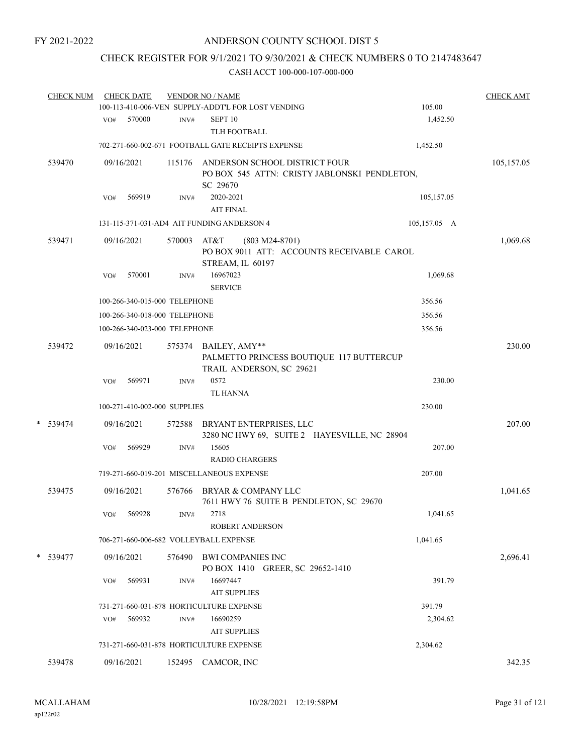FY 2021-2022

# ANDERSON COUNTY SCHOOL DIST 5

## CHECK REGISTER FOR 9/1/2021 TO 9/30/2021 & CHECK NUMBERS 0 TO 2147483647

### CASH ACCT 100-000-107-000-000

| CHECK NUM | CHECK DATE | VENDOR NO / NAME | | CHECK AMT |
|---|---|---|---|---|
| | 100-113-410-006-VEN SUPPLY-ADDT'L FOR LOST VENDING | | 105.00 | |
| | VO# 570000 | INV# SEPT 10 TLH FOOTBALL | 1,452.50 | |
| | 702-271-660-002-671 FOOTBALL GATE RECEIPTS EXPENSE | | 1,452.50 | |
| 539470 | 09/16/2021 | 115176 ANDERSON SCHOOL DISTRICT FOUR PO BOX 545 ATTN: CRISTY JABLONSKI PENDLETON, SC 29670 | | 105,157.05 |
| | VO# 569919 | INV# 2020-2021 AIT FINAL | 105,157.05 | |
| | 131-115-371-031-AD4 AIT FUNDING ANDERSON 4 | | 105,157.05 A | |
| 539471 | 09/16/2021 | 570003 AT&T (803 M24-8701) PO BOX 9011 ATT: ACCOUNTS RECEIVABLE CAROL STREAM, IL 60197 | | 1,069.68 |
| | VO# 570001 | INV# 16967023 SERVICE | 1,069.68 | |
| | 100-266-340-015-000 TELEPHONE | | 356.56 | |
| | 100-266-340-018-000 TELEPHONE | | 356.56 | |
| | 100-266-340-023-000 TELEPHONE | | 356.56 | |
| 539472 | 09/16/2021 | 575374 BAILEY, AMY** PALMETTO PRINCESS BOUTIQUE 117 BUTTERCUP TRAIL ANDERSON, SC 29621 | | 230.00 |
| | VO# 569971 | INV# 0572 TL HANNA | 230.00 | |
| | 100-271-410-002-000 SUPPLIES | | 230.00 | |
| * 539474 | 09/16/2021 | 572588 BRYANT ENTERPRISES, LLC 3280 NC HWY 69, SUITE 2 HAYESVILLE, NC 28904 | | 207.00 |
| | VO# 569929 | INV# 15605 RADIO CHARGERS | 207.00 | |
| | 719-271-660-019-201 MISCELLANEOUS EXPENSE | | 207.00 | |
| 539475 | 09/16/2021 | 576766 BRYAR & COMPANY LLC 7611 HWY 76 SUITE B PENDLETON, SC 29670 | | 1,041.65 |
| | VO# 569928 | INV# 2718 ROBERT ANDERSON | 1,041.65 | |
| | 706-271-660-006-682 VOLLEYBALL EXPENSE | | 1,041.65 | |
| * 539477 | 09/16/2021 | 576490 BWI COMPANIES INC PO BOX 1410 GREER, SC 29652-1410 | | 2,696.41 |
| | VO# 569931 | INV# 16697447 AIT SUPPLIES | 391.79 | |
| | 731-271-660-031-878 HORTICULTURE EXPENSE | | 391.79 | |
| | VO# 569932 | INV# 16690259 AIT SUPPLIES | 2,304.62 | |
| | 731-271-660-031-878 HORTICULTURE EXPENSE | | 2,304.62 | |
| 539478 | 09/16/2021 | 152495 CAMCOR, INC | | 342.35 |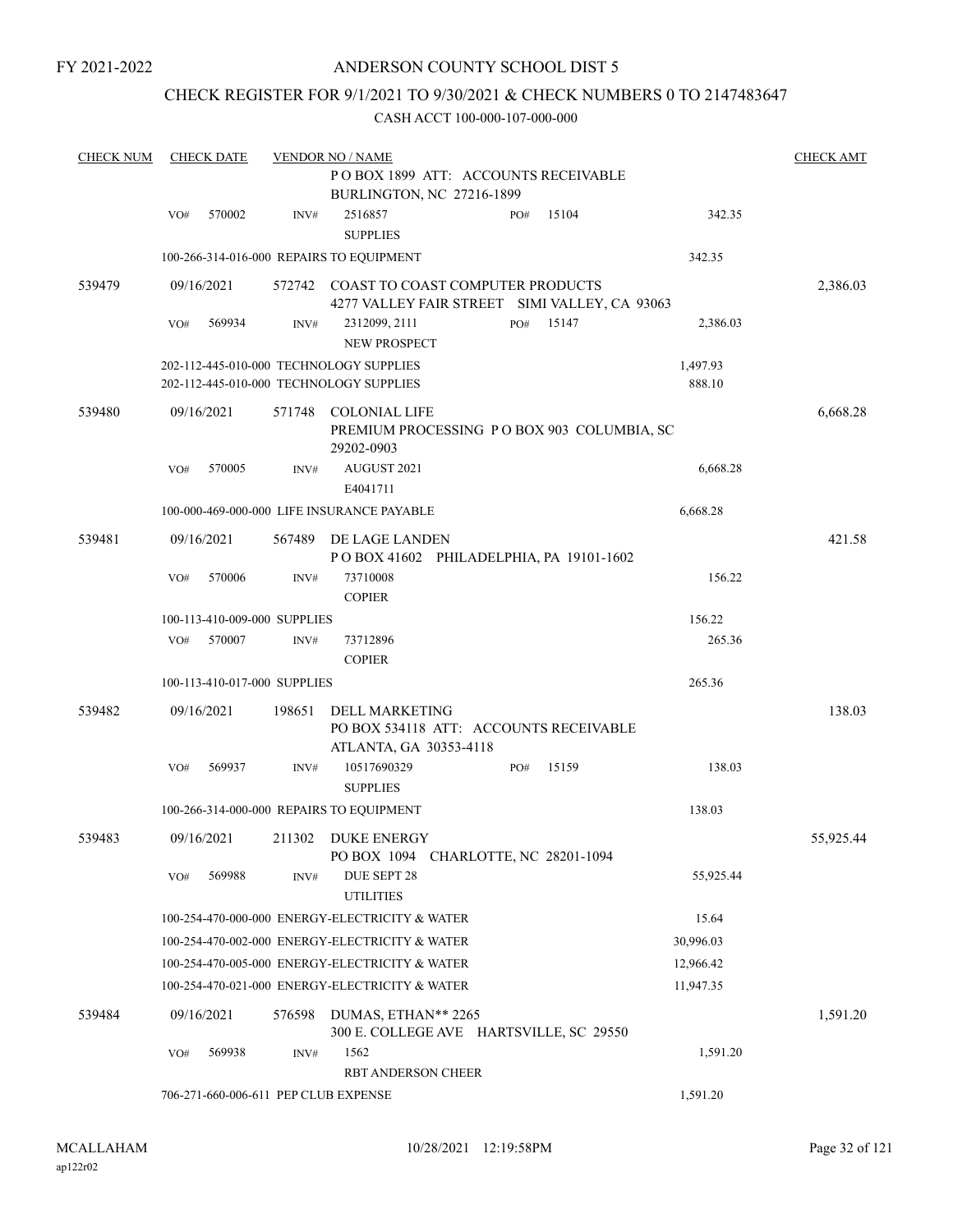FY 2021-2022

# ANDERSON COUNTY SCHOOL DIST 5

## CHECK REGISTER FOR 9/1/2021 TO 9/30/2021 & CHECK NUMBERS 0 TO 2147483647

### CASH ACCT 100-000-107-000-000

| CHECK NUM | CHECK DATE | VENDOR NO / NAME | | | CHECK AMT |
|---|---|---|---|---|---|
| | | P O BOX 1899 ATT: ACCOUNTS RECEIVABLE BURLINGTON, NC 27216-1899 | | | |
| | VO# 570002 | INV# 2516857 SUPPLIES | PO# 15104 | 342.35 | |
| | | 100-266-314-016-000 REPAIRS TO EQUIPMENT | | 342.35 | |
| 539479 | 09/16/2021 | 572742 COAST TO COAST COMPUTER PRODUCTS 4277 VALLEY FAIR STREET SIMI VALLEY, CA 93063 | | | 2,386.03 |
| | VO# 569934 | INV# 2312099, 2111 NEW PROSPECT | PO# 15147 | 2,386.03 | |
| | | 202-112-445-010-000 TECHNOLOGY SUPPLIES | | 1,497.93 | |
| | | 202-112-445-010-000 TECHNOLOGY SUPPLIES | | 888.10 | |
| 539480 | 09/16/2021 | 571748 COLONIAL LIFE PREMIUM PROCESSING P O BOX 903 COLUMBIA, SC 29202-0903 | | | 6,668.28 |
| | VO# 570005 | INV# AUGUST 2021 E4041711 | | 6,668.28 | |
| | | 100-000-469-000-000 LIFE INSURANCE PAYABLE | | 6,668.28 | |
| 539481 | 09/16/2021 | 567489 DE LAGE LANDEN P O BOX 41602 PHILADELPHIA, PA 19101-1602 | | | 421.58 |
| | VO# 570006 | INV# 73710008 COPIER | | 156.22 | |
| | | 100-113-410-009-000 SUPPLIES | | 156.22 | |
| | VO# 570007 | INV# 73712896 COPIER | | 265.36 | |
| | | 100-113-410-017-000 SUPPLIES | | 265.36 | |
| 539482 | 09/16/2021 | 198651 DELL MARKETING PO BOX 534118 ATT: ACCOUNTS RECEIVABLE ATLANTA, GA 30353-4118 | | | 138.03 |
| | VO# 569937 | INV# 10517690329 SUPPLIES | PO# 15159 | 138.03 | |
| | | 100-266-314-000-000 REPAIRS TO EQUIPMENT | | 138.03 | |
| 539483 | 09/16/2021 | 211302 DUKE ENERGY PO BOX 1094 CHARLOTTE, NC 28201-1094 | | | 55,925.44 |
| | VO# 569988 | INV# DUE SEPT 28 UTILITIES | | 55,925.44 | |
| | | 100-254-470-000-000 ENERGY-ELECTRICITY & WATER | | 15.64 | |
| | | 100-254-470-002-000 ENERGY-ELECTRICITY & WATER | | 30,996.03 | |
| | | 100-254-470-005-000 ENERGY-ELECTRICITY & WATER | | 12,966.42 | |
| | | 100-254-470-021-000 ENERGY-ELECTRICITY & WATER | | 11,947.35 | |
| 539484 | 09/16/2021 | 576598 DUMAS, ETHAN** 2265 300 E. COLLEGE AVE HARTSVILLE, SC 29550 | | | 1,591.20 |
| | VO# 569938 | INV# 1562 RBT ANDERSON CHEER | | 1,591.20 | |
| | | 706-271-660-006-611 PEP CLUB EXPENSE | | 1,591.20 | |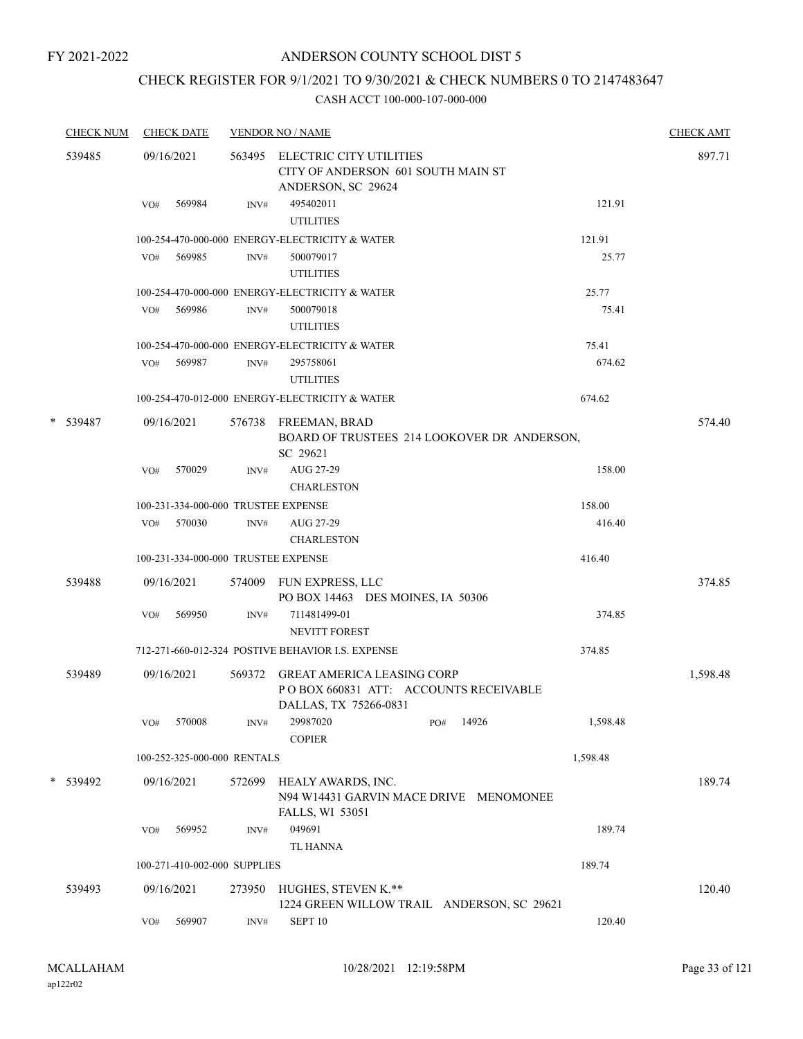FY 2021-2022

# ANDERSON COUNTY SCHOOL DIST 5

## CHECK REGISTER FOR 9/1/2021 TO 9/30/2021 & CHECK NUMBERS 0 TO 2147483647

### CASH ACCT 100-000-107-000-000

| CHECK NUM | CHECK DATE | VENDOR NO / NAME | | CHECK AMT |
|---|---|---|---|---|
| 539485 | 09/16/2021 | 563495 ELECTRIC CITY UTILITIES<br>CITY OF ANDERSON 601 SOUTH MAIN ST<br>ANDERSON, SC 29624 | | 897.71 |
| | VO# 569984 | INV# 495402011<br>UTILITIES | 121.91 | |
| | | 100-254-470-000-000 ENERGY-ELECTRICITY & WATER | 121.91 | |
| | VO# 569985 | INV# 500079017<br>UTILITIES | 25.77 | |
| | | 100-254-470-000-000 ENERGY-ELECTRICITY & WATER | 25.77 | |
| | VO# 569986 | INV# 500079018<br>UTILITIES | 75.41 | |
| | | 100-254-470-000-000 ENERGY-ELECTRICITY & WATER | 75.41 | |
| | VO# 569987 | INV# 295758061<br>UTILITIES | 674.62 | |
| | | 100-254-470-012-000 ENERGY-ELECTRICITY & WATER | 674.62 | |
| * 539487 | 09/16/2021 | 576738 FREEMAN, BRAD<br>BOARD OF TRUSTEES 214 LOOKOVER DR ANDERSON, SC 29621 | | 574.40 |
| | VO# 570029 | INV# AUG 27-29<br>CHARLESTON | 158.00 | |
| | | 100-231-334-000-000 TRUSTEE EXPENSE | 158.00 | |
| | VO# 570030 | INV# AUG 27-29<br>CHARLESTON | 416.40 | |
| | | 100-231-334-000-000 TRUSTEE EXPENSE | 416.40 | |
| 539488 | 09/16/2021 | 574009 FUN EXPRESS, LLC<br>PO BOX 14463 DES MOINES, IA 50306 | | 374.85 |
| | VO# 569950 | INV# 711481499-01<br>NEVITT FOREST | 374.85 | |
| | | 712-271-660-012-324 POSTIVE BEHAVIOR I.S. EXPENSE | 374.85 | |
| 539489 | 09/16/2021 | 569372 GREAT AMERICA LEASING CORP<br>P O BOX 660831 ATT: ACCOUNTS RECEIVABLE<br>DALLAS, TX 75266-0831 | | 1,598.48 |
| | VO# 570008 | INV# 29987020 PO# 14926<br>COPIER | 1,598.48 | |
| | | 100-252-325-000-000 RENTALS | 1,598.48 | |
| * 539492 | 09/16/2021 | 572699 HEALY AWARDS, INC.<br>N94 W14431 GARVIN MACE DRIVE MENOMONEE FALLS, WI 53051 | | 189.74 |
| | VO# 569952 | INV# 049691<br>TL HANNA | 189.74 | |
| | | 100-271-410-002-000 SUPPLIES | 189.74 | |
| 539493 | 09/16/2021 | 273950 HUGHES, STEVEN K.**<br>1224 GREEN WILLOW TRAIL ANDERSON, SC 29621 | | 120.40 |
| | VO# 569907 | INV# SEPT 10 | 120.40 | |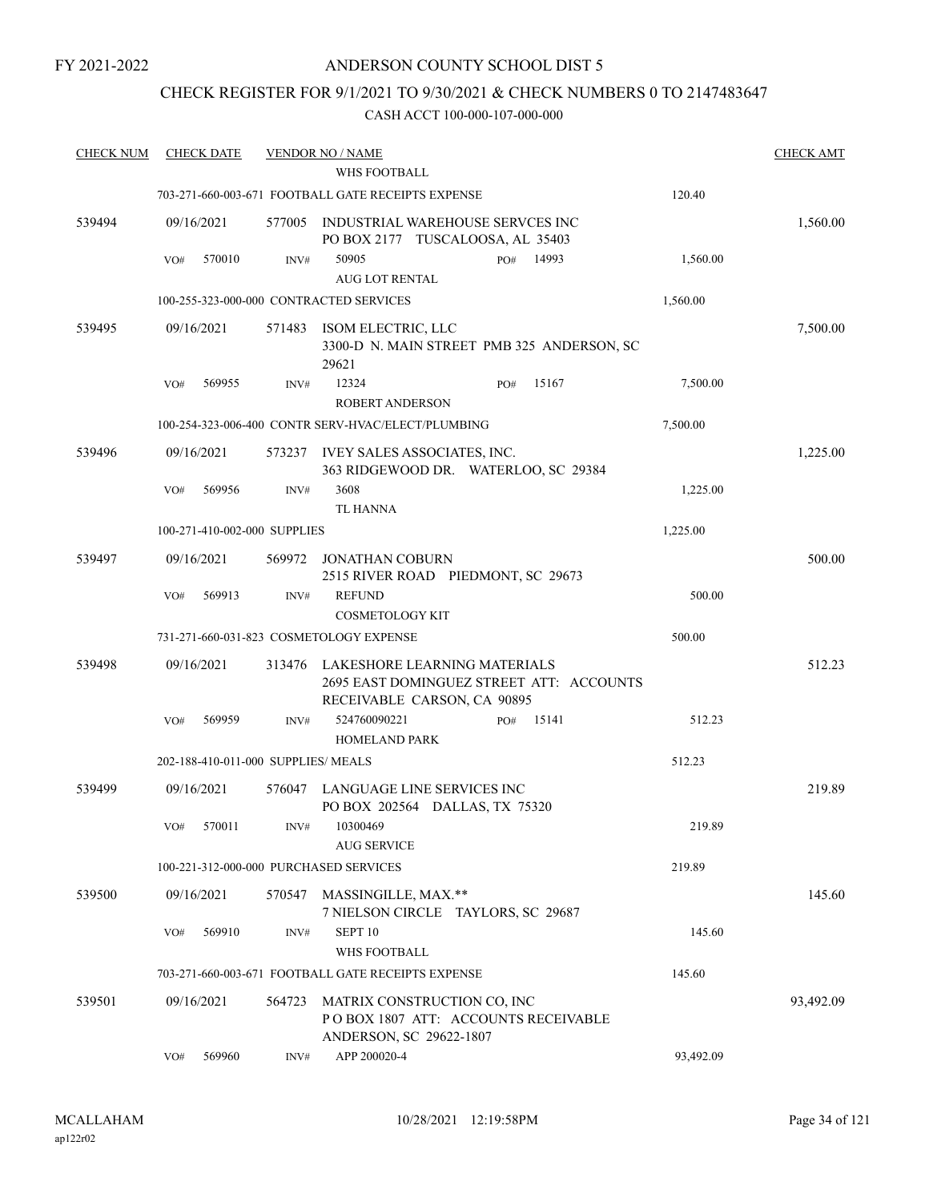FY 2021-2022

# ANDERSON COUNTY SCHOOL DIST 5

## CHECK REGISTER FOR 9/1/2021 TO 9/30/2021 & CHECK NUMBERS 0 TO 2147483647

### CASH ACCT 100-000-107-000-000

| CHECK NUM | CHECK DATE | VENDOR NO / NAME | | CHECK AMT |
|---|---|---|---|---|
| | | WHS FOOTBALL | | |
| | | 703-271-660-003-671 FOOTBALL GATE RECEIPTS EXPENSE | 120.40 | |
| 539494 | 09/16/2021 | 577005 INDUSTRIAL WAREHOUSE SERVCES INC<br>PO BOX 2177 TUSCALOOSA, AL 35403 | | 1,560.00 |
| | VO# 570010 | INV# 50905 PO# 14993<br>AUG LOT RENTAL | 1,560.00 | |
| | | 100-255-323-000-000 CONTRACTED SERVICES | 1,560.00 | |
| 539495 | 09/16/2021 | 571483 ISOM ELECTRIC, LLC<br>3300-D N. MAIN STREET PMB 325 ANDERSON, SC 29621 | | 7,500.00 |
| | VO# 569955 | INV# 12324 PO# 15167<br>ROBERT ANDERSON | 7,500.00 | |
| | | 100-254-323-006-400 CONTR SERV-HVAC/ELECT/PLUMBING | 7,500.00 | |
| 539496 | 09/16/2021 | 573237 IVEY SALES ASSOCIATES, INC.<br>363 RIDGEWOOD DR. WATERLOO, SC 29384 | | 1,225.00 |
| | VO# 569956 | INV# 3608<br>TL HANNA | 1,225.00 | |
| | | 100-271-410-002-000 SUPPLIES | 1,225.00 | |
| 539497 | 09/16/2021 | 569972 JONATHAN COBURN<br>2515 RIVER ROAD PIEDMONT, SC 29673 | | 500.00 |
| | VO# 569913 | INV# REFUND<br>COSMETOLOGY KIT | 500.00 | |
| | | 731-271-660-031-823 COSMETOLOGY EXPENSE | 500.00 | |
| 539498 | 09/16/2021 | 313476 LAKESHORE LEARNING MATERIALS<br>2695 EAST DOMINGUEZ STREET ATT: ACCOUNTS RECEIVABLE CARSON, CA 90895 | | 512.23 |
| | VO# 569959 | INV# 524760090221 PO# 15141<br>HOMELAND PARK | 512.23 | |
| | | 202-188-410-011-000 SUPPLIES/ MEALS | 512.23 | |
| 539499 | 09/16/2021 | 576047 LANGUAGE LINE SERVICES INC<br>PO BOX 202564 DALLAS, TX 75320 | | 219.89 |
| | VO# 570011 | INV# 10300469<br>AUG SERVICE | 219.89 | |
| | | 100-221-312-000-000 PURCHASED SERVICES | 219.89 | |
| 539500 | 09/16/2021 | 570547 MASSINGILLE, MAX.**<br>7 NIELSON CIRCLE TAYLORS, SC 29687 | | 145.60 |
| | VO# 569910 | INV# SEPT 10<br>WHS FOOTBALL | 145.60 | |
| | | 703-271-660-003-671 FOOTBALL GATE RECEIPTS EXPENSE | 145.60 | |
| 539501 | 09/16/2021 | 564723 MATRIX CONSTRUCTION CO, INC<br>P O BOX 1807 ATT: ACCOUNTS RECEIVABLE ANDERSON, SC 29622-1807 | | 93,492.09 |
| | VO# 569960 | INV# APP 200020-4 | 93,492.09 | |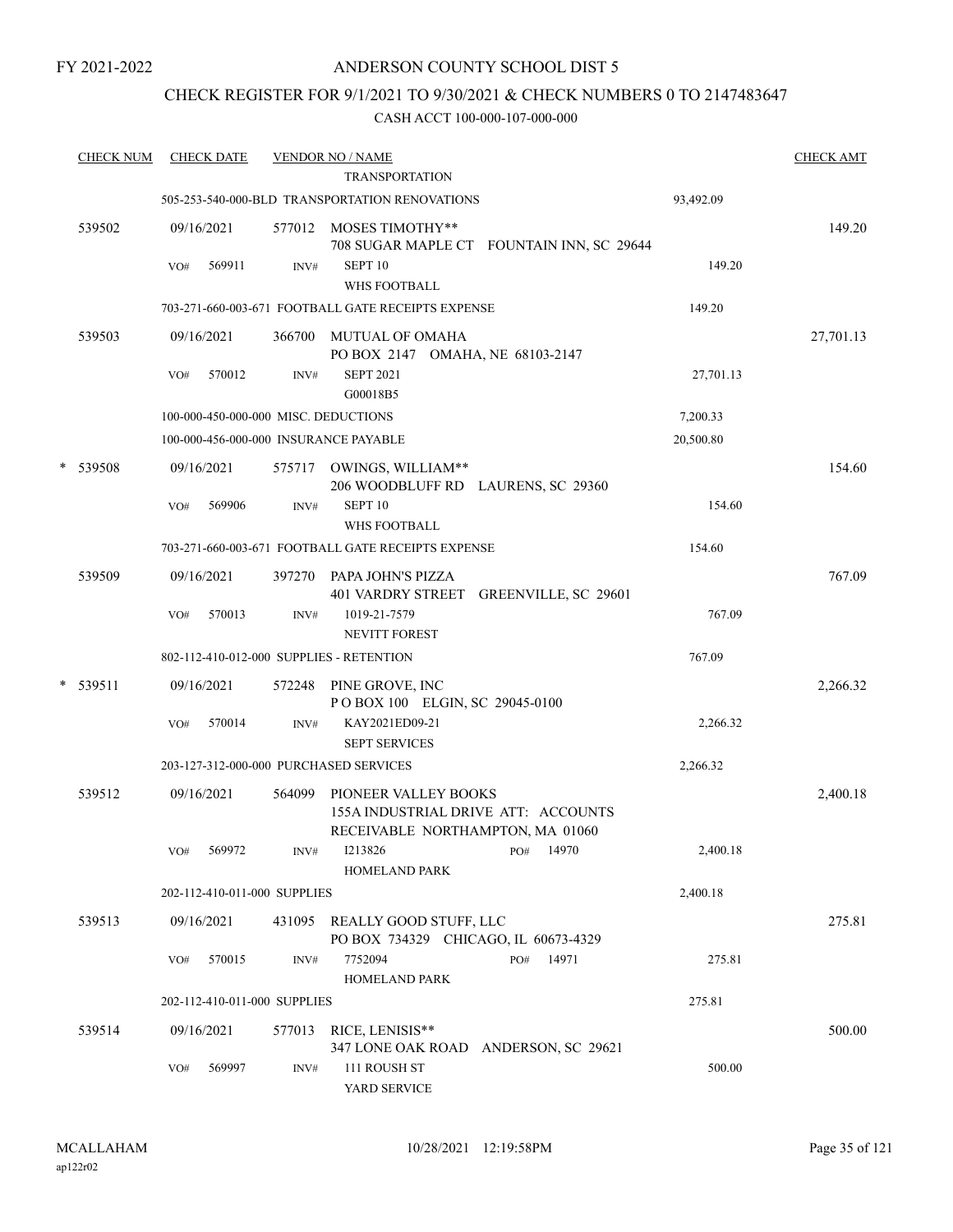FY 2021-2022

# ANDERSON COUNTY SCHOOL DIST 5

## CHECK REGISTER FOR 9/1/2021 TO 9/30/2021 & CHECK NUMBERS 0 TO 2147483647

### CASH ACCT 100-000-107-000-000

| CHECK NUM | CHECK DATE | VENDOR NO / NAME | | CHECK AMT |
|---|---|---|---|---|
| | | TRANSPORTATION | | |
| | | 505-253-540-000-BLD TRANSPORTATION RENOVATIONS | 93,492.09 | |
| 539502 | 09/16/2021 | 577012 MOSES TIMOTHY** 708 SUGAR MAPLE CT FOUNTAIN INN, SC 29644 | | 149.20 |
| | VO# 569911 | INV# SEPT 10 WHS FOOTBALL | 149.20 | |
| | | 703-271-660-003-671 FOOTBALL GATE RECEIPTS EXPENSE | 149.20 | |
| 539503 | 09/16/2021 | 366700 MUTUAL OF OMAHA PO BOX 2147 OMAHA, NE 68103-2147 | | 27,701.13 |
| | VO# 570012 | INV# SEPT 2021 G00018B5 | 27,701.13 | |
| | | 100-000-450-000-000 MISC. DEDUCTIONS | 7,200.33 | |
| | | 100-000-456-000-000 INSURANCE PAYABLE | 20,500.80 | |
| * 539508 | 09/16/2021 | 575717 OWINGS, WILLIAM** 206 WOODBLUFF RD LAURENS, SC 29360 | | 154.60 |
| | VO# 569906 | INV# SEPT 10 WHS FOOTBALL | 154.60 | |
| | | 703-271-660-003-671 FOOTBALL GATE RECEIPTS EXPENSE | 154.60 | |
| 539509 | 09/16/2021 | 397270 PAPA JOHN'S PIZZA 401 VARDRY STREET GREENVILLE, SC 29601 | | 767.09 |
| | VO# 570013 | INV# 1019-21-7579 NEVITT FOREST | 767.09 | |
| | | 802-112-410-012-000 SUPPLIES - RETENTION | 767.09 | |
| * 539511 | 09/16/2021 | 572248 PINE GROVE, INC P O BOX 100 ELGIN, SC 29045-0100 | | 2,266.32 |
| | VO# 570014 | INV# KAY2021ED09-21 SEPT SERVICES | 2,266.32 | |
| | | 203-127-312-000-000 PURCHASED SERVICES | 2,266.32 | |
| 539512 | 09/16/2021 | 564099 PIONEER VALLEY BOOKS 155A INDUSTRIAL DRIVE ATT: ACCOUNTS RECEIVABLE NORTHAMPTON, MA 01060 | | 2,400.18 |
| | VO# 569972 | INV# I213826 PO# 14970 HOMELAND PARK | 2,400.18 | |
| | | 202-112-410-011-000 SUPPLIES | 2,400.18 | |
| 539513 | 09/16/2021 | 431095 REALLY GOOD STUFF, LLC PO BOX 734329 CHICAGO, IL 60673-4329 | | 275.81 |
| | VO# 570015 | INV# 7752094 PO# 14971 HOMELAND PARK | 275.81 | |
| | | 202-112-410-011-000 SUPPLIES | 275.81 | |
| 539514 | 09/16/2021 | 577013 RICE, LENISIS** 347 LONE OAK ROAD ANDERSON, SC 29621 | | 500.00 |
| | VO# 569997 | INV# 111 ROUSH ST YARD SERVICE | 500.00 | |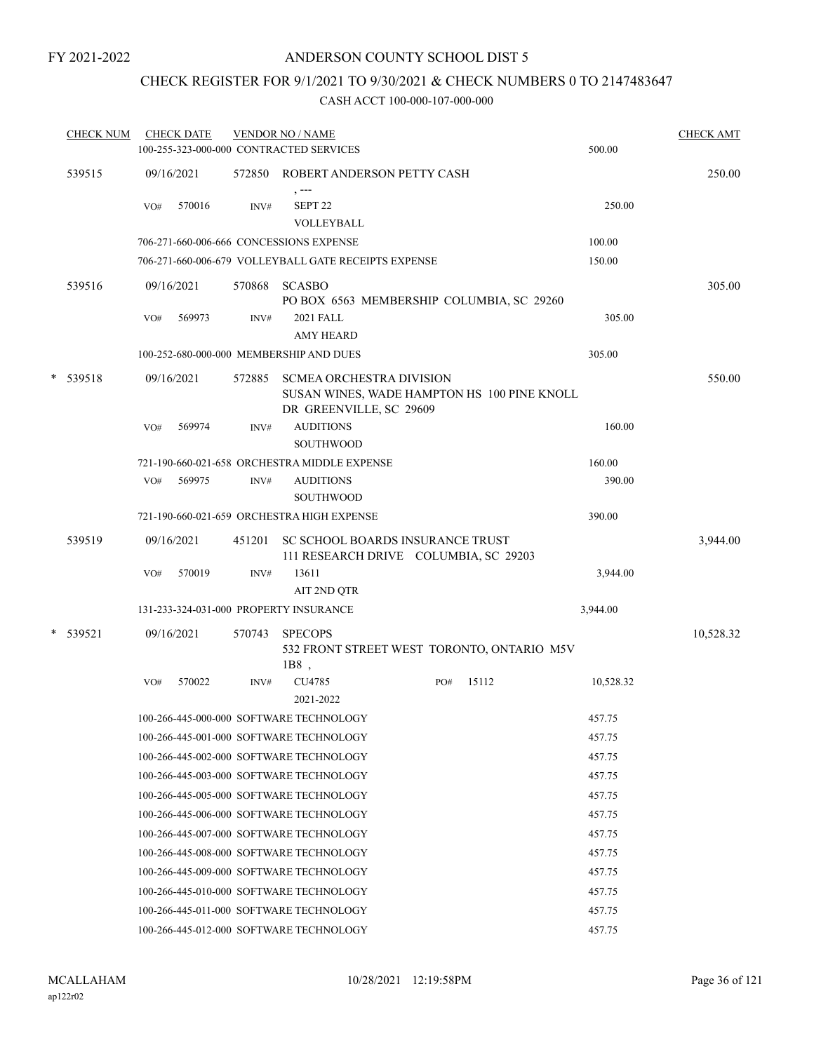FY 2021-2022

# ANDERSON COUNTY SCHOOL DIST 5

## CHECK REGISTER FOR 9/1/2021 TO 9/30/2021 & CHECK NUMBERS 0 TO 2147483647

### CASH ACCT 100-000-107-000-000

| CHECK NUM | CHECK DATE | VENDOR NO / NAME | | CHECK AMT |
|---|---|---|---|---|
| | | 100-255-323-000-000 CONTRACTED SERVICES | 500.00 | |
| 539515 | 09/16/2021 | 572850 ROBERT ANDERSON PETTY CASH<br>, --- | | 250.00 |
| | VO# 570016 | INV# SEPT 22<br>VOLLEYBALL | 250.00 | |
| | | 706-271-660-006-666 CONCESSIONS EXPENSE | 100.00 | |
| | | 706-271-660-006-679 VOLLEYBALL GATE RECEIPTS EXPENSE | 150.00 | |
| 539516 | 09/16/2021 | 570868 SCASBO<br>PO BOX 6563 MEMBERSHIP COLUMBIA, SC 29260 | | 305.00 |
| | VO# 569973 | INV# 2021 FALL<br>AMY HEARD | 305.00 | |
| | | 100-252-680-000-000 MEMBERSHIP AND DUES | 305.00 | |
| * 539518 | 09/16/2021 | 572885 SCMEA ORCHESTRA DIVISION<br>SUSAN WINES, WADE HAMPTON HS 100 PINE KNOLL DR GREENVILLE, SC 29609 | | 550.00 |
| | VO# 569974 | INV# AUDITIONS<br>SOUTHWOOD | 160.00 | |
| | | 721-190-660-021-658 ORCHESTRA MIDDLE EXPENSE | 160.00 | |
| | VO# 569975 | INV# AUDITIONS<br>SOUTHWOOD | 390.00 | |
| | | 721-190-660-021-659 ORCHESTRA HIGH EXPENSE | 390.00 | |
| 539519 | 09/16/2021 | 451201 SC SCHOOL BOARDS INSURANCE TRUST<br>111 RESEARCH DRIVE COLUMBIA, SC 29203 | | 3,944.00 |
| | VO# 570019 | INV# 13611<br>AIT 2ND QTR | 3,944.00 | |
| | | 131-233-324-031-000 PROPERTY INSURANCE | 3,944.00 | |
| * 539521 | 09/16/2021 | 570743 SPECOPS<br>532 FRONT STREET WEST TORONTO, ONTARIO M5V 1B8 , | | 10,528.32 |
| | VO# 570022 | INV# CU4785 PO# 15112<br>2021-2022 | 10,528.32 | |
| | | 100-266-445-000-000 SOFTWARE TECHNOLOGY | 457.75 | |
| | | 100-266-445-001-000 SOFTWARE TECHNOLOGY | 457.75 | |
| | | 100-266-445-002-000 SOFTWARE TECHNOLOGY | 457.75 | |
| | | 100-266-445-003-000 SOFTWARE TECHNOLOGY | 457.75 | |
| | | 100-266-445-005-000 SOFTWARE TECHNOLOGY | 457.75 | |
| | | 100-266-445-006-000 SOFTWARE TECHNOLOGY | 457.75 | |
| | | 100-266-445-007-000 SOFTWARE TECHNOLOGY | 457.75 | |
| | | 100-266-445-008-000 SOFTWARE TECHNOLOGY | 457.75 | |
| | | 100-266-445-009-000 SOFTWARE TECHNOLOGY | 457.75 | |
| | | 100-266-445-010-000 SOFTWARE TECHNOLOGY | 457.75 | |
| | | 100-266-445-011-000 SOFTWARE TECHNOLOGY | 457.75 | |
| | | 100-266-445-012-000 SOFTWARE TECHNOLOGY | 457.75 | |

MCALLAHAM
ap122r02

10/28/2021 12:19:58PM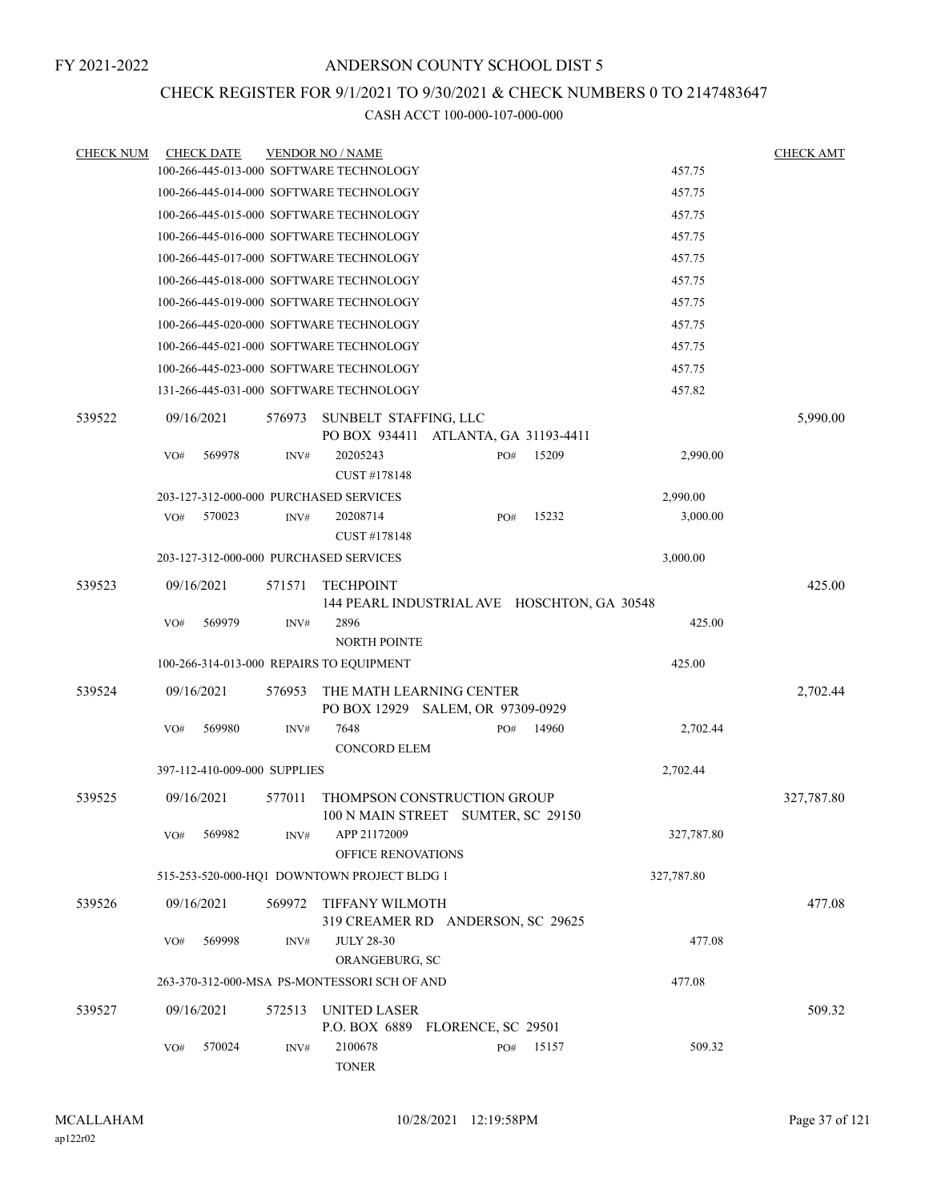FY 2021-2022

# ANDERSON COUNTY SCHOOL DIST 5

## CHECK REGISTER FOR 9/1/2021 TO 9/30/2021 & CHECK NUMBERS 0 TO 2147483647

CASH ACCT 100-000-107-000-000

| CHECK NUM | CHECK DATE | VENDOR NO / NAME | | CHECK AMT |
|---|---|---|---|---|
| | 100-266-445-013-000 SOFTWARE TECHNOLOGY | | 457.75 | |
| | 100-266-445-014-000 SOFTWARE TECHNOLOGY | | 457.75 | |
| | 100-266-445-015-000 SOFTWARE TECHNOLOGY | | 457.75 | |
| | 100-266-445-016-000 SOFTWARE TECHNOLOGY | | 457.75 | |
| | 100-266-445-017-000 SOFTWARE TECHNOLOGY | | 457.75 | |
| | 100-266-445-018-000 SOFTWARE TECHNOLOGY | | 457.75 | |
| | 100-266-445-019-000 SOFTWARE TECHNOLOGY | | 457.75 | |
| | 100-266-445-020-000 SOFTWARE TECHNOLOGY | | 457.75 | |
| | 100-266-445-021-000 SOFTWARE TECHNOLOGY | | 457.75 | |
| | 100-266-445-023-000 SOFTWARE TECHNOLOGY | | 457.75 | |
| | 131-266-445-031-000 SOFTWARE TECHNOLOGY | | 457.82 | |
| 539522 | 09/16/2021 | 576973 SUNBELT STAFFING, LLC<br>PO BOX 934411 ATLANTA, GA 31193-4411 | | 5,990.00 |
| | VO# 569978 | INV# 20205243 PO# 15209<br>CUST #178148 | 2,990.00 | |
| | 203-127-312-000-000 PURCHASED SERVICES | | 2,990.00 | |
| | VO# 570023 | INV# 20208714 PO# 15232<br>CUST #178148 | 3,000.00 | |
| | 203-127-312-000-000 PURCHASED SERVICES | | 3,000.00 | |
| 539523 | 09/16/2021 | 571571 TECHPOINT<br>144 PEARL INDUSTRIAL AVE HOSCHTON, GA 30548 | | 425.00 |
| | VO# 569979 | INV# 2896<br>NORTH POINTE | 425.00 | |
| | 100-266-314-013-000 REPAIRS TO EQUIPMENT | | 425.00 | |
| 539524 | 09/16/2021 | 576953 THE MATH LEARNING CENTER<br>PO BOX 12929 SALEM, OR 97309-0929 | | 2,702.44 |
| | VO# 569980 | INV# 7648 PO# 14960<br>CONCORD ELEM | 2,702.44 | |
| | 397-112-410-009-000 SUPPLIES | | 2,702.44 | |
| 539525 | 09/16/2021 | 577011 THOMPSON CONSTRUCTION GROUP<br>100 N MAIN STREET SUMTER, SC 29150 | | 327,787.80 |
| | VO# 569982 | INV# APP 21172009<br>OFFICE RENOVATIONS | 327,787.80 | |
| | 515-253-520-000-HQ1 DOWNTOWN PROJECT BLDG 1 | | 327,787.80 | |
| 539526 | 09/16/2021 | 569972 TIFFANY WILMOTH<br>319 CREAMER RD ANDERSON, SC 29625 | | 477.08 |
| | VO# 569998 | INV# JULY 28-30<br>ORANGEBURG, SC | 477.08 | |
| | 263-370-312-000-MSA PS-MONTESSORI SCH OF AND | | 477.08 | |
| 539527 | 09/16/2021 | 572513 UNITED LASER<br>P.O. BOX 6889 FLORENCE, SC 29501 | | 509.32 |
| | VO# 570024 | INV# 2100678 PO# 15157<br>TONER | 509.32 | |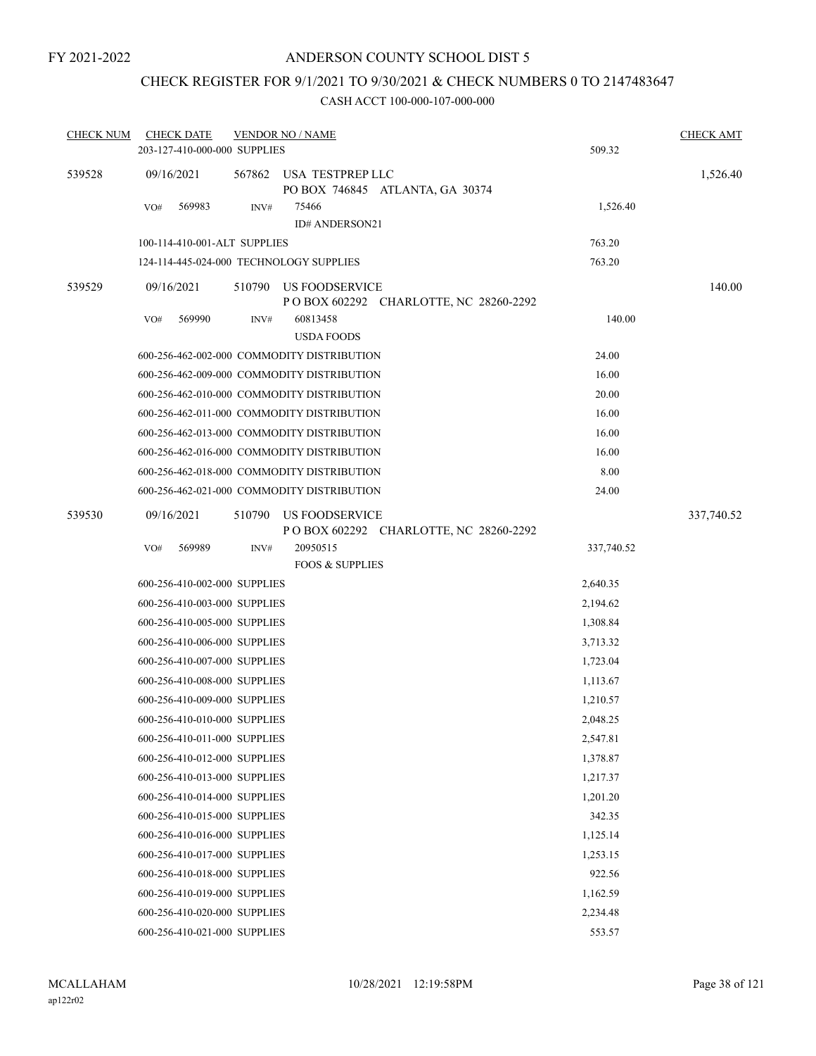FY 2021-2022

# ANDERSON COUNTY SCHOOL DIST 5

## CHECK REGISTER FOR 9/1/2021 TO 9/30/2021 & CHECK NUMBERS 0 TO 2147483647

### CASH ACCT 100-000-107-000-000

| CHECK NUM | CHECK DATE | VENDOR NO / NAME | | CHECK AMT |
|---|---|---|---|---|
| | 203-127-410-000-000 SUPPLIES | | 509.32 | |
| 539528 | 09/16/2021 | 567862 USA TESTPREP LLC<br>PO BOX 746845 ATLANTA, GA 30374 | | 1,526.40 |
| | VO# 569983 | INV# 75466<br>ID# ANDERSON21 | 1,526.40 | |
| | 100-114-410-001-ALT SUPPLIES | | 763.20 | |
| | 124-114-445-024-000 TECHNOLOGY SUPPLIES | | 763.20 | |
| 539529 | 09/16/2021 | 510790 US FOODSERVICE<br>P O BOX 602292 CHARLOTTE, NC 28260-2292 | | 140.00 |
| | VO# 569990 | INV# 60813458<br>USDA FOODS | 140.00 | |
| | 600-256-462-002-000 COMMODITY DISTRIBUTION | | 24.00 | |
| | 600-256-462-009-000 COMMODITY DISTRIBUTION | | 16.00 | |
| | 600-256-462-010-000 COMMODITY DISTRIBUTION | | 20.00 | |
| | 600-256-462-011-000 COMMODITY DISTRIBUTION | | 16.00 | |
| | 600-256-462-013-000 COMMODITY DISTRIBUTION | | 16.00 | |
| | 600-256-462-016-000 COMMODITY DISTRIBUTION | | 16.00 | |
| | 600-256-462-018-000 COMMODITY DISTRIBUTION | | 8.00 | |
| | 600-256-462-021-000 COMMODITY DISTRIBUTION | | 24.00 | |
| 539530 | 09/16/2021 | 510790 US FOODSERVICE<br>P O BOX 602292 CHARLOTTE, NC 28260-2292 | | 337,740.52 |
| | VO# 569989 | INV# 20950515<br>FOOS & SUPPLIES | 337,740.52 | |
| | 600-256-410-002-000 SUPPLIES | | 2,640.35 | |
| | 600-256-410-003-000 SUPPLIES | | 2,194.62 | |
| | 600-256-410-005-000 SUPPLIES | | 1,308.84 | |
| | 600-256-410-006-000 SUPPLIES | | 3,713.32 | |
| | 600-256-410-007-000 SUPPLIES | | 1,723.04 | |
| | 600-256-410-008-000 SUPPLIES | | 1,113.67 | |
| | 600-256-410-009-000 SUPPLIES | | 1,210.57 | |
| | 600-256-410-010-000 SUPPLIES | | 2,048.25 | |
| | 600-256-410-011-000 SUPPLIES | | 2,547.81 | |
| | 600-256-410-012-000 SUPPLIES | | 1,378.87 | |
| | 600-256-410-013-000 SUPPLIES | | 1,217.37 | |
| | 600-256-410-014-000 SUPPLIES | | 1,201.20 | |
| | 600-256-410-015-000 SUPPLIES | | 342.35 | |
| | 600-256-410-016-000 SUPPLIES | | 1,125.14 | |
| | 600-256-410-017-000 SUPPLIES | | 1,253.15 | |
| | 600-256-410-018-000 SUPPLIES | | 922.56 | |
| | 600-256-410-019-000 SUPPLIES | | 1,162.59 | |
| | 600-256-410-020-000 SUPPLIES | | 2,234.48 | |
| | 600-256-410-021-000 SUPPLIES | | 553.57 | |

MCALLAHAM
ap122r02

10/28/2021 12:19:58PM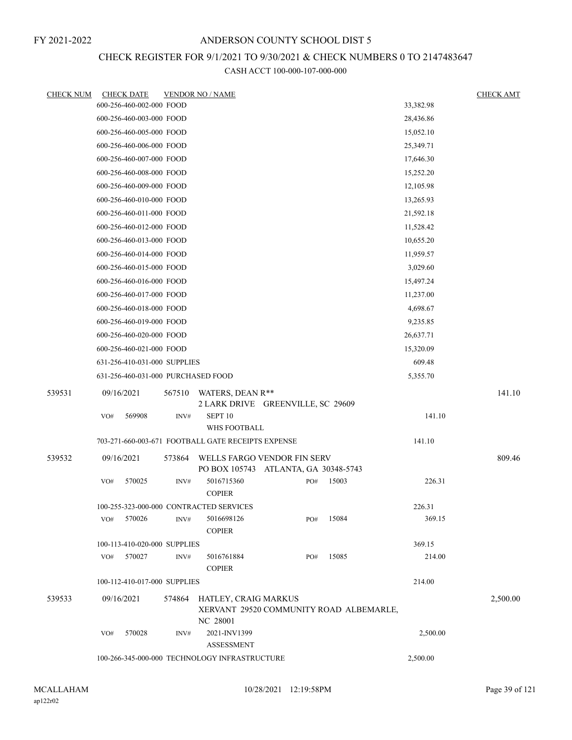FY 2021-2022

# ANDERSON COUNTY SCHOOL DIST 5

## CHECK REGISTER FOR 9/1/2021 TO 9/30/2021 & CHECK NUMBERS 0 TO 2147483647

### CASH ACCT 100-000-107-000-000

| CHECK NUM | CHECK DATE | VENDOR NO / NAME | | CHECK AMT |
|---|---|---|---|---|
| | 600-256-460-002-000 FOOD | | 33,382.98 | |
| | 600-256-460-003-000 FOOD | | 28,436.86 | |
| | 600-256-460-005-000 FOOD | | 15,052.10 | |
| | 600-256-460-006-000 FOOD | | 25,349.71 | |
| | 600-256-460-007-000 FOOD | | 17,646.30 | |
| | 600-256-460-008-000 FOOD | | 15,252.20 | |
| | 600-256-460-009-000 FOOD | | 12,105.98 | |
| | 600-256-460-010-000 FOOD | | 13,265.93 | |
| | 600-256-460-011-000 FOOD | | 21,592.18 | |
| | 600-256-460-012-000 FOOD | | 11,528.42 | |
| | 600-256-460-013-000 FOOD | | 10,655.20 | |
| | 600-256-460-014-000 FOOD | | 11,959.57 | |
| | 600-256-460-015-000 FOOD | | 3,029.60 | |
| | 600-256-460-016-000 FOOD | | 15,497.24 | |
| | 600-256-460-017-000 FOOD | | 11,237.00 | |
| | 600-256-460-018-000 FOOD | | 4,698.67 | |
| | 600-256-460-019-000 FOOD | | 9,235.85 | |
| | 600-256-460-020-000 FOOD | | 26,637.71 | |
| | 600-256-460-021-000 FOOD | | 15,320.09 | |
| | 631-256-410-031-000 SUPPLIES | | 609.48 | |
| | 631-256-460-031-000 PURCHASED FOOD | | 5,355.70 | |
| 539531 | 09/16/2021 | 567510 WATERS, DEAN R** <br> 2 LARK DRIVE GREENVILLE, SC 29609 | | 141.10 |
| | VO# 569908 | INV# SEPT 10 <br> WHS FOOTBALL | 141.10 | |
| | 703-271-660-003-671 FOOTBALL GATE RECEIPTS EXPENSE | | 141.10 | |
| 539532 | 09/16/2021 | 573864 WELLS FARGO VENDOR FIN SERV <br> PO BOX 105743 ATLANTA, GA 30348-5743 | | 809.46 |
| | VO# 570025 | INV# 5016715360 PO# 15003 <br> COPIER | 226.31 | |
| | 100-255-323-000-000 CONTRACTED SERVICES | | 226.31 | |
| | VO# 570026 | INV# 5016698126 PO# 15084 <br> COPIER | 369.15 | |
| | 100-113-410-020-000 SUPPLIES | | 369.15 | |
| | VO# 570027 | INV# 5016761884 PO# 15085 <br> COPIER | 214.00 | |
| | 100-112-410-017-000 SUPPLIES | | 214.00 | |
| 539533 | 09/16/2021 | 574864 HATLEY, CRAIG MARKUS <br> XERVANT 29520 COMMUNITY ROAD ALBEMARLE, NC 28001 | | 2,500.00 |
| | VO# 570028 | INV# 2021-INV1399 <br> ASSESSMENT | 2,500.00 | |
| | 100-266-345-000-000 TECHNOLOGY INFRASTRUCTURE | | 2,500.00 | |

MCALLAHAM
ap122r02

10/28/2021 12:19:58PM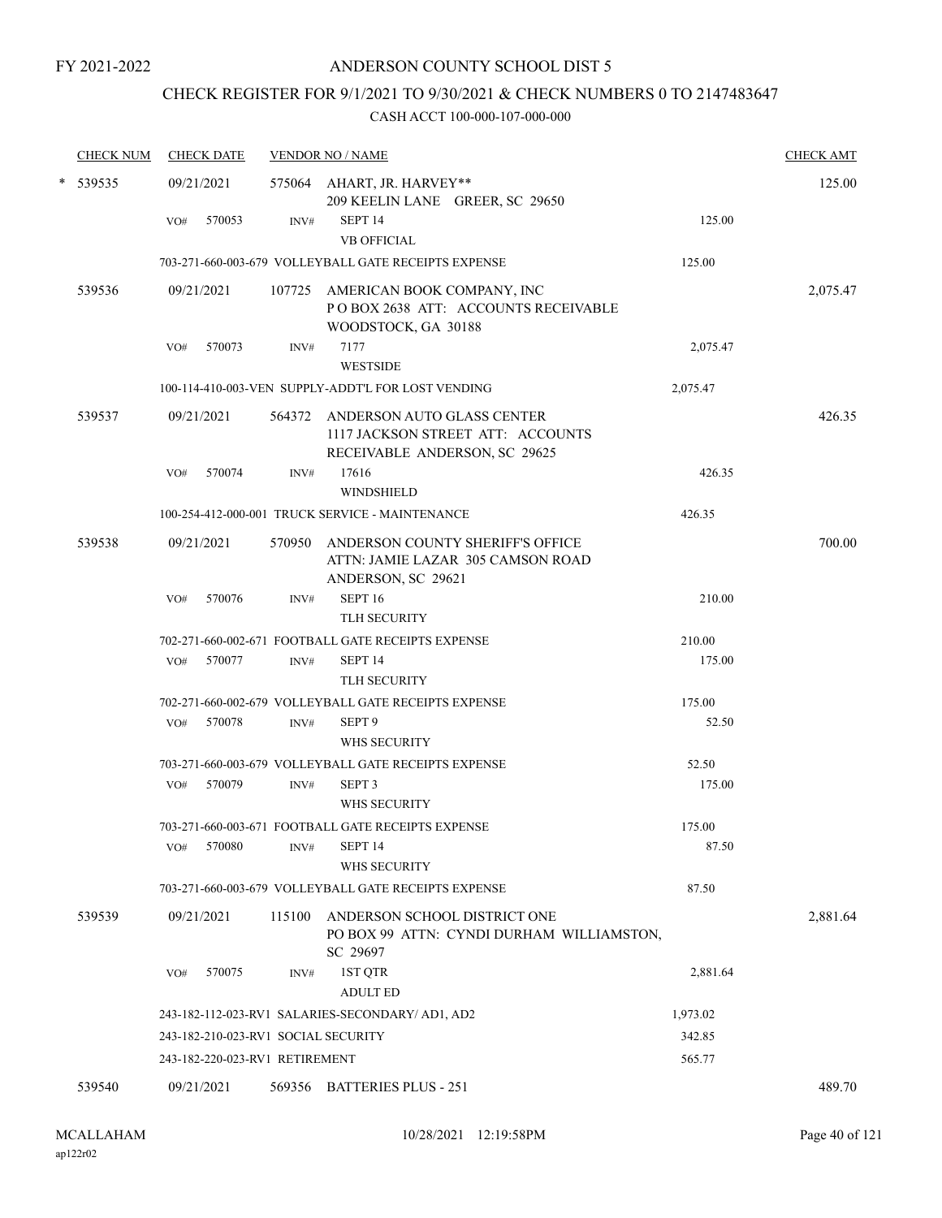FY 2021-2022

# ANDERSON COUNTY SCHOOL DIST 5

## CHECK REGISTER FOR 9/1/2021 TO 9/30/2021 & CHECK NUMBERS 0 TO 2147483647

CASH ACCT 100-000-107-000-000

| CHECK NUM | CHECK DATE | VENDOR NO / NAME | | CHECK AMT |
|---|---|---|---|---|
| * 539535 | 09/21/2021 | 575064 AHART, JR. HARVEY** 209 KEELIN LANE GREER, SC 29650 | | 125.00 |
| | VO# 570053 | INV# SEPT 14 VB OFFICIAL | 125.00 | |
| | | 703-271-660-003-679 VOLLEYBALL GATE RECEIPTS EXPENSE | 125.00 | |
| 539536 | 09/21/2021 | 107725 AMERICAN BOOK COMPANY, INC P O BOX 2638 ATT: ACCOUNTS RECEIVABLE WOODSTOCK, GA 30188 | | 2,075.47 |
| | VO# 570073 | INV# 7177 WESTSIDE | 2,075.47 | |
| | | 100-114-410-003-VEN SUPPLY-ADDT'L FOR LOST VENDING | 2,075.47 | |
| 539537 | 09/21/2021 | 564372 ANDERSON AUTO GLASS CENTER 1117 JACKSON STREET ATT: ACCOUNTS RECEIVABLE ANDERSON, SC 29625 | | 426.35 |
| | VO# 570074 | INV# 17616 WINDSHIELD | 426.35 | |
| | | 100-254-412-000-001 TRUCK SERVICE - MAINTENANCE | 426.35 | |
| 539538 | 09/21/2021 | 570950 ANDERSON COUNTY SHERIFF'S OFFICE ATTN: JAMIE LAZAR 305 CAMSON ROAD ANDERSON, SC 29621 | | 700.00 |
| | VO# 570076 | INV# SEPT 16 TLH SECURITY | 210.00 | |
| | | 702-271-660-002-671 FOOTBALL GATE RECEIPTS EXPENSE | 210.00 | |
| | VO# 570077 | INV# SEPT 14 TLH SECURITY | 175.00 | |
| | | 702-271-660-002-679 VOLLEYBALL GATE RECEIPTS EXPENSE | 175.00 | |
| | VO# 570078 | INV# SEPT 9 WHS SECURITY | 52.50 | |
| | | 703-271-660-003-679 VOLLEYBALL GATE RECEIPTS EXPENSE | 52.50 | |
| | VO# 570079 | INV# SEPT 3 WHS SECURITY | 175.00 | |
| | | 703-271-660-003-671 FOOTBALL GATE RECEIPTS EXPENSE | 175.00 | |
| | VO# 570080 | INV# SEPT 14 WHS SECURITY | 87.50 | |
| | | 703-271-660-003-679 VOLLEYBALL GATE RECEIPTS EXPENSE | 87.50 | |
| 539539 | 09/21/2021 | 115100 ANDERSON SCHOOL DISTRICT ONE PO BOX 99 ATTN: CYNDI DURHAM WILLIAMSTON, SC 29697 | | 2,881.64 |
| | VO# 570075 | INV# 1ST QTR ADULT ED | 2,881.64 | |
| | | 243-182-112-023-RV1 SALARIES-SECONDARY/ AD1, AD2 | 1,973.02 | |
| | | 243-182-210-023-RV1 SOCIAL SECURITY | 342.85 | |
| | | 243-182-220-023-RV1 RETIREMENT | 565.77 | |
| 539540 | 09/21/2021 | 569356 BATTERIES PLUS - 251 | | 489.70 |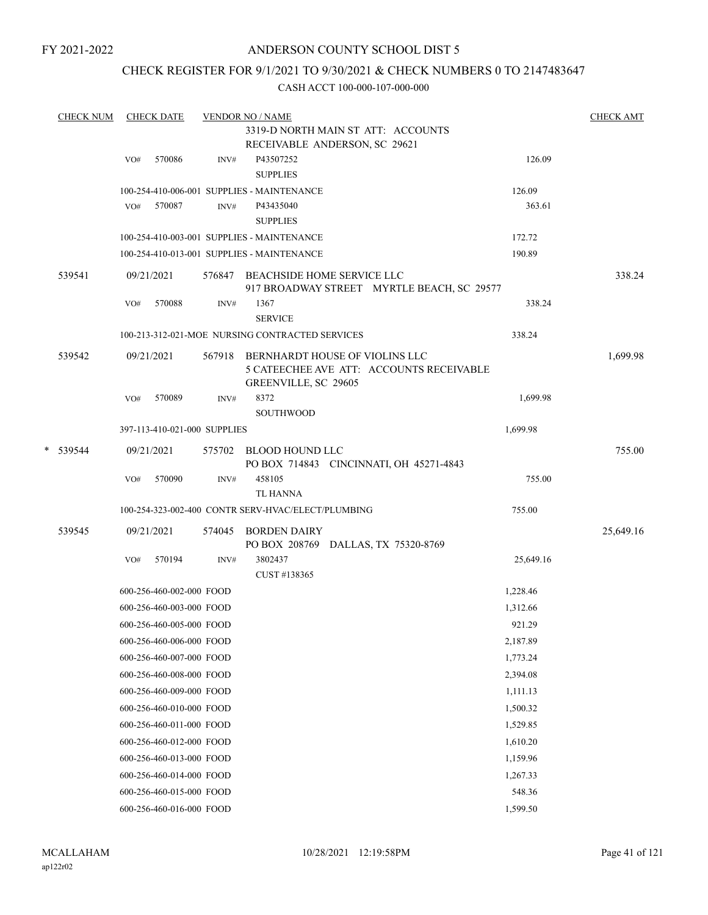FY 2021-2022

# ANDERSON COUNTY SCHOOL DIST 5

## CHECK REGISTER FOR 9/1/2021 TO 9/30/2021 & CHECK NUMBERS 0 TO 2147483647

CASH ACCT 100-000-107-000-000

| CHECK NUM | CHECK DATE | VENDOR NO / NAME | | CHECK AMT |
|---|---|---|---|---|
| | | 3319-D NORTH MAIN ST ATT: ACCOUNTS RECEIVABLE ANDERSON, SC 29621 | | |
| | VO# 570086 | INV# P43507252 SUPPLIES | 126.09 | |
| | | 100-254-410-006-001 SUPPLIES - MAINTENANCE | 126.09 | |
| | VO# 570087 | INV# P43435040 SUPPLIES | 363.61 | |
| | | 100-254-410-003-001 SUPPLIES - MAINTENANCE | 172.72 | |
| | | 100-254-410-013-001 SUPPLIES - MAINTENANCE | 190.89 | |
| 539541 | 09/21/2021 | 576847 BEACHSIDE HOME SERVICE LLC 917 BROADWAY STREET MYRTLE BEACH, SC 29577 | | 338.24 |
| | VO# 570088 | INV# 1367 SERVICE | 338.24 | |
| | | 100-213-312-021-MOE NURSING CONTRACTED SERVICES | 338.24 | |
| 539542 | 09/21/2021 | 567918 BERNHARDT HOUSE OF VIOLINS LLC 5 CATEECHEE AVE ATT: ACCOUNTS RECEIVABLE GREENVILLE, SC 29605 | | 1,699.98 |
| | VO# 570089 | INV# 8372 SOUTHWOOD | 1,699.98 | |
| | | 397-113-410-021-000 SUPPLIES | 1,699.98 | |
| * 539544 | 09/21/2021 | 575702 BLOOD HOUND LLC PO BOX 714843 CINCINNATI, OH 45271-4843 | | 755.00 |
| | VO# 570090 | INV# 458105 TL HANNA | 755.00 | |
| | | 100-254-323-002-400 CONTR SERV-HVAC/ELECT/PLUMBING | 755.00 | |
| 539545 | 09/21/2021 | 574045 BORDEN DAIRY PO BOX 208769 DALLAS, TX 75320-8769 | | 25,649.16 |
| | VO# 570194 | INV# 3802437 CUST #138365 | 25,649.16 | |
| | | 600-256-460-002-000 FOOD | 1,228.46 | |
| | | 600-256-460-003-000 FOOD | 1,312.66 | |
| | | 600-256-460-005-000 FOOD | 921.29 | |
| | | 600-256-460-006-000 FOOD | 2,187.89 | |
| | | 600-256-460-007-000 FOOD | 1,773.24 | |
| | | 600-256-460-008-000 FOOD | 2,394.08 | |
| | | 600-256-460-009-000 FOOD | 1,111.13 | |
| | | 600-256-460-010-000 FOOD | 1,500.32 | |
| | | 600-256-460-011-000 FOOD | 1,529.85 | |
| | | 600-256-460-012-000 FOOD | 1,610.20 | |
| | | 600-256-460-013-000 FOOD | 1,159.96 | |
| | | 600-256-460-014-000 FOOD | 1,267.33 | |
| | | 600-256-460-015-000 FOOD | 548.36 | |
| | | 600-256-460-016-000 FOOD | 1,599.50 | |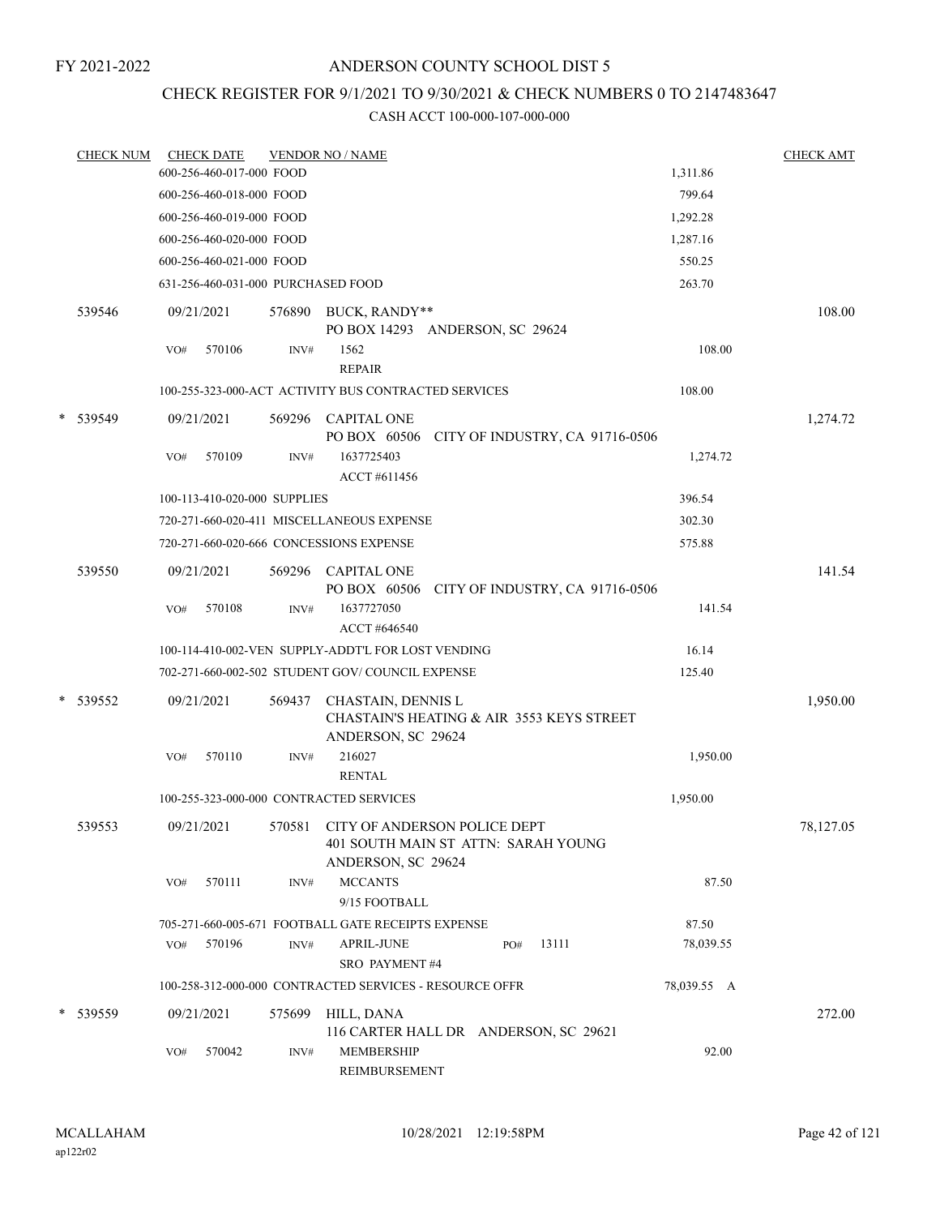FY 2021-2022

# ANDERSON COUNTY SCHOOL DIST 5

## CHECK REGISTER FOR 9/1/2021 TO 9/30/2021 & CHECK NUMBERS 0 TO 2147483647

### CASH ACCT 100-000-107-000-000

| CHECK NUM | CHECK DATE | VENDOR NO / NAME | | CHECK AMT |
|---|---|---|---|---|
| | 600-256-460-017-000 FOOD | | 1,311.86 | |
| | 600-256-460-018-000 FOOD | | 799.64 | |
| | 600-256-460-019-000 FOOD | | 1,292.28 | |
| | 600-256-460-020-000 FOOD | | 1,287.16 | |
| | 600-256-460-021-000 FOOD | | 550.25 | |
| | 631-256-460-031-000 PURCHASED FOOD | | 263.70 | |
| 539546 | 09/21/2021 | 576890 BUCK, RANDY** PO BOX 14293 ANDERSON, SC 29624 | | 108.00 |
| | VO# 570106 INV# | 1562 REPAIR | 108.00 | |
| | 100-255-323-000-ACT ACTIVITY BUS CONTRACTED SERVICES | | 108.00 | |
| * 539549 | 09/21/2021 | 569296 CAPITAL ONE PO BOX 60506 CITY OF INDUSTRY, CA 91716-0506 | | 1,274.72 |
| | VO# 570109 INV# | 1637725403 ACCT #611456 | 1,274.72 | |
| | 100-113-410-020-000 SUPPLIES | | 396.54 | |
| | 720-271-660-020-411 MISCELLANEOUS EXPENSE | | 302.30 | |
| | 720-271-660-020-666 CONCESSIONS EXPENSE | | 575.88 | |
| 539550 | 09/21/2021 | 569296 CAPITAL ONE PO BOX 60506 CITY OF INDUSTRY, CA 91716-0506 | | 141.54 |
| | VO# 570108 INV# | 1637727050 ACCT #646540 | 141.54 | |
| | 100-114-410-002-VEN SUPPLY-ADDT'L FOR LOST VENDING | | 16.14 | |
| | 702-271-660-002-502 STUDENT GOV/ COUNCIL EXPENSE | | 125.40 | |
| * 539552 | 09/21/2021 | 569437 CHASTAIN, DENNIS L CHASTAIN'S HEATING & AIR 3553 KEYS STREET ANDERSON, SC 29624 | | 1,950.00 |
| | VO# 570110 INV# | 216027 RENTAL | 1,950.00 | |
| | 100-255-323-000-000 CONTRACTED SERVICES | | 1,950.00 | |
| 539553 | 09/21/2021 | 570581 CITY OF ANDERSON POLICE DEPT 401 SOUTH MAIN ST ATTN: SARAH YOUNG ANDERSON, SC 29624 | | 78,127.05 |
| | VO# 570111 INV# | MCCANTS 9/15 FOOTBALL | 87.50 | |
| | 705-271-660-005-671 FOOTBALL GATE RECEIPTS EXPENSE | | 87.50 | |
| | VO# 570196 INV# | APRIL-JUNE PO# 13111 SRO PAYMENT #4 | 78,039.55 | |
| | 100-258-312-000-000 CONTRACTED SERVICES - RESOURCE OFFR | | 78,039.55 A | |
| * 539559 | 09/21/2021 | 575699 HILL, DANA 116 CARTER HALL DR ANDERSON, SC 29621 | | 272.00 |
| | VO# 570042 INV# | MEMBERSHIP REIMBURSEMENT | 92.00 | |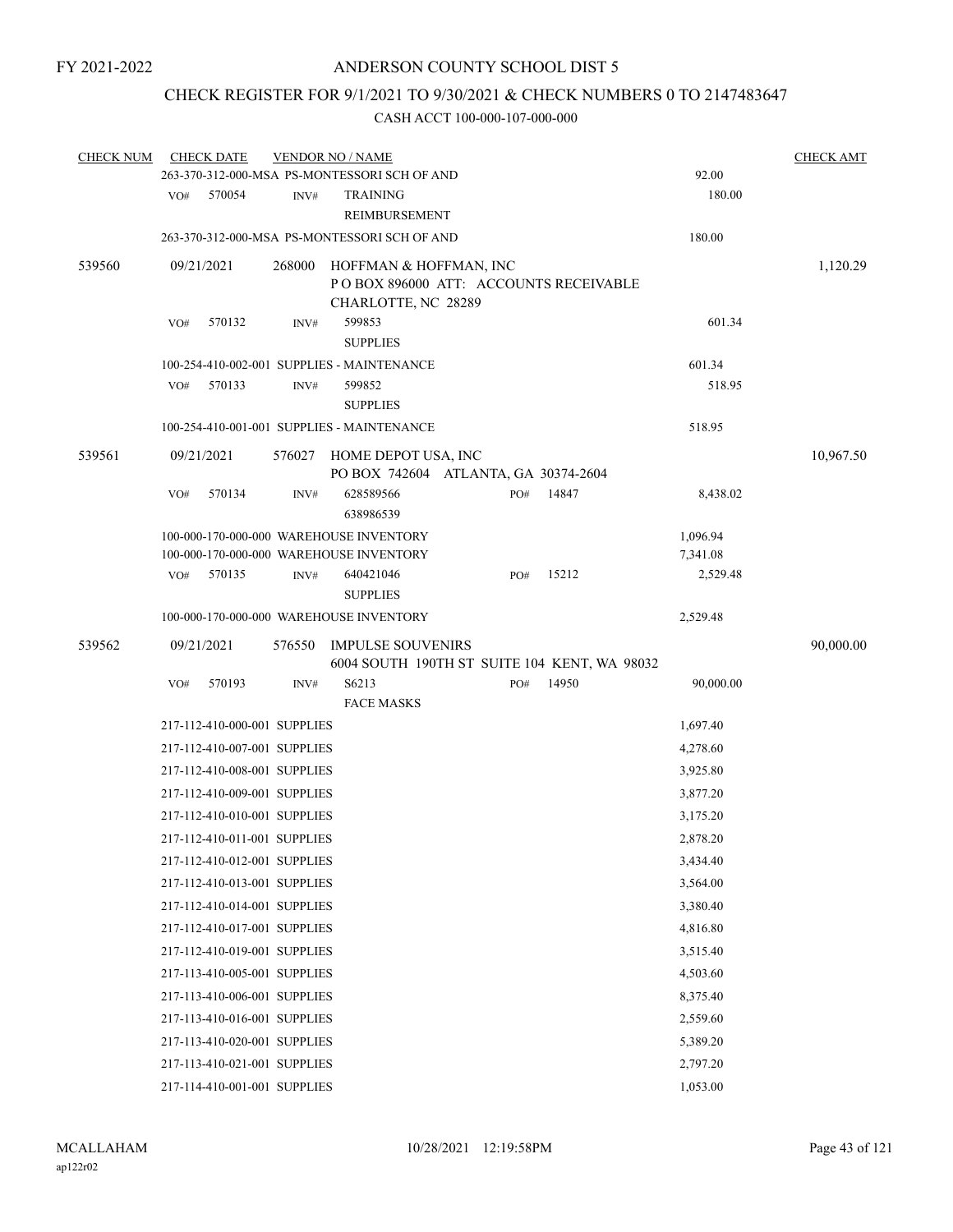FY 2021-2022

# ANDERSON COUNTY SCHOOL DIST 5

## CHECK REGISTER FOR 9/1/2021 TO 9/30/2021 & CHECK NUMBERS 0 TO 2147483647

### CASH ACCT 100-000-107-000-000

| CHECK NUM | CHECK DATE | VENDOR NO / NAME | | | CHECK AMT |
|---|---|---|---|---|---|
| | 263-370-312-000-MSA PS-MONTESSORI SCH OF AND | | | 92.00 | |
| | VO# 570054 | INV# | TRAINING REIMBURSEMENT | 180.00 | |
| | 263-370-312-000-MSA PS-MONTESSORI SCH OF AND | | | 180.00 | |
| 539560 | 09/21/2021 | 268000 | HOFFMAN & HOFFMAN, INC<br>P O BOX 896000 ATT: ACCOUNTS RECEIVABLE<br>CHARLOTTE, NC 28289 | | 1,120.29 |
| | VO# 570132 | INV# | 599853<br>SUPPLIES | 601.34 | |
| | 100-254-410-002-001 SUPPLIES - MAINTENANCE | | | 601.34 | |
| | VO# 570133 | INV# | 599852<br>SUPPLIES | 518.95 | |
| | 100-254-410-001-001 SUPPLIES - MAINTENANCE | | | 518.95 | |
| 539561 | 09/21/2021 | 576027 | HOME DEPOT USA, INC<br>PO BOX 742604 ATLANTA, GA 30374-2604 | | 10,967.50 |
| | VO# 570134 | INV# | 628589566<br>638986539 PO# 14847 | 8,438.02 | |
| | 100-000-170-000-000 WAREHOUSE INVENTORY | | | 1,096.94 | |
| | 100-000-170-000-000 WAREHOUSE INVENTORY | | | 7,341.08 | |
| | VO# 570135 | INV# | 640421046<br>SUPPLIES PO# 15212 | 2,529.48 | |
| | 100-000-170-000-000 WAREHOUSE INVENTORY | | | 2,529.48 | |
| 539562 | 09/21/2021 | 576550 | IMPULSE SOUVENIRS<br>6004 SOUTH 190TH ST SUITE 104 KENT, WA 98032 | | 90,000.00 |
| | VO# 570193 | INV# | S6213<br>FACE MASKS PO# 14950 | 90,000.00 | |
| | 217-112-410-000-001 SUPPLIES | | | 1,697.40 | |
| | 217-112-410-007-001 SUPPLIES | | | 4,278.60 | |
| | 217-112-410-008-001 SUPPLIES | | | 3,925.80 | |
| | 217-112-410-009-001 SUPPLIES | | | 3,877.20 | |
| | 217-112-410-010-001 SUPPLIES | | | 3,175.20 | |
| | 217-112-410-011-001 SUPPLIES | | | 2,878.20 | |
| | 217-112-410-012-001 SUPPLIES | | | 3,434.40 | |
| | 217-112-410-013-001 SUPPLIES | | | 3,564.00 | |
| | 217-112-410-014-001 SUPPLIES | | | 3,380.40 | |
| | 217-112-410-017-001 SUPPLIES | | | 4,816.80 | |
| | 217-112-410-019-001 SUPPLIES | | | 3,515.40 | |
| | 217-113-410-005-001 SUPPLIES | | | 4,503.60 | |
| | 217-113-410-006-001 SUPPLIES | | | 8,375.40 | |
| | 217-113-410-016-001 SUPPLIES | | | 2,559.60 | |
| | 217-113-410-020-001 SUPPLIES | | | 5,389.20 | |
| | 217-113-410-021-001 SUPPLIES | | | 2,797.20 | |
| | 217-114-410-001-001 SUPPLIES | | | 1,053.00 | |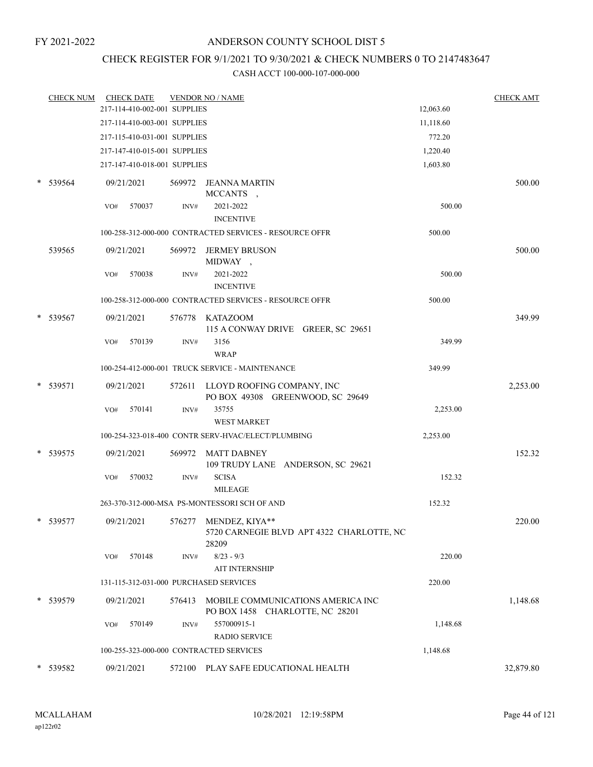FY 2021-2022

# ANDERSON COUNTY SCHOOL DIST 5

## CHECK REGISTER FOR 9/1/2021 TO 9/30/2021 & CHECK NUMBERS 0 TO 2147483647

### CASH ACCT 100-000-107-000-000

| CHECK NUM | CHECK DATE | VENDOR NO / NAME | | CHECK AMT |
|---|---|---|---|---|
| | 217-114-410-002-001 SUPPLIES | | 12,063.60 | |
| | 217-114-410-003-001 SUPPLIES | | 11,118.60 | |
| | 217-115-410-031-001 SUPPLIES | | 772.20 | |
| | 217-147-410-015-001 SUPPLIES | | 1,220.40 | |
| | 217-147-410-018-001 SUPPLIES | | 1,603.80 | |
| * 539564 | 09/21/2021 | 569972 JEANNA MARTIN MCCANTS , | | 500.00 |
| | VO# 570037 | INV# 2021-2022 INCENTIVE | 500.00 | |
| | 100-258-312-000-000 CONTRACTED SERVICES - RESOURCE OFFR | | 500.00 | |
| 539565 | 09/21/2021 | 569972 JERMEY BRUSON MIDWAY , | | 500.00 |
| | VO# 570038 | INV# 2021-2022 INCENTIVE | 500.00 | |
| | 100-258-312-000-000 CONTRACTED SERVICES - RESOURCE OFFR | | 500.00 | |
| * 539567 | 09/21/2021 | 576778 KATAZOOM 115 A CONWAY DRIVE GREER, SC 29651 | | 349.99 |
| | VO# 570139 | INV# 3156 WRAP | 349.99 | |
| | 100-254-412-000-001 TRUCK SERVICE - MAINTENANCE | | 349.99 | |
| * 539571 | 09/21/2021 | 572611 LLOYD ROOFING COMPANY, INC PO BOX 49308 GREENWOOD, SC 29649 | | 2,253.00 |
| | VO# 570141 | INV# 35755 WEST MARKET | 2,253.00 | |
| | 100-254-323-018-400 CONTR SERV-HVAC/ELECT/PLUMBING | | 2,253.00 | |
| * 539575 | 09/21/2021 | 569972 MATT DABNEY 109 TRUDY LANE ANDERSON, SC 29621 | | 152.32 |
| | VO# 570032 | INV# SCISA MILEAGE | 152.32 | |
| | 263-370-312-000-MSA PS-MONTESSORI SCH OF AND | | 152.32 | |
| * 539577 | 09/21/2021 | 576277 MENDEZ, KIYA** 5720 CARNEGIE BLVD APT 4322 CHARLOTTE, NC 28209 | | 220.00 |
| | VO# 570148 | INV# 8/23 - 9/3 AIT INTERNSHIP | 220.00 | |
| | 131-115-312-031-000 PURCHASED SERVICES | | 220.00 | |
| * 539579 | 09/21/2021 | 576413 MOBILE COMMUNICATIONS AMERICA INC PO BOX 1458 CHARLOTTE, NC 28201 | | 1,148.68 |
| | VO# 570149 | INV# 557000915-1 RADIO SERVICE | 1,148.68 | |
| | 100-255-323-000-000 CONTRACTED SERVICES | | 1,148.68 | |
| * 539582 | 09/21/2021 | 572100 PLAY SAFE EDUCATIONAL HEALTH | | 32,879.80 |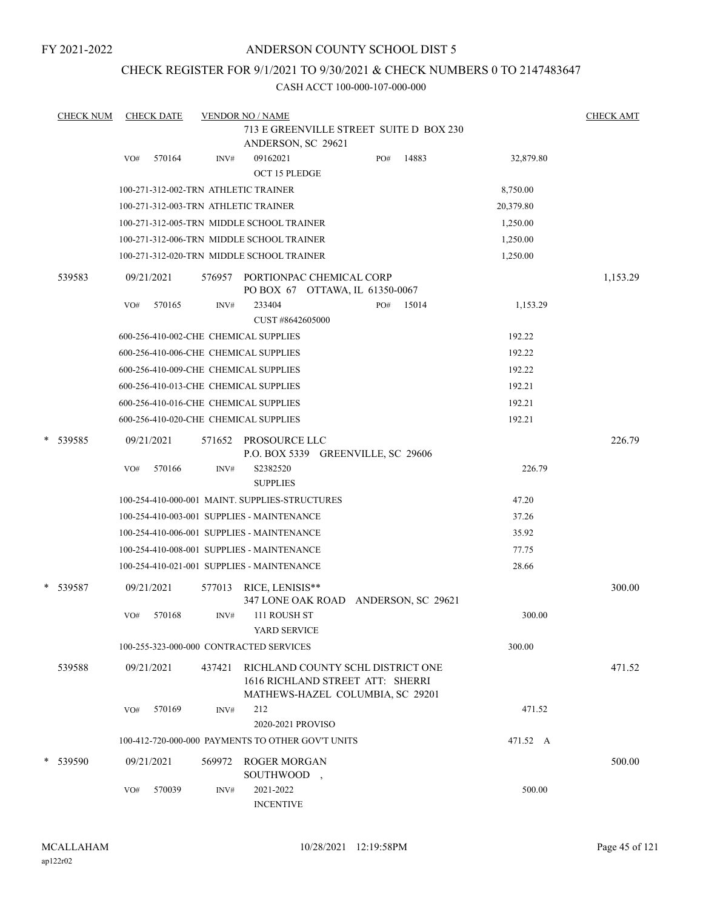FY 2021-2022

# ANDERSON COUNTY SCHOOL DIST 5

## CHECK REGISTER FOR 9/1/2021 TO 9/30/2021 & CHECK NUMBERS 0 TO 2147483647

CASH ACCT 100-000-107-000-000

| CHECK NUM | CHECK DATE | VENDOR NO / NAME | | | CHECK AMT |
|---|---|---|---|---|---|
| | | 713 E GREENVILLE STREET SUITE D BOX 230<br>ANDERSON, SC 29621 | | | |
| | VO# 570164 | INV# 09162021<br>OCT 15 PLEDGE | PO# 14883 | 32,879.80 | |
| | 100-271-312-002-TRN ATHLETIC TRAINER | | | 8,750.00 | |
| | 100-271-312-003-TRN ATHLETIC TRAINER | | | 20,379.80 | |
| | 100-271-312-005-TRN MIDDLE SCHOOL TRAINER | | | 1,250.00 | |
| | 100-271-312-006-TRN MIDDLE SCHOOL TRAINER | | | 1,250.00 | |
| | 100-271-312-020-TRN MIDDLE SCHOOL TRAINER | | | 1,250.00 | |
| 539583 | 09/21/2021 | 576957 PORTIONPAC CHEMICAL CORP<br>PO BOX 67 OTTAWA, IL 61350-0067 | | | 1,153.29 |
| | VO# 570165 | INV# 233404<br>CUST #8642605000 | PO# 15014 | 1,153.29 | |
| | 600-256-410-002-CHE CHEMICAL SUPPLIES | | | 192.22 | |
| | 600-256-410-006-CHE CHEMICAL SUPPLIES | | | 192.22 | |
| | 600-256-410-009-CHE CHEMICAL SUPPLIES | | | 192.22 | |
| | 600-256-410-013-CHE CHEMICAL SUPPLIES | | | 192.21 | |
| | 600-256-410-016-CHE CHEMICAL SUPPLIES | | | 192.21 | |
| | 600-256-410-020-CHE CHEMICAL SUPPLIES | | | 192.21 | |
| * 539585 | 09/21/2021 | 571652 PROSOURCE LLC<br>P.O. BOX 5339 GREENVILLE, SC 29606 | | | 226.79 |
| | VO# 570166 | INV# S2382520<br>SUPPLIES | | 226.79 | |
| | 100-254-410-000-001 MAINT. SUPPLIES-STRUCTURES | | | 47.20 | |
| | 100-254-410-003-001 SUPPLIES - MAINTENANCE | | | 37.26 | |
| | 100-254-410-006-001 SUPPLIES - MAINTENANCE | | | 35.92 | |
| | 100-254-410-008-001 SUPPLIES - MAINTENANCE | | | 77.75 | |
| | 100-254-410-021-001 SUPPLIES - MAINTENANCE | | | 28.66 | |
| * 539587 | 09/21/2021 | 577013 RICE, LENISIS**<br>347 LONE OAK ROAD ANDERSON, SC 29621 | | | 300.00 |
| | VO# 570168 | INV# 111 ROUSH ST<br>YARD SERVICE | | 300.00 | |
| | 100-255-323-000-000 CONTRACTED SERVICES | | | 300.00 | |
| 539588 | 09/21/2021 | 437421 RICHLAND COUNTY SCHL DISTRICT ONE<br>1616 RICHLAND STREET ATT: SHERRI<br>MATHEWS-HAZEL COLUMBIA, SC 29201 | | | 471.52 |
| | VO# 570169 | INV# 212<br>2020-2021 PROVISO | | 471.52 | |
| | 100-412-720-000-000 PAYMENTS TO OTHER GOV'T UNITS | | | 471.52 A | |
| * 539590 | 09/21/2021 | 569972 ROGER MORGAN<br>SOUTHWOOD , | | | 500.00 |
| | VO# 570039 | INV# 2021-2022<br>INCENTIVE | | 500.00 | |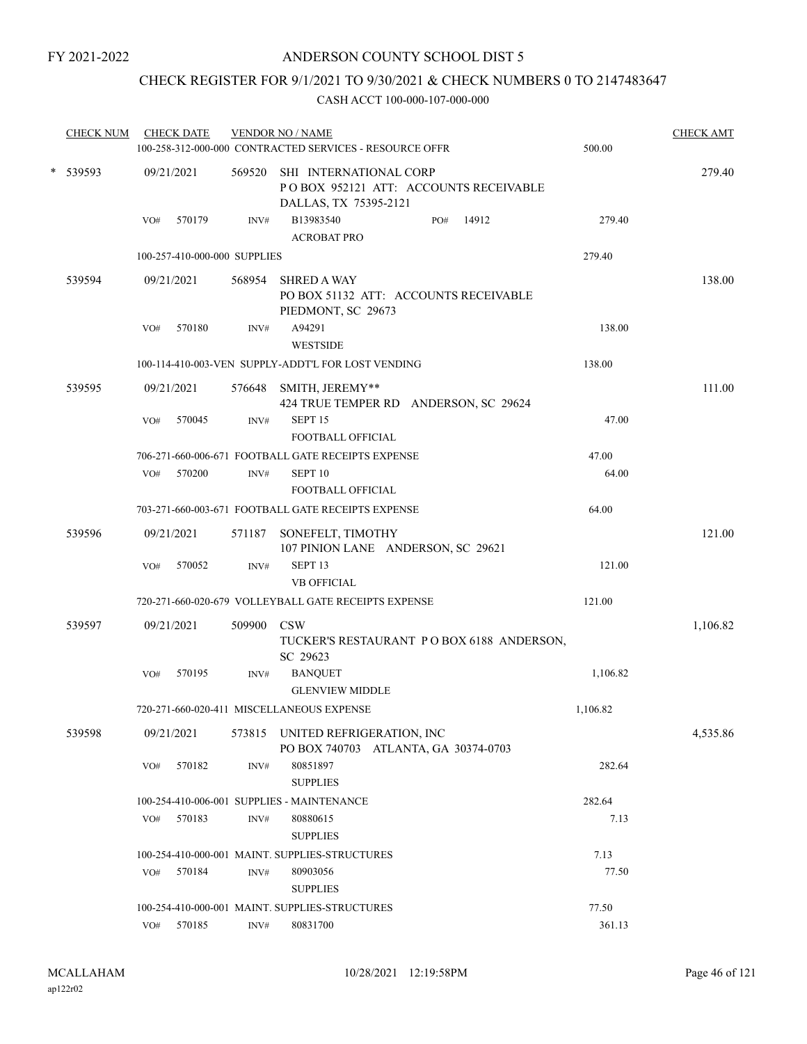FY 2021-2022

# ANDERSON COUNTY SCHOOL DIST 5

## CHECK REGISTER FOR 9/1/2021 TO 9/30/2021 & CHECK NUMBERS 0 TO 2147483647

### CASH ACCT 100-000-107-000-000

| CHECK NUM | CHECK DATE | VENDOR NO / NAME | | CHECK AMT |
|---|---|---|---|---|
| | | 100-258-312-000-000 CONTRACTED SERVICES - RESOURCE OFFR | 500.00 | |
| * 539593 | 09/21/2021 | 569520 SHI INTERNATIONAL CORP<br>P O BOX 952121 ATT: ACCOUNTS RECEIVABLE<br>DALLAS, TX 75395-2121 | | 279.40 |
| | VO# 570179 | INV# B13983540 PO# 14912<br>ACROBAT PRO | 279.40 | |
| | | 100-257-410-000-000 SUPPLIES | 279.40 | |
| 539594 | 09/21/2021 | 568954 SHRED A WAY<br>PO BOX 51132 ATT: ACCOUNTS RECEIVABLE<br>PIEDMONT, SC 29673 | | 138.00 |
| | VO# 570180 | INV# A94291<br>WESTSIDE | 138.00 | |
| | | 100-114-410-003-VEN SUPPLY-ADDT'L FOR LOST VENDING | 138.00 | |
| 539595 | 09/21/2021 | 576648 SMITH, JEREMY**<br>424 TRUE TEMPER RD ANDERSON, SC 29624 | | 111.00 |
| | VO# 570045 | INV# SEPT 15<br>FOOTBALL OFFICIAL | 47.00 | |
| | | 706-271-660-006-671 FOOTBALL GATE RECEIPTS EXPENSE | 47.00 | |
| | VO# 570200 | INV# SEPT 10<br>FOOTBALL OFFICIAL | 64.00 | |
| | | 703-271-660-003-671 FOOTBALL GATE RECEIPTS EXPENSE | 64.00 | |
| 539596 | 09/21/2021 | 571187 SONEFELT, TIMOTHY<br>107 PINION LANE ANDERSON, SC 29621 | | 121.00 |
| | VO# 570052 | INV# SEPT 13<br>VB OFFICIAL | 121.00 | |
| | | 720-271-660-020-679 VOLLEYBALL GATE RECEIPTS EXPENSE | 121.00 | |
| 539597 | 09/21/2021 | 509900 CSW<br>TUCKER'S RESTAURANT P O BOX 6188 ANDERSON, SC 29623 | | 1,106.82 |
| | VO# 570195 | INV# BANQUET<br>GLENVIEW MIDDLE | 1,106.82 | |
| | | 720-271-660-020-411 MISCELLANEOUS EXPENSE | 1,106.82 | |
| 539598 | 09/21/2021 | 573815 UNITED REFRIGERATION, INC<br>PO BOX 740703 ATLANTA, GA 30374-0703 | | 4,535.86 |
| | VO# 570182 | INV# 80851897<br>SUPPLIES | 282.64 | |
| | | 100-254-410-006-001 SUPPLIES - MAINTENANCE | 282.64 | |
| | VO# 570183 | INV# 80880615<br>SUPPLIES | 7.13 | |
| | | 100-254-410-000-001 MAINT. SUPPLIES-STRUCTURES | 7.13 | |
| | VO# 570184 | INV# 80903056<br>SUPPLIES | 77.50 | |
| | | 100-254-410-000-001 MAINT. SUPPLIES-STRUCTURES | 77.50 | |
| | VO# 570185 | INV# 80831700 | 361.13 | |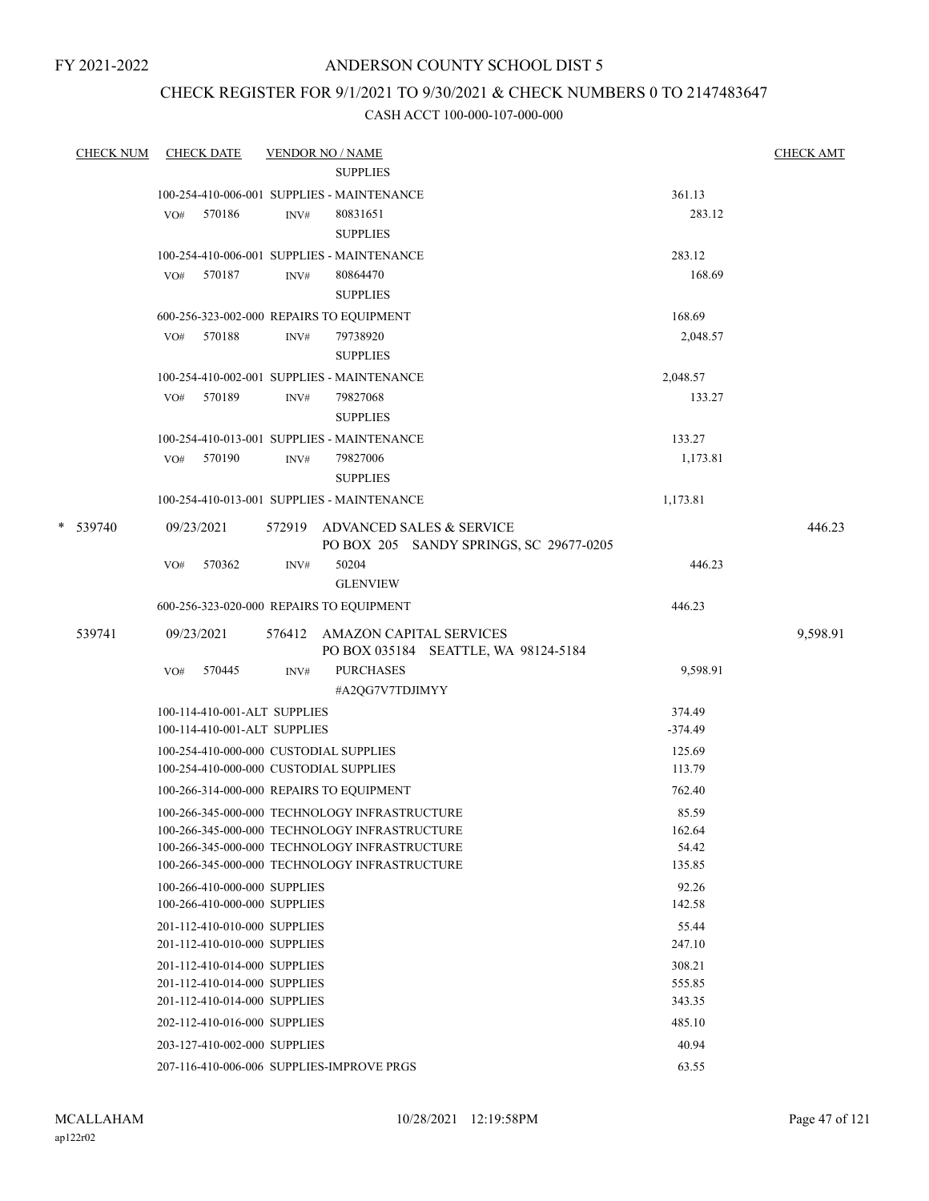FY 2021-2022

# ANDERSON COUNTY SCHOOL DIST 5

## CHECK REGISTER FOR 9/1/2021 TO 9/30/2021 & CHECK NUMBERS 0 TO 2147483647

### CASH ACCT 100-000-107-000-000

| CHECK NUM | CHECK DATE | VENDOR NO / NAME | | CHECK AMT |
|---|---|---|---|---|
| | | SUPPLIES | | |
| | | 100-254-410-006-001 SUPPLIES - MAINTENANCE | 361.13 | |
| | VO# 570186 | INV# 80831651 SUPPLIES | 283.12 | |
| | | 100-254-410-006-001 SUPPLIES - MAINTENANCE | 283.12 | |
| | VO# 570187 | INV# 80864470 SUPPLIES | 168.69 | |
| | | 600-256-323-002-000 REPAIRS TO EQUIPMENT | 168.69 | |
| | VO# 570188 | INV# 79738920 SUPPLIES | 2,048.57 | |
| | | 100-254-410-002-001 SUPPLIES - MAINTENANCE | 2,048.57 | |
| | VO# 570189 | INV# 79827068 SUPPLIES | 133.27 | |
| | | 100-254-410-013-001 SUPPLIES - MAINTENANCE | 133.27 | |
| | VO# 570190 | INV# 79827006 SUPPLIES | 1,173.81 | |
| | | 100-254-410-013-001 SUPPLIES - MAINTENANCE | 1,173.81 | |
| * 539740 | 09/23/2021 | 572919 ADVANCED SALES & SERVICE PO BOX 205 SANDY SPRINGS, SC 29677-0205 | | 446.23 |
| | VO# 570362 | INV# 50204 GLENVIEW | 446.23 | |
| | | 600-256-323-020-000 REPAIRS TO EQUIPMENT | 446.23 | |
| 539741 | 09/23/2021 | 576412 AMAZON CAPITAL SERVICES PO BOX 035184 SEATTLE, WA 98124-5184 | | 9,598.91 |
| | VO# 570445 | INV# PURCHASES #A2QG7V7TDJIMYY | 9,598.91 | |
| | | 100-114-410-001-ALT SUPPLIES | 374.49 | |
| | | 100-114-410-001-ALT SUPPLIES | -374.49 | |
| | | 100-254-410-000-000 CUSTODIAL SUPPLIES | 125.69 | |
| | | 100-254-410-000-000 CUSTODIAL SUPPLIES | 113.79 | |
| | | 100-266-314-000-000 REPAIRS TO EQUIPMENT | 762.40 | |
| | | 100-266-345-000-000 TECHNOLOGY INFRASTRUCTURE | 85.59 | |
| | | 100-266-345-000-000 TECHNOLOGY INFRASTRUCTURE | 162.64 | |
| | | 100-266-345-000-000 TECHNOLOGY INFRASTRUCTURE | 54.42 | |
| | | 100-266-345-000-000 TECHNOLOGY INFRASTRUCTURE | 135.85 | |
| | | 100-266-410-000-000 SUPPLIES | 92.26 | |
| | | 100-266-410-000-000 SUPPLIES | 142.58 | |
| | | 201-112-410-010-000 SUPPLIES | 55.44 | |
| | | 201-112-410-010-000 SUPPLIES | 247.10 | |
| | | 201-112-410-014-000 SUPPLIES | 308.21 | |
| | | 201-112-410-014-000 SUPPLIES | 555.85 | |
| | | 201-112-410-014-000 SUPPLIES | 343.35 | |
| | | 202-112-410-016-000 SUPPLIES | 485.10 | |
| | | 203-127-410-002-000 SUPPLIES | 40.94 | |
| | | 207-116-410-006-006 SUPPLIES-IMPROVE PRGS | 63.55 | |

MCALLAHAM
ap122r02

10/28/2021 12:19:58PM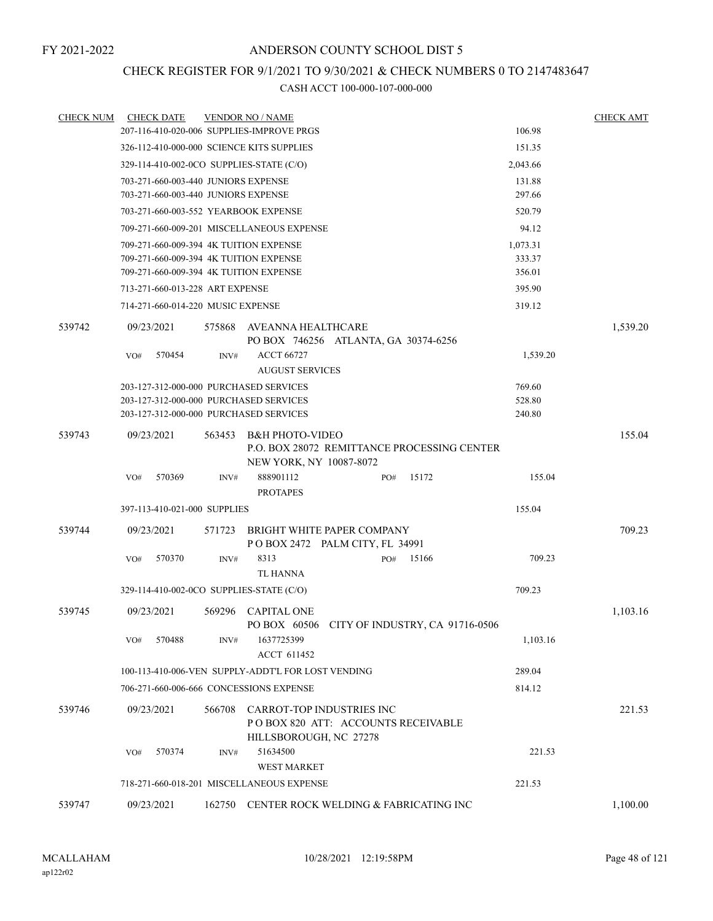FY 2021-2022

# ANDERSON COUNTY SCHOOL DIST 5

## CHECK REGISTER FOR 9/1/2021 TO 9/30/2021 & CHECK NUMBERS 0 TO 2147483647

### CASH ACCT 100-000-107-000-000

| CHECK NUM | CHECK DATE | VENDOR NO / NAME | | CHECK AMT |
|---|---|---|---|---|
| | 207-116-410-020-006 SUPPLIES-IMPROVE PRGS | | 106.98 | |
| | 326-112-410-000-000 SCIENCE KITS SUPPLIES | | 151.35 | |
| | 329-114-410-002-0CO SUPPLIES-STATE (C/O) | | 2,043.66 | |
| | 703-271-660-003-440 JUNIORS EXPENSE | | 131.88 | |
| | 703-271-660-003-440 JUNIORS EXPENSE | | 297.66 | |
| | 703-271-660-003-552 YEARBOOK EXPENSE | | 520.79 | |
| | 709-271-660-009-201 MISCELLANEOUS EXPENSE | | 94.12 | |
| | 709-271-660-009-394 4K TUITION EXPENSE | | 1,073.31 | |
| | 709-271-660-009-394 4K TUITION EXPENSE | | 333.37 | |
| | 709-271-660-009-394 4K TUITION EXPENSE | | 356.01 | |
| | 713-271-660-013-228 ART EXPENSE | | 395.90 | |
| | 714-271-660-014-220 MUSIC EXPENSE | | 319.12 | |
| 539742 | 09/23/2021 | 575868 AVEANNA HEALTHCARE<br>PO BOX 746256 ATLANTA, GA 30374-6256 | | 1,539.20 |
| | VO# 570454 | INV# ACCT 66727<br>AUGUST SERVICES | 1,539.20 | |
| | 203-127-312-000-000 PURCHASED SERVICES | | 769.60 | |
| | 203-127-312-000-000 PURCHASED SERVICES | | 528.80 | |
| | 203-127-312-000-000 PURCHASED SERVICES | | 240.80 | |
| 539743 | 09/23/2021 | 563453 B&H PHOTO-VIDEO<br>P.O. BOX 28072 REMITTANCE PROCESSING CENTER<br>NEW YORK, NY 10087-8072 | | 155.04 |
| | VO# 570369 | INV# 888901112 PO# 15172<br>PROTAPES | 155.04 | |
| | 397-113-410-021-000 SUPPLIES | | 155.04 | |
| 539744 | 09/23/2021 | 571723 BRIGHT WHITE PAPER COMPANY<br>P O BOX 2472 PALM CITY, FL 34991 | | 709.23 |
| | VO# 570370 | INV# 8313 PO# 15166<br>TL HANNA | 709.23 | |
| | 329-114-410-002-0CO SUPPLIES-STATE (C/O) | | 709.23 | |
| 539745 | 09/23/2021 | 569296 CAPITAL ONE<br>PO BOX 60506 CITY OF INDUSTRY, CA 91716-0506 | | 1,103.16 |
| | VO# 570488 | INV# 1637725399<br>ACCT 611452 | 1,103.16 | |
| | 100-113-410-006-VEN SUPPLY-ADDT'L FOR LOST VENDING | | 289.04 | |
| | 706-271-660-006-666 CONCESSIONS EXPENSE | | 814.12 | |
| 539746 | 09/23/2021 | 566708 CARROT-TOP INDUSTRIES INC<br>P O BOX 820 ATT: ACCOUNTS RECEIVABLE<br>HILLSBOROUGH, NC 27278 | | 221.53 |
| | VO# 570374 | INV# 51634500<br>WEST MARKET | 221.53 | |
| | 718-271-660-018-201 MISCELLANEOUS EXPENSE | | 221.53 | |
| 539747 | 09/23/2021 | 162750 CENTER ROCK WELDING & FABRICATING INC | | 1,100.00 |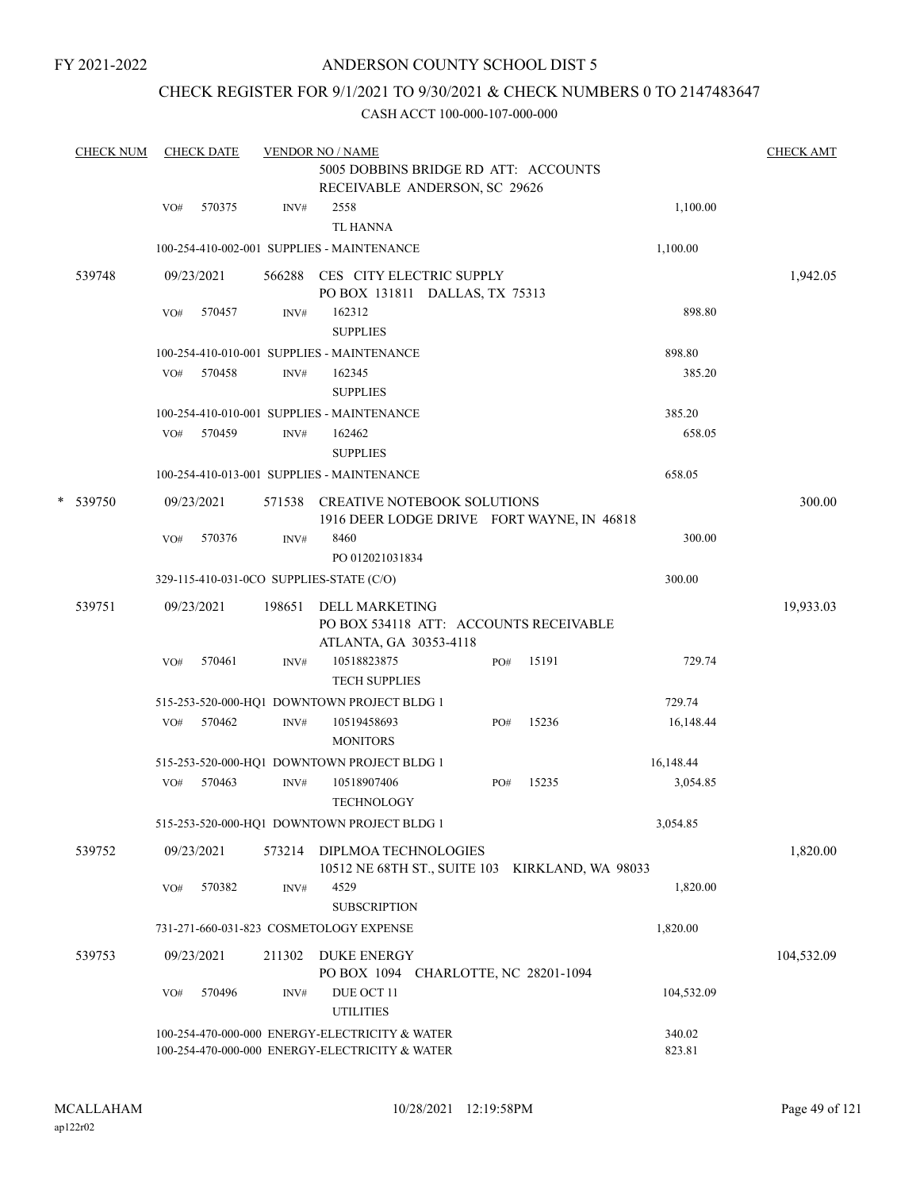FY 2021-2022

# ANDERSON COUNTY SCHOOL DIST 5

## CHECK REGISTER FOR 9/1/2021 TO 9/30/2021 & CHECK NUMBERS 0 TO 2147483647

CASH ACCT 100-000-107-000-000

| CHECK NUM | CHECK DATE | VENDOR NO / NAME | | | CHECK AMT |
|---|---|---|---|---|---|
| | | 5005 DOBBINS BRIDGE RD ATT: ACCOUNTS RECEIVABLE ANDERSON, SC 29626 | | | |
| | VO# 570375 | INV# 2558 TL HANNA | | 1,100.00 | |
| | | 100-254-410-002-001 SUPPLIES - MAINTENANCE | | 1,100.00 | |
| 539748 | 09/23/2021 | 566288 CES CITY ELECTRIC SUPPLY PO BOX 131811 DALLAS, TX 75313 | | | 1,942.05 |
| | VO# 570457 | INV# 162312 SUPPLIES | | 898.80 | |
| | | 100-254-410-010-001 SUPPLIES - MAINTENANCE | | 898.80 | |
| | VO# 570458 | INV# 162345 SUPPLIES | | 385.20 | |
| | | 100-254-410-010-001 SUPPLIES - MAINTENANCE | | 385.20 | |
| | VO# 570459 | INV# 162462 SUPPLIES | | 658.05 | |
| | | 100-254-410-013-001 SUPPLIES - MAINTENANCE | | 658.05 | |
| * 539750 | 09/23/2021 | 571538 CREATIVE NOTEBOOK SOLUTIONS 1916 DEER LODGE DRIVE FORT WAYNE, IN 46818 | | | 300.00 |
| | VO# 570376 | INV# 8460 PO 012021031834 | | 300.00 | |
| | | 329-115-410-031-0CO SUPPLIES-STATE (C/O) | | 300.00 | |
| 539751 | 09/23/2021 | 198651 DELL MARKETING PO BOX 534118 ATT: ACCOUNTS RECEIVABLE ATLANTA, GA 30353-4118 | | | 19,933.03 |
| | VO# 570461 | INV# 10518823875 TECH SUPPLIES | PO# 15191 | 729.74 | |
| | | 515-253-520-000-HQ1 DOWNTOWN PROJECT BLDG 1 | | 729.74 | |
| | VO# 570462 | INV# 10519458693 MONITORS | PO# 15236 | 16,148.44 | |
| | | 515-253-520-000-HQ1 DOWNTOWN PROJECT BLDG 1 | | 16,148.44 | |
| | VO# 570463 | INV# 10518907406 TECHNOLOGY | PO# 15235 | 3,054.85 | |
| | | 515-253-520-000-HQ1 DOWNTOWN PROJECT BLDG 1 | | 3,054.85 | |
| 539752 | 09/23/2021 | 573214 DIPLMOA TECHNOLOGIES 10512 NE 68TH ST., SUITE 103 KIRKLAND, WA 98033 | | | 1,820.00 |
| | VO# 570382 | INV# 4529 SUBSCRIPTION | | 1,820.00 | |
| | | 731-271-660-031-823 COSMETOLOGY EXPENSE | | 1,820.00 | |
| 539753 | 09/23/2021 | 211302 DUKE ENERGY PO BOX 1094 CHARLOTTE, NC 28201-1094 | | | 104,532.09 |
| | VO# 570496 | INV# DUE OCT 11 UTILITIES | | 104,532.09 | |
| | | 100-254-470-000-000 ENERGY-ELECTRICITY & WATER | | 340.02 | |
| | | 100-254-470-000-000 ENERGY-ELECTRICITY & WATER | | 823.81 | |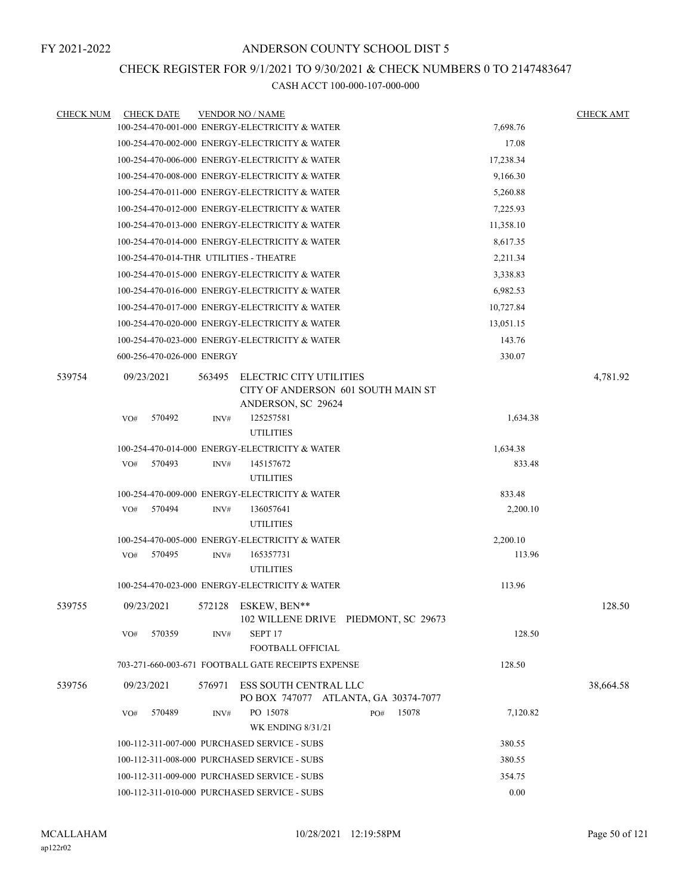FY 2021-2022

# ANDERSON COUNTY SCHOOL DIST 5

## CHECK REGISTER FOR 9/1/2021 TO 9/30/2021 & CHECK NUMBERS 0 TO 2147483647

### CASH ACCT 100-000-107-000-000

| CHECK NUM | CHECK DATE | VENDOR NO / NAME | | CHECK AMT |
|---|---|---|---|---|
| | | 100-254-470-001-000 ENERGY-ELECTRICITY & WATER | 7,698.76 | |
| | | 100-254-470-002-000 ENERGY-ELECTRICITY & WATER | 17.08 | |
| | | 100-254-470-006-000 ENERGY-ELECTRICITY & WATER | 17,238.34 | |
| | | 100-254-470-008-000 ENERGY-ELECTRICITY & WATER | 9,166.30 | |
| | | 100-254-470-011-000 ENERGY-ELECTRICITY & WATER | 5,260.88 | |
| | | 100-254-470-012-000 ENERGY-ELECTRICITY & WATER | 7,225.93 | |
| | | 100-254-470-013-000 ENERGY-ELECTRICITY & WATER | 11,358.10 | |
| | | 100-254-470-014-000 ENERGY-ELECTRICITY & WATER | 8,617.35 | |
| | | 100-254-470-014-THR UTILITIES - THEATRE | 2,211.34 | |
| | | 100-254-470-015-000 ENERGY-ELECTRICITY & WATER | 3,338.83 | |
| | | 100-254-470-016-000 ENERGY-ELECTRICITY & WATER | 6,982.53 | |
| | | 100-254-470-017-000 ENERGY-ELECTRICITY & WATER | 10,727.84 | |
| | | 100-254-470-020-000 ENERGY-ELECTRICITY & WATER | 13,051.15 | |
| | | 100-254-470-023-000 ENERGY-ELECTRICITY & WATER | 143.76 | |
| | | 600-256-470-026-000 ENERGY | 330.07 | |
| 539754 | 09/23/2021 | 563495 ELECTRIC CITY UTILITIES<br>CITY OF ANDERSON 601 SOUTH MAIN ST<br>ANDERSON, SC 29624 | | 4,781.92 |
| | VO# 570492 | INV# 125257581<br>UTILITIES | 1,634.38 | |
| | | 100-254-470-014-000 ENERGY-ELECTRICITY & WATER | 1,634.38 | |
| | VO# 570493 | INV# 145157672<br>UTILITIES | 833.48 | |
| | | 100-254-470-009-000 ENERGY-ELECTRICITY & WATER | 833.48 | |
| | VO# 570494 | INV# 136057641<br>UTILITIES | 2,200.10 | |
| | | 100-254-470-005-000 ENERGY-ELECTRICITY & WATER | 2,200.10 | |
| | VO# 570495 | INV# 165357731<br>UTILITIES | 113.96 | |
| | | 100-254-470-023-000 ENERGY-ELECTRICITY & WATER | 113.96 | |
| 539755 | 09/23/2021 | 572128 ESKEW, BEN**<br>102 WILLENE DRIVE PIEDMONT, SC 29673 | | 128.50 |
| | VO# 570359 | INV# SEPT 17<br>FOOTBALL OFFICIAL | 128.50 | |
| | | 703-271-660-003-671 FOOTBALL GATE RECEIPTS EXPENSE | 128.50 | |
| 539756 | 09/23/2021 | 576971 ESS SOUTH CENTRAL LLC<br>PO BOX 747077 ATLANTA, GA 30374-7077 | | 38,664.58 |
| | VO# 570489 | INV# PO 15078 PO# 15078<br>WK ENDING 8/31/21 | 7,120.82 | |
| | | 100-112-311-007-000 PURCHASED SERVICE - SUBS | 380.55 | |
| | | 100-112-311-008-000 PURCHASED SERVICE - SUBS | 380.55 | |
| | | 100-112-311-009-000 PURCHASED SERVICE - SUBS | 354.75 | |
| | | 100-112-311-010-000 PURCHASED SERVICE - SUBS | 0.00 | |

MCALLAHAM
ap122r02

10/28/2021 12:19:58PM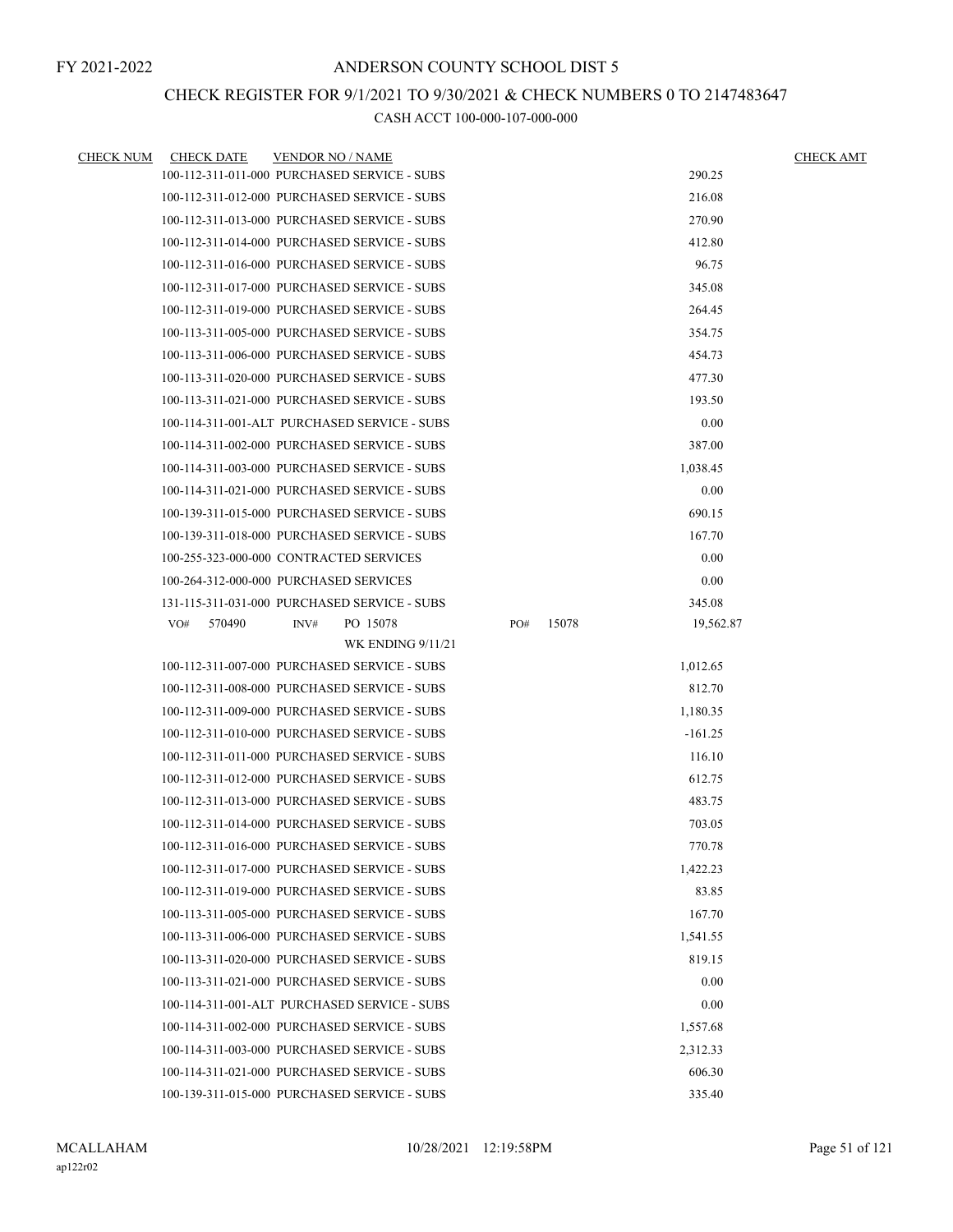FY 2021-2022

# ANDERSON COUNTY SCHOOL DIST 5

## CHECK REGISTER FOR 9/1/2021 TO 9/30/2021 & CHECK NUMBERS 0 TO 2147483647

### CASH ACCT 100-000-107-000-000

| CHECK NUM | CHECK DATE | VENDOR NO / NAME | | CHECK AMT |
|---|---|---|---|---|
| | 100-112-311-011-000 PURCHASED SERVICE - SUBS | | 290.25 | |
| | 100-112-311-012-000 PURCHASED SERVICE - SUBS | | 216.08 | |
| | 100-112-311-013-000 PURCHASED SERVICE - SUBS | | 270.90 | |
| | 100-112-311-014-000 PURCHASED SERVICE - SUBS | | 412.80 | |
| | 100-112-311-016-000 PURCHASED SERVICE - SUBS | | 96.75 | |
| | 100-112-311-017-000 PURCHASED SERVICE - SUBS | | 345.08 | |
| | 100-112-311-019-000 PURCHASED SERVICE - SUBS | | 264.45 | |
| | 100-113-311-005-000 PURCHASED SERVICE - SUBS | | 354.75 | |
| | 100-113-311-006-000 PURCHASED SERVICE - SUBS | | 454.73 | |
| | 100-113-311-020-000 PURCHASED SERVICE - SUBS | | 477.30 | |
| | 100-113-311-021-000 PURCHASED SERVICE - SUBS | | 193.50 | |
| | 100-114-311-001-ALT PURCHASED SERVICE - SUBS | | 0.00 | |
| | 100-114-311-002-000 PURCHASED SERVICE - SUBS | | 387.00 | |
| | 100-114-311-003-000 PURCHASED SERVICE - SUBS | | 1,038.45 | |
| | 100-114-311-021-000 PURCHASED SERVICE - SUBS | | 0.00 | |
| | 100-139-311-015-000 PURCHASED SERVICE - SUBS | | 690.15 | |
| | 100-139-311-018-000 PURCHASED SERVICE - SUBS | | 167.70 | |
| | 100-255-323-000-000 CONTRACTED SERVICES | | 0.00 | |
| | 100-264-312-000-000 PURCHASED SERVICES | | 0.00 | |
| | 131-115-311-031-000 PURCHASED SERVICE - SUBS | | 345.08 | |
| | VO# 570490 INV# PO 15078 WK ENDING 9/11/21 | PO# 15078 | 19,562.87 | |
| | 100-112-311-007-000 PURCHASED SERVICE - SUBS | | 1,012.65 | |
| | 100-112-311-008-000 PURCHASED SERVICE - SUBS | | 812.70 | |
| | 100-112-311-009-000 PURCHASED SERVICE - SUBS | | 1,180.35 | |
| | 100-112-311-010-000 PURCHASED SERVICE - SUBS | | -161.25 | |
| | 100-112-311-011-000 PURCHASED SERVICE - SUBS | | 116.10 | |
| | 100-112-311-012-000 PURCHASED SERVICE - SUBS | | 612.75 | |
| | 100-112-311-013-000 PURCHASED SERVICE - SUBS | | 483.75 | |
| | 100-112-311-014-000 PURCHASED SERVICE - SUBS | | 703.05 | |
| | 100-112-311-016-000 PURCHASED SERVICE - SUBS | | 770.78 | |
| | 100-112-311-017-000 PURCHASED SERVICE - SUBS | | 1,422.23 | |
| | 100-112-311-019-000 PURCHASED SERVICE - SUBS | | 83.85 | |
| | 100-113-311-005-000 PURCHASED SERVICE - SUBS | | 167.70 | |
| | 100-113-311-006-000 PURCHASED SERVICE - SUBS | | 1,541.55 | |
| | 100-113-311-020-000 PURCHASED SERVICE - SUBS | | 819.15 | |
| | 100-113-311-021-000 PURCHASED SERVICE - SUBS | | 0.00 | |
| | 100-114-311-001-ALT PURCHASED SERVICE - SUBS | | 0.00 | |
| | 100-114-311-002-000 PURCHASED SERVICE - SUBS | | 1,557.68 | |
| | 100-114-311-003-000 PURCHASED SERVICE - SUBS | | 2,312.33 | |
| | 100-114-311-021-000 PURCHASED SERVICE - SUBS | | 606.30 | |
| | 100-139-311-015-000 PURCHASED SERVICE - SUBS | | 335.40 | |

MCALLAHAM
ap122r02

10/28/2021 12:19:58PM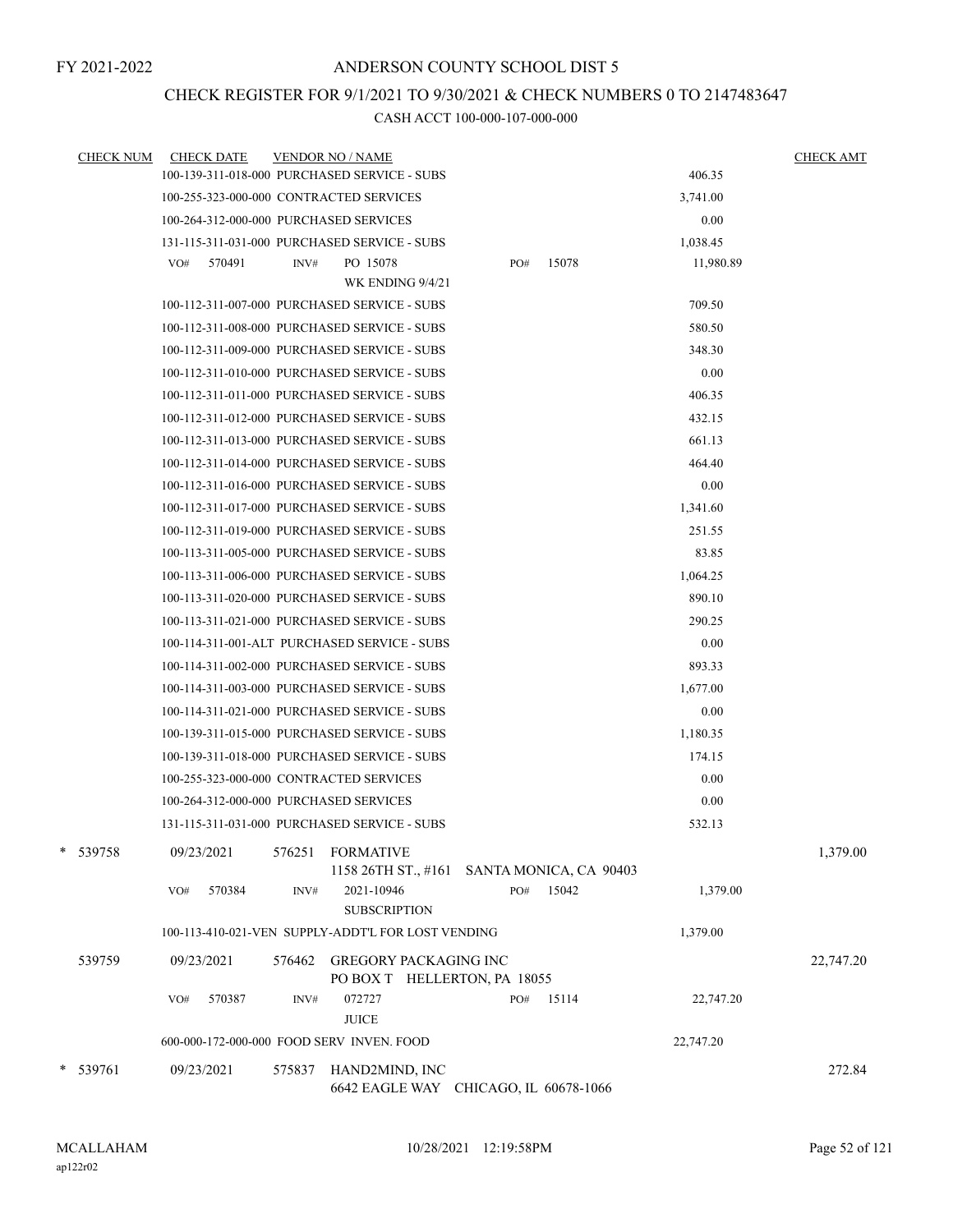FY 2021-2022

# ANDERSON COUNTY SCHOOL DIST 5

## CHECK REGISTER FOR 9/1/2021 TO 9/30/2021 & CHECK NUMBERS 0 TO 2147483647

CASH ACCT 100-000-107-000-000

| CHECK NUM | CHECK DATE | VENDOR NO / NAME | | CHECK AMT |
|---|---|---|---|---|
| | 100-139-311-018-000 PURCHASED SERVICE - SUBS | | 406.35 | |
| | 100-255-323-000-000 CONTRACTED SERVICES | | 3,741.00 | |
| | 100-264-312-000-000 PURCHASED SERVICES | | 0.00 | |
| | 131-115-311-031-000 PURCHASED SERVICE - SUBS | | 1,038.45 | |
| | VO# 570491 | INV# PO 15078 WK ENDING 9/4/21 PO# 15078 | 11,980.89 | |
| | 100-112-311-007-000 PURCHASED SERVICE - SUBS | | 709.50 | |
| | 100-112-311-008-000 PURCHASED SERVICE - SUBS | | 580.50 | |
| | 100-112-311-009-000 PURCHASED SERVICE - SUBS | | 348.30 | |
| | 100-112-311-010-000 PURCHASED SERVICE - SUBS | | 0.00 | |
| | 100-112-311-011-000 PURCHASED SERVICE - SUBS | | 406.35 | |
| | 100-112-311-012-000 PURCHASED SERVICE - SUBS | | 432.15 | |
| | 100-112-311-013-000 PURCHASED SERVICE - SUBS | | 661.13 | |
| | 100-112-311-014-000 PURCHASED SERVICE - SUBS | | 464.40 | |
| | 100-112-311-016-000 PURCHASED SERVICE - SUBS | | 0.00 | |
| | 100-112-311-017-000 PURCHASED SERVICE - SUBS | | 1,341.60 | |
| | 100-112-311-019-000 PURCHASED SERVICE - SUBS | | 251.55 | |
| | 100-113-311-005-000 PURCHASED SERVICE - SUBS | | 83.85 | |
| | 100-113-311-006-000 PURCHASED SERVICE - SUBS | | 1,064.25 | |
| | 100-113-311-020-000 PURCHASED SERVICE - SUBS | | 890.10 | |
| | 100-113-311-021-000 PURCHASED SERVICE - SUBS | | 290.25 | |
| | 100-114-311-001-ALT PURCHASED SERVICE - SUBS | | 0.00 | |
| | 100-114-311-002-000 PURCHASED SERVICE - SUBS | | 893.33 | |
| | 100-114-311-003-000 PURCHASED SERVICE - SUBS | | 1,677.00 | |
| | 100-114-311-021-000 PURCHASED SERVICE - SUBS | | 0.00 | |
| | 100-139-311-015-000 PURCHASED SERVICE - SUBS | | 1,180.35 | |
| | 100-139-311-018-000 PURCHASED SERVICE - SUBS | | 174.15 | |
| | 100-255-323-000-000 CONTRACTED SERVICES | | 0.00 | |
| | 100-264-312-000-000 PURCHASED SERVICES | | 0.00 | |
| | 131-115-311-031-000 PURCHASED SERVICE - SUBS | | 532.13 | |
| * 539758 | 09/23/2021 | 576251 FORMATIVE 1158 26TH ST., #161 SANTA MONICA, CA 90403 | | 1,379.00 |
| | VO# 570384 | INV# 2021-10946 SUBSCRIPTION PO# 15042 | 1,379.00 | |
| | 100-113-410-021-VEN SUPPLY-ADDT'L FOR LOST VENDING | | 1,379.00 | |
| 539759 | 09/23/2021 | 576462 GREGORY PACKAGING INC PO BOX T HELLERTON, PA 18055 | | 22,747.20 |
| | VO# 570387 | INV# 072727 JUICE PO# 15114 | 22,747.20 | |
| | 600-000-172-000-000 FOOD SERV INVEN. FOOD | | 22,747.20 | |
| * 539761 | 09/23/2021 | 575837 HAND2MIND, INC 6642 EAGLE WAY CHICAGO, IL 60678-1066 | | 272.84 |

MCALLAHAM
ap122r02

10/28/2021 12:19:58PM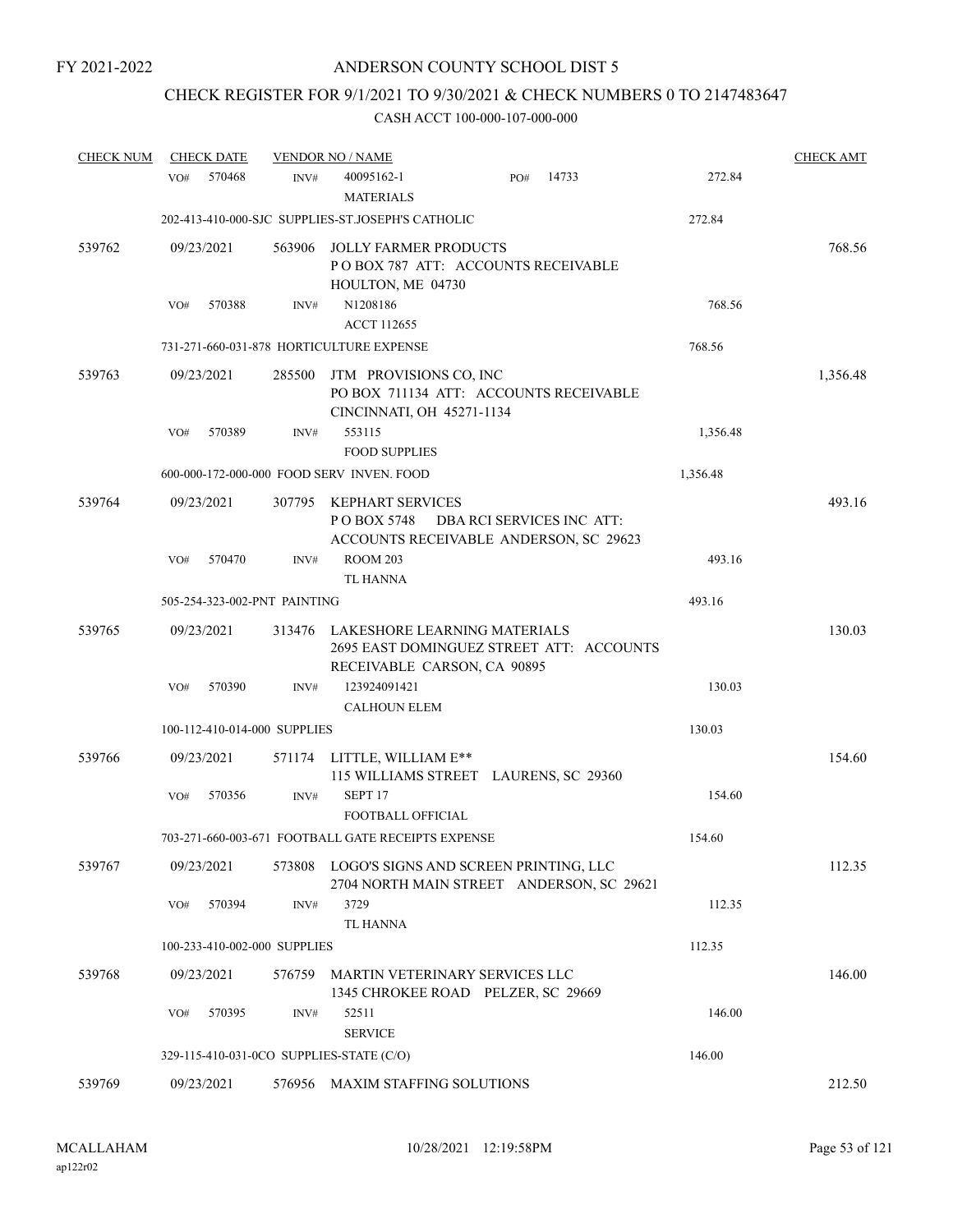FY 2021-2022

# ANDERSON COUNTY SCHOOL DIST 5

## CHECK REGISTER FOR 9/1/2021 TO 9/30/2021 & CHECK NUMBERS 0 TO 2147483647

### CASH ACCT 100-000-107-000-000

| CHECK NUM | CHECK DATE | VENDOR NO / NAME | | CHECK AMT |
|---|---|---|---|---|
| | VO# 570468 | INV# 40095162-1 PO# 14733<br>MATERIALS | 272.84 | |
| | | 202-413-410-000-SJC SUPPLIES-ST.JOSEPH'S CATHOLIC | 272.84 | |
| 539762 | 09/23/2021 | 563906 JOLLY FARMER PRODUCTS<br>P O BOX 787 ATT: ACCOUNTS RECEIVABLE<br>HOULTON, ME 04730 | | 768.56 |
| | VO# 570388 | INV# N1208186<br>ACCT 112655 | 768.56 | |
| | | 731-271-660-031-878 HORTICULTURE EXPENSE | 768.56 | |
| 539763 | 09/23/2021 | 285500 JTM PROVISIONS CO, INC<br>PO BOX 711134 ATT: ACCOUNTS RECEIVABLE<br>CINCINNATI, OH 45271-1134 | | 1,356.48 |
| | VO# 570389 | INV# 553115<br>FOOD SUPPLIES | 1,356.48 | |
| | | 600-000-172-000-000 FOOD SERV INVEN. FOOD | 1,356.48 | |
| 539764 | 09/23/2021 | 307795 KEPHART SERVICES<br>P O BOX 5748 DBA RCI SERVICES INC ATT:<br>ACCOUNTS RECEIVABLE ANDERSON, SC 29623 | | 493.16 |
| | VO# 570470 | INV# ROOM 203<br>TL HANNA | 493.16 | |
| | | 505-254-323-002-PNT PAINTING | 493.16 | |
| 539765 | 09/23/2021 | 313476 LAKESHORE LEARNING MATERIALS<br>2695 EAST DOMINGUEZ STREET ATT: ACCOUNTS<br>RECEIVABLE CARSON, CA 90895 | | 130.03 |
| | VO# 570390 | INV# 123924091421<br>CALHOUN ELEM | 130.03 | |
| | | 100-112-410-014-000 SUPPLIES | 130.03 | |
| 539766 | 09/23/2021 | 571174 LITTLE, WILLIAM E**<br>115 WILLIAMS STREET LAURENS, SC 29360 | | 154.60 |
| | VO# 570356 | INV# SEPT 17<br>FOOTBALL OFFICIAL | 154.60 | |
| | | 703-271-660-003-671 FOOTBALL GATE RECEIPTS EXPENSE | 154.60 | |
| 539767 | 09/23/2021 | 573808 LOGO'S SIGNS AND SCREEN PRINTING, LLC<br>2704 NORTH MAIN STREET ANDERSON, SC 29621 | | 112.35 |
| | VO# 570394 | INV# 3729<br>TL HANNA | 112.35 | |
| | | 100-233-410-002-000 SUPPLIES | 112.35 | |
| 539768 | 09/23/2021 | 576759 MARTIN VETERINARY SERVICES LLC<br>1345 CHROKEE ROAD PELZER, SC 29669 | | 146.00 |
| | VO# 570395 | INV# 52511<br>SERVICE | 146.00 | |
| | | 329-115-410-031-0CO SUPPLIES-STATE (C/O) | 146.00 | |
| 539769 | 09/23/2021 | 576956 MAXIM STAFFING SOLUTIONS | | 212.50 |

MCALLAHAM
ap122r02

10/28/2021 12:19:58PM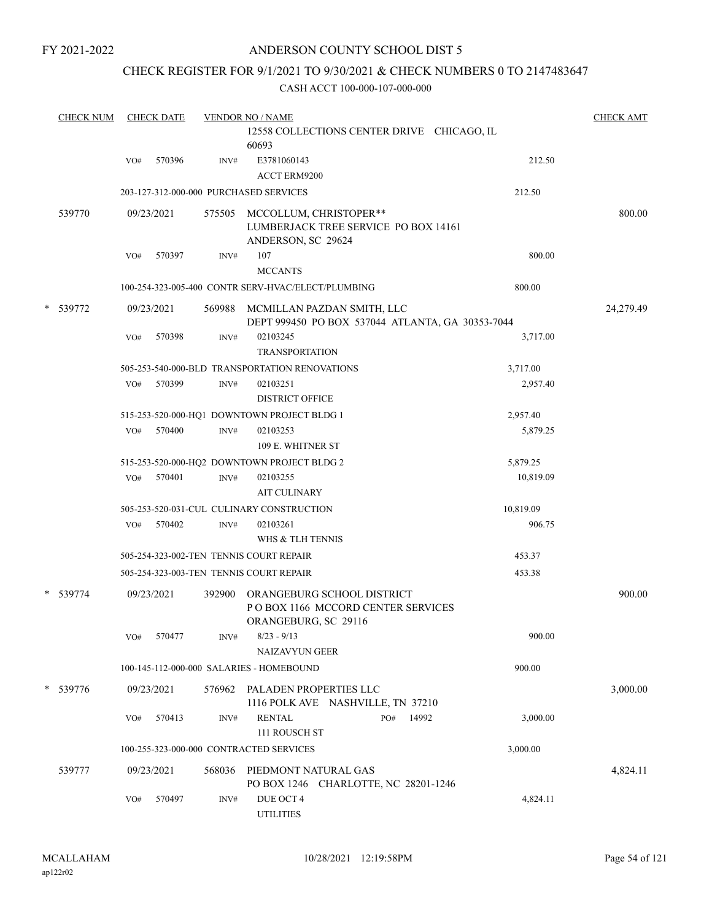FY 2021-2022

# ANDERSON COUNTY SCHOOL DIST 5

## CHECK REGISTER FOR 9/1/2021 TO 9/30/2021 & CHECK NUMBERS 0 TO 2147483647

### CASH ACCT 100-000-107-000-000

| CHECK NUM | CHECK DATE | VENDOR NO / NAME | | CHECK AMT |
|---|---|---|---|---|
| | | 12558 COLLECTIONS CENTER DRIVE CHICAGO, IL 60693 | | |
| | VO# 570396 | INV# E3781060143 ACCT ERM9200 | 212.50 | |
| | | 203-127-312-000-000 PURCHASED SERVICES | 212.50 | |
| 539770 | 09/23/2021 | 575505 MCCOLLUM, CHRISTOPER** LUMBERJACK TREE SERVICE PO BOX 14161 ANDERSON, SC 29624 | | 800.00 |
| | VO# 570397 | INV# 107 MCCANTS | 800.00 | |
| | | 100-254-323-005-400 CONTR SERV-HVAC/ELECT/PLUMBING | 800.00 | |
| * 539772 | 09/23/2021 | 569988 MCMILLAN PAZDAN SMITH, LLC DEPT 999450 PO BOX 537044 ATLANTA, GA 30353-7044 | | 24,279.49 |
| | VO# 570398 | INV# 02103245 TRANSPORTATION | 3,717.00 | |
| | | 505-253-540-000-BLD TRANSPORTATION RENOVATIONS | 3,717.00 | |
| | VO# 570399 | INV# 02103251 DISTRICT OFFICE | 2,957.40 | |
| | | 515-253-520-000-HQ1 DOWNTOWN PROJECT BLDG 1 | 2,957.40 | |
| | VO# 570400 | INV# 02103253 109 E. WHITNER ST | 5,879.25 | |
| | | 515-253-520-000-HQ2 DOWNTOWN PROJECT BLDG 2 | 5,879.25 | |
| | VO# 570401 | INV# 02103255 AIT CULINARY | 10,819.09 | |
| | | 505-253-520-031-CUL CULINARY CONSTRUCTION | 10,819.09 | |
| | VO# 570402 | INV# 02103261 WHS & TLH TENNIS | 906.75 | |
| | | 505-254-323-002-TEN TENNIS COURT REPAIR | 453.37 | |
| | | 505-254-323-003-TEN TENNIS COURT REPAIR | 453.38 | |
| * 539774 | 09/23/2021 | 392900 ORANGEBURG SCHOOL DISTRICT P O BOX 1166 MCCORD CENTER SERVICES ORANGEBURG, SC 29116 | | 900.00 |
| | VO# 570477 | INV# 8/23 - 9/13 NAIZAVYUN GEER | 900.00 | |
| | | 100-145-112-000-000 SALARIES - HOMEBOUND | 900.00 | |
| * 539776 | 09/23/2021 | 576962 PALADEN PROPERTIES LLC 1116 POLK AVE NASHVILLE, TN 37210 | | 3,000.00 |
| | VO# 570413 | INV# RENTAL PO# 14992 111 ROUSCH ST | 3,000.00 | |
| | | 100-255-323-000-000 CONTRACTED SERVICES | 3,000.00 | |
| 539777 | 09/23/2021 | 568036 PIEDMONT NATURAL GAS PO BOX 1246 CHARLOTTE, NC 28201-1246 | | 4,824.11 |
| | VO# 570497 | INV# DUE OCT 4 UTILITIES | 4,824.11 | |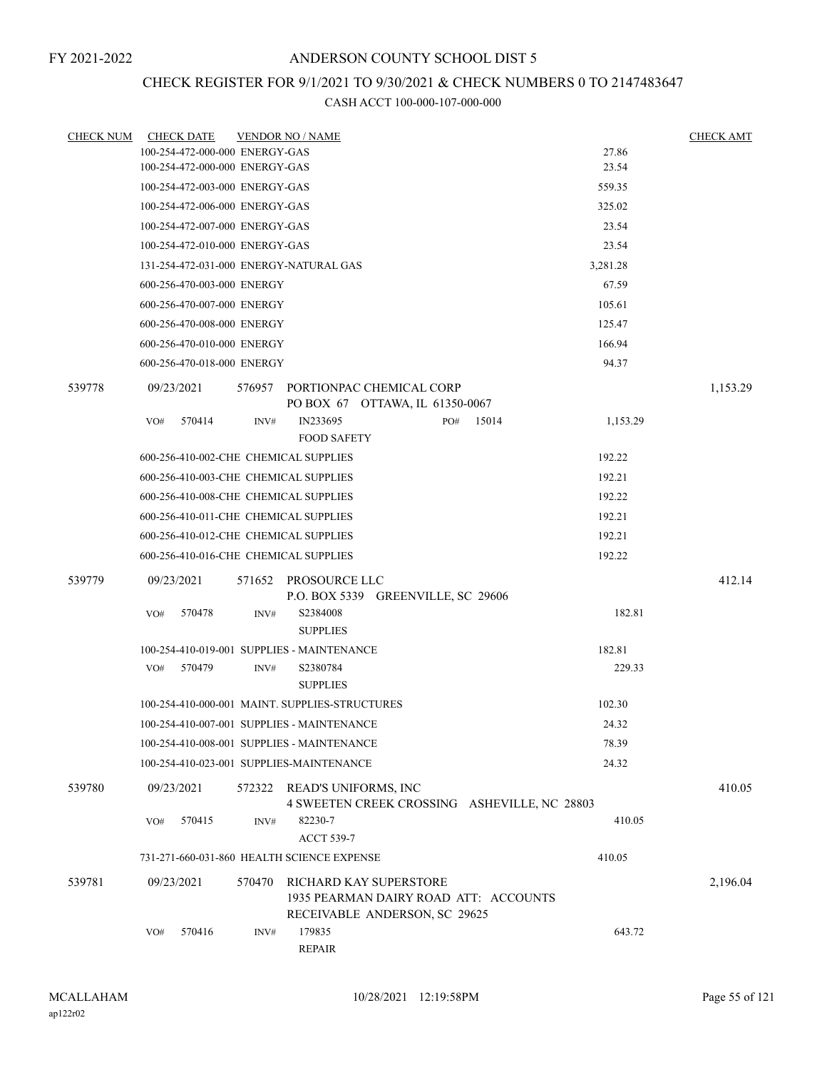FY 2021-2022

# ANDERSON COUNTY SCHOOL DIST 5

## CHECK REGISTER FOR 9/1/2021 TO 9/30/2021 & CHECK NUMBERS 0 TO 2147483647

### CASH ACCT 100-000-107-000-000

| CHECK NUM | CHECK DATE | VENDOR NO / NAME | | CHECK AMT |
|---|---|---|---|---|
| | 100-254-472-000-000 ENERGY-GAS | | 27.86 | |
| | 100-254-472-000-000 ENERGY-GAS | | 23.54 | |
| | 100-254-472-003-000 ENERGY-GAS | | 559.35 | |
| | 100-254-472-006-000 ENERGY-GAS | | 325.02 | |
| | 100-254-472-007-000 ENERGY-GAS | | 23.54 | |
| | 100-254-472-010-000 ENERGY-GAS | | 23.54 | |
| | 131-254-472-031-000 ENERGY-NATURAL GAS | | 3,281.28 | |
| | 600-256-470-003-000 ENERGY | | 67.59 | |
| | 600-256-470-007-000 ENERGY | | 105.61 | |
| | 600-256-470-008-000 ENERGY | | 125.47 | |
| | 600-256-470-010-000 ENERGY | | 166.94 | |
| | 600-256-470-018-000 ENERGY | | 94.37 | |
| 539778 | 09/23/2021 | 576957 PORTIONPAC CHEMICAL CORP<br>PO BOX 67 OTTAWA, IL 61350-0067 | | 1,153.29 |
| | VO# 570414 | INV# IN233695 PO# 15014<br>FOOD SAFETY | 1,153.29 | |
| | 600-256-410-002-CHE CHEMICAL SUPPLIES | | 192.22 | |
| | 600-256-410-003-CHE CHEMICAL SUPPLIES | | 192.21 | |
| | 600-256-410-008-CHE CHEMICAL SUPPLIES | | 192.22 | |
| | 600-256-410-011-CHE CHEMICAL SUPPLIES | | 192.21 | |
| | 600-256-410-012-CHE CHEMICAL SUPPLIES | | 192.21 | |
| | 600-256-410-016-CHE CHEMICAL SUPPLIES | | 192.22 | |
| 539779 | 09/23/2021 | 571652 PROSOURCE LLC<br>P.O. BOX 5339 GREENVILLE, SC 29606 | | 412.14 |
| | VO# 570478 | INV# S2384008<br>SUPPLIES | 182.81 | |
| | 100-254-410-019-001 SUPPLIES - MAINTENANCE | | 182.81 | |
| | VO# 570479 | INV# S2380784<br>SUPPLIES | 229.33 | |
| | 100-254-410-000-001 MAINT. SUPPLIES-STRUCTURES | | 102.30 | |
| | 100-254-410-007-001 SUPPLIES - MAINTENANCE | | 24.32 | |
| | 100-254-410-008-001 SUPPLIES - MAINTENANCE | | 78.39 | |
| | 100-254-410-023-001 SUPPLIES-MAINTENANCE | | 24.32 | |
| 539780 | 09/23/2021 | 572322 READ'S UNIFORMS, INC<br>4 SWEETEN CREEK CROSSING ASHEVILLE, NC 28803 | | 410.05 |
| | VO# 570415 | INV# 82230-7<br>ACCT 539-7 | 410.05 | |
| | 731-271-660-031-860 HEALTH SCIENCE EXPENSE | | 410.05 | |
| 539781 | 09/23/2021 | 570470 RICHARD KAY SUPERSTORE<br>1935 PEARMAN DAIRY ROAD ATT: ACCOUNTS RECEIVABLE ANDERSON, SC 29625 | | 2,196.04 |
| | VO# 570416 | INV# 179835<br>REPAIR | 643.72 | |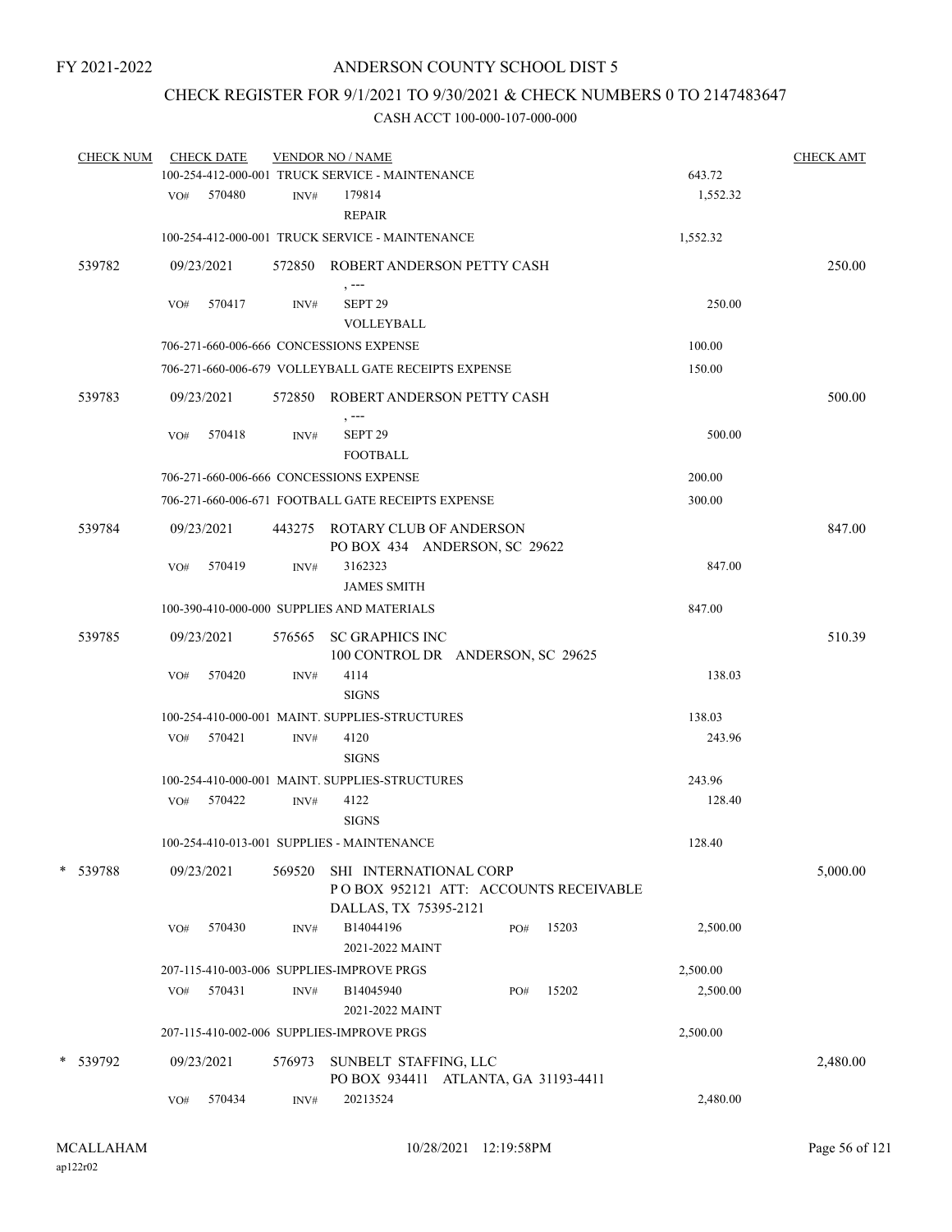FY 2021-2022

# ANDERSON COUNTY SCHOOL DIST 5

## CHECK REGISTER FOR 9/1/2021 TO 9/30/2021 & CHECK NUMBERS 0 TO 2147483647

### CASH ACCT 100-000-107-000-000

| CHECK NUM | CHECK DATE | VENDOR NO / NAME | | CHECK AMT |
|---|---|---|---|---|
| | | 100-254-412-000-001 TRUCK SERVICE - MAINTENANCE | 643.72 | |
| | VO# 570480 | INV# 179814 REPAIR | 1,552.32 | |
| | | 100-254-412-000-001 TRUCK SERVICE - MAINTENANCE | 1,552.32 | |
| 539782 | 09/23/2021 | 572850 ROBERT ANDERSON PETTY CASH , --- | | 250.00 |
| | VO# 570417 | INV# SEPT 29 VOLLEYBALL | 250.00 | |
| | | 706-271-660-006-666 CONCESSIONS EXPENSE | 100.00 | |
| | | 706-271-660-006-679 VOLLEYBALL GATE RECEIPTS EXPENSE | 150.00 | |
| 539783 | 09/23/2021 | 572850 ROBERT ANDERSON PETTY CASH , --- | | 500.00 |
| | VO# 570418 | INV# SEPT 29 FOOTBALL | 500.00 | |
| | | 706-271-660-006-666 CONCESSIONS EXPENSE | 200.00 | |
| | | 706-271-660-006-671 FOOTBALL GATE RECEIPTS EXPENSE | 300.00 | |
| 539784 | 09/23/2021 | 443275 ROTARY CLUB OF ANDERSON PO BOX 434 ANDERSON, SC 29622 | | 847.00 |
| | VO# 570419 | INV# 3162323 JAMES SMITH | 847.00 | |
| | | 100-390-410-000-000 SUPPLIES AND MATERIALS | 847.00 | |
| 539785 | 09/23/2021 | 576565 SC GRAPHICS INC 100 CONTROL DR ANDERSON, SC 29625 | | 510.39 |
| | VO# 570420 | INV# 4114 SIGNS | 138.03 | |
| | | 100-254-410-000-001 MAINT. SUPPLIES-STRUCTURES | 138.03 | |
| | VO# 570421 | INV# 4120 SIGNS | 243.96 | |
| | | 100-254-410-000-001 MAINT. SUPPLIES-STRUCTURES | 243.96 | |
| | VO# 570422 | INV# 4122 SIGNS | 128.40 | |
| | | 100-254-410-013-001 SUPPLIES - MAINTENANCE | 128.40 | |
| * 539788 | 09/23/2021 | 569520 SHI INTERNATIONAL CORP P O BOX 952121 ATT: ACCOUNTS RECEIVABLE DALLAS, TX 75395-2121 | | 5,000.00 |
| | VO# 570430 | INV# B14044196 PO# 15203 2021-2022 MAINT | 2,500.00 | |
| | | 207-115-410-003-006 SUPPLIES-IMPROVE PRGS | 2,500.00 | |
| | VO# 570431 | INV# B14045940 PO# 15202 2021-2022 MAINT | 2,500.00 | |
| | | 207-115-410-002-006 SUPPLIES-IMPROVE PRGS | 2,500.00 | |
| * 539792 | 09/23/2021 | 576973 SUNBELT STAFFING, LLC PO BOX 934411 ATLANTA, GA 31193-4411 | | 2,480.00 |
| | VO# 570434 | INV# 20213524 | 2,480.00 | |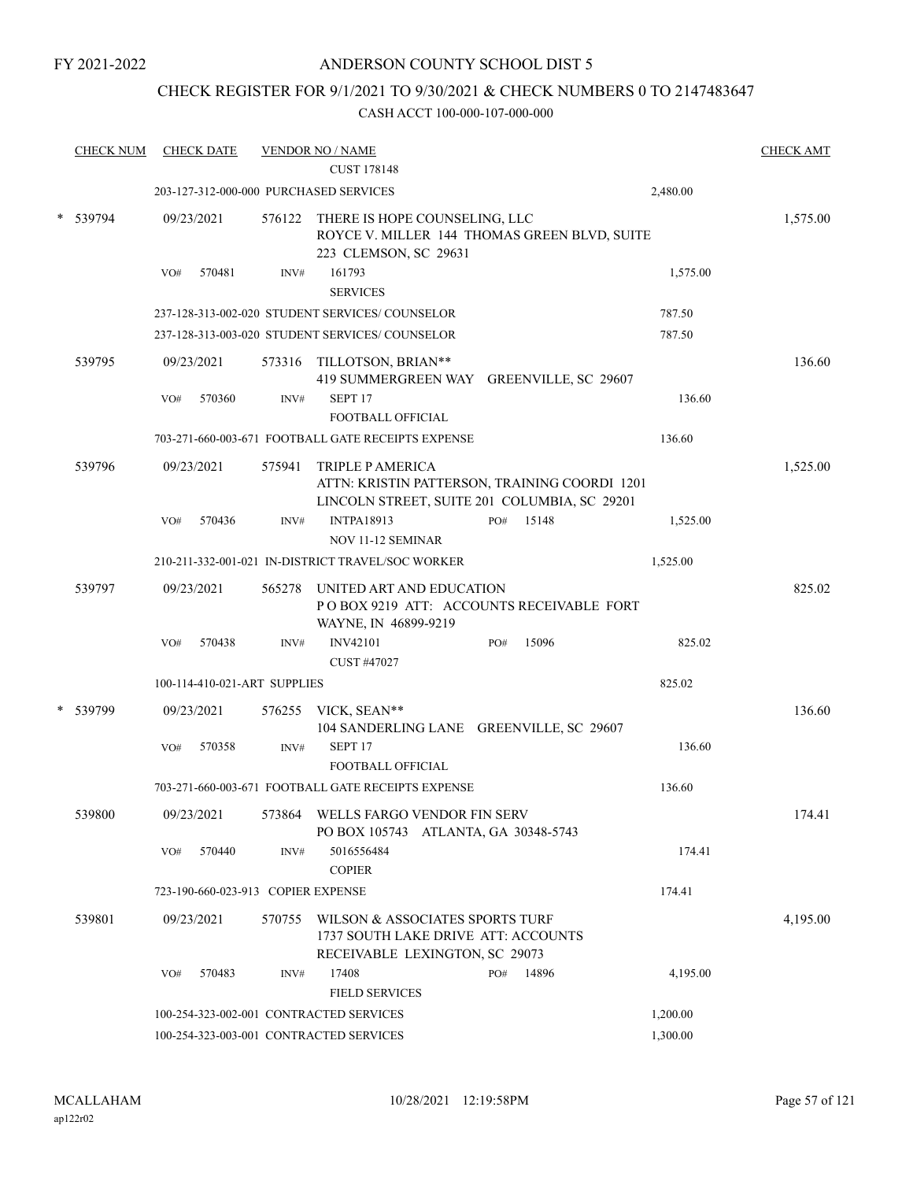FY 2021-2022

# ANDERSON COUNTY SCHOOL DIST 5

## CHECK REGISTER FOR 9/1/2021 TO 9/30/2021 & CHECK NUMBERS 0 TO 2147483647

### CASH ACCT 100-000-107-000-000

| CHECK NUM | CHECK DATE | VENDOR NO / NAME | | CHECK AMT |
|---|---|---|---|---|
| | | CUST 178148 | | |
| | 203-127-312-000-000 PURCHASED SERVICES | | 2,480.00 | |
| * 539794 | 09/23/2021 | 576122 THERE IS HOPE COUNSELING, LLC ROYCE V. MILLER 144 THOMAS GREEN BLVD, SUITE 223 CLEMSON, SC 29631 | | 1,575.00 |
| | VO# 570481 | INV# 161793 SERVICES | 1,575.00 | |
| | 237-128-313-002-020 STUDENT SERVICES/ COUNSELOR | | 787.50 | |
| | 237-128-313-003-020 STUDENT SERVICES/ COUNSELOR | | 787.50 | |
| 539795 | 09/23/2021 | 573316 TILLOTSON, BRIAN** 419 SUMMERGREEN WAY GREENVILLE, SC 29607 | | 136.60 |
| | VO# 570360 | INV# SEPT 17 FOOTBALL OFFICIAL | 136.60 | |
| | 703-271-660-003-671 FOOTBALL GATE RECEIPTS EXPENSE | | 136.60 | |
| 539796 | 09/23/2021 | 575941 TRIPLE P AMERICA ATTN: KRISTIN PATTERSON, TRAINING COORDI 1201 LINCOLN STREET, SUITE 201 COLUMBIA, SC 29201 | | 1,525.00 |
| | VO# 570436 | INV# INTPA18913 PO# 15148 NOV 11-12 SEMINAR | 1,525.00 | |
| | 210-211-332-001-021 IN-DISTRICT TRAVEL/SOC WORKER | | 1,525.00 | |
| 539797 | 09/23/2021 | 565278 UNITED ART AND EDUCATION P O BOX 9219 ATT: ACCOUNTS RECEIVABLE FORT WAYNE, IN 46899-9219 | | 825.02 |
| | VO# 570438 | INV# INV42101 PO# 15096 CUST #47027 | 825.02 | |
| | 100-114-410-021-ART SUPPLIES | | 825.02 | |
| * 539799 | 09/23/2021 | 576255 VICK, SEAN** 104 SANDERLING LANE GREENVILLE, SC 29607 | | 136.60 |
| | VO# 570358 | INV# SEPT 17 FOOTBALL OFFICIAL | 136.60 | |
| | 703-271-660-003-671 FOOTBALL GATE RECEIPTS EXPENSE | | 136.60 | |
| 539800 | 09/23/2021 | 573864 WELLS FARGO VENDOR FIN SERV PO BOX 105743 ATLANTA, GA 30348-5743 | | 174.41 |
| | VO# 570440 | INV# 5016556484 COPIER | 174.41 | |
| | 723-190-660-023-913 COPIER EXPENSE | | 174.41 | |
| 539801 | 09/23/2021 | 570755 WILSON & ASSOCIATES SPORTS TURF 1737 SOUTH LAKE DRIVE ATT: ACCOUNTS RECEIVABLE LEXINGTON, SC 29073 | | 4,195.00 |
| | VO# 570483 | INV# 17408 PO# 14896 FIELD SERVICES | 4,195.00 | |
| | 100-254-323-002-001 CONTRACTED SERVICES | | 1,200.00 | |
| | 100-254-323-003-001 CONTRACTED SERVICES | | 1,300.00 | |

MCALLAHAM
ap122r02

10/28/2021 12:19:58PM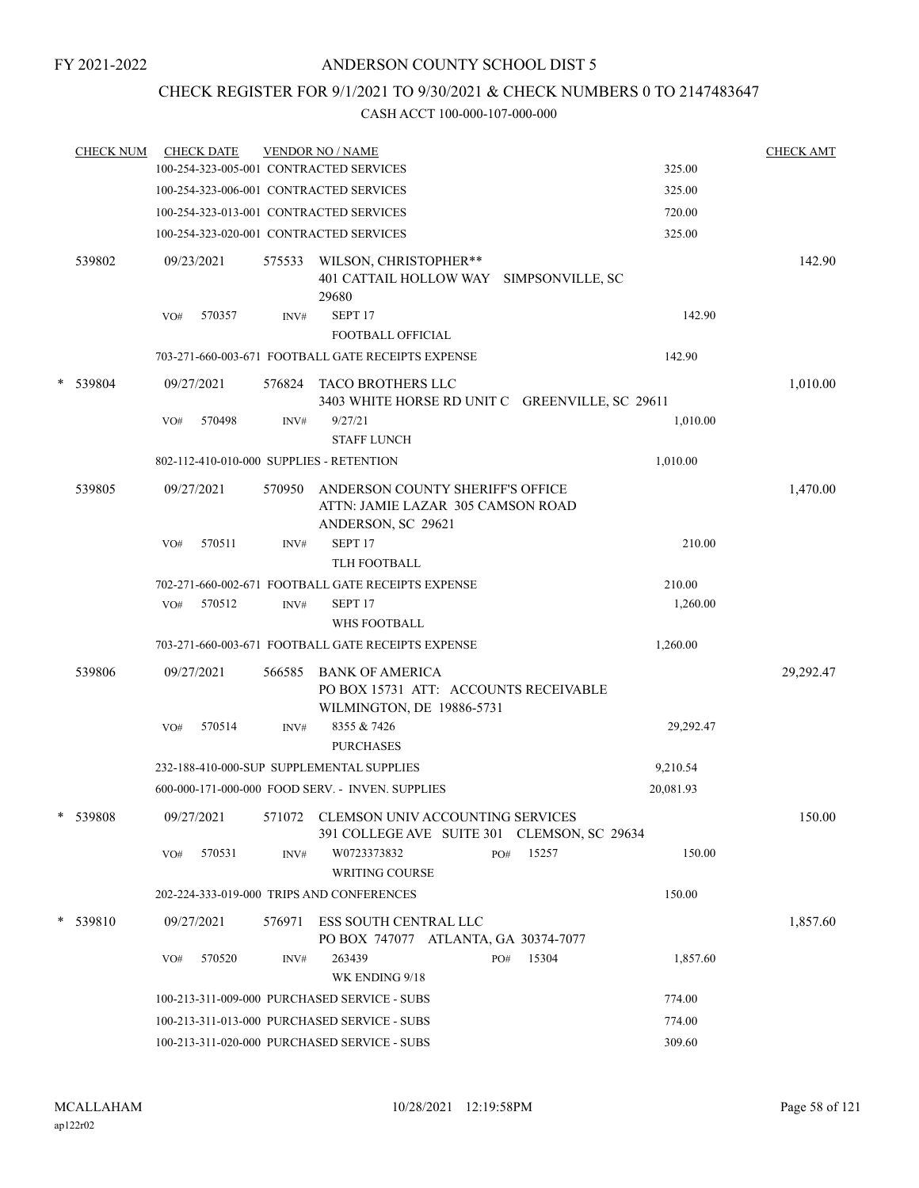FY 2021-2022

# ANDERSON COUNTY SCHOOL DIST 5

## CHECK REGISTER FOR 9/1/2021 TO 9/30/2021 & CHECK NUMBERS 0 TO 2147483647

### CASH ACCT 100-000-107-000-000

| CHECK NUM | CHECK DATE | VENDOR NO / NAME | | CHECK AMT |
|---|---|---|---|---|
| | | 100-254-323-005-001 CONTRACTED SERVICES | 325.00 | |
| | | 100-254-323-006-001 CONTRACTED SERVICES | 325.00 | |
| | | 100-254-323-013-001 CONTRACTED SERVICES | 720.00 | |
| | | 100-254-323-020-001 CONTRACTED SERVICES | 325.00 | |
| 539802 | 09/23/2021 | 575533 WILSON, CHRISTOPHER** 401 CATTAIL HOLLOW WAY SIMPSONVILLE, SC 29680 | | 142.90 |
| | VO# 570357 | INV# SEPT 17 FOOTBALL OFFICIAL | 142.90 | |
| | | 703-271-660-003-671 FOOTBALL GATE RECEIPTS EXPENSE | 142.90 | |
| * 539804 | 09/27/2021 | 576824 TACO BROTHERS LLC 3403 WHITE HORSE RD UNIT C GREENVILLE, SC 29611 | | 1,010.00 |
| | VO# 570498 | INV# 9/27/21 STAFF LUNCH | 1,010.00 | |
| | | 802-112-410-010-000 SUPPLIES - RETENTION | 1,010.00 | |
| 539805 | 09/27/2021 | 570950 ANDERSON COUNTY SHERIFF'S OFFICE ATTN: JAMIE LAZAR 305 CAMSON ROAD ANDERSON, SC 29621 | | 1,470.00 |
| | VO# 570511 | INV# SEPT 17 TLH FOOTBALL | 210.00 | |
| | | 702-271-660-002-671 FOOTBALL GATE RECEIPTS EXPENSE | 210.00 | |
| | VO# 570512 | INV# SEPT 17 WHS FOOTBALL | 1,260.00 | |
| | | 703-271-660-003-671 FOOTBALL GATE RECEIPTS EXPENSE | 1,260.00 | |
| 539806 | 09/27/2021 | 566585 BANK OF AMERICA PO BOX 15731 ATT: ACCOUNTS RECEIVABLE WILMINGTON, DE 19886-5731 | | 29,292.47 |
| | VO# 570514 | INV# 8355 & 7426 PURCHASES | 29,292.47 | |
| | | 232-188-410-000-SUP SUPPLEMENTAL SUPPLIES | 9,210.54 | |
| | | 600-000-171-000-000 FOOD SERV. - INVEN. SUPPLIES | 20,081.93 | |
| * 539808 | 09/27/2021 | 571072 CLEMSON UNIV ACCOUNTING SERVICES 391 COLLEGE AVE SUITE 301 CLEMSON, SC 29634 | | 150.00 |
| | VO# 570531 | INV# W0723373832 PO# 15257 WRITING COURSE | 150.00 | |
| | | 202-224-333-019-000 TRIPS AND CONFERENCES | 150.00 | |
| * 539810 | 09/27/2021 | 576971 ESS SOUTH CENTRAL LLC PO BOX 747077 ATLANTA, GA 30374-7077 | | 1,857.60 |
| | VO# 570520 | INV# 263439 PO# 15304 WK ENDING 9/18 | 1,857.60 | |
| | | 100-213-311-009-000 PURCHASED SERVICE - SUBS | 774.00 | |
| | | 100-213-311-013-000 PURCHASED SERVICE - SUBS | 774.00 | |
| | | 100-213-311-020-000 PURCHASED SERVICE - SUBS | 309.60 | |

MCALLAHAM
ap122r02

10/28/2021 12:19:58PM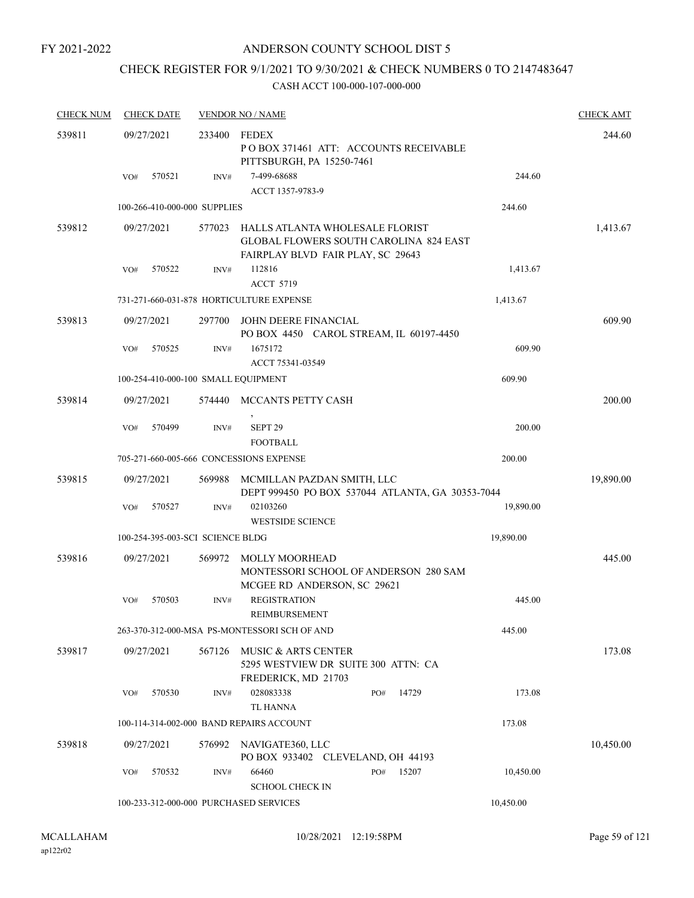FY 2021-2022

# ANDERSON COUNTY SCHOOL DIST 5

## CHECK REGISTER FOR 9/1/2021 TO 9/30/2021 & CHECK NUMBERS 0 TO 2147483647

### CASH ACCT 100-000-107-000-000

| CHECK NUM | CHECK DATE | VENDOR NO / NAME | | CHECK AMT |
|---|---|---|---|---|
| 539811 | 09/27/2021 | 233400 FEDEX<br>P O BOX 371461 ATT: ACCOUNTS RECEIVABLE<br>PITTSBURGH, PA 15250-7461 | | 244.60 |
| | VO# 570521 | INV# 7-499-68688<br>ACCT 1357-9783-9 | 244.60 | |
| | 100-266-410-000-000 SUPPLIES | | 244.60 | |
| 539812 | 09/27/2021 | 577023 HALLS ATLANTA WHOLESALE FLORIST<br>GLOBAL FLOWERS SOUTH CAROLINA 824 EAST<br>FAIRPLAY BLVD FAIR PLAY, SC 29643 | | 1,413.67 |
| | VO# 570522 | INV# 112816<br>ACCT 5719 | 1,413.67 | |
| | 731-271-660-031-878 HORTICULTURE EXPENSE | | 1,413.67 | |
| 539813 | 09/27/2021 | 297700 JOHN DEERE FINANCIAL<br>PO BOX 4450 CAROL STREAM, IL 60197-4450 | | 609.90 |
| | VO# 570525 | INV# 1675172<br>ACCT 75341-03549 | 609.90 | |
| | 100-254-410-000-100 SMALL EQUIPMENT | | 609.90 | |
| 539814 | 09/27/2021 | 574440 MCCANTS PETTY CASH<br>, | | 200.00 |
| | VO# 570499 | INV# SEPT 29<br>FOOTBALL | 200.00 | |
| | 705-271-660-005-666 CONCESSIONS EXPENSE | | 200.00 | |
| 539815 | 09/27/2021 | 569988 MCMILLAN PAZDAN SMITH, LLC<br>DEPT 999450 PO BOX 537044 ATLANTA, GA 30353-7044 | | 19,890.00 |
| | VO# 570527 | INV# 02103260<br>WESTSIDE SCIENCE | 19,890.00 | |
| | 100-254-395-003-SCI SCIENCE BLDG | | 19,890.00 | |
| 539816 | 09/27/2021 | 569972 MOLLY MOORHEAD<br>MONTESSORI SCHOOL OF ANDERSON 280 SAM<br>MCGEE RD ANDERSON, SC 29621 | | 445.00 |
| | VO# 570503 | INV# REGISTRATION<br>REIMBURSEMENT | 445.00 | |
| | 263-370-312-000-MSA PS-MONTESSORI SCH OF AND | | 445.00 | |
| 539817 | 09/27/2021 | 567126 MUSIC & ARTS CENTER<br>5295 WESTVIEW DR SUITE 300 ATTN: CA<br>FREDERICK, MD 21703 | | 173.08 |
| | VO# 570530 | INV# 028083338 PO# 14729<br>TL HANNA | 173.08 | |
| | 100-114-314-002-000 BAND REPAIRS ACCOUNT | | 173.08 | |
| 539818 | 09/27/2021 | 576992 NAVIGATE360, LLC<br>PO BOX 933402 CLEVELAND, OH 44193 | | 10,450.00 |
| | VO# 570532 | INV# 66460 PO# 15207<br>SCHOOL CHECK IN | 10,450.00 | |
| | 100-233-312-000-000 PURCHASED SERVICES | | 10,450.00 | |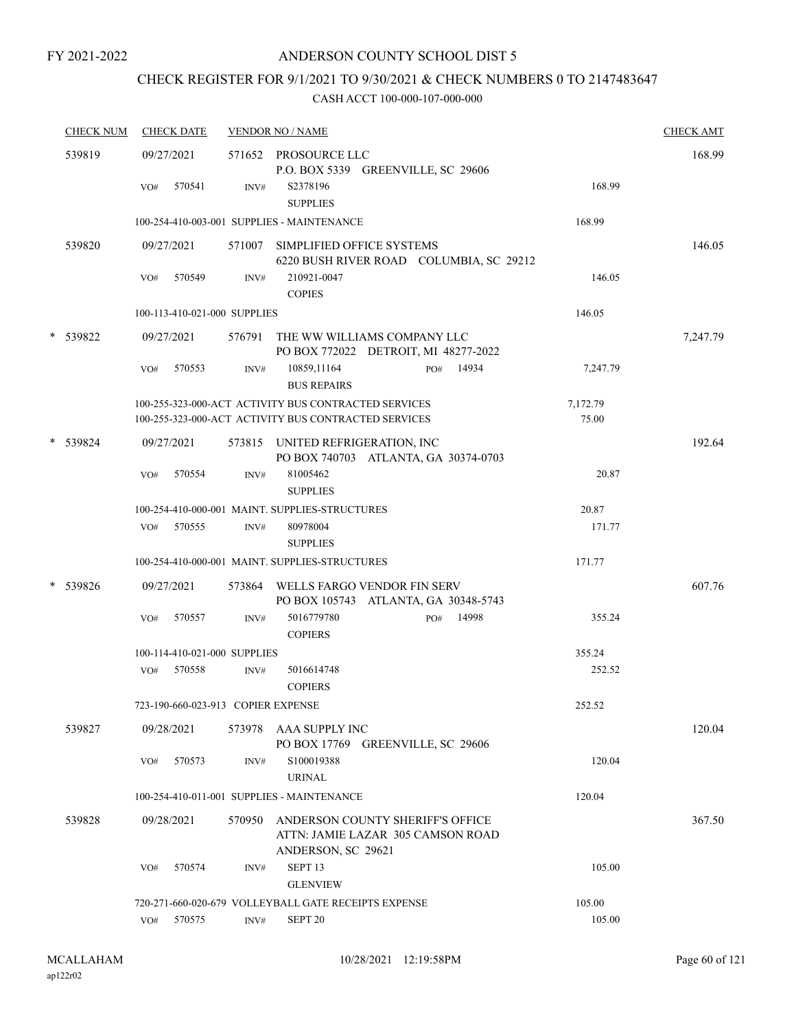FY 2021-2022

# ANDERSON COUNTY SCHOOL DIST 5

## CHECK REGISTER FOR 9/1/2021 TO 9/30/2021 & CHECK NUMBERS 0 TO 2147483647

CASH ACCT 100-000-107-000-000

| CHECK NUM | CHECK DATE | VENDOR NO / NAME | | CHECK AMT |
|---|---|---|---|---|
| 539819 | 09/27/2021 | 571652 PROSOURCE LLC<br>P.O. BOX 5339 GREENVILLE, SC 29606 | | 168.99 |
| | VO# 570541 | INV# S2378196<br>SUPPLIES | 168.99 | |
| | 100-254-410-003-001 SUPPLIES - MAINTENANCE | | 168.99 | |
| 539820 | 09/27/2021 | 571007 SIMPLIFIED OFFICE SYSTEMS<br>6220 BUSH RIVER ROAD COLUMBIA, SC 29212 | | 146.05 |
| | VO# 570549 | INV# 210921-0047<br>COPIES | 146.05 | |
| | 100-113-410-021-000 SUPPLIES | | 146.05 | |
| * 539822 | 09/27/2021 | 576791 THE WW WILLIAMS COMPANY LLC<br>PO BOX 772022 DETROIT, MI 48277-2022 | | 7,247.79 |
| | VO# 570553 | INV# 10859,11164 PO# 14934<br>BUS REPAIRS | 7,247.79 | |
| | 100-255-323-000-ACT ACTIVITY BUS CONTRACTED SERVICES | | 7,172.79 | |
| | 100-255-323-000-ACT ACTIVITY BUS CONTRACTED SERVICES | | 75.00 | |
| * 539824 | 09/27/2021 | 573815 UNITED REFRIGERATION, INC<br>PO BOX 740703 ATLANTA, GA 30374-0703 | | 192.64 |
| | VO# 570554 | INV# 81005462<br>SUPPLIES | 20.87 | |
| | 100-254-410-000-001 MAINT. SUPPLIES-STRUCTURES | | 20.87 | |
| | VO# 570555 | INV# 80978004<br>SUPPLIES | 171.77 | |
| | 100-254-410-000-001 MAINT. SUPPLIES-STRUCTURES | | 171.77 | |
| * 539826 | 09/27/2021 | 573864 WELLS FARGO VENDOR FIN SERV<br>PO BOX 105743 ATLANTA, GA 30348-5743 | | 607.76 |
| | VO# 570557 | INV# 5016779780 PO# 14998<br>COPIERS | 355.24 | |
| | 100-114-410-021-000 SUPPLIES | | 355.24 | |
| | VO# 570558 | INV# 5016614748<br>COPIERS | 252.52 | |
| | 723-190-660-023-913 COPIER EXPENSE | | 252.52 | |
| 539827 | 09/28/2021 | 573978 AAA SUPPLY INC<br>PO BOX 17769 GREENVILLE, SC 29606 | | 120.04 |
| | VO# 570573 | INV# S100019388<br>URINAL | 120.04 | |
| | 100-254-410-011-001 SUPPLIES - MAINTENANCE | | 120.04 | |
| 539828 | 09/28/2021 | 570950 ANDERSON COUNTY SHERIFF'S OFFICE<br>ATTN: JAMIE LAZAR 305 CAMSON ROAD<br>ANDERSON, SC 29621 | | 367.50 |
| | VO# 570574 | INV# SEPT 13<br>GLENVIEW | 105.00 | |
| | 720-271-660-020-679 VOLLEYBALL GATE RECEIPTS EXPENSE | | 105.00 | |
| | VO# 570575 | INV# SEPT 20 | 105.00 | |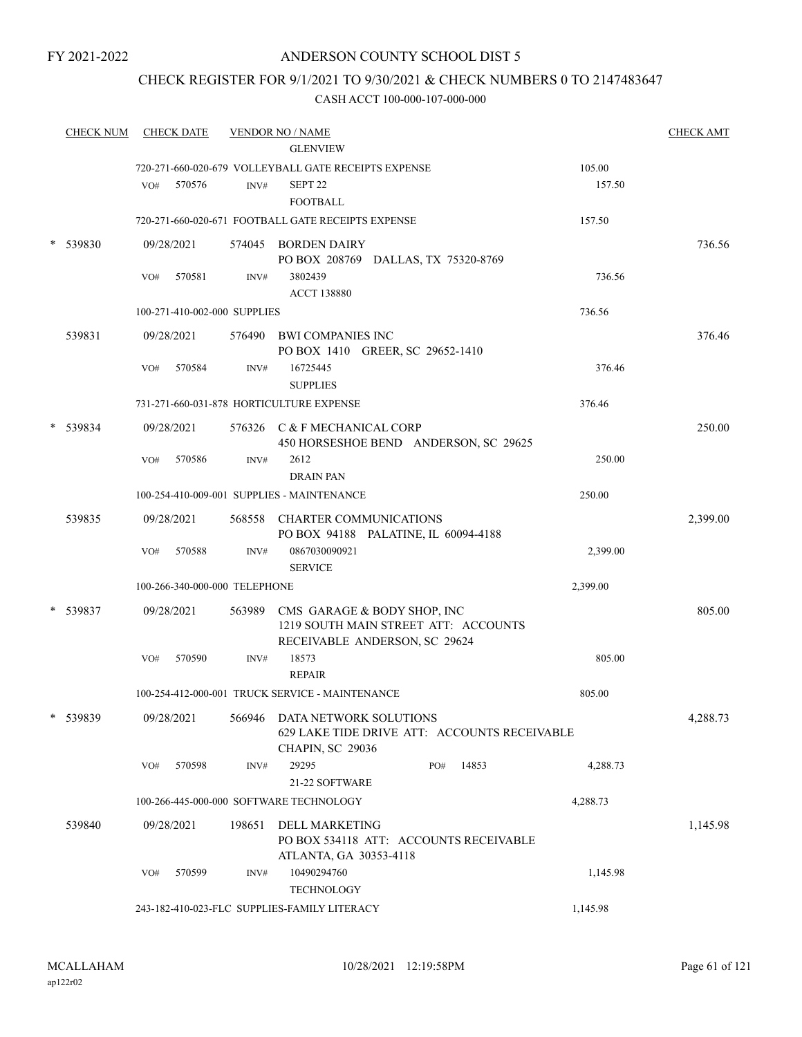FY 2021-2022

# ANDERSON COUNTY SCHOOL DIST 5

## CHECK REGISTER FOR 9/1/2021 TO 9/30/2021 & CHECK NUMBERS 0 TO 2147483647

### CASH ACCT 100-000-107-000-000

| CHECK NUM | CHECK DATE | VENDOR NO / NAME | | CHECK AMT |
|---|---|---|---|---|
| | | GLENVIEW | | |
| | | 720-271-660-020-679 VOLLEYBALL GATE RECEIPTS EXPENSE | 105.00 | |
| | VO# 570576 | INV# SEPT 22<br>FOOTBALL | 157.50 | |
| | | 720-271-660-020-671 FOOTBALL GATE RECEIPTS EXPENSE | 157.50 | |
| * 539830 | 09/28/2021 | 574045 BORDEN DAIRY<br>PO BOX 208769 DALLAS, TX 75320-8769 | | 736.56 |
| | VO# 570581 | INV# 3802439<br>ACCT 138880 | 736.56 | |
| | | 100-271-410-002-000 SUPPLIES | 736.56 | |
| 539831 | 09/28/2021 | 576490 BWI COMPANIES INC<br>PO BOX 1410 GREER, SC 29652-1410 | | 376.46 |
| | VO# 570584 | INV# 16725445<br>SUPPLIES | 376.46 | |
| | | 731-271-660-031-878 HORTICULTURE EXPENSE | 376.46 | |
| * 539834 | 09/28/2021 | 576326 C & F MECHANICAL CORP<br>450 HORSESHOE BEND ANDERSON, SC 29625 | | 250.00 |
| | VO# 570586 | INV# 2612<br>DRAIN PAN | 250.00 | |
| | | 100-254-410-009-001 SUPPLIES - MAINTENANCE | 250.00 | |
| 539835 | 09/28/2021 | 568558 CHARTER COMMUNICATIONS<br>PO BOX 94188 PALATINE, IL 60094-4188 | | 2,399.00 |
| | VO# 570588 | INV# 0867030090921<br>SERVICE | 2,399.00 | |
| | | 100-266-340-000-000 TELEPHONE | 2,399.00 | |
| * 539837 | 09/28/2021 | 563989 CMS GARAGE & BODY SHOP, INC<br>1219 SOUTH MAIN STREET ATT: ACCOUNTS RECEIVABLE ANDERSON, SC 29624 | | 805.00 |
| | VO# 570590 | INV# 18573<br>REPAIR | 805.00 | |
| | | 100-254-412-000-001 TRUCK SERVICE - MAINTENANCE | 805.00 | |
| * 539839 | 09/28/2021 | 566946 DATA NETWORK SOLUTIONS<br>629 LAKE TIDE DRIVE ATT: ACCOUNTS RECEIVABLE CHAPIN, SC 29036 | | 4,288.73 |
| | VO# 570598 | INV# 29295 PO# 14853<br>21-22 SOFTWARE | 4,288.73 | |
| | | 100-266-445-000-000 SOFTWARE TECHNOLOGY | 4,288.73 | |
| 539840 | 09/28/2021 | 198651 DELL MARKETING<br>PO BOX 534118 ATT: ACCOUNTS RECEIVABLE ATLANTA, GA 30353-4118 | | 1,145.98 |
| | VO# 570599 | INV# 10490294760<br>TECHNOLOGY | 1,145.98 | |
| | | 243-182-410-023-FLC SUPPLIES-FAMILY LITERACY | 1,145.98 | |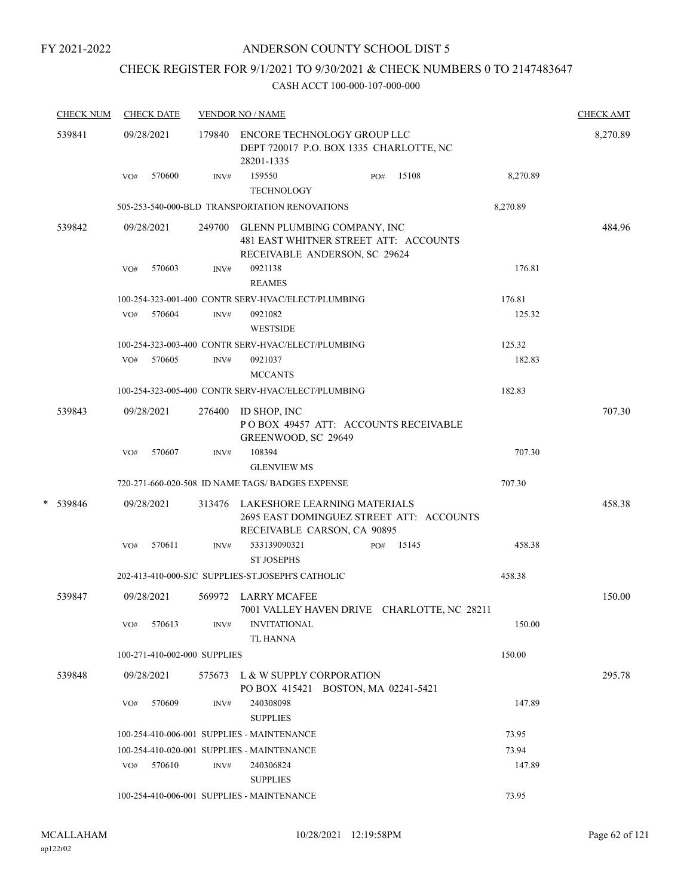FY 2021-2022

# ANDERSON COUNTY SCHOOL DIST 5

## CHECK REGISTER FOR 9/1/2021 TO 9/30/2021 & CHECK NUMBERS 0 TO 2147483647

CASH ACCT 100-000-107-000-000

| CHECK NUM | CHECK DATE | VENDOR NO / NAME | | | CHECK AMT |
|---|---|---|---|---|---|
| 539841 | 09/28/2021 | 179840 ENCORE TECHNOLOGY GROUP LLC<br>DEPT 720017 P.O. BOX 1335 CHARLOTTE, NC 28201-1335 | | | 8,270.89 |
| | VO# 570600 | INV# 159550<br>TECHNOLOGY | PO# 15108 | 8,270.89 | |
| | 505-253-540-000-BLD TRANSPORTATION RENOVATIONS | | | 8,270.89 | |
| 539842 | 09/28/2021 | 249700 GLENN PLUMBING COMPANY, INC<br>481 EAST WHITNER STREET ATT: ACCOUNTS RECEIVABLE ANDERSON, SC 29624 | | | 484.96 |
| | VO# 570603 | INV# 0921138<br>REAMES | | 176.81 | |
| | 100-254-323-001-400 CONTR SERV-HVAC/ELECT/PLUMBING | | | 176.81 | |
| | VO# 570604 | INV# 0921082<br>WESTSIDE | | 125.32 | |
| | 100-254-323-003-400 CONTR SERV-HVAC/ELECT/PLUMBING | | | 125.32 | |
| | VO# 570605 | INV# 0921037<br>MCCANTS | | 182.83 | |
| | 100-254-323-005-400 CONTR SERV-HVAC/ELECT/PLUMBING | | | 182.83 | |
| 539843 | 09/28/2021 | 276400 ID SHOP, INC<br>P O BOX 49457 ATT: ACCOUNTS RECEIVABLE GREENWOOD, SC 29649 | | | 707.30 |
| | VO# 570607 | INV# 108394<br>GLENVIEW MS | | 707.30 | |
| | 720-271-660-020-508 ID NAME TAGS/ BADGES EXPENSE | | | 707.30 | |
| * 539846 | 09/28/2021 | 313476 LAKESHORE LEARNING MATERIALS<br>2695 EAST DOMINGUEZ STREET ATT: ACCOUNTS RECEIVABLE CARSON, CA 90895 | | | 458.38 |
| | VO# 570611 | INV# 533139090321<br>ST JOSEPHS | PO# 15145 | 458.38 | |
| | 202-413-410-000-SJC SUPPLIES-ST.JOSEPH'S CATHOLIC | | | 458.38 | |
| 539847 | 09/28/2021 | 569972 LARRY MCAFEE<br>7001 VALLEY HAVEN DRIVE CHARLOTTE, NC 28211 | | | 150.00 |
| | VO# 570613 | INV# INVITATIONAL<br>TL HANNA | | 150.00 | |
| | 100-271-410-002-000 SUPPLIES | | | 150.00 | |
| 539848 | 09/28/2021 | 575673 L & W SUPPLY CORPORATION<br>PO BOX 415421 BOSTON, MA 02241-5421 | | | 295.78 |
| | VO# 570609 | INV# 240308098<br>SUPPLIES | | 147.89 | |
| | 100-254-410-006-001 SUPPLIES - MAINTENANCE | | | 73.95 | |
| | 100-254-410-020-001 SUPPLIES - MAINTENANCE | | | 73.94 | |
| | VO# 570610 | INV# 240306824<br>SUPPLIES | | 147.89 | |
| | 100-254-410-006-001 SUPPLIES - MAINTENANCE | | | 73.95 | |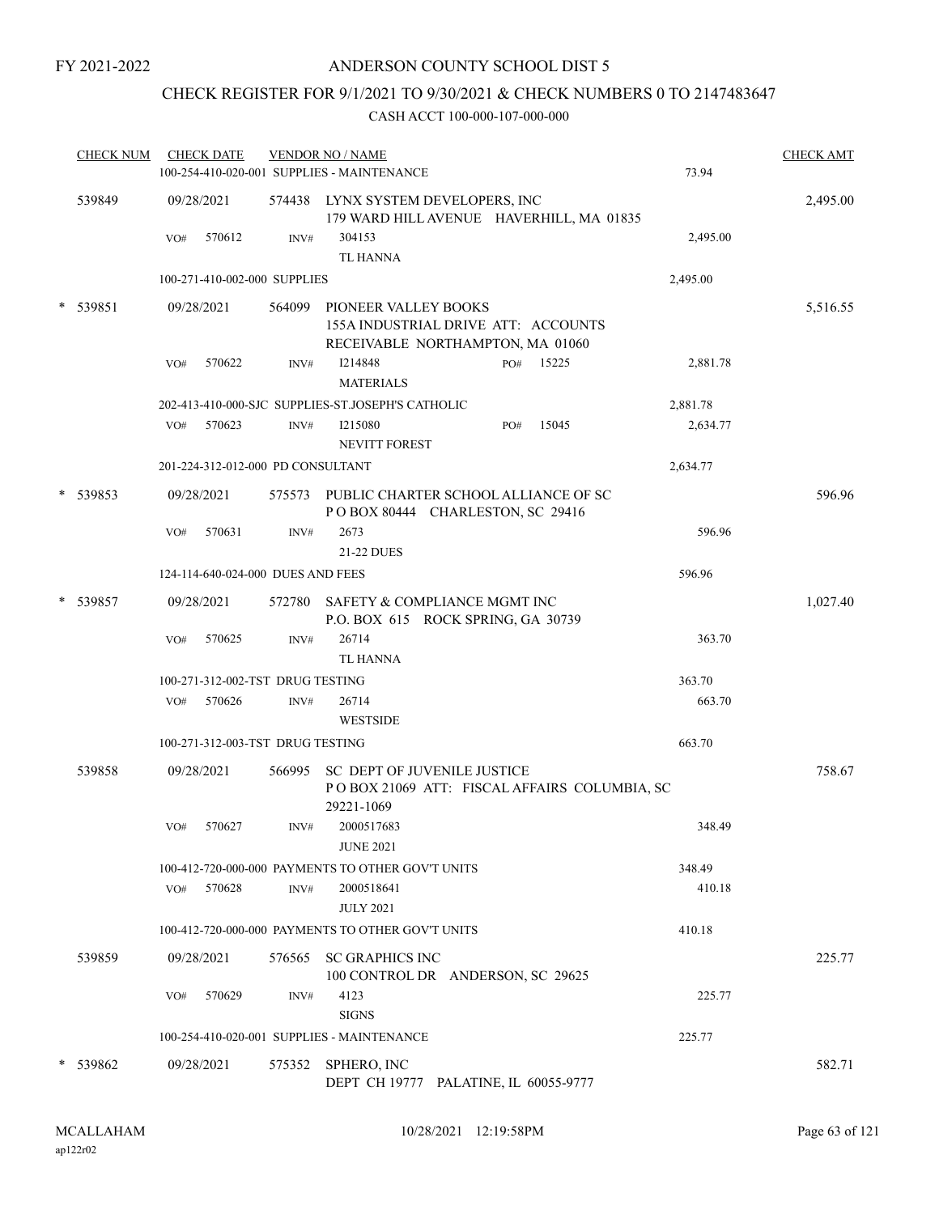FY 2021-2022

# ANDERSON COUNTY SCHOOL DIST 5

## CHECK REGISTER FOR 9/1/2021 TO 9/30/2021 & CHECK NUMBERS 0 TO 2147483647

CASH ACCT 100-000-107-000-000

| CHECK NUM | CHECK DATE | VENDOR NO / NAME | | CHECK AMT |
|---|---|---|---|---|
| | | 100-254-410-020-001 SUPPLIES - MAINTENANCE | 73.94 | |
| 539849 | 09/28/2021 | 574438 LYNX SYSTEM DEVELOPERS, INC<br>179 WARD HILL AVENUE HAVERHILL, MA 01835 | | 2,495.00 |
| | VO# 570612 | INV# 304153<br>TL HANNA | 2,495.00 | |
| | | 100-271-410-002-000 SUPPLIES | 2,495.00 | |
| * 539851 | 09/28/2021 | 564099 PIONEER VALLEY BOOKS<br>155A INDUSTRIAL DRIVE ATT: ACCOUNTS RECEIVABLE NORTHAMPTON, MA 01060 | | 5,516.55 |
| | VO# 570622 | INV# I214848 PO# 15225<br>MATERIALS | 2,881.78 | |
| | | 202-413-410-000-SJC SUPPLIES-ST.JOSEPH'S CATHOLIC | 2,881.78 | |
| | VO# 570623 | INV# I215080 PO# 15045<br>NEVITT FOREST | 2,634.77 | |
| | | 201-224-312-012-000 PD CONSULTANT | 2,634.77 | |
| * 539853 | 09/28/2021 | 575573 PUBLIC CHARTER SCHOOL ALLIANCE OF SC<br>P O BOX 80444 CHARLESTON, SC 29416 | | 596.96 |
| | VO# 570631 | INV# 2673<br>21-22 DUES | 596.96 | |
| | | 124-114-640-024-000 DUES AND FEES | 596.96 | |
| * 539857 | 09/28/2021 | 572780 SAFETY & COMPLIANCE MGMT INC<br>P.O. BOX 615 ROCK SPRING, GA 30739 | | 1,027.40 |
| | VO# 570625 | INV# 26714<br>TL HANNA | 363.70 | |
| | | 100-271-312-002-TST DRUG TESTING | 363.70 | |
| | VO# 570626 | INV# 26714<br>WESTSIDE | 663.70 | |
| | | 100-271-312-003-TST DRUG TESTING | 663.70 | |
| 539858 | 09/28/2021 | 566995 SC DEPT OF JUVENILE JUSTICE<br>P O BOX 21069 ATT: FISCAL AFFAIRS COLUMBIA, SC 29221-1069 | | 758.67 |
| | VO# 570627 | INV# 2000517683<br>JUNE 2021 | 348.49 | |
| | | 100-412-720-000-000 PAYMENTS TO OTHER GOV'T UNITS | 348.49 | |
| | VO# 570628 | INV# 2000518641<br>JULY 2021 | 410.18 | |
| | | 100-412-720-000-000 PAYMENTS TO OTHER GOV'T UNITS | 410.18 | |
| 539859 | 09/28/2021 | 576565 SC GRAPHICS INC<br>100 CONTROL DR ANDERSON, SC 29625 | | 225.77 |
| | VO# 570629 | INV# 4123<br>SIGNS | 225.77 | |
| | | 100-254-410-020-001 SUPPLIES - MAINTENANCE | 225.77 | |
| * 539862 | 09/28/2021 | 575352 SPHERO, INC<br>DEPT CH 19777 PALATINE, IL 60055-9777 | | 582.71 |

MCALLAHAM
ap122r02

10/28/2021 12:19:58PM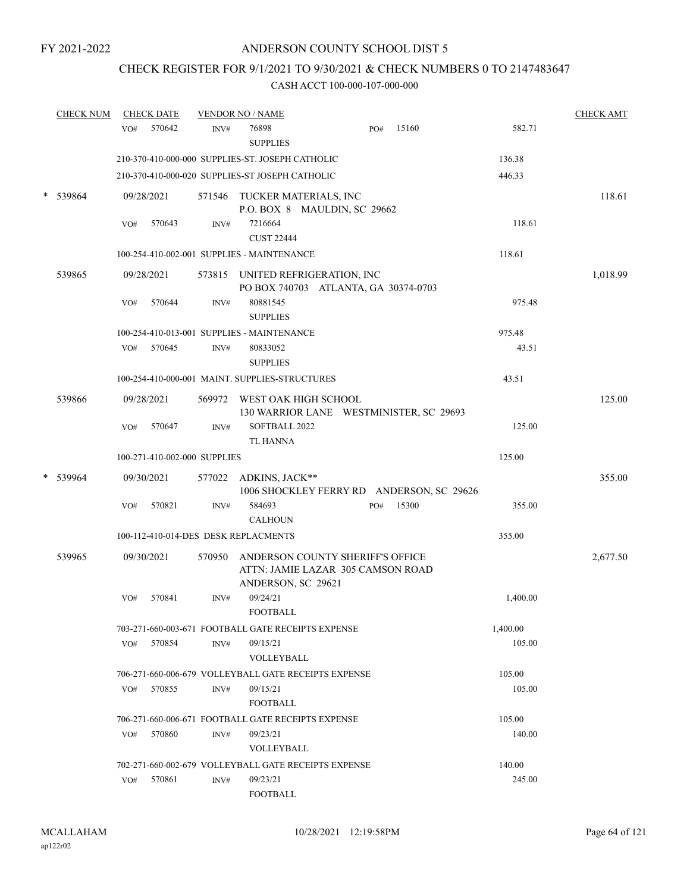FY 2021-2022

# ANDERSON COUNTY SCHOOL DIST 5

## CHECK REGISTER FOR 9/1/2021 TO 9/30/2021 & CHECK NUMBERS 0 TO 2147483647

### CASH ACCT 100-000-107-000-000

| CHECK NUM | CHECK DATE | VENDOR NO / NAME | | CHECK AMT |
|---|---|---|---|---|
| | VO# 570642 | INV# 76898 SUPPLIES PO# 15160 | 582.71 | |
| | | 210-370-410-000-000 SUPPLIES-ST. JOSEPH CATHOLIC | 136.38 | |
| | | 210-370-410-000-020 SUPPLIES-ST JOSEPH CATHOLIC | 446.33 | |
| * 539864 | 09/28/2021 | 571546 TUCKER MATERIALS, INC P.O. BOX 8 MAULDIN, SC 29662 | | 118.61 |
| | VO# 570643 | INV# 7216664 CUST 22444 | 118.61 | |
| | | 100-254-410-002-001 SUPPLIES - MAINTENANCE | 118.61 | |
| 539865 | 09/28/2021 | 573815 UNITED REFRIGERATION, INC PO BOX 740703 ATLANTA, GA 30374-0703 | | 1,018.99 |
| | VO# 570644 | INV# 80881545 SUPPLIES | 975.48 | |
| | | 100-254-410-013-001 SUPPLIES - MAINTENANCE | 975.48 | |
| | VO# 570645 | INV# 80833052 SUPPLIES | 43.51 | |
| | | 100-254-410-000-001 MAINT. SUPPLIES-STRUCTURES | 43.51 | |
| 539866 | 09/28/2021 | 569972 WEST OAK HIGH SCHOOL 130 WARRIOR LANE WESTMINISTER, SC 29693 | | 125.00 |
| | VO# 570647 | INV# SOFTBALL 2022 TL HANNA | 125.00 | |
| | | 100-271-410-002-000 SUPPLIES | 125.00 | |
| * 539964 | 09/30/2021 | 577022 ADKINS, JACK** 1006 SHOCKLEY FERRY RD ANDERSON, SC 29626 | | 355.00 |
| | VO# 570821 | INV# 584693 CALHOUN PO# 15300 | 355.00 | |
| | | 100-112-410-014-DES DESK REPLACMENTS | 355.00 | |
| 539965 | 09/30/2021 | 570950 ANDERSON COUNTY SHERIFF'S OFFICE ATTN: JAMIE LAZAR 305 CAMSON ROAD ANDERSON, SC 29621 | | 2,677.50 |
| | VO# 570841 | INV# 09/24/21 FOOTBALL | 1,400.00 | |
| | | 703-271-660-003-671 FOOTBALL GATE RECEIPTS EXPENSE | 1,400.00 | |
| | VO# 570854 | INV# 09/15/21 VOLLEYBALL | 105.00 | |
| | | 706-271-660-006-679 VOLLEYBALL GATE RECEIPTS EXPENSE | 105.00 | |
| | VO# 570855 | INV# 09/15/21 FOOTBALL | 105.00 | |
| | | 706-271-660-006-671 FOOTBALL GATE RECEIPTS EXPENSE | 105.00 | |
| | VO# 570860 | INV# 09/23/21 VOLLEYBALL | 140.00 | |
| | | 702-271-660-002-679 VOLLEYBALL GATE RECEIPTS EXPENSE | 140.00 | |
| | VO# 570861 | INV# 09/23/21 FOOTBALL | 245.00 | |

MCALLAHAM
ap122r02

10/28/2021 12:19:58PM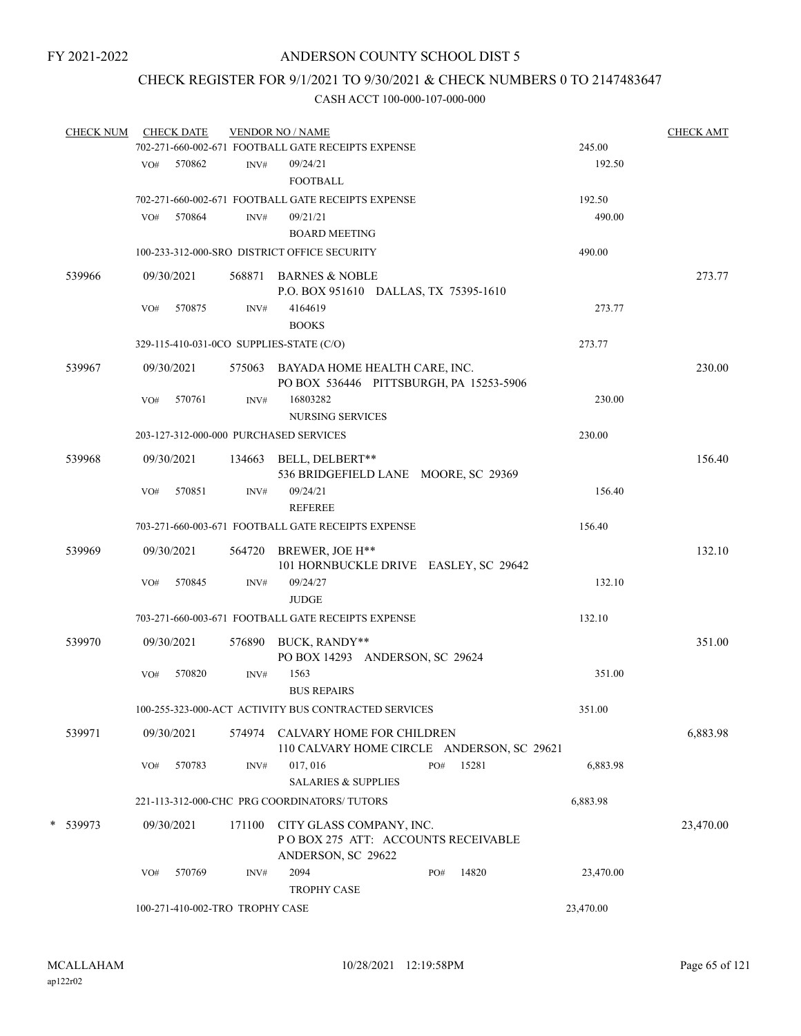FY 2021-2022

# ANDERSON COUNTY SCHOOL DIST 5

## CHECK REGISTER FOR 9/1/2021 TO 9/30/2021 & CHECK NUMBERS 0 TO 2147483647

CASH ACCT 100-000-107-000-000

| CHECK NUM | CHECK DATE | VENDOR NO / NAME | | CHECK AMT |
|---|---|---|---|---|
| | | 702-271-660-002-671 FOOTBALL GATE RECEIPTS EXPENSE | 245.00 | |
| | VO# 570862 | INV# 09/24/21 FOOTBALL | 192.50 | |
| | | 702-271-660-002-671 FOOTBALL GATE RECEIPTS EXPENSE | 192.50 | |
| | VO# 570864 | INV# 09/21/21 BOARD MEETING | 490.00 | |
| | | 100-233-312-000-SRO DISTRICT OFFICE SECURITY | 490.00 | |
| 539966 | 09/30/2021 | 568871 BARNES & NOBLE P.O. BOX 951610 DALLAS, TX 75395-1610 | | 273.77 |
| | VO# 570875 | INV# 4164619 BOOKS | 273.77 | |
| | | 329-115-410-031-0CO SUPPLIES-STATE (C/O) | 273.77 | |
| 539967 | 09/30/2021 | 575063 BAYADA HOME HEALTH CARE, INC. PO BOX 536446 PITTSBURGH, PA 15253-5906 | | 230.00 |
| | VO# 570761 | INV# 16803282 NURSING SERVICES | 230.00 | |
| | | 203-127-312-000-000 PURCHASED SERVICES | 230.00 | |
| 539968 | 09/30/2021 | 134663 BELL, DELBERT** 536 BRIDGEFIELD LANE MOORE, SC 29369 | | 156.40 |
| | VO# 570851 | INV# 09/24/21 REFEREE | 156.40 | |
| | | 703-271-660-003-671 FOOTBALL GATE RECEIPTS EXPENSE | 156.40 | |
| 539969 | 09/30/2021 | 564720 BREWER, JOE H** 101 HORNBUCKLE DRIVE EASLEY, SC 29642 | | 132.10 |
| | VO# 570845 | INV# 09/24/27 JUDGE | 132.10 | |
| | | 703-271-660-003-671 FOOTBALL GATE RECEIPTS EXPENSE | 132.10 | |
| 539970 | 09/30/2021 | 576890 BUCK, RANDY** PO BOX 14293 ANDERSON, SC 29624 | | 351.00 |
| | VO# 570820 | INV# 1563 BUS REPAIRS | 351.00 | |
| | | 100-255-323-000-ACT ACTIVITY BUS CONTRACTED SERVICES | 351.00 | |
| 539971 | 09/30/2021 | 574974 CALVARY HOME FOR CHILDREN 110 CALVARY HOME CIRCLE ANDERSON, SC 29621 | | 6,883.98 |
| | VO# 570783 | INV# 017, 016 PO# 15281 SALARIES & SUPPLIES | 6,883.98 | |
| | | 221-113-312-000-CHC PRG COORDINATORS/ TUTORS | 6,883.98 | |
| * 539973 | 09/30/2021 | 171100 CITY GLASS COMPANY, INC. P O BOX 275 ATT: ACCOUNTS RECEIVABLE ANDERSON, SC 29622 | | 23,470.00 |
| | VO# 570769 | INV# 2094 PO# 14820 TROPHY CASE | 23,470.00 | |
| | | 100-271-410-002-TRO TROPHY CASE | 23,470.00 | |

MCALLAHAM ap122r02 10/28/2021 12:19:58PM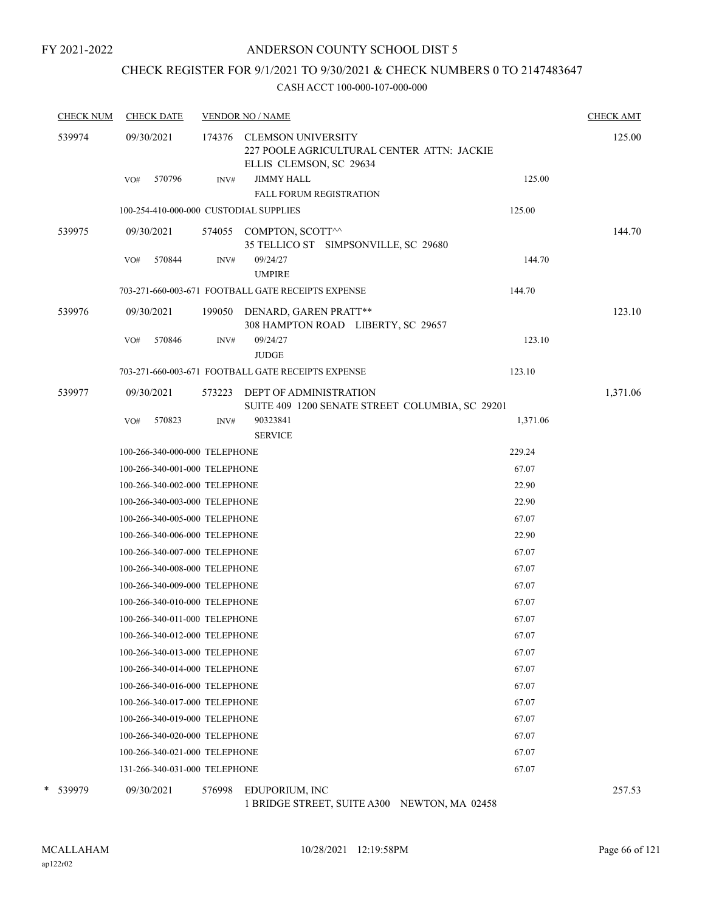FY 2021-2022

# ANDERSON COUNTY SCHOOL DIST 5

## CHECK REGISTER FOR 9/1/2021 TO 9/30/2021 & CHECK NUMBERS 0 TO 2147483647

### CASH ACCT 100-000-107-000-000

| CHECK NUM | CHECK DATE | VENDOR NO / NAME | | CHECK AMT |
|---|---|---|---|---|
| 539974 | 09/30/2021 | 174376 CLEMSON UNIVERSITY<br>227 POOLE AGRICULTURAL CENTER ATTN: JACKIE ELLIS CLEMSON, SC 29634 | | 125.00 |
| | VO# 570796 | INV# JIMMY HALL<br>FALL FORUM REGISTRATION | 125.00 | |
| | 100-254-410-000-000 CUSTODIAL SUPPLIES | | 125.00 | |
| 539975 | 09/30/2021 | 574055 COMPTON, SCOTT^^<br>35 TELLICO ST SIMPSONVILLE, SC 29680 | | 144.70 |
| | VO# 570844 | INV# 09/24/27<br>UMPIRE | 144.70 | |
| | 703-271-660-003-671 FOOTBALL GATE RECEIPTS EXPENSE | | 144.70 | |
| 539976 | 09/30/2021 | 199050 DENARD, GAREN PRATT**<br>308 HAMPTON ROAD LIBERTY, SC 29657 | | 123.10 |
| | VO# 570846 | INV# 09/24/27<br>JUDGE | 123.10 | |
| | 703-271-660-003-671 FOOTBALL GATE RECEIPTS EXPENSE | | 123.10 | |
| 539977 | 09/30/2021 | 573223 DEPT OF ADMINISTRATION<br>SUITE 409 1200 SENATE STREET COLUMBIA, SC 29201 | | 1,371.06 |
| | VO# 570823 | INV# 90323841<br>SERVICE | 1,371.06 | |
| | 100-266-340-000-000 TELEPHONE | | 229.24 | |
| | 100-266-340-001-000 TELEPHONE | | 67.07 | |
| | 100-266-340-002-000 TELEPHONE | | 22.90 | |
| | 100-266-340-003-000 TELEPHONE | | 22.90 | |
| | 100-266-340-005-000 TELEPHONE | | 67.07 | |
| | 100-266-340-006-000 TELEPHONE | | 22.90 | |
| | 100-266-340-007-000 TELEPHONE | | 67.07 | |
| | 100-266-340-008-000 TELEPHONE | | 67.07 | |
| | 100-266-340-009-000 TELEPHONE | | 67.07 | |
| | 100-266-340-010-000 TELEPHONE | | 67.07 | |
| | 100-266-340-011-000 TELEPHONE | | 67.07 | |
| | 100-266-340-012-000 TELEPHONE | | 67.07 | |
| | 100-266-340-013-000 TELEPHONE | | 67.07 | |
| | 100-266-340-014-000 TELEPHONE | | 67.07 | |
| | 100-266-340-016-000 TELEPHONE | | 67.07 | |
| | 100-266-340-017-000 TELEPHONE | | 67.07 | |
| | 100-266-340-019-000 TELEPHONE | | 67.07 | |
| | 100-266-340-020-000 TELEPHONE | | 67.07 | |
| | 100-266-340-021-000 TELEPHONE | | 67.07 | |
| | 131-266-340-031-000 TELEPHONE | | 67.07 | |
| * 539979 | 09/30/2021 | 576998 EDUPORIUM, INC<br>1 BRIDGE STREET, SUITE A300 NEWTON, MA 02458 | | 257.53 |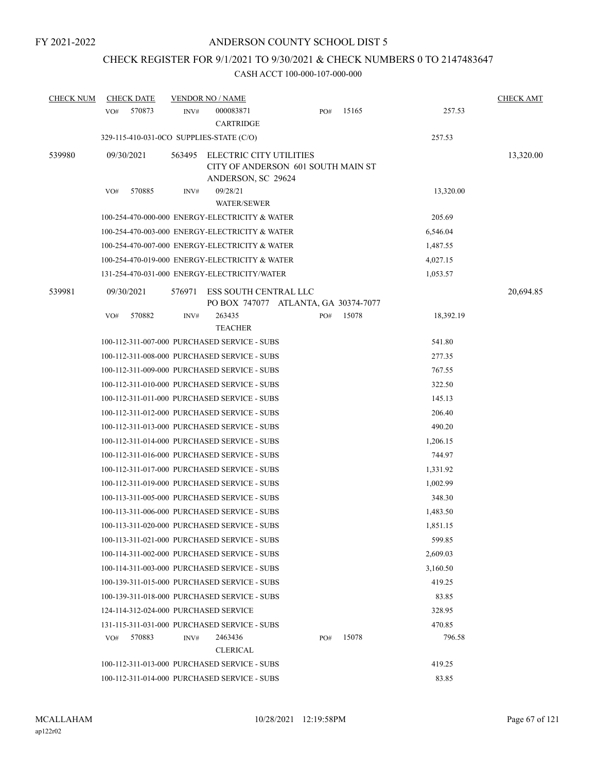FY 2021-2022

ANDERSON COUNTY SCHOOL DIST 5

CHECK REGISTER FOR 9/1/2021 TO 9/30/2021 & CHECK NUMBERS 0 TO 2147483647

CASH ACCT 100-000-107-000-000

| CHECK NUM | CHECK DATE | VENDOR NO / NAME | | | CHECK AMT |
|---|---|---|---|---|---|
| | VO# 570873 | INV# 000083871 CARTRIDGE | PO# 15165 | 257.53 | |
| | 329-115-410-031-0CO SUPPLIES-STATE (C/O) | | | 257.53 | |
| 539980 | 09/30/2021 | 563495 ELECTRIC CITY UTILITIES CITY OF ANDERSON 601 SOUTH MAIN ST ANDERSON, SC 29624 | | | 13,320.00 |
| | VO# 570885 | INV# 09/28/21 WATER/SEWER | | 13,320.00 | |
| | 100-254-470-000-000 ENERGY-ELECTRICITY & WATER | | | 205.69 | |
| | 100-254-470-003-000 ENERGY-ELECTRICITY & WATER | | | 6,546.04 | |
| | 100-254-470-007-000 ENERGY-ELECTRICITY & WATER | | | 1,487.55 | |
| | 100-254-470-019-000 ENERGY-ELECTRICITY & WATER | | | 4,027.15 | |
| | 131-254-470-031-000 ENERGY-ELECTRICITY/WATER | | | 1,053.57 | |
| 539981 | 09/30/2021 | 576971 ESS SOUTH CENTRAL LLC PO BOX 747077 ATLANTA, GA 30374-7077 | | | 20,694.85 |
| | VO# 570882 | INV# 263435 TEACHER | PO# 15078 | 18,392.19 | |
| | 100-112-311-007-000 PURCHASED SERVICE - SUBS | | | 541.80 | |
| | 100-112-311-008-000 PURCHASED SERVICE - SUBS | | | 277.35 | |
| | 100-112-311-009-000 PURCHASED SERVICE - SUBS | | | 767.55 | |
| | 100-112-311-010-000 PURCHASED SERVICE - SUBS | | | 322.50 | |
| | 100-112-311-011-000 PURCHASED SERVICE - SUBS | | | 145.13 | |
| | 100-112-311-012-000 PURCHASED SERVICE - SUBS | | | 206.40 | |
| | 100-112-311-013-000 PURCHASED SERVICE - SUBS | | | 490.20 | |
| | 100-112-311-014-000 PURCHASED SERVICE - SUBS | | | 1,206.15 | |
| | 100-112-311-016-000 PURCHASED SERVICE - SUBS | | | 744.97 | |
| | 100-112-311-017-000 PURCHASED SERVICE - SUBS | | | 1,331.92 | |
| | 100-112-311-019-000 PURCHASED SERVICE - SUBS | | | 1,002.99 | |
| | 100-113-311-005-000 PURCHASED SERVICE - SUBS | | | 348.30 | |
| | 100-113-311-006-000 PURCHASED SERVICE - SUBS | | | 1,483.50 | |
| | 100-113-311-020-000 PURCHASED SERVICE - SUBS | | | 1,851.15 | |
| | 100-113-311-021-000 PURCHASED SERVICE - SUBS | | | 599.85 | |
| | 100-114-311-002-000 PURCHASED SERVICE - SUBS | | | 2,609.03 | |
| | 100-114-311-003-000 PURCHASED SERVICE - SUBS | | | 3,160.50 | |
| | 100-139-311-015-000 PURCHASED SERVICE - SUBS | | | 419.25 | |
| | 100-139-311-018-000 PURCHASED SERVICE - SUBS | | | 83.85 | |
| | 124-114-312-024-000 PURCHASED SERVICE | | | 328.95 | |
| | 131-115-311-031-000 PURCHASED SERVICE - SUBS | | | 470.85 | |
| | VO# 570883 | INV# 2463436 CLERICAL | PO# 15078 | 796.58 | |
| | 100-112-311-013-000 PURCHASED SERVICE - SUBS | | | 419.25 | |
| | 100-112-311-014-000 PURCHASED SERVICE - SUBS | | | 83.85 | |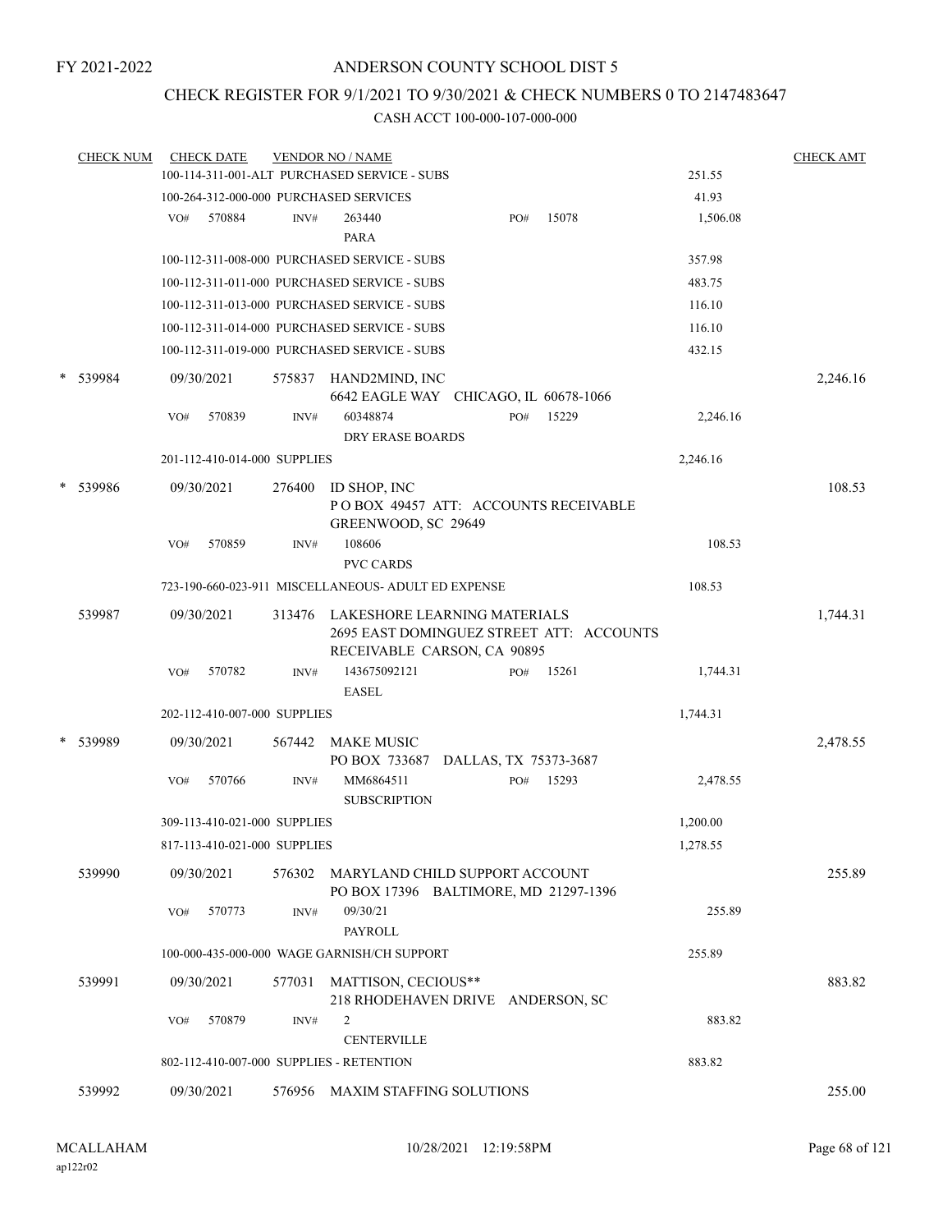FY 2021-2022

# ANDERSON COUNTY SCHOOL DIST 5

## CHECK REGISTER FOR 9/1/2021 TO 9/30/2021 & CHECK NUMBERS 0 TO 2147483647

CASH ACCT 100-000-107-000-000

| CHECK NUM | CHECK DATE | VENDOR NO / NAME | | CHECK AMT |
|---|---|---|---|---|
| | 100-114-311-001-ALT PURCHASED SERVICE - SUBS | | 251.55 | |
| | 100-264-312-000-000 PURCHASED SERVICES | | 41.93 | |
| | VO# 570884 INV# 263440 PARA | PO# 15078 | 1,506.08 | |
| | 100-112-311-008-000 PURCHASED SERVICE - SUBS | | 357.98 | |
| | 100-112-311-011-000 PURCHASED SERVICE - SUBS | | 483.75 | |
| | 100-112-311-013-000 PURCHASED SERVICE - SUBS | | 116.10 | |
| | 100-112-311-014-000 PURCHASED SERVICE - SUBS | | 116.10 | |
| | 100-112-311-019-000 PURCHASED SERVICE - SUBS | | 432.15 | |
| * 539984 | 09/30/2021 | 575837 HAND2MIND, INC 6642 EAGLE WAY CHICAGO, IL 60678-1066 | | 2,246.16 |
| | VO# 570839 INV# 60348874 DRY ERASE BOARDS | PO# 15229 | 2,246.16 | |
| | 201-112-410-014-000 SUPPLIES | | 2,246.16 | |
| * 539986 | 09/30/2021 | 276400 ID SHOP, INC P O BOX 49457 ATT: ACCOUNTS RECEIVABLE GREENWOOD, SC 29649 | | 108.53 |
| | VO# 570859 INV# 108606 PVC CARDS | | 108.53 | |
| | 723-190-660-023-911 MISCELLANEOUS- ADULT ED EXPENSE | | 108.53 | |
| 539987 | 09/30/2021 | 313476 LAKESHORE LEARNING MATERIALS 2695 EAST DOMINGUEZ STREET ATT: ACCOUNTS RECEIVABLE CARSON, CA 90895 | | 1,744.31 |
| | VO# 570782 INV# 143675092121 EASEL | PO# 15261 | 1,744.31 | |
| | 202-112-410-007-000 SUPPLIES | | 1,744.31 | |
| * 539989 | 09/30/2021 | 567442 MAKE MUSIC PO BOX 733687 DALLAS, TX 75373-3687 | | 2,478.55 |
| | VO# 570766 INV# MM6864511 SUBSCRIPTION | PO# 15293 | 2,478.55 | |
| | 309-113-410-021-000 SUPPLIES | | 1,200.00 | |
| | 817-113-410-021-000 SUPPLIES | | 1,278.55 | |
| 539990 | 09/30/2021 | 576302 MARYLAND CHILD SUPPORT ACCOUNT PO BOX 17396 BALTIMORE, MD 21297-1396 | | 255.89 |
| | VO# 570773 INV# 09/30/21 PAYROLL | | 255.89 | |
| | 100-000-435-000-000 WAGE GARNISH/CH SUPPORT | | 255.89 | |
| 539991 | 09/30/2021 | 577031 MATTISON, CECIOUS** 218 RHODEHAVEN DRIVE ANDERSON, SC | | 883.82 |
| | VO# 570879 INV# 2 CENTERVILLE | | 883.82 | |
| | 802-112-410-007-000 SUPPLIES - RETENTION | | 883.82 | |
| 539992 | 09/30/2021 | 576956 MAXIM STAFFING SOLUTIONS | | 255.00 |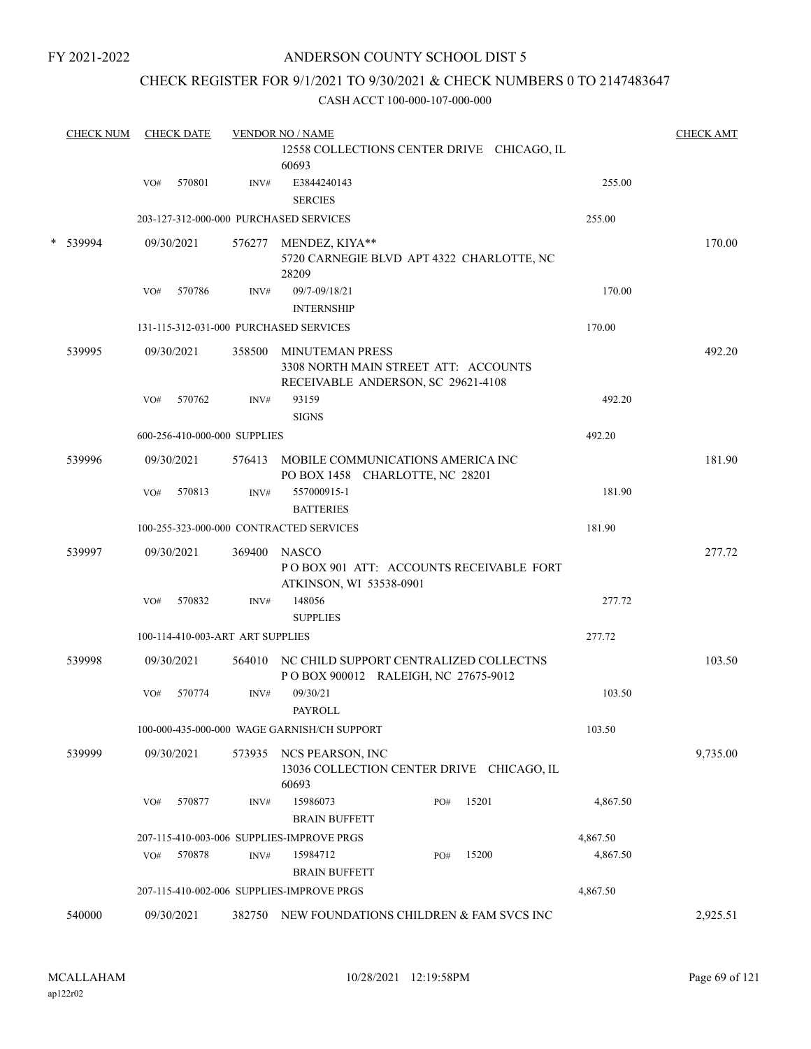FY 2021-2022

# ANDERSON COUNTY SCHOOL DIST 5

## CHECK REGISTER FOR 9/1/2021 TO 9/30/2021 & CHECK NUMBERS 0 TO 2147483647

### CASH ACCT 100-000-107-000-000

| CHECK NUM | CHECK DATE | VENDOR NO / NAME | | | CHECK AMT |
|---|---|---|---|---|---|
| | | | 12558 COLLECTIONS CENTER DRIVE CHICAGO, IL 60693 | | |
| | VO# 570801 | INV# | E3844240143 SERCIES | 255.00 | |
| | 203-127-312-000-000 PURCHASED SERVICES | | | 255.00 | |
| * 539994 | 09/30/2021 | 576277 | MENDEZ, KIYA** 5720 CARNEGIE BLVD APT 4322 CHARLOTTE, NC 28209 | | 170.00 |
| | VO# 570786 | INV# | 09/7-09/18/21 INTERNSHIP | 170.00 | |
| | 131-115-312-031-000 PURCHASED SERVICES | | | 170.00 | |
| 539995 | 09/30/2021 | 358500 | MINUTEMAN PRESS 3308 NORTH MAIN STREET ATT: ACCOUNTS RECEIVABLE ANDERSON, SC 29621-4108 | | 492.20 |
| | VO# 570762 | INV# | 93159 SIGNS | 492.20 | |
| | 600-256-410-000-000 SUPPLIES | | | 492.20 | |
| 539996 | 09/30/2021 | 576413 | MOBILE COMMUNICATIONS AMERICA INC PO BOX 1458 CHARLOTTE, NC 28201 | | 181.90 |
| | VO# 570813 | INV# | 557000915-1 BATTERIES | 181.90 | |
| | 100-255-323-000-000 CONTRACTED SERVICES | | | 181.90 | |
| 539997 | 09/30/2021 | 369400 | NASCO P O BOX 901 ATT: ACCOUNTS RECEIVABLE FORT ATKINSON, WI 53538-0901 | | 277.72 |
| | VO# 570832 | INV# | 148056 SUPPLIES | 277.72 | |
| | 100-114-410-003-ART ART SUPPLIES | | | 277.72 | |
| 539998 | 09/30/2021 | 564010 | NC CHILD SUPPORT CENTRALIZED COLLECTNS P O BOX 900012 RALEIGH, NC 27675-9012 | | 103.50 |
| | VO# 570774 | INV# | 09/30/21 PAYROLL | 103.50 | |
| | 100-000-435-000-000 WAGE GARNISH/CH SUPPORT | | | 103.50 | |
| 539999 | 09/30/2021 | 573935 | NCS PEARSON, INC 13036 COLLECTION CENTER DRIVE CHICAGO, IL 60693 | | 9,735.00 |
| | VO# 570877 | INV# | 15986073 BRAIN BUFFETT PO# 15201 | 4,867.50 | |
| | 207-115-410-003-006 SUPPLIES-IMPROVE PRGS | | | 4,867.50 | |
| | VO# 570878 | INV# | 15984712 BRAIN BUFFETT PO# 15200 | 4,867.50 | |
| | 207-115-410-002-006 SUPPLIES-IMPROVE PRGS | | | 4,867.50 | |
| 540000 | 09/30/2021 | 382750 | NEW FOUNDATIONS CHILDREN & FAM SVCS INC | | 2,925.51 |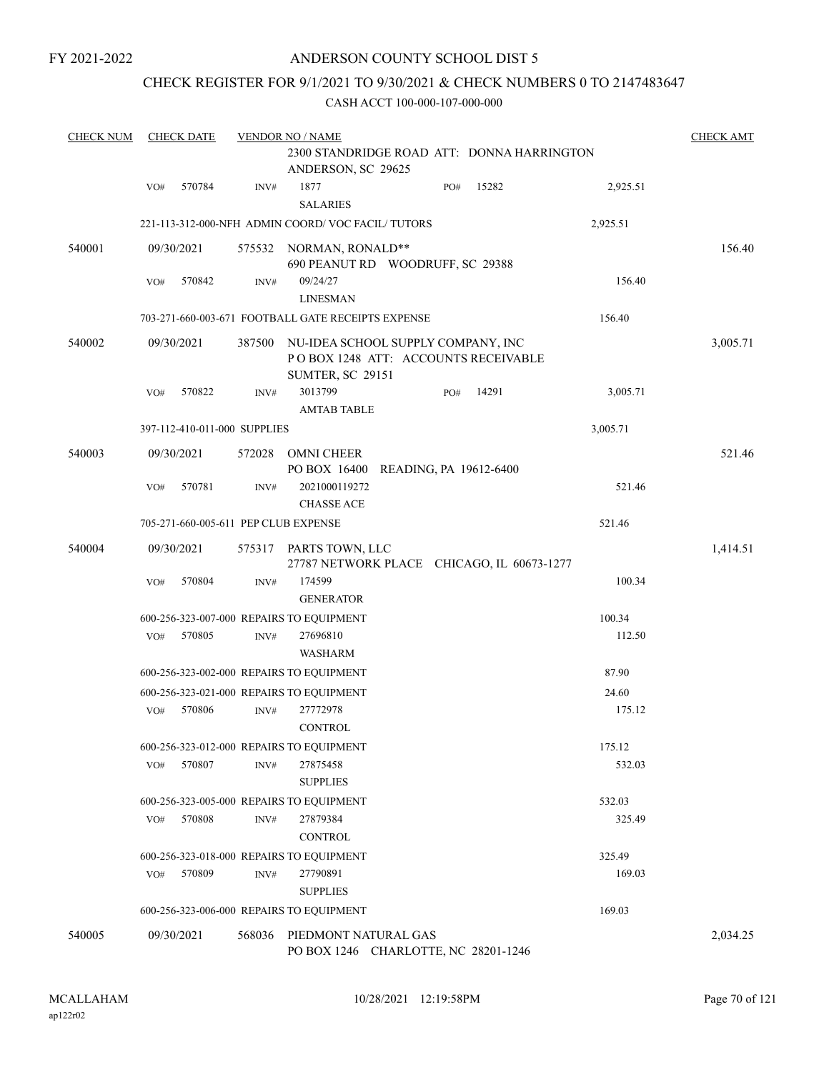FY 2021-2022

# ANDERSON COUNTY SCHOOL DIST 5

## CHECK REGISTER FOR 9/1/2021 TO 9/30/2021 & CHECK NUMBERS 0 TO 2147483647

### CASH ACCT 100-000-107-000-000

| CHECK NUM | CHECK DATE | VENDOR NO / NAME | | | CHECK AMT |
|---|---|---|---|---|---|
| | | 2300 STANDRIDGE ROAD ATT: DONNA HARRINGTON ANDERSON, SC 29625 | | | |
| | VO# 570784 | INV# 1877 SALARIES | PO# 15282 | 2,925.51 | |
| | | 221-113-312-000-NFH ADMIN COORD/ VOC FACIL/ TUTORS | | 2,925.51 | |
| 540001 | 09/30/2021 | 575532 NORMAN, RONALD** 690 PEANUT RD WOODRUFF, SC 29388 | | | 156.40 |
| | VO# 570842 | INV# 09/24/27 LINESMAN | | 156.40 | |
| | | 703-271-660-003-671 FOOTBALL GATE RECEIPTS EXPENSE | | 156.40 | |
| 540002 | 09/30/2021 | 387500 NU-IDEA SCHOOL SUPPLY COMPANY, INC P O BOX 1248 ATT: ACCOUNTS RECEIVABLE SUMTER, SC 29151 | | | 3,005.71 |
| | VO# 570822 | INV# 3013799 AMTAB TABLE | PO# 14291 | 3,005.71 | |
| | | 397-112-410-011-000 SUPPLIES | | 3,005.71 | |
| 540003 | 09/30/2021 | 572028 OMNI CHEER PO BOX 16400 READING, PA 19612-6400 | | | 521.46 |
| | VO# 570781 | INV# 2021000119272 CHASSE ACE | | 521.46 | |
| | | 705-271-660-005-611 PEP CLUB EXPENSE | | 521.46 | |
| 540004 | 09/30/2021 | 575317 PARTS TOWN, LLC 27787 NETWORK PLACE CHICAGO, IL 60673-1277 | | | 1,414.51 |
| | VO# 570804 | INV# 174599 GENERATOR | | 100.34 | |
| | | 600-256-323-007-000 REPAIRS TO EQUIPMENT | | 100.34 | |
| | VO# 570805 | INV# 27696810 WASHARM | | 112.50 | |
| | | 600-256-323-002-000 REPAIRS TO EQUIPMENT | | 87.90 | |
| | | 600-256-323-021-000 REPAIRS TO EQUIPMENT | | 24.60 | |
| | VO# 570806 | INV# 27772978 CONTROL | | 175.12 | |
| | | 600-256-323-012-000 REPAIRS TO EQUIPMENT | | 175.12 | |
| | VO# 570807 | INV# 27875458 SUPPLIES | | 532.03 | |
| | | 600-256-323-005-000 REPAIRS TO EQUIPMENT | | 532.03 | |
| | VO# 570808 | INV# 27879384 CONTROL | | 325.49 | |
| | | 600-256-323-018-000 REPAIRS TO EQUIPMENT | | 325.49 | |
| | VO# 570809 | INV# 27790891 SUPPLIES | | 169.03 | |
| | | 600-256-323-006-000 REPAIRS TO EQUIPMENT | | 169.03 | |
| 540005 | 09/30/2021 | 568036 PIEDMONT NATURAL GAS PO BOX 1246 CHARLOTTE, NC 28201-1246 | | | 2,034.25 |

MCALLAHAM ap122r02 10/28/2021 12:19:58PM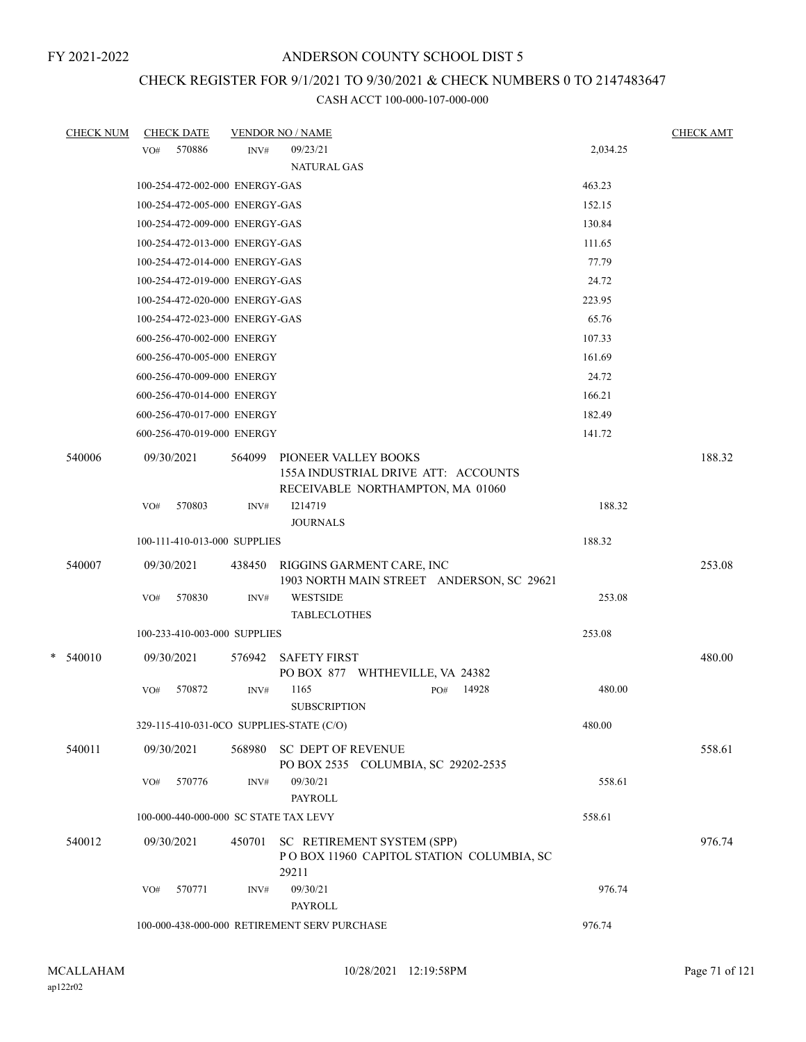FY 2021-2022

# ANDERSON COUNTY SCHOOL DIST 5

## CHECK REGISTER FOR 9/1/2021 TO 9/30/2021 & CHECK NUMBERS 0 TO 2147483647

CASH ACCT 100-000-107-000-000

| CHECK NUM | CHECK DATE | VENDOR NO / NAME | | CHECK AMT |
|---|---|---|---|---|
| | VO# 570886 | INV# 09/23/21 NATURAL GAS | 2,034.25 | |
| | 100-254-472-002-000 ENERGY-GAS | | 463.23 | |
| | 100-254-472-005-000 ENERGY-GAS | | 152.15 | |
| | 100-254-472-009-000 ENERGY-GAS | | 130.84 | |
| | 100-254-472-013-000 ENERGY-GAS | | 111.65 | |
| | 100-254-472-014-000 ENERGY-GAS | | 77.79 | |
| | 100-254-472-019-000 ENERGY-GAS | | 24.72 | |
| | 100-254-472-020-000 ENERGY-GAS | | 223.95 | |
| | 100-254-472-023-000 ENERGY-GAS | | 65.76 | |
| | 600-256-470-002-000 ENERGY | | 107.33 | |
| | 600-256-470-005-000 ENERGY | | 161.69 | |
| | 600-256-470-009-000 ENERGY | | 24.72 | |
| | 600-256-470-014-000 ENERGY | | 166.21 | |
| | 600-256-470-017-000 ENERGY | | 182.49 | |
| | 600-256-470-019-000 ENERGY | | 141.72 | |
| 540006 | 09/30/2021 | 564099 PIONEER VALLEY BOOKS 155A INDUSTRIAL DRIVE ATT: ACCOUNTS RECEIVABLE NORTHAMPTON, MA 01060 | | 188.32 |
| | VO# 570803 | INV# I214719 JOURNALS | 188.32 | |
| | 100-111-410-013-000 SUPPLIES | | 188.32 | |
| 540007 | 09/30/2021 | 438450 RIGGINS GARMENT CARE, INC 1903 NORTH MAIN STREET ANDERSON, SC 29621 | | 253.08 |
| | VO# 570830 | INV# WESTSIDE TABLECLOTHES | 253.08 | |
| | 100-233-410-003-000 SUPPLIES | | 253.08 | |
| * 540010 | 09/30/2021 | 576942 SAFETY FIRST PO BOX 877 WHTHEVILLE, VA 24382 | | 480.00 |
| | VO# 570872 | INV# 1165 PO# 14928 SUBSCRIPTION | 480.00 | |
| | 329-115-410-031-0CO SUPPLIES-STATE (C/O) | | 480.00 | |
| 540011 | 09/30/2021 | 568980 SC DEPT OF REVENUE PO BOX 2535 COLUMBIA, SC 29202-2535 | | 558.61 |
| | VO# 570776 | INV# 09/30/21 PAYROLL | 558.61 | |
| | 100-000-440-000-000 SC STATE TAX LEVY | | 558.61 | |
| 540012 | 09/30/2021 | 450701 SC RETIREMENT SYSTEM (SPP) P O BOX 11960 CAPITOL STATION COLUMBIA, SC 29211 | | 976.74 |
| | VO# 570771 | INV# 09/30/21 PAYROLL | 976.74 | |
| | 100-000-438-000-000 RETIREMENT SERV PURCHASE | | 976.74 | |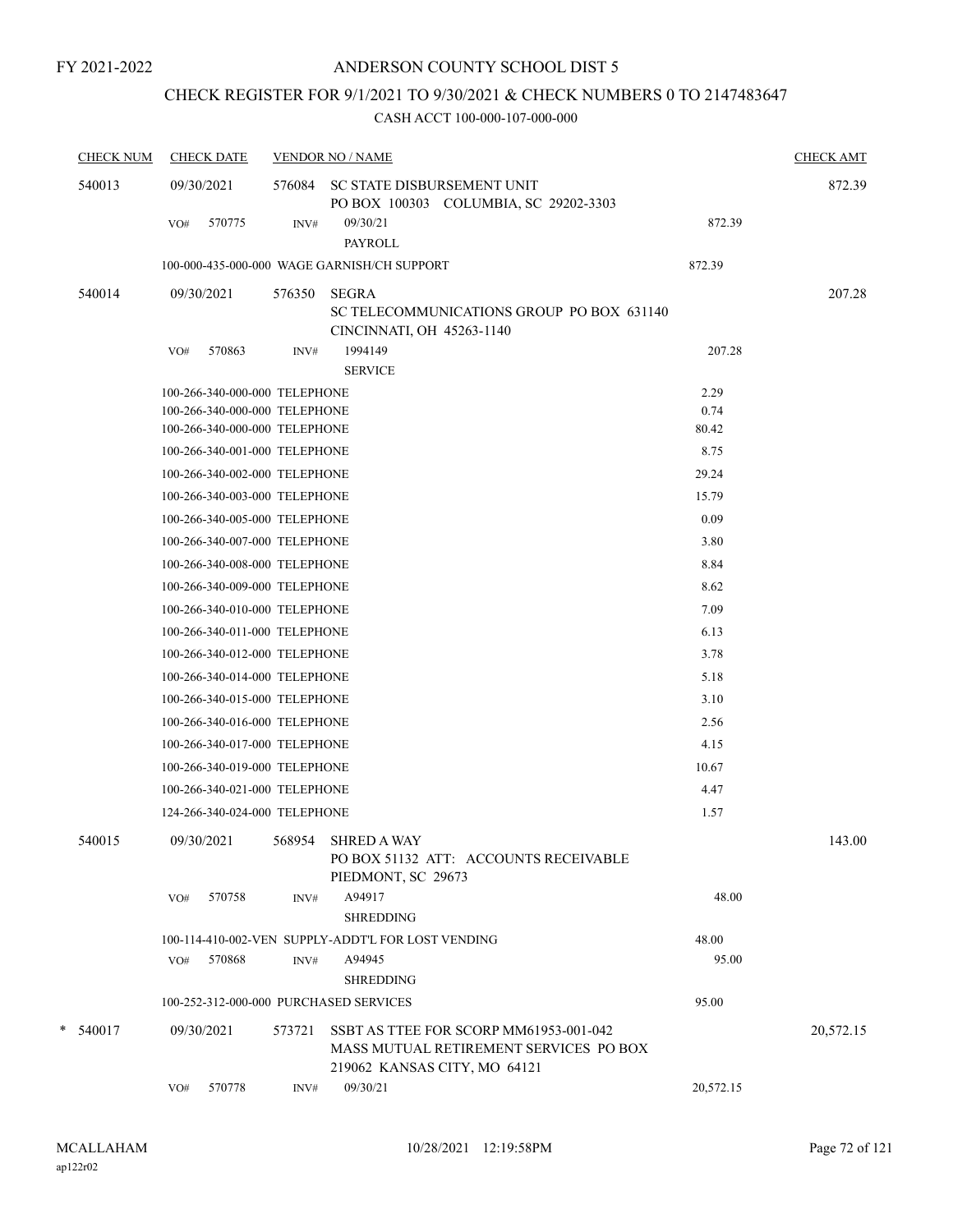FY 2021-2022

# ANDERSON COUNTY SCHOOL DIST 5

## CHECK REGISTER FOR 9/1/2021 TO 9/30/2021 & CHECK NUMBERS 0 TO 2147483647

### CASH ACCT 100-000-107-000-000

| CHECK NUM | CHECK DATE | VENDOR NO / NAME | | | CHECK AMT |
|---|---|---|---|---|---|
| 540013 | 09/30/2021 | 576084 | SC STATE DISBURSEMENT UNIT<br>PO BOX 100303 COLUMBIA, SC 29202-3303 | | 872.39 |
| | VO# 570775 | INV# | 09/30/21<br>PAYROLL | 872.39 | |
| | 100-000-435-000-000 WAGE GARNISH/CH SUPPORT | | | 872.39 | |
| 540014 | 09/30/2021 | 576350 | SEGRA<br>SC TELECOMMUNICATIONS GROUP PO BOX 631140<br>CINCINNATI, OH 45263-1140 | | 207.28 |
| | VO# 570863 | INV# | 1994149<br>SERVICE | 207.28 | |
| | 100-266-340-000-000 TELEPHONE | | | 2.29 | |
| | 100-266-340-000-000 TELEPHONE | | | 0.74 | |
| | 100-266-340-000-000 TELEPHONE | | | 80.42 | |
| | 100-266-340-001-000 TELEPHONE | | | 8.75 | |
| | 100-266-340-002-000 TELEPHONE | | | 29.24 | |
| | 100-266-340-003-000 TELEPHONE | | | 15.79 | |
| | 100-266-340-005-000 TELEPHONE | | | 0.09 | |
| | 100-266-340-007-000 TELEPHONE | | | 3.80 | |
| | 100-266-340-008-000 TELEPHONE | | | 8.84 | |
| | 100-266-340-009-000 TELEPHONE | | | 8.62 | |
| | 100-266-340-010-000 TELEPHONE | | | 7.09 | |
| | 100-266-340-011-000 TELEPHONE | | | 6.13 | |
| | 100-266-340-012-000 TELEPHONE | | | 3.78 | |
| | 100-266-340-014-000 TELEPHONE | | | 5.18 | |
| | 100-266-340-015-000 TELEPHONE | | | 3.10 | |
| | 100-266-340-016-000 TELEPHONE | | | 2.56 | |
| | 100-266-340-017-000 TELEPHONE | | | 4.15 | |
| | 100-266-340-019-000 TELEPHONE | | | 10.67 | |
| | 100-266-340-021-000 TELEPHONE | | | 4.47 | |
| | 124-266-340-024-000 TELEPHONE | | | 1.57 | |
| 540015 | 09/30/2021 | 568954 | SHRED A WAY<br>PO BOX 51132 ATT: ACCOUNTS RECEIVABLE<br>PIEDMONT, SC 29673 | | 143.00 |
| | VO# 570758 | INV# | A94917<br>SHREDDING | 48.00 | |
| | 100-114-410-002-VEN SUPPLY-ADDT'L FOR LOST VENDING | | | 48.00 | |
| | VO# 570868 | INV# | A94945<br>SHREDDING | 95.00 | |
| | 100-252-312-000-000 PURCHASED SERVICES | | | 95.00 | |
| * 540017 | 09/30/2021 | 573721 | SSBT AS TTEE FOR SCORP MM61953-001-042<br>MASS MUTUAL RETIREMENT SERVICES PO BOX<br>219062 KANSAS CITY, MO 64121 | | 20,572.15 |
| | VO# 570778 | INV# | 09/30/21 | 20,572.15 | |

MCALLAHAM
ap122r02

10/28/2021 12:19:58PM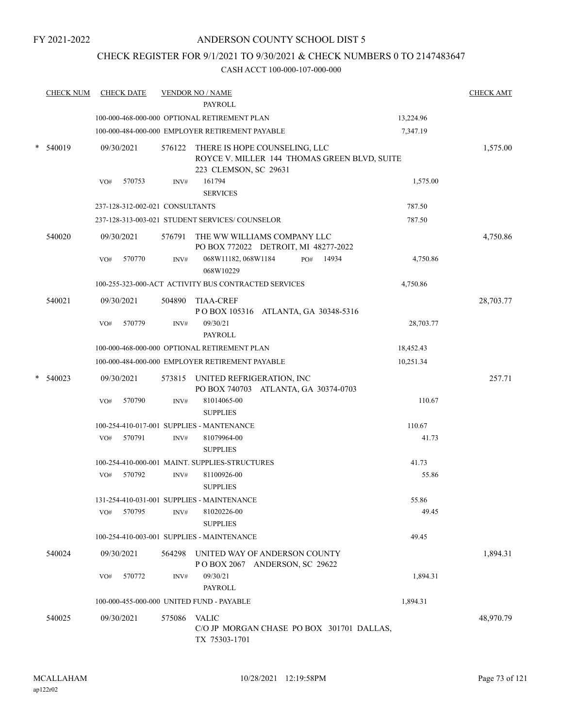FY 2021-2022

# ANDERSON COUNTY SCHOOL DIST 5

## CHECK REGISTER FOR 9/1/2021 TO 9/30/2021 & CHECK NUMBERS 0 TO 2147483647

### CASH ACCT 100-000-107-000-000

| CHECK NUM | CHECK DATE | VENDOR NO / NAME | | CHECK AMT |
|---|---|---|---|---|
| | | PAYROLL | | |
| | | 100-000-468-000-000 OPTIONAL RETIREMENT PLAN | 13,224.96 | |
| | | 100-000-484-000-000 EMPLOYER RETIREMENT PAYABLE | 7,347.19 | |
| * 540019 | 09/30/2021 | 576122 THERE IS HOPE COUNSELING, LLC ROYCE V. MILLER 144 THOMAS GREEN BLVD, SUITE 223 CLEMSON, SC 29631 | | 1,575.00 |
| | VO# 570753 | INV# 161794 SERVICES | 1,575.00 | |
| | | 237-128-312-002-021 CONSULTANTS | 787.50 | |
| | | 237-128-313-003-021 STUDENT SERVICES/ COUNSELOR | 787.50 | |
| 540020 | 09/30/2021 | 576791 THE WW WILLIAMS COMPANY LLC PO BOX 772022 DETROIT, MI 48277-2022 | | 4,750.86 |
| | VO# 570770 | INV# 068W11182, 068W1184 068W10229 PO# 14934 | 4,750.86 | |
| | | 100-255-323-000-ACT ACTIVITY BUS CONTRACTED SERVICES | 4,750.86 | |
| 540021 | 09/30/2021 | 504890 TIAA-CREF P O BOX 105316 ATLANTA, GA 30348-5316 | | 28,703.77 |
| | VO# 570779 | INV# 09/30/21 PAYROLL | 28,703.77 | |
| | | 100-000-468-000-000 OPTIONAL RETIREMENT PLAN | 18,452.43 | |
| | | 100-000-484-000-000 EMPLOYER RETIREMENT PAYABLE | 10,251.34 | |
| * 540023 | 09/30/2021 | 573815 UNITED REFRIGERATION, INC PO BOX 740703 ATLANTA, GA 30374-0703 | | 257.71 |
| | VO# 570790 | INV# 81014065-00 SUPPLIES | 110.67 | |
| | | 100-254-410-017-001 SUPPLIES - MANTENANCE | 110.67 | |
| | VO# 570791 | INV# 81079964-00 SUPPLIES | 41.73 | |
| | | 100-254-410-000-001 MAINT. SUPPLIES-STRUCTURES | 41.73 | |
| | VO# 570792 | INV# 81100926-00 SUPPLIES | 55.86 | |
| | | 131-254-410-031-001 SUPPLIES - MAINTENANCE | 55.86 | |
| | VO# 570795 | INV# 81020226-00 SUPPLIES | 49.45 | |
| | | 100-254-410-003-001 SUPPLIES - MAINTENANCE | 49.45 | |
| 540024 | 09/30/2021 | 564298 UNITED WAY OF ANDERSON COUNTY P O BOX 2067 ANDERSON, SC 29622 | | 1,894.31 |
| | VO# 570772 | INV# 09/30/21 PAYROLL | 1,894.31 | |
| | | 100-000-455-000-000 UNITED FUND - PAYABLE | 1,894.31 | |
| 540025 | 09/30/2021 | 575086 VALIC C/O JP MORGAN CHASE PO BOX 301701 DALLAS, TX 75303-1701 | | 48,970.79 |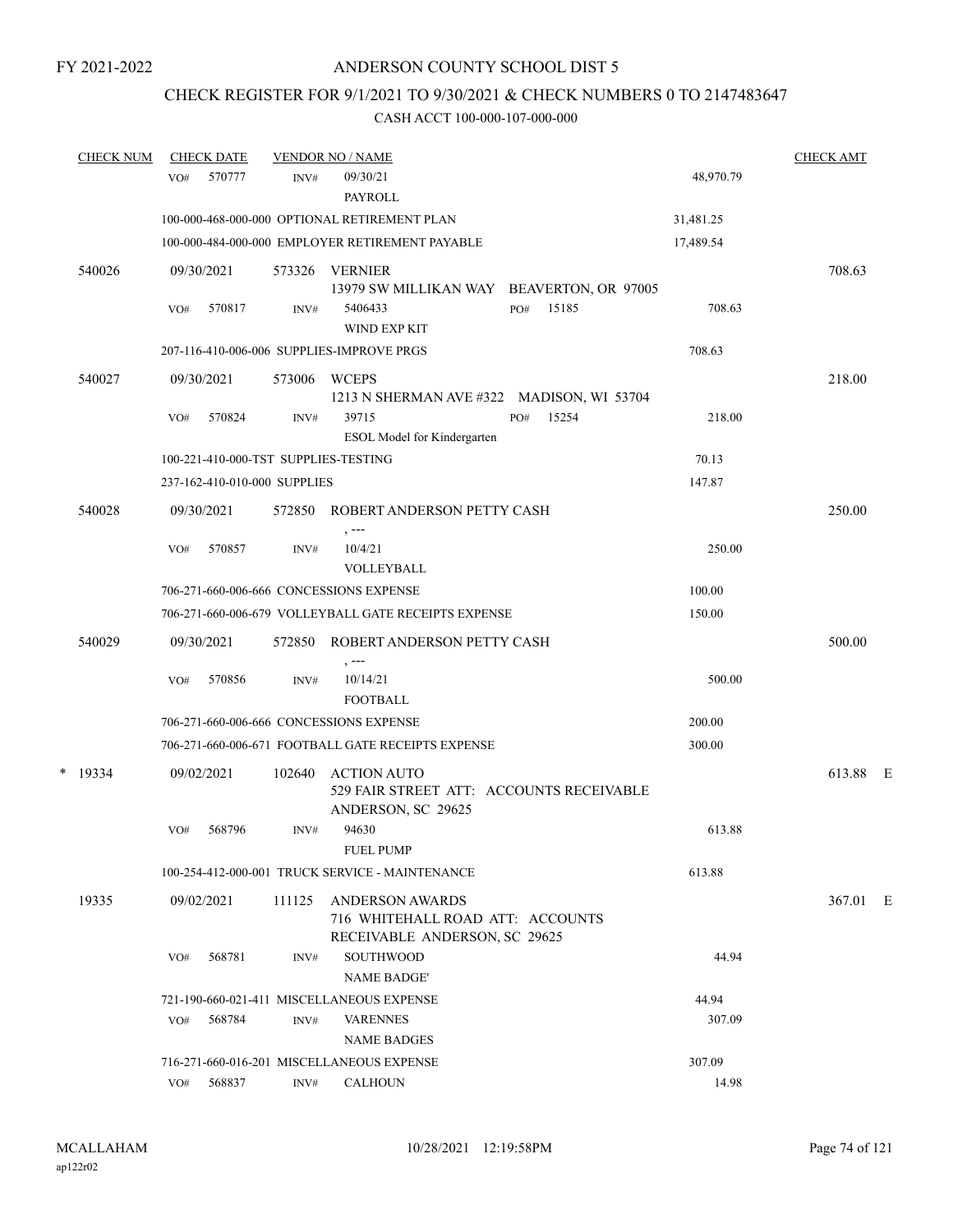FY 2021-2022

# ANDERSON COUNTY SCHOOL DIST 5

## CHECK REGISTER FOR 9/1/2021 TO 9/30/2021 & CHECK NUMBERS 0 TO 2147483647

### CASH ACCT 100-000-107-000-000

| CHECK NUM | CHECK DATE | VENDOR NO / NAME | | CHECK AMT |
|---|---|---|---|---|
| | VO# 570777 | INV# 09/30/21 PAYROLL | 48,970.79 | |
| | 100-000-468-000-000 OPTIONAL RETIREMENT PLAN | | 31,481.25 | |
| | 100-000-484-000-000 EMPLOYER RETIREMENT PAYABLE | | 17,489.54 | |
| 540026 | 09/30/2021 | 573326 VERNIER 13979 SW MILLIKAN WAY BEAVERTON, OR 97005 | | 708.63 |
| | VO# 570817 | INV# 5406433 PO# 15185 WIND EXP KIT | 708.63 | |
| | 207-116-410-006-006 SUPPLIES-IMPROVE PRGS | | 708.63 | |
| 540027 | 09/30/2021 | 573006 WCEPS 1213 N SHERMAN AVE #322 MADISON, WI 53704 | | 218.00 |
| | VO# 570824 | INV# 39715 PO# 15254 ESOL Model for Kindergarten | 218.00 | |
| | 100-221-410-000-TST SUPPLIES-TESTING | | 70.13 | |
| | 237-162-410-010-000 SUPPLIES | | 147.87 | |
| 540028 | 09/30/2021 | 572850 ROBERT ANDERSON PETTY CASH , --- | | 250.00 |
| | VO# 570857 | INV# 10/4/21 VOLLEYBALL | 250.00 | |
| | 706-271-660-006-666 CONCESSIONS EXPENSE | | 100.00 | |
| | 706-271-660-006-679 VOLLEYBALL GATE RECEIPTS EXPENSE | | 150.00 | |
| 540029 | 09/30/2021 | 572850 ROBERT ANDERSON PETTY CASH , --- | | 500.00 |
| | VO# 570856 | INV# 10/14/21 FOOTBALL | 500.00 | |
| | 706-271-660-006-666 CONCESSIONS EXPENSE | | 200.00 | |
| | 706-271-660-006-671 FOOTBALL GATE RECEIPTS EXPENSE | | 300.00 | |
| * 19334 | 09/02/2021 | 102640 ACTION AUTO 529 FAIR STREET ATT: ACCOUNTS RECEIVABLE ANDERSON, SC 29625 | | 613.88 E |
| | VO# 568796 | INV# 94630 FUEL PUMP | 613.88 | |
| | 100-254-412-000-001 TRUCK SERVICE - MAINTENANCE | | 613.88 | |
| 19335 | 09/02/2021 | 111125 ANDERSON AWARDS 716 WHITEHALL ROAD ATT: ACCOUNTS RECEIVABLE ANDERSON, SC 29625 | | 367.01 E |
| | VO# 568781 | INV# SOUTHWOOD NAME BADGE' | 44.94 | |
| | 721-190-660-021-411 MISCELLANEOUS EXPENSE | | 44.94 | |
| | VO# 568784 | INV# VARENNES NAME BADGES | 307.09 | |
| | 716-271-660-016-201 MISCELLANEOUS EXPENSE | | 307.09 | |
| | VO# 568837 | INV# CALHOUN | 14.98 | |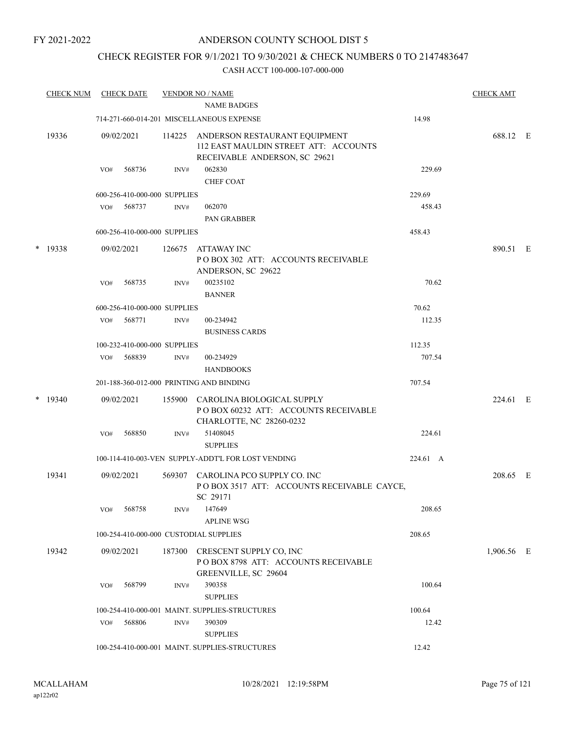# ANDERSON COUNTY SCHOOL DIST 5

FY 2021-2022

## CHECK REGISTER FOR 9/1/2021 TO 9/30/2021 & CHECK NUMBERS 0 TO 2147483647

CASH ACCT 100-000-107-000-000

| CHECK NUM | CHECK DATE | VENDOR NO / NAME | | CHECK AMT |
|---|---|---|---|---|
| | | NAME BADGES | | |
| | | 714-271-660-014-201 MISCELLANEOUS EXPENSE | 14.98 | |
| 19336 | 09/02/2021 | 114225 ANDERSON RESTAURANT EQUIPMENT 112 EAST MAULDIN STREET ATT: ACCOUNTS RECEIVABLE ANDERSON, SC 29621 | | 688.12 E |
| | VO# 568736 | INV# 062830 CHEF COAT | 229.69 | |
| | | 600-256-410-000-000 SUPPLIES | 229.69 | |
| | VO# 568737 | INV# 062070 PAN GRABBER | 458.43 | |
| | | 600-256-410-000-000 SUPPLIES | 458.43 | |
| * 19338 | 09/02/2021 | 126675 ATTAWAY INC P O BOX 302 ATT: ACCOUNTS RECEIVABLE ANDERSON, SC 29622 | | 890.51 E |
| | VO# 568735 | INV# 00235102 BANNER | 70.62 | |
| | | 600-256-410-000-000 SUPPLIES | 70.62 | |
| | VO# 568771 | INV# 00-234942 BUSINESS CARDS | 112.35 | |
| | | 100-232-410-000-000 SUPPLIES | 112.35 | |
| | VO# 568839 | INV# 00-234929 HANDBOOKS | 707.54 | |
| | | 201-188-360-012-000 PRINTING AND BINDING | 707.54 | |
| * 19340 | 09/02/2021 | 155900 CAROLINA BIOLOGICAL SUPPLY P O BOX 60232 ATT: ACCOUNTS RECEIVABLE CHARLOTTE, NC 28260-0232 | | 224.61 E |
| | VO# 568850 | INV# 51408045 SUPPLIES | 224.61 | |
| | | 100-114-410-003-VEN SUPPLY-ADDT'L FOR LOST VENDING | 224.61 A | |
| 19341 | 09/02/2021 | 569307 CAROLINA PCO SUPPLY CO. INC P O BOX 3517 ATT: ACCOUNTS RECEIVABLE CAYCE, SC 29171 | | 208.65 E |
| | VO# 568758 | INV# 147649 APLINE WSG | 208.65 | |
| | | 100-254-410-000-000 CUSTODIAL SUPPLIES | 208.65 | |
| 19342 | 09/02/2021 | 187300 CRESCENT SUPPLY CO, INC P O BOX 8798 ATT: ACCOUNTS RECEIVABLE GREENVILLE, SC 29604 | | 1,906.56 E |
| | VO# 568799 | INV# 390358 SUPPLIES | 100.64 | |
| | | 100-254-410-000-001 MAINT. SUPPLIES-STRUCTURES | 100.64 | |
| | VO# 568806 | INV# 390309 SUPPLIES | 12.42 | |
| | | 100-254-410-000-001 MAINT. SUPPLIES-STRUCTURES | 12.42 | |

MCALLAHAM
ap122r02

10/28/2021 12:19:58PM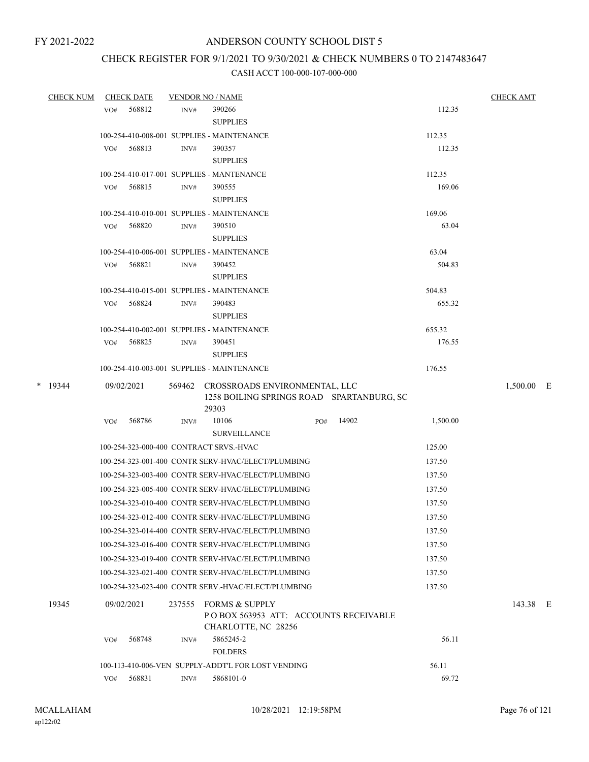FY 2021-2022

# ANDERSON COUNTY SCHOOL DIST 5

## CHECK REGISTER FOR 9/1/2021 TO 9/30/2021 & CHECK NUMBERS 0 TO 2147483647

### CASH ACCT 100-000-107-000-000

| CHECK NUM | CHECK DATE | VENDOR NO / NAME | | CHECK AMT |
|---|---|---|---|---|
| | VO# 568812 | INV# 390266 SUPPLIES | 112.35 | |
| | 100-254-410-008-001 SUPPLIES - MAINTENANCE | | 112.35 | |
| | VO# 568813 | INV# 390357 SUPPLIES | 112.35 | |
| | 100-254-410-017-001 SUPPLIES - MANTENANCE | | 112.35 | |
| | VO# 568815 | INV# 390555 SUPPLIES | 169.06 | |
| | 100-254-410-010-001 SUPPLIES - MAINTENANCE | | 169.06 | |
| | VO# 568820 | INV# 390510 SUPPLIES | 63.04 | |
| | 100-254-410-006-001 SUPPLIES - MAINTENANCE | | 63.04 | |
| | VO# 568821 | INV# 390452 SUPPLIES | 504.83 | |
| | 100-254-410-015-001 SUPPLIES - MAINTENANCE | | 504.83 | |
| | VO# 568824 | INV# 390483 SUPPLIES | 655.32 | |
| | 100-254-410-002-001 SUPPLIES - MAINTENANCE | | 655.32 | |
| | VO# 568825 | INV# 390451 SUPPLIES | 176.55 | |
| | 100-254-410-003-001 SUPPLIES - MAINTENANCE | | 176.55 | |
| * 19344 | 09/02/2021 | 569462 CROSSROADS ENVIRONMENTAL, LLC 1258 BOILING SPRINGS ROAD SPARTANBURG, SC 29303 | | 1,500.00 E |
| | VO# 568786 | INV# 10106 PO# 14902 SURVEILLANCE | 1,500.00 | |
| | 100-254-323-000-400 CONTRACT SRVS.-HVAC | | 125.00 | |
| | 100-254-323-001-400 CONTR SERV-HVAC/ELECT/PLUMBING | | 137.50 | |
| | 100-254-323-003-400 CONTR SERV-HVAC/ELECT/PLUMBING | | 137.50 | |
| | 100-254-323-005-400 CONTR SERV-HVAC/ELECT/PLUMBING | | 137.50 | |
| | 100-254-323-010-400 CONTR SERV-HVAC/ELECT/PLUMBING | | 137.50 | |
| | 100-254-323-012-400 CONTR SERV-HVAC/ELECT/PLUMBING | | 137.50 | |
| | 100-254-323-014-400 CONTR SERV-HVAC/ELECT/PLUMBING | | 137.50 | |
| | 100-254-323-016-400 CONTR SERV-HVAC/ELECT/PLUMBING | | 137.50 | |
| | 100-254-323-019-400 CONTR SERV-HVAC/ELECT/PLUMBING | | 137.50 | |
| | 100-254-323-021-400 CONTR SERV-HVAC/ELECT/PLUMBING | | 137.50 | |
| | 100-254-323-023-400 CONTR SERV.-HVAC/ELECT/PLUMBING | | 137.50 | |
| 19345 | 09/02/2021 | 237555 FORMS & SUPPLY P O BOX 563953 ATT: ACCOUNTS RECEIVABLE CHARLOTTE, NC 28256 | | 143.38 E |
| | VO# 568748 | INV# 5865245-2 FOLDERS | 56.11 | |
| | 100-113-410-006-VEN SUPPLY-ADDT'L FOR LOST VENDING | | 56.11 | |
| | VO# 568831 | INV# 5868101-0 | 69.72 | |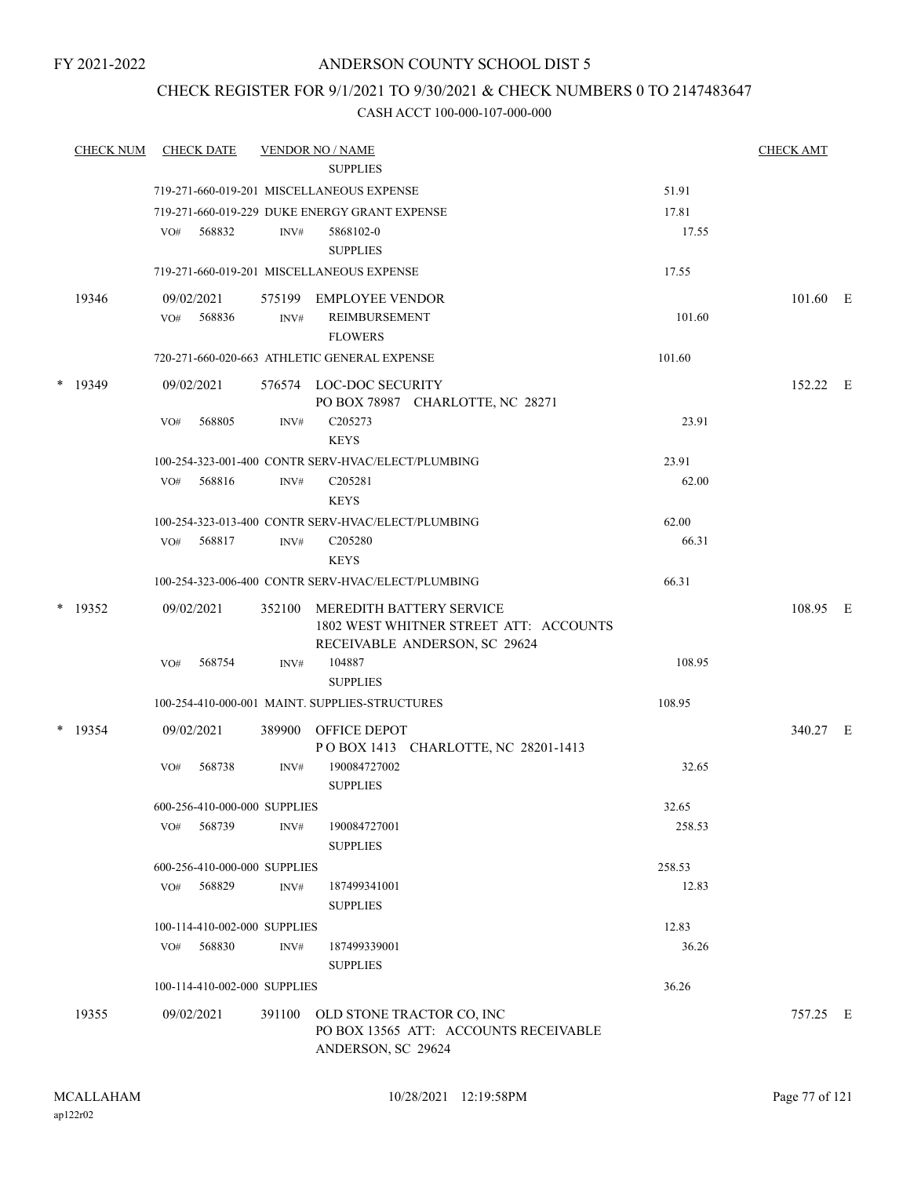FY 2021-2022

ANDERSON COUNTY SCHOOL DIST 5

CHECK REGISTER FOR 9/1/2021 TO 9/30/2021 & CHECK NUMBERS 0 TO 2147483647

CASH ACCT 100-000-107-000-000

| CHECK NUM | CHECK DATE | VENDOR NO / NAME | | CHECK AMT |
|---|---|---|---|---|
| | | SUPPLIES | | |
| | 719-271-660-019-201 MISCELLANEOUS EXPENSE | | 51.91 | |
| | 719-271-660-019-229 DUKE ENERGY GRANT EXPENSE | | 17.81 | |
| | VO# 568832 | INV# 5868102-0 SUPPLIES | 17.55 | |
| | 719-271-660-019-201 MISCELLANEOUS EXPENSE | | 17.55 | |
| 19346 | 09/02/2021 | 575199 EMPLOYEE VENDOR | | 101.60 E |
| | VO# 568836 | INV# REIMBURSEMENT FLOWERS | 101.60 | |
| | 720-271-660-020-663 ATHLETIC GENERAL EXPENSE | | 101.60 | |
| * 19349 | 09/02/2021 | 576574 LOC-DOC SECURITY PO BOX 78987 CHARLOTTE, NC 28271 | | 152.22 E |
| | VO# 568805 | INV# C205273 KEYS | 23.91 | |
| | 100-254-323-001-400 CONTR SERV-HVAC/ELECT/PLUMBING | | 23.91 | |
| | VO# 568816 | INV# C205281 KEYS | 62.00 | |
| | 100-254-323-013-400 CONTR SERV-HVAC/ELECT/PLUMBING | | 62.00 | |
| | VO# 568817 | INV# C205280 KEYS | 66.31 | |
| | 100-254-323-006-400 CONTR SERV-HVAC/ELECT/PLUMBING | | 66.31 | |
| * 19352 | 09/02/2021 | 352100 MEREDITH BATTERY SERVICE 1802 WEST WHITNER STREET ATT: ACCOUNTS RECEIVABLE ANDERSON, SC 29624 | | 108.95 E |
| | VO# 568754 | INV# 104887 SUPPLIES | 108.95 | |
| | 100-254-410-000-001 MAINT. SUPPLIES-STRUCTURES | | 108.95 | |
| * 19354 | 09/02/2021 | 389900 OFFICE DEPOT P O BOX 1413 CHARLOTTE, NC 28201-1413 | | 340.27 E |
| | VO# 568738 | INV# 190084727002 SUPPLIES | 32.65 | |
| | 600-256-410-000-000 SUPPLIES | | 32.65 | |
| | VO# 568739 | INV# 190084727001 SUPPLIES | 258.53 | |
| | 600-256-410-000-000 SUPPLIES | | 258.53 | |
| | VO# 568829 | INV# 187499341001 SUPPLIES | 12.83 | |
| | 100-114-410-002-000 SUPPLIES | | 12.83 | |
| | VO# 568830 | INV# 187499339001 SUPPLIES | 36.26 | |
| | 100-114-410-002-000 SUPPLIES | | 36.26 | |
| 19355 | 09/02/2021 | 391100 OLD STONE TRACTOR CO, INC PO BOX 13565 ATT: ACCOUNTS RECEIVABLE ANDERSON, SC 29624 | | 757.25 E |

MCALLAHAM
ap122r02

10/28/2021 12:19:58PM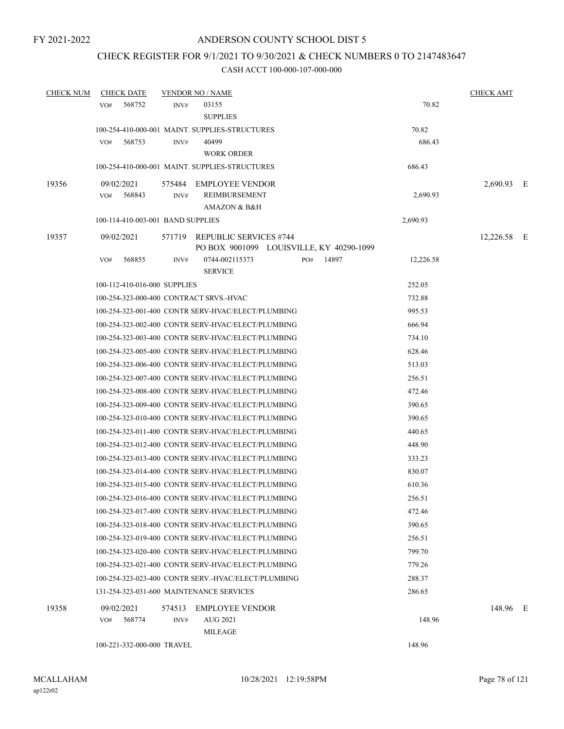# ANDERSON COUNTY SCHOOL DIST 5

## CHECK REGISTER FOR 9/1/2021 TO 9/30/2021 & CHECK NUMBERS 0 TO 2147483647

CASH ACCT 100-000-107-000-000

| CHECK NUM | CHECK DATE | VENDOR NO / NAME | | CHECK AMT |
|---|---|---|---|---|
| | VO# 568752 | INV# 03155 SUPPLIES | 70.82 | |
| | 100-254-410-000-001 MAINT. SUPPLIES-STRUCTURES | | 70.82 | |
| | VO# 568753 | INV# 40499 WORK ORDER | 686.43 | |
| | 100-254-410-000-001 MAINT. SUPPLIES-STRUCTURES | | 686.43 | |
| 19356 | 09/02/2021 | 575484 EMPLOYEE VENDOR | | 2,690.93 E |
| | VO# 568843 | INV# REIMBURSEMENT AMAZON & B&H | 2,690.93 | |
| | 100-114-410-003-001 BAND SUPPLIES | | 2,690.93 | |
| 19357 | 09/02/2021 | 571719 REPUBLIC SERVICES #744 PO BOX 9001099 LOUISVILLE, KY 40290-1099 | | 12,226.58 E |
| | VO# 568855 | INV# 0744-002115373 SERVICE PO# 14897 | 12,226.58 | |
| | 100-112-410-016-000 SUPPLIES | | 252.05 | |
| | 100-254-323-000-400 CONTRACT SRVS.-HVAC | | 732.88 | |
| | 100-254-323-001-400 CONTR SERV-HVAC/ELECT/PLUMBING | | 995.53 | |
| | 100-254-323-002-400 CONTR SERV-HVAC/ELECT/PLUMBING | | 666.94 | |
| | 100-254-323-003-400 CONTR SERV-HVAC/ELECT/PLUMBING | | 734.10 | |
| | 100-254-323-005-400 CONTR SERV-HVAC/ELECT/PLUMBING | | 628.46 | |
| | 100-254-323-006-400 CONTR SERV-HVAC/ELECT/PLUMBING | | 513.03 | |
| | 100-254-323-007-400 CONTR SERV-HVAC/ELECT/PLUMBING | | 256.51 | |
| | 100-254-323-008-400 CONTR SERV-HVAC/ELECT/PLUMBING | | 472.46 | |
| | 100-254-323-009-400 CONTR SERV-HVAC/ELECT/PLUMBING | | 390.65 | |
| | 100-254-323-010-400 CONTR SERV-HVAC/ELECT/PLUMBING | | 390.65 | |
| | 100-254-323-011-400 CONTR SERV-HVAC/ELECT/PLUMBING | | 440.65 | |
| | 100-254-323-012-400 CONTR SERV-HVAC/ELECT/PLUMBING | | 448.90 | |
| | 100-254-323-013-400 CONTR SERV-HVAC/ELECT/PLUMBING | | 333.23 | |
| | 100-254-323-014-400 CONTR SERV-HVAC/ELECT/PLUMBING | | 830.07 | |
| | 100-254-323-015-400 CONTR SERV-HVAC/ELECT/PLUMBING | | 610.36 | |
| | 100-254-323-016-400 CONTR SERV-HVAC/ELECT/PLUMBING | | 256.51 | |
| | 100-254-323-017-400 CONTR SERV-HVAC/ELECT/PLUMBING | | 472.46 | |
| | 100-254-323-018-400 CONTR SERV-HVAC/ELECT/PLUMBING | | 390.65 | |
| | 100-254-323-019-400 CONTR SERV-HVAC/ELECT/PLUMBING | | 256.51 | |
| | 100-254-323-020-400 CONTR SERV-HVAC/ELECT/PLUMBING | | 799.70 | |
| | 100-254-323-021-400 CONTR SERV-HVAC/ELECT/PLUMBING | | 779.26 | |
| | 100-254-323-023-400 CONTR SERV.-HVAC/ELECT/PLUMBING | | 288.37 | |
| | 131-254-323-031-600 MAINTENANCE SERVICES | | 286.65 | |
| 19358 | 09/02/2021 | 574513 EMPLOYEE VENDOR | | 148.96 E |
| | VO# 568774 | INV# AUG 2021 MILEAGE | 148.96 | |
| | 100-221-332-000-000 TRAVEL | | 148.96 | |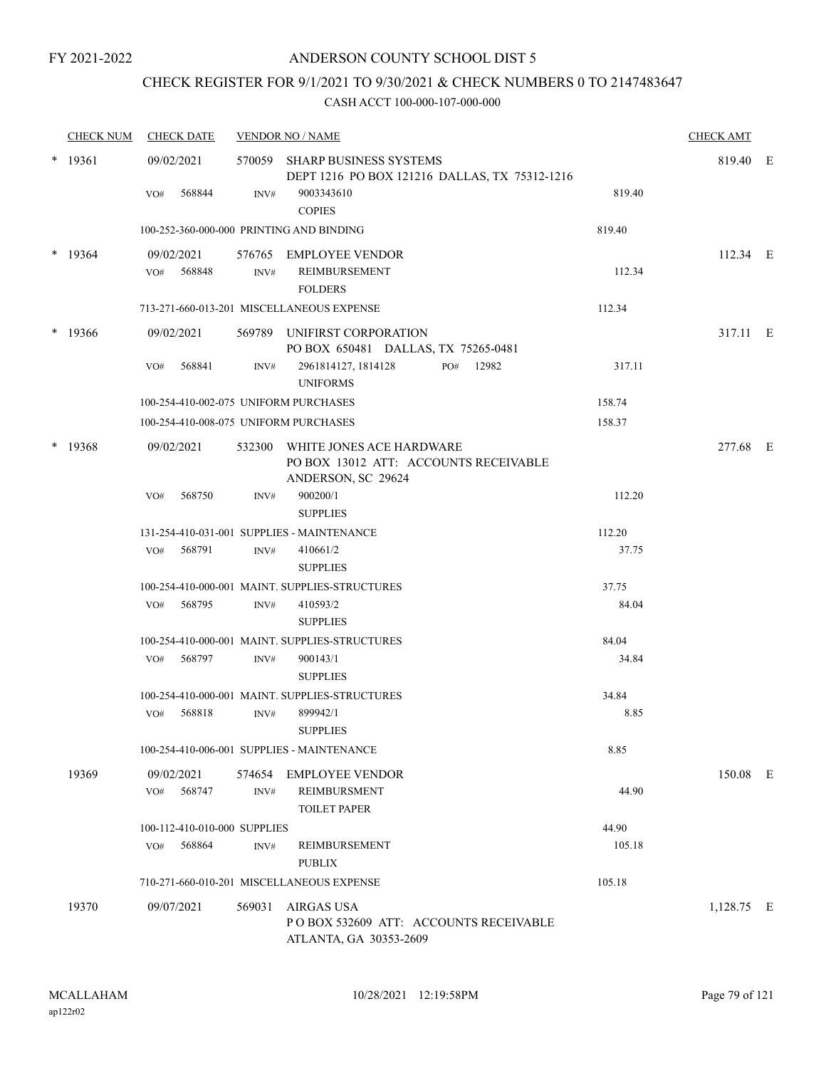FY 2021-2022

# ANDERSON COUNTY SCHOOL DIST 5

## CHECK REGISTER FOR 9/1/2021 TO 9/30/2021 & CHECK NUMBERS 0 TO 2147483647

### CASH ACCT 100-000-107-000-000

| CHECK NUM | CHECK DATE | VENDOR NO / NAME | | CHECK AMT | |
|---|---|---|---|---|---|
| * 19361 | 09/02/2021 | 570059 SHARP BUSINESS SYSTEMS<br>DEPT 1216 PO BOX 121216 DALLAS, TX 75312-1216 | | 819.40 | E |
| | VO# 568844 | INV# 9003343610<br>COPIES | 819.40 | | |
| | 100-252-360-000-000 PRINTING AND BINDING | | 819.40 | | |
| * 19364 | 09/02/2021 | 576765 EMPLOYEE VENDOR | | 112.34 | E |
| | VO# 568848 | INV# REIMBURSEMENT<br>FOLDERS | 112.34 | | |
| | 713-271-660-013-201 MISCELLANEOUS EXPENSE | | 112.34 | | |
| * 19366 | 09/02/2021 | 569789 UNIFIRST CORPORATION<br>PO BOX 650481 DALLAS, TX 75265-0481 | | 317.11 | E |
| | VO# 568841 | INV# 2961814127, 1814128 PO# 12982<br>UNIFORMS | 317.11 | | |
| | 100-254-410-002-075 UNIFORM PURCHASES | | 158.74 | | |
| | 100-254-410-008-075 UNIFORM PURCHASES | | 158.37 | | |
| * 19368 | 09/02/2021 | 532300 WHITE JONES ACE HARDWARE<br>PO BOX 13012 ATT: ACCOUNTS RECEIVABLE<br>ANDERSON, SC 29624 | | 277.68 | E |
| | VO# 568750 | INV# 900200/1<br>SUPPLIES | 112.20 | | |
| | 131-254-410-031-001 SUPPLIES - MAINTENANCE | | 112.20 | | |
| | VO# 568791 | INV# 410661/2<br>SUPPLIES | 37.75 | | |
| | 100-254-410-000-001 MAINT. SUPPLIES-STRUCTURES | | 37.75 | | |
| | VO# 568795 | INV# 410593/2<br>SUPPLIES | 84.04 | | |
| | 100-254-410-000-001 MAINT. SUPPLIES-STRUCTURES | | 84.04 | | |
| | VO# 568797 | INV# 900143/1<br>SUPPLIES | 34.84 | | |
| | 100-254-410-000-001 MAINT. SUPPLIES-STRUCTURES | | 34.84 | | |
| | VO# 568818 | INV# 899942/1<br>SUPPLIES | 8.85 | | |
| | 100-254-410-006-001 SUPPLIES - MAINTENANCE | | 8.85 | | |
| 19369 | 09/02/2021 | 574654 EMPLOYEE VENDOR | | 150.08 | E |
| | VO# 568747 | INV# REIMBURSMENT<br>TOILET PAPER | 44.90 | | |
| | 100-112-410-010-000 SUPPLIES | | 44.90 | | |
| | VO# 568864 | INV# REIMBURSEMENT<br>PUBLIX | 105.18 | | |
| | 710-271-660-010-201 MISCELLANEOUS EXPENSE | | 105.18 | | |
| 19370 | 09/07/2021 | 569031 AIRGAS USA<br>P O BOX 532609 ATT: ACCOUNTS RECEIVABLE<br>ATLANTA, GA 30353-2609 | | 1,128.75 | E |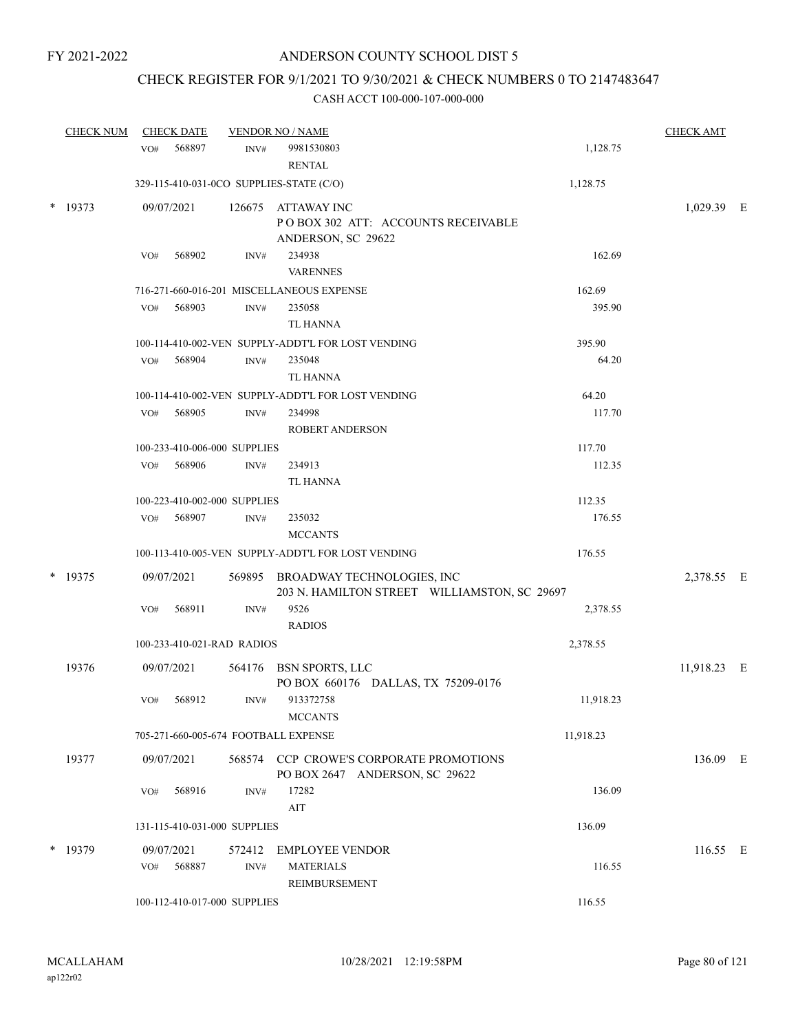FY 2021-2022

# ANDERSON COUNTY SCHOOL DIST 5

## CHECK REGISTER FOR 9/1/2021 TO 9/30/2021 & CHECK NUMBERS 0 TO 2147483647

### CASH ACCT 100-000-107-000-000

| CHECK NUM | CHECK DATE | VENDOR NO / NAME | | CHECK AMT | |
|---|---|---|---|---|---|
| | VO# 568897 INV# | 9981530803 RENTAL | 1,128.75 | | |
| | 329-115-410-031-0CO SUPPLIES-STATE (C/O) | | 1,128.75 | | |
| * 19373 | 09/07/2021 | 126675 ATTAWAY INC P O BOX 302 ATT: ACCOUNTS RECEIVABLE ANDERSON, SC 29622 | | 1,029.39 | E |
| | VO# 568902 INV# | 234938 VARENNES | 162.69 | | |
| | 716-271-660-016-201 MISCELLANEOUS EXPENSE | | 162.69 | | |
| | VO# 568903 INV# | 235058 TL HANNA | 395.90 | | |
| | 100-114-410-002-VEN SUPPLY-ADDT'L FOR LOST VENDING | | 395.90 | | |
| | VO# 568904 INV# | 235048 TL HANNA | 64.20 | | |
| | 100-114-410-002-VEN SUPPLY-ADDT'L FOR LOST VENDING | | 64.20 | | |
| | VO# 568905 INV# | 234998 ROBERT ANDERSON | 117.70 | | |
| | 100-233-410-006-000 SUPPLIES | | 117.70 | | |
| | VO# 568906 INV# | 234913 TL HANNA | 112.35 | | |
| | 100-223-410-002-000 SUPPLIES | | 112.35 | | |
| | VO# 568907 INV# | 235032 MCCANTS | 176.55 | | |
| | 100-113-410-005-VEN SUPPLY-ADDT'L FOR LOST VENDING | | 176.55 | | |
| * 19375 | 09/07/2021 | 569895 BROADWAY TECHNOLOGIES, INC 203 N. HAMILTON STREET WILLIAMSTON, SC 29697 | | 2,378.55 | E |
| | VO# 568911 INV# | 9526 RADIOS | 2,378.55 | | |
| | 100-233-410-021-RAD RADIOS | | 2,378.55 | | |
| 19376 | 09/07/2021 | 564176 BSN SPORTS, LLC PO BOX 660176 DALLAS, TX 75209-0176 | | 11,918.23 | E |
| | VO# 568912 INV# | 913372758 MCCANTS | 11,918.23 | | |
| | 705-271-660-005-674 FOOTBALL EXPENSE | | 11,918.23 | | |
| 19377 | 09/07/2021 | 568574 CCP CROWE'S CORPORATE PROMOTIONS PO BOX 2647 ANDERSON, SC 29622 | | 136.09 | E |
| | VO# 568916 INV# | 17282 AIT | 136.09 | | |
| | 131-115-410-031-000 SUPPLIES | | 136.09 | | |
| * 19379 | 09/07/2021 | 572412 EMPLOYEE VENDOR | | 116.55 | E |
| | VO# 568887 INV# | MATERIALS REIMBURSEMENT | 116.55 | | |
| | 100-112-410-017-000 SUPPLIES | | 116.55 | | |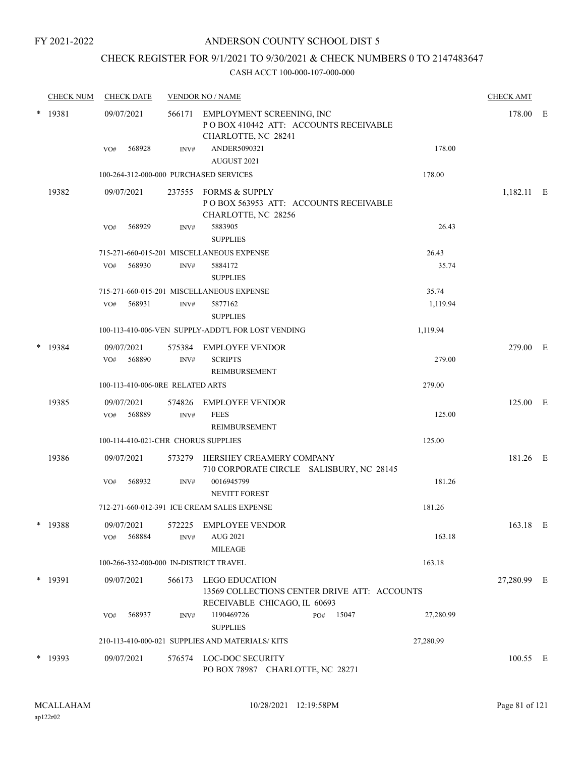FY 2021-2022

# ANDERSON COUNTY SCHOOL DIST 5

## CHECK REGISTER FOR 9/1/2021 TO 9/30/2021 & CHECK NUMBERS 0 TO 2147483647

### CASH ACCT 100-000-107-000-000

| CHECK NUM | CHECK DATE | VENDOR NO / NAME | | CHECK AMT | |
|---|---|---|---|---|---|
| * 19381 | 09/07/2021 | 566171 EMPLOYMENT SCREENING, INC<br>P O BOX 410442 ATT: ACCOUNTS RECEIVABLE<br>CHARLOTTE, NC 28241 | | 178.00 | E |
| | VO# 568928 | INV# ANDER5090321<br>AUGUST 2021 | 178.00 | | |
| | 100-264-312-000-000 PURCHASED SERVICES | | 178.00 | | |
| 19382 | 09/07/2021 | 237555 FORMS & SUPPLY<br>P O BOX 563953 ATT: ACCOUNTS RECEIVABLE<br>CHARLOTTE, NC 28256 | | 1,182.11 | E |
| | VO# 568929 | INV# 5883905<br>SUPPLIES | 26.43 | | |
| | 715-271-660-015-201 MISCELLANEOUS EXPENSE | | 26.43 | | |
| | VO# 568930 | INV# 5884172<br>SUPPLIES | 35.74 | | |
| | 715-271-660-015-201 MISCELLANEOUS EXPENSE | | 35.74 | | |
| | VO# 568931 | INV# 5877162<br>SUPPLIES | 1,119.94 | | |
| | 100-113-410-006-VEN SUPPLY-ADDT'L FOR LOST VENDING | | 1,119.94 | | |
| * 19384 | 09/07/2021 | 575384 EMPLOYEE VENDOR | | 279.00 | E |
| | VO# 568890 | INV# SCRIPTS<br>REIMBURSEMENT | 279.00 | | |
| | 100-113-410-006-0RE RELATED ARTS | | 279.00 | | |
| 19385 | 09/07/2021 | 574826 EMPLOYEE VENDOR | | 125.00 | E |
| | VO# 568889 | INV# FEES<br>REIMBURSEMENT | 125.00 | | |
| | 100-114-410-021-CHR CHORUS SUPPLIES | | 125.00 | | |
| 19386 | 09/07/2021 | 573279 HERSHEY CREAMERY COMPANY<br>710 CORPORATE CIRCLE SALISBURY, NC 28145 | | 181.26 | E |
| | VO# 568932 | INV# 0016945799<br>NEVITT FOREST | 181.26 | | |
| | 712-271-660-012-391 ICE CREAM SALES EXPENSE | | 181.26 | | |
| * 19388 | 09/07/2021 | 572225 EMPLOYEE VENDOR | | 163.18 | E |
| | VO# 568884 | INV# AUG 2021<br>MILEAGE | 163.18 | | |
| | 100-266-332-000-000 IN-DISTRICT TRAVEL | | 163.18 | | |
| * 19391 | 09/07/2021 | 566173 LEGO EDUCATION<br>13569 COLLECTIONS CENTER DRIVE ATT: ACCOUNTS<br>RECEIVABLE CHICAGO, IL 60693 | | 27,280.99 | E |
| | VO# 568937 | INV# 1190469726 PO# 15047<br>SUPPLIES | 27,280.99 | | |
| | 210-113-410-000-021 SUPPLIES AND MATERIALS/ KITS | | 27,280.99 | | |
| * 19393 | 09/07/2021 | 576574 LOC-DOC SECURITY<br>PO BOX 78987 CHARLOTTE, NC 28271 | | 100.55 | E |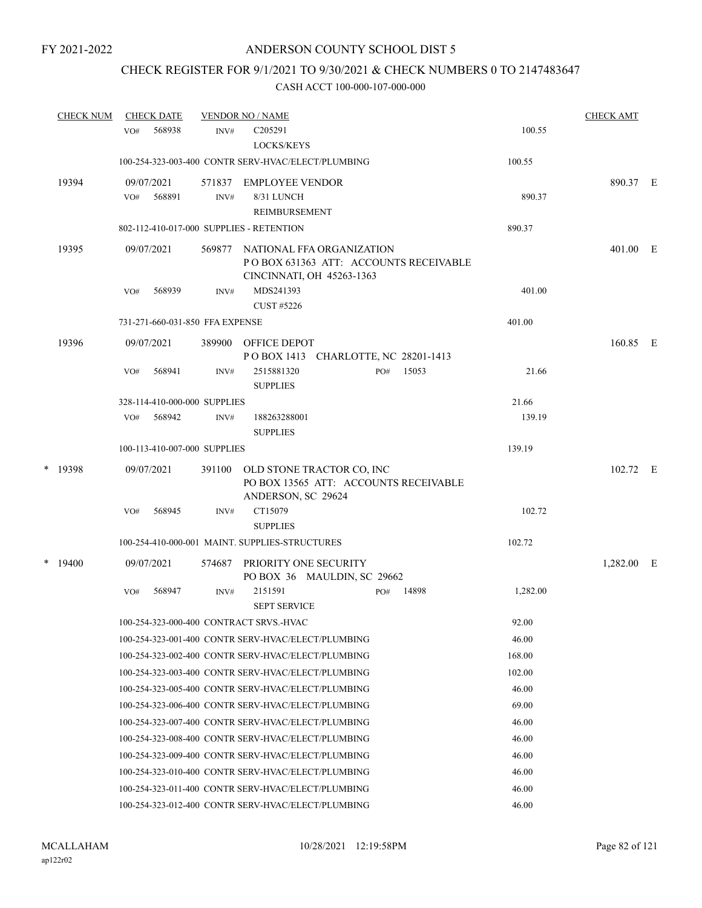FY 2021-2022

# ANDERSON COUNTY SCHOOL DIST 5

## CHECK REGISTER FOR 9/1/2021 TO 9/30/2021 & CHECK NUMBERS 0 TO 2147483647

CASH ACCT 100-000-107-000-000

| CHECK NUM | CHECK DATE | VENDOR NO / NAME | | CHECK AMT | |
|---|---|---|---|---|---|
| | VO# 568938 | INV# C205291 LOCKS/KEYS | 100.55 | | |
| | 100-254-323-003-400 CONTR SERV-HVAC/ELECT/PLUMBING | | 100.55 | | |
| 19394 | 09/07/2021 | 571837 EMPLOYEE VENDOR | | 890.37 | E |
| | VO# 568891 | INV# 8/31 LUNCH REIMBURSEMENT | 890.37 | | |
| | 802-112-410-017-000 SUPPLIES - RETENTION | | 890.37 | | |
| 19395 | 09/07/2021 | 569877 NATIONAL FFA ORGANIZATION P O BOX 631363 ATT: ACCOUNTS RECEIVABLE CINCINNATI, OH 45263-1363 | | 401.00 | E |
| | VO# 568939 | INV# MDS241393 CUST #5226 | 401.00 | | |
| | 731-271-660-031-850 FFA EXPENSE | | 401.00 | | |
| 19396 | 09/07/2021 | 389900 OFFICE DEPOT P O BOX 1413 CHARLOTTE, NC 28201-1413 | | 160.85 | E |
| | VO# 568941 | INV# 2515881320 PO# 15053 SUPPLIES | 21.66 | | |
| | 328-114-410-000-000 SUPPLIES | | 21.66 | | |
| | VO# 568942 | INV# 188263288001 SUPPLIES | 139.19 | | |
| | 100-113-410-007-000 SUPPLIES | | 139.19 | | |
| * 19398 | 09/07/2021 | 391100 OLD STONE TRACTOR CO, INC PO BOX 13565 ATT: ACCOUNTS RECEIVABLE ANDERSON, SC 29624 | | 102.72 | E |
| | VO# 568945 | INV# CT15079 SUPPLIES | 102.72 | | |
| | 100-254-410-000-001 MAINT. SUPPLIES-STRUCTURES | | 102.72 | | |
| * 19400 | 09/07/2021 | 574687 PRIORITY ONE SECURITY PO BOX 36 MAULDIN, SC 29662 | | 1,282.00 | E |
| | VO# 568947 | INV# 2151591 PO# 14898 SEPT SERVICE | 1,282.00 | | |
| | 100-254-323-000-400 CONTRACT SRVS.-HVAC | | 92.00 | | |
| | 100-254-323-001-400 CONTR SERV-HVAC/ELECT/PLUMBING | | 46.00 | | |
| | 100-254-323-002-400 CONTR SERV-HVAC/ELECT/PLUMBING | | 168.00 | | |
| | 100-254-323-003-400 CONTR SERV-HVAC/ELECT/PLUMBING | | 102.00 | | |
| | 100-254-323-005-400 CONTR SERV-HVAC/ELECT/PLUMBING | | 46.00 | | |
| | 100-254-323-006-400 CONTR SERV-HVAC/ELECT/PLUMBING | | 69.00 | | |
| | 100-254-323-007-400 CONTR SERV-HVAC/ELECT/PLUMBING | | 46.00 | | |
| | 100-254-323-008-400 CONTR SERV-HVAC/ELECT/PLUMBING | | 46.00 | | |
| | 100-254-323-009-400 CONTR SERV-HVAC/ELECT/PLUMBING | | 46.00 | | |
| | 100-254-323-010-400 CONTR SERV-HVAC/ELECT/PLUMBING | | 46.00 | | |
| | 100-254-323-011-400 CONTR SERV-HVAC/ELECT/PLUMBING | | 46.00 | | |
| | 100-254-323-012-400 CONTR SERV-HVAC/ELECT/PLUMBING | | 46.00 | | |

MCALLAHAM
ap122r02

10/28/2021 12:19:58PM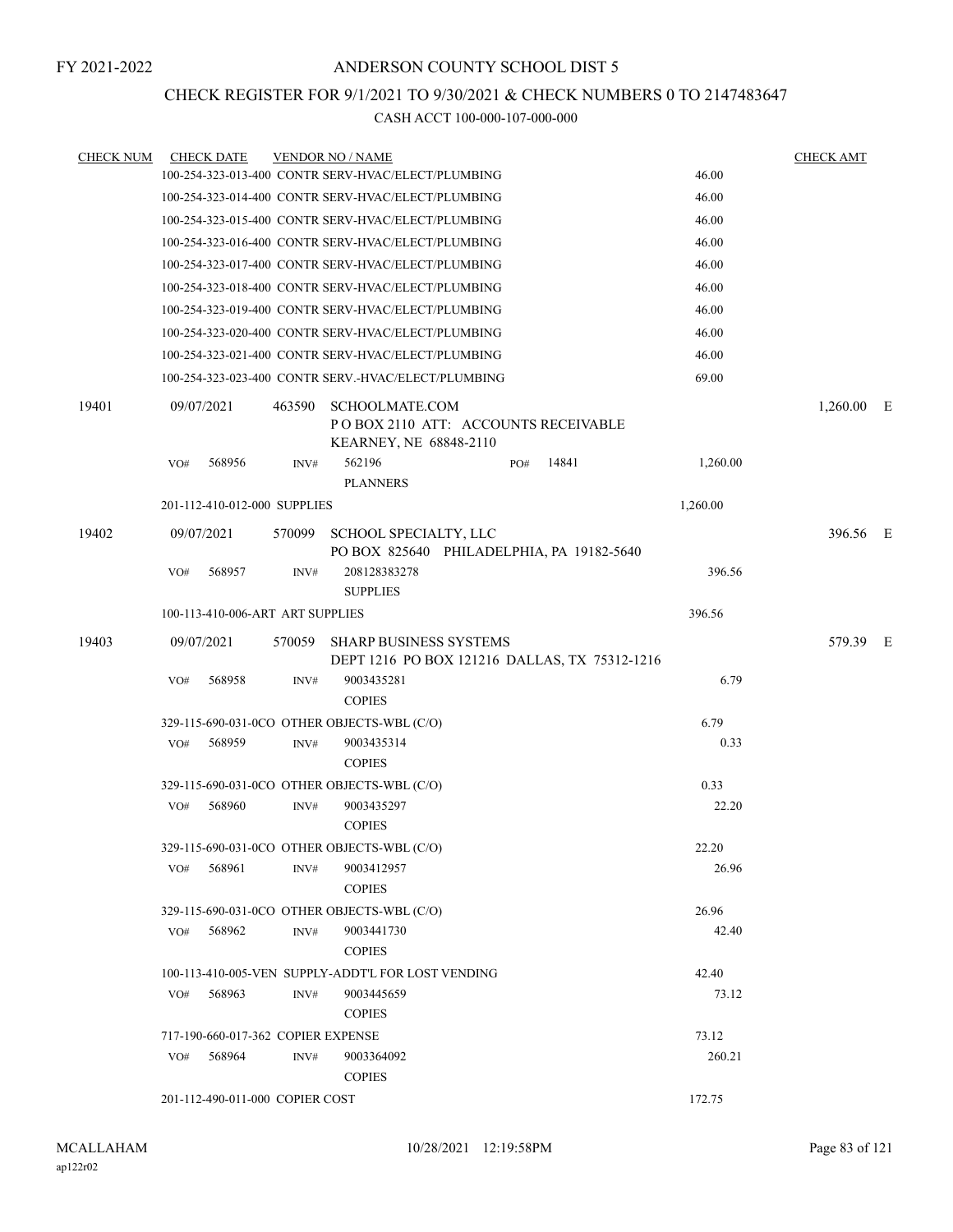FY 2021-2022

# ANDERSON COUNTY SCHOOL DIST 5

## CHECK REGISTER FOR 9/1/2021 TO 9/30/2021 & CHECK NUMBERS 0 TO 2147483647

### CASH ACCT 100-000-107-000-000

| CHECK NUM | CHECK DATE | VENDOR NO / NAME | | CHECK AMT | |
|---|---|---|---|---|---|
| | | 100-254-323-013-400 CONTR SERV-HVAC/ELECT/PLUMBING | 46.00 | | |
| | | 100-254-323-014-400 CONTR SERV-HVAC/ELECT/PLUMBING | 46.00 | | |
| | | 100-254-323-015-400 CONTR SERV-HVAC/ELECT/PLUMBING | 46.00 | | |
| | | 100-254-323-016-400 CONTR SERV-HVAC/ELECT/PLUMBING | 46.00 | | |
| | | 100-254-323-017-400 CONTR SERV-HVAC/ELECT/PLUMBING | 46.00 | | |
| | | 100-254-323-018-400 CONTR SERV-HVAC/ELECT/PLUMBING | 46.00 | | |
| | | 100-254-323-019-400 CONTR SERV-HVAC/ELECT/PLUMBING | 46.00 | | |
| | | 100-254-323-020-400 CONTR SERV-HVAC/ELECT/PLUMBING | 46.00 | | |
| | | 100-254-323-021-400 CONTR SERV-HVAC/ELECT/PLUMBING | 46.00 | | |
| | | 100-254-323-023-400 CONTR SERV.-HVAC/ELECT/PLUMBING | 69.00 | | |
| 19401 | 09/07/2021 | 463590 SCHOOLMATE.COM<br>P O BOX 2110 ATT: ACCOUNTS RECEIVABLE<br>KEARNEY, NE 68848-2110 | | 1,260.00 | E |
| | | VO# 568956 INV# 562196 PO# 14841<br>PLANNERS | 1,260.00 | | |
| | | 201-112-410-012-000 SUPPLIES | 1,260.00 | | |
| 19402 | 09/07/2021 | 570099 SCHOOL SPECIALTY, LLC<br>PO BOX 825640 PHILADELPHIA, PA 19182-5640 | | 396.56 | E |
| | | VO# 568957 INV# 208128383278<br>SUPPLIES | 396.56 | | |
| | | 100-113-410-006-ART ART SUPPLIES | 396.56 | | |
| 19403 | 09/07/2021 | 570059 SHARP BUSINESS SYSTEMS<br>DEPT 1216 PO BOX 121216 DALLAS, TX 75312-1216 | | 579.39 | E |
| | | VO# 568958 INV# 9003435281<br>COPIES | 6.79 | | |
| | | 329-115-690-031-0CO OTHER OBJECTS-WBL (C/O) | 6.79 | | |
| | | VO# 568959 INV# 9003435314<br>COPIES | 0.33 | | |
| | | 329-115-690-031-0CO OTHER OBJECTS-WBL (C/O) | 0.33 | | |
| | | VO# 568960 INV# 9003435297<br>COPIES | 22.20 | | |
| | | 329-115-690-031-0CO OTHER OBJECTS-WBL (C/O) | 22.20 | | |
| | | VO# 568961 INV# 9003412957<br>COPIES | 26.96 | | |
| | | 329-115-690-031-0CO OTHER OBJECTS-WBL (C/O) | 26.96 | | |
| | | VO# 568962 INV# 9003441730<br>COPIES | 42.40 | | |
| | | 100-113-410-005-VEN SUPPLY-ADDT'L FOR LOST VENDING | 42.40 | | |
| | | VO# 568963 INV# 9003445659<br>COPIES | 73.12 | | |
| | | 717-190-660-017-362 COPIER EXPENSE | 73.12 | | |
| | | VO# 568964 INV# 9003364092<br>COPIES | 260.21 | | |
| | | 201-112-490-011-000 COPIER COST | 172.75 | | |

MCALLAHAM ap122r02 10/28/2021 12:19:58PM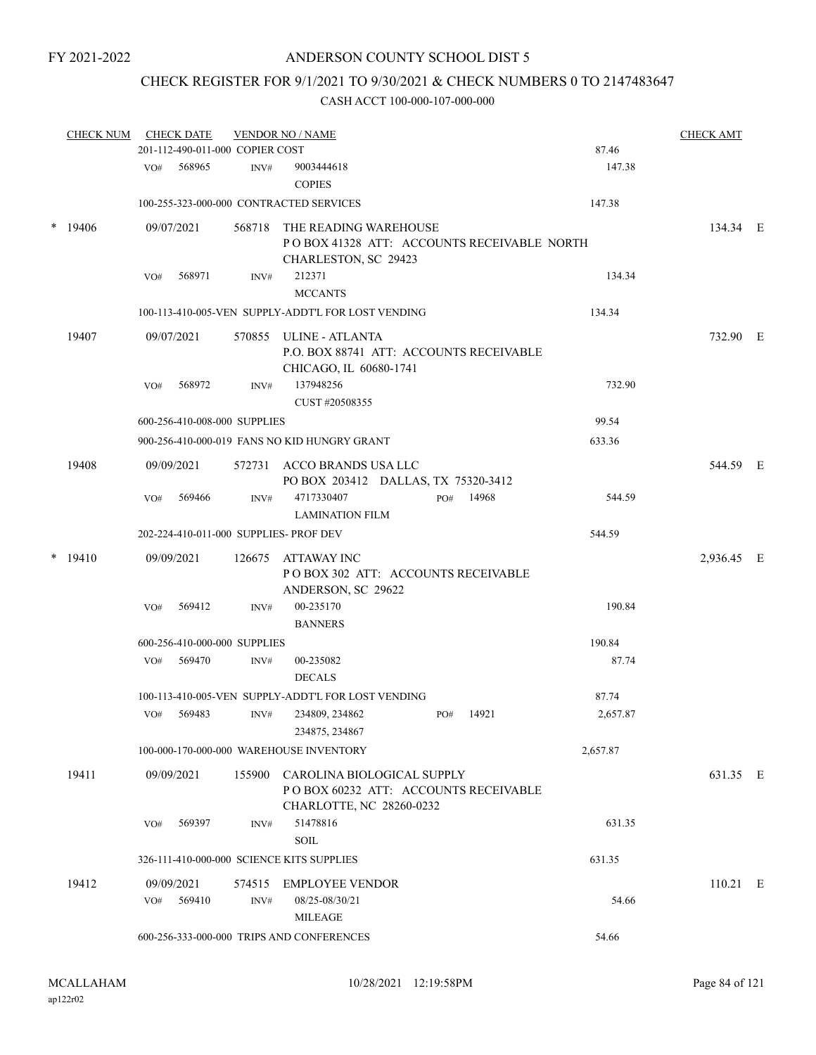FY 2021-2022

# ANDERSON COUNTY SCHOOL DIST 5

## CHECK REGISTER FOR 9/1/2021 TO 9/30/2021 & CHECK NUMBERS 0 TO 2147483647

### CASH ACCT 100-000-107-000-000

| CHECK NUM | CHECK DATE | VENDOR NO / NAME | | CHECK AMT |
|---|---|---|---|---|
| | 201-112-490-011-000 COPIER COST | | 87.46 | |
| | VO# 568965 INV# | 9003444618 COPIES | 147.38 | |
| | 100-255-323-000-000 CONTRACTED SERVICES | | 147.38 | |
| * 19406 | 09/07/2021 | 568718 THE READING WAREHOUSE P O BOX 41328 ATT: ACCOUNTS RECEIVABLE NORTH CHARLESTON, SC 29423 | | 134.34 E |
| | VO# 568971 INV# | 212371 MCCANTS | 134.34 | |
| | 100-113-410-005-VEN SUPPLY-ADDT'L FOR LOST VENDING | | 134.34 | |
| 19407 | 09/07/2021 | 570855 ULINE - ATLANTA P.O. BOX 88741 ATT: ACCOUNTS RECEIVABLE CHICAGO, IL 60680-1741 | | 732.90 E |
| | VO# 568972 INV# | 137948256 CUST #20508355 | 732.90 | |
| | 600-256-410-008-000 SUPPLIES | | 99.54 | |
| | 900-256-410-000-019 FANS NO KID HUNGRY GRANT | | 633.36 | |
| 19408 | 09/09/2021 | 572731 ACCO BRANDS USA LLC PO BOX 203412 DALLAS, TX 75320-3412 | | 544.59 E |
| | VO# 569466 INV# | 4717330407 PO# 14968 LAMINATION FILM | 544.59 | |
| | 202-224-410-011-000 SUPPLIES- PROF DEV | | 544.59 | |
| * 19410 | 09/09/2021 | 126675 ATTAWAY INC P O BOX 302 ATT: ACCOUNTS RECEIVABLE ANDERSON, SC 29622 | | 2,936.45 E |
| | VO# 569412 INV# | 00-235170 BANNERS | 190.84 | |
| | 600-256-410-000-000 SUPPLIES | | 190.84 | |
| | VO# 569470 INV# | 00-235082 DECALS | 87.74 | |
| | 100-113-410-005-VEN SUPPLY-ADDT'L FOR LOST VENDING | | 87.74 | |
| | VO# 569483 INV# | 234809, 234862 PO# 14921 234875, 234867 | 2,657.87 | |
| | 100-000-170-000-000 WAREHOUSE INVENTORY | | 2,657.87 | |
| 19411 | 09/09/2021 | 155900 CAROLINA BIOLOGICAL SUPPLY P O BOX 60232 ATT: ACCOUNTS RECEIVABLE CHARLOTTE, NC 28260-0232 | | 631.35 E |
| | VO# 569397 INV# | 51478816 SOIL | 631.35 | |
| | 326-111-410-000-000 SCIENCE KITS SUPPLIES | | 631.35 | |
| 19412 | 09/09/2021 | 574515 EMPLOYEE VENDOR | | 110.21 E |
| | VO# 569410 INV# | 08/25-08/30/21 MILEAGE | 54.66 | |
| | 600-256-333-000-000 TRIPS AND CONFERENCES | | 54.66 | |

MCALLAHAM
ap122r02
10/28/2021 12:19:58PM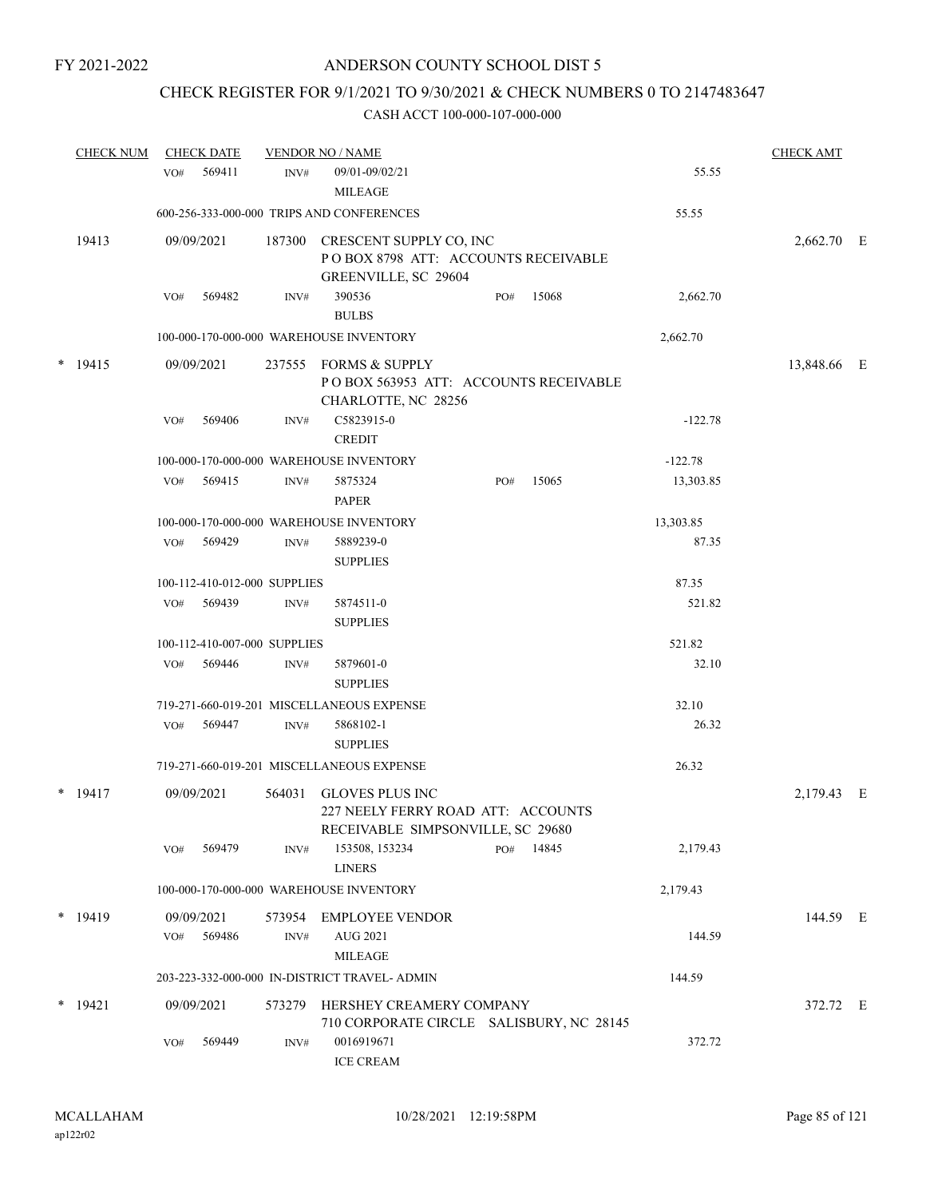FY 2021-2022

# ANDERSON COUNTY SCHOOL DIST 5

## CHECK REGISTER FOR 9/1/2021 TO 9/30/2021 & CHECK NUMBERS 0 TO 2147483647

### CASH ACCT 100-000-107-000-000

| CHECK NUM | CHECK DATE | VENDOR NO / NAME | | | | | CHECK AMT | |
|---|---|---|---|---|---|---|---|---|
| | VO# 569411 | INV# | 09/01-09/02/21 MILEAGE | | | 55.55 | | |
| | 600-256-333-000-000 TRIPS AND CONFERENCES | | | | | 55.55 | | |
| 19413 | 09/09/2021 | 187300 | CRESCENT SUPPLY CO, INC P O BOX 8798 ATT: ACCOUNTS RECEIVABLE GREENVILLE, SC 29604 | | | | 2,662.70 | E |
| | VO# 569482 | INV# | 390536 BULBS | PO# | 15068 | 2,662.70 | | |
| | 100-000-170-000-000 WAREHOUSE INVENTORY | | | | | 2,662.70 | | |
| * 19415 | 09/09/2021 | 237555 | FORMS & SUPPLY P O BOX 563953 ATT: ACCOUNTS RECEIVABLE CHARLOTTE, NC 28256 | | | | 13,848.66 | E |
| | VO# 569406 | INV# | C5823915-0 CREDIT | | | -122.78 | | |
| | 100-000-170-000-000 WAREHOUSE INVENTORY | | | | | -122.78 | | |
| | VO# 569415 | INV# | 5875324 PAPER | PO# | 15065 | 13,303.85 | | |
| | 100-000-170-000-000 WAREHOUSE INVENTORY | | | | | 13,303.85 | | |
| | VO# 569429 | INV# | 5889239-0 SUPPLIES | | | 87.35 | | |
| | 100-112-410-012-000 SUPPLIES | | | | | 87.35 | | |
| | VO# 569439 | INV# | 5874511-0 SUPPLIES | | | 521.82 | | |
| | 100-112-410-007-000 SUPPLIES | | | | | 521.82 | | |
| | VO# 569446 | INV# | 5879601-0 SUPPLIES | | | 32.10 | | |
| | 719-271-660-019-201 MISCELLANEOUS EXPENSE | | | | | 32.10 | | |
| | VO# 569447 | INV# | 5868102-1 SUPPLIES | | | 26.32 | | |
| | 719-271-660-019-201 MISCELLANEOUS EXPENSE | | | | | 26.32 | | |
| * 19417 | 09/09/2021 | 564031 | GLOVES PLUS INC 227 NEELY FERRY ROAD ATT: ACCOUNTS RECEIVABLE SIMPSONVILLE, SC 29680 | | | | 2,179.43 | E |
| | VO# 569479 | INV# | 153508, 153234 LINERS | PO# | 14845 | 2,179.43 | | |
| | 100-000-170-000-000 WAREHOUSE INVENTORY | | | | | 2,179.43 | | |
| * 19419 | 09/09/2021 | 573954 | EMPLOYEE VENDOR | | | | 144.59 | E |
| | VO# 569486 | INV# | AUG 2021 MILEAGE | | | 144.59 | | |
| | 203-223-332-000-000 IN-DISTRICT TRAVEL- ADMIN | | | | | 144.59 | | |
| * 19421 | 09/09/2021 | 573279 | HERSHEY CREAMERY COMPANY 710 CORPORATE CIRCLE SALISBURY, NC 28145 | | | | 372.72 | E |
| | VO# 569449 | INV# | 0016919671 ICE CREAM | | | 372.72 | | |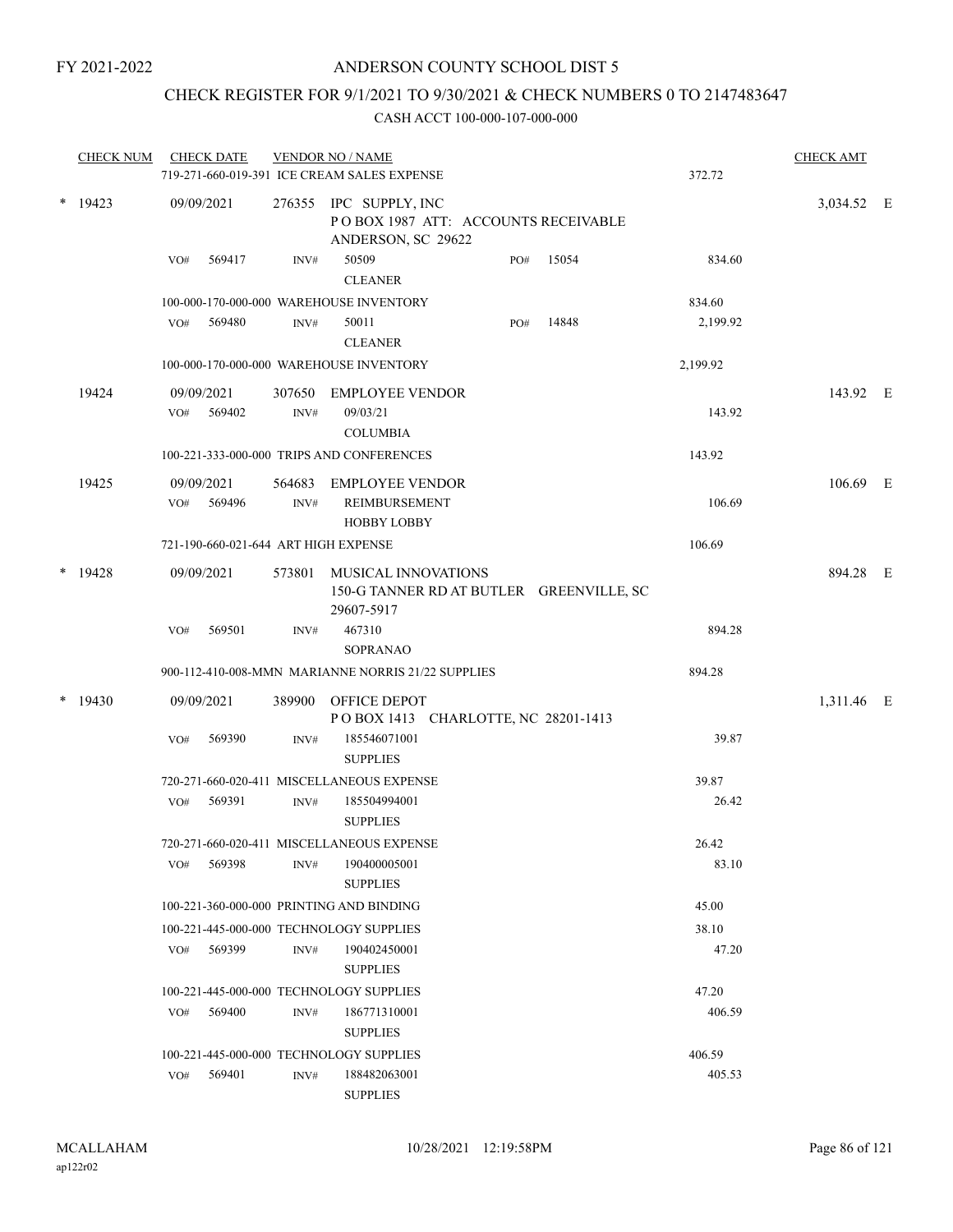FY 2021-2022

# ANDERSON COUNTY SCHOOL DIST 5

## CHECK REGISTER FOR 9/1/2021 TO 9/30/2021 & CHECK NUMBERS 0 TO 2147483647

### CASH ACCT 100-000-107-000-000

| CHECK NUM | CHECK DATE | VENDOR NO / NAME | | | CHECK AMT | |
|---|---|---|---|---|---|---|
| | 719-271-660-019-391 ICE CREAM SALES EXPENSE | | | 372.72 | | |
| * 19423 | 09/09/2021 | 276355 IPC SUPPLY, INC<br>P O BOX 1987 ATT: ACCOUNTS RECEIVABLE<br>ANDERSON, SC 29622 | | | 3,034.52 | E |
| | VO# 569417 | INV# 50509<br>CLEANER | PO# 15054 | 834.60 | | |
| | 100-000-170-000-000 WAREHOUSE INVENTORY | | | 834.60 | | |
| | VO# 569480 | INV# 50011<br>CLEANER | PO# 14848 | 2,199.92 | | |
| | 100-000-170-000-000 WAREHOUSE INVENTORY | | | 2,199.92 | | |
| 19424 | 09/09/2021 | 307650 EMPLOYEE VENDOR | | | 143.92 | E |
| | VO# 569402 | INV# 09/03/21<br>COLUMBIA | | 143.92 | | |
| | 100-221-333-000-000 TRIPS AND CONFERENCES | | | 143.92 | | |
| 19425 | 09/09/2021 | 564683 EMPLOYEE VENDOR | | | 106.69 | E |
| | VO# 569496 | INV# REIMBURSEMENT<br>HOBBY LOBBY | | 106.69 | | |
| | 721-190-660-021-644 ART HIGH EXPENSE | | | 106.69 | | |
| * 19428 | 09/09/2021 | 573801 MUSICAL INNOVATIONS<br>150-G TANNER RD AT BUTLER GREENVILLE, SC<br>29607-5917 | | | 894.28 | E |
| | VO# 569501 | INV# 467310<br>SOPRANAO | | 894.28 | | |
| | 900-112-410-008-MMN MARIANNE NORRIS 21/22 SUPPLIES | | | 894.28 | | |
| * 19430 | 09/09/2021 | 389900 OFFICE DEPOT<br>P O BOX 1413 CHARLOTTE, NC 28201-1413 | | | 1,311.46 | E |
| | VO# 569390 | INV# 185546071001<br>SUPPLIES | | 39.87 | | |
| | 720-271-660-020-411 MISCELLANEOUS EXPENSE | | | 39.87 | | |
| | VO# 569391 | INV# 185504994001<br>SUPPLIES | | 26.42 | | |
| | 720-271-660-020-411 MISCELLANEOUS EXPENSE | | | 26.42 | | |
| | VO# 569398 | INV# 190400005001<br>SUPPLIES | | 83.10 | | |
| | 100-221-360-000-000 PRINTING AND BINDING | | | 45.00 | | |
| | 100-221-445-000-000 TECHNOLOGY SUPPLIES | | | 38.10 | | |
| | VO# 569399 | INV# 190402450001<br>SUPPLIES | | 47.20 | | |
| | 100-221-445-000-000 TECHNOLOGY SUPPLIES | | | 47.20 | | |
| | VO# 569400 | INV# 186771310001<br>SUPPLIES | | 406.59 | | |
| | 100-221-445-000-000 TECHNOLOGY SUPPLIES | | | 406.59 | | |
| | VO# 569401 | INV# 188482063001<br>SUPPLIES | | 405.53 | | |

MCALLAHAM
ap122r02

10/28/2021 12:19:58PM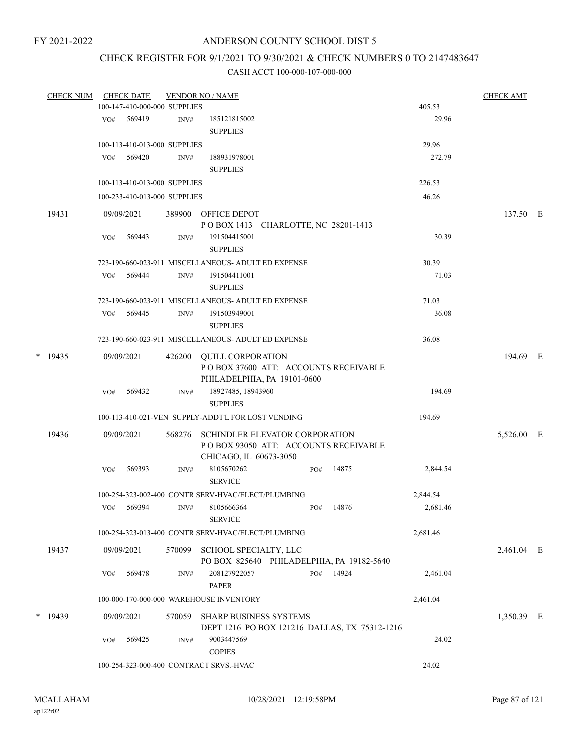FY 2021-2022

# ANDERSON COUNTY SCHOOL DIST 5

## CHECK REGISTER FOR 9/1/2021 TO 9/30/2021 & CHECK NUMBERS 0 TO 2147483647

### CASH ACCT 100-000-107-000-000

| CHECK NUM | CHECK DATE | VENDOR NO / NAME | | CHECK AMT | |
|---|---|---|---|---|---|
| | 100-147-410-000-000 SUPPLIES | | 405.53 | | |
| | VO# 569419 | INV# 185121815002 SUPPLIES | 29.96 | | |
| | 100-113-410-013-000 SUPPLIES | | 29.96 | | |
| | VO# 569420 | INV# 188931978001 SUPPLIES | 272.79 | | |
| | 100-113-410-013-000 SUPPLIES | | 226.53 | | |
| | 100-233-410-013-000 SUPPLIES | | 46.26 | | |
| 19431 | 09/09/2021 | 389900 OFFICE DEPOT P O BOX 1413 CHARLOTTE, NC 28201-1413 | | 137.50 | E |
| | VO# 569443 | INV# 191504415001 SUPPLIES | 30.39 | | |
| | 723-190-660-023-911 MISCELLANEOUS- ADULT ED EXPENSE | | 30.39 | | |
| | VO# 569444 | INV# 191504411001 SUPPLIES | 71.03 | | |
| | 723-190-660-023-911 MISCELLANEOUS- ADULT ED EXPENSE | | 71.03 | | |
| | VO# 569445 | INV# 191503949001 SUPPLIES | 36.08 | | |
| | 723-190-660-023-911 MISCELLANEOUS- ADULT ED EXPENSE | | 36.08 | | |
| * 19435 | 09/09/2021 | 426200 QUILL CORPORATION P O BOX 37600 ATT: ACCOUNTS RECEIVABLE PHILADELPHIA, PA 19101-0600 | | 194.69 | E |
| | VO# 569432 | INV# 18927485, 18943960 SUPPLIES | 194.69 | | |
| | 100-113-410-021-VEN SUPPLY-ADDT'L FOR LOST VENDING | | 194.69 | | |
| 19436 | 09/09/2021 | 568276 SCHINDLER ELEVATOR CORPORATION P O BOX 93050 ATT: ACCOUNTS RECEIVABLE CHICAGO, IL 60673-3050 | | 5,526.00 | E |
| | VO# 569393 | INV# 8105670262 SERVICE PO# 14875 | 2,844.54 | | |
| | 100-254-323-002-400 CONTR SERV-HVAC/ELECT/PLUMBING | | 2,844.54 | | |
| | VO# 569394 | INV# 8105666364 SERVICE PO# 14876 | 2,681.46 | | |
| | 100-254-323-013-400 CONTR SERV-HVAC/ELECT/PLUMBING | | 2,681.46 | | |
| 19437 | 09/09/2021 | 570099 SCHOOL SPECIALTY, LLC PO BOX 825640 PHILADELPHIA, PA 19182-5640 | | 2,461.04 | E |
| | VO# 569478 | INV# 208127922057 PAPER PO# 14924 | 2,461.04 | | |
| | 100-000-170-000-000 WAREHOUSE INVENTORY | | 2,461.04 | | |
| * 19439 | 09/09/2021 | 570059 SHARP BUSINESS SYSTEMS DEPT 1216 PO BOX 121216 DALLAS, TX 75312-1216 | | 1,350.39 | E |
| | VO# 569425 | INV# 9003447569 COPIES | 24.02 | | |
| | 100-254-323-000-400 CONTRACT SRVS.-HVAC | | 24.02 | | |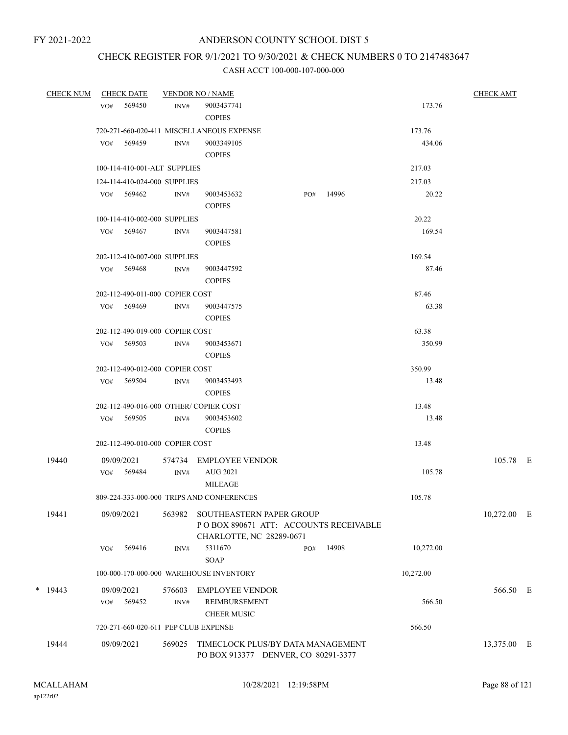FY 2021-2022

# ANDERSON COUNTY SCHOOL DIST 5

## CHECK REGISTER FOR 9/1/2021 TO 9/30/2021 & CHECK NUMBERS 0 TO 2147483647

### CASH ACCT 100-000-107-000-000

| CHECK NUM | CHECK DATE | VENDOR NO / NAME | | | CHECK AMT | |
|---|---|---|---|---|---|---|
| | VO# 569450 | INV# 9003437741 COPIES | | 173.76 | | |
| | 720-271-660-020-411 MISCELLANEOUS EXPENSE | | | 173.76 | | |
| | VO# 569459 | INV# 9003349105 COPIES | | 434.06 | | |
| | 100-114-410-001-ALT SUPPLIES | | | 217.03 | | |
| | 124-114-410-024-000 SUPPLIES | | | 217.03 | | |
| | VO# 569462 | INV# 9003453632 COPIES | PO# 14996 | 20.22 | | |
| | 100-114-410-002-000 SUPPLIES | | | 20.22 | | |
| | VO# 569467 | INV# 9003447581 COPIES | | 169.54 | | |
| | 202-112-410-007-000 SUPPLIES | | | 169.54 | | |
| | VO# 569468 | INV# 9003447592 COPIES | | 87.46 | | |
| | 202-112-490-011-000 COPIER COST | | | 87.46 | | |
| | VO# 569469 | INV# 9003447575 COPIES | | 63.38 | | |
| | 202-112-490-019-000 COPIER COST | | | 63.38 | | |
| | VO# 569503 | INV# 9003453671 COPIES | | 350.99 | | |
| | 202-112-490-012-000 COPIER COST | | | 350.99 | | |
| | VO# 569504 | INV# 9003453493 COPIES | | 13.48 | | |
| | 202-112-490-016-000 OTHER/ COPIER COST | | | 13.48 | | |
| | VO# 569505 | INV# 9003453602 COPIES | | 13.48 | | |
| | 202-112-490-010-000 COPIER COST | | | 13.48 | | |
| 19440 | 09/09/2021 | 574734 EMPLOYEE VENDOR | | | 105.78 | E |
| | VO# 569484 | INV# AUG 2021 MILEAGE | | 105.78 | | |
| | 809-224-333-000-000 TRIPS AND CONFERENCES | | | 105.78 | | |
| 19441 | 09/09/2021 | 563982 SOUTHEASTERN PAPER GROUP P O BOX 890671 ATT: ACCOUNTS RECEIVABLE CHARLOTTE, NC 28289-0671 | | | 10,272.00 | E |
| | VO# 569416 | INV# 5311670 SOAP | PO# 14908 | 10,272.00 | | |
| | 100-000-170-000-000 WAREHOUSE INVENTORY | | | 10,272.00 | | |
| * 19443 | 09/09/2021 | 576603 EMPLOYEE VENDOR | | | 566.50 | E |
| | VO# 569452 | INV# REIMBURSEMENT CHEER MUSIC | | 566.50 | | |
| | 720-271-660-020-611 PEP CLUB EXPENSE | | | 566.50 | | |
| 19444 | 09/09/2021 | 569025 TIMECLOCK PLUS/BY DATA MANAGEMENT PO BOX 913377 DENVER, CO 80291-3377 | | | 13,375.00 | E |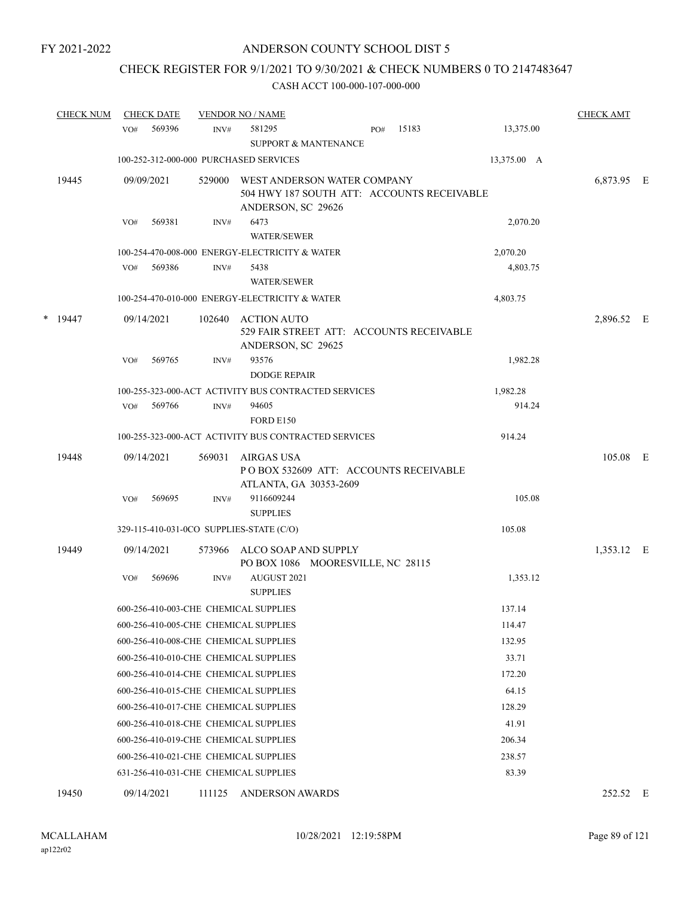FY 2021-2022

# ANDERSON COUNTY SCHOOL DIST 5

## CHECK REGISTER FOR 9/1/2021 TO 9/30/2021 & CHECK NUMBERS 0 TO 2147483647

CASH ACCT 100-000-107-000-000

| CHECK NUM | CHECK DATE | VENDOR NO / NAME | | | CHECK AMT |
|---|---|---|---|---|---|
| | VO# 569396 | INV# 581295 SUPPORT & MANTENANCE | PO# 15183 | 13,375.00 | |
| | 100-252-312-000-000 PURCHASED SERVICES | | | 13,375.00 A | |
| 19445 | 09/09/2021 | 529000 WEST ANDERSON WATER COMPANY 504 HWY 187 SOUTH ATT: ACCOUNTS RECEIVABLE ANDERSON, SC 29626 | | | 6,873.95 E |
| | VO# 569381 | INV# 6473 WATER/SEWER | | 2,070.20 | |
| | 100-254-470-008-000 ENERGY-ELECTRICITY & WATER | | | 2,070.20 | |
| | VO# 569386 | INV# 5438 WATER/SEWER | | 4,803.75 | |
| | 100-254-470-010-000 ENERGY-ELECTRICITY & WATER | | | 4,803.75 | |
| * 19447 | 09/14/2021 | 102640 ACTION AUTO 529 FAIR STREET ATT: ACCOUNTS RECEIVABLE ANDERSON, SC 29625 | | | 2,896.52 E |
| | VO# 569765 | INV# 93576 DODGE REPAIR | | 1,982.28 | |
| | 100-255-323-000-ACT ACTIVITY BUS CONTRACTED SERVICES | | | 1,982.28 | |
| | VO# 569766 | INV# 94605 FORD E150 | | 914.24 | |
| | 100-255-323-000-ACT ACTIVITY BUS CONTRACTED SERVICES | | | 914.24 | |
| 19448 | 09/14/2021 | 569031 AIRGAS USA P O BOX 532609 ATT: ACCOUNTS RECEIVABLE ATLANTA, GA 30353-2609 | | | 105.08 E |
| | VO# 569695 | INV# 9116609244 SUPPLIES | | 105.08 | |
| | 329-115-410-031-0CO SUPPLIES-STATE (C/O) | | | 105.08 | |
| 19449 | 09/14/2021 | 573966 ALCO SOAP AND SUPPLY PO BOX 1086 MOORESVILLE, NC 28115 | | | 1,353.12 E |
| | VO# 569696 | INV# AUGUST 2021 SUPPLIES | | 1,353.12 | |
| | 600-256-410-003-CHE CHEMICAL SUPPLIES | | | 137.14 | |
| | 600-256-410-005-CHE CHEMICAL SUPPLIES | | | 114.47 | |
| | 600-256-410-008-CHE CHEMICAL SUPPLIES | | | 132.95 | |
| | 600-256-410-010-CHE CHEMICAL SUPPLIES | | | 33.71 | |
| | 600-256-410-014-CHE CHEMICAL SUPPLIES | | | 172.20 | |
| | 600-256-410-015-CHE CHEMICAL SUPPLIES | | | 64.15 | |
| | 600-256-410-017-CHE CHEMICAL SUPPLIES | | | 128.29 | |
| | 600-256-410-018-CHE CHEMICAL SUPPLIES | | | 41.91 | |
| | 600-256-410-019-CHE CHEMICAL SUPPLIES | | | 206.34 | |
| | 600-256-410-021-CHE CHEMICAL SUPPLIES | | | 238.57 | |
| | 631-256-410-031-CHE CHEMICAL SUPPLIES | | | 83.39 | |
| 19450 | 09/14/2021 | 111125 ANDERSON AWARDS | | | 252.52 E |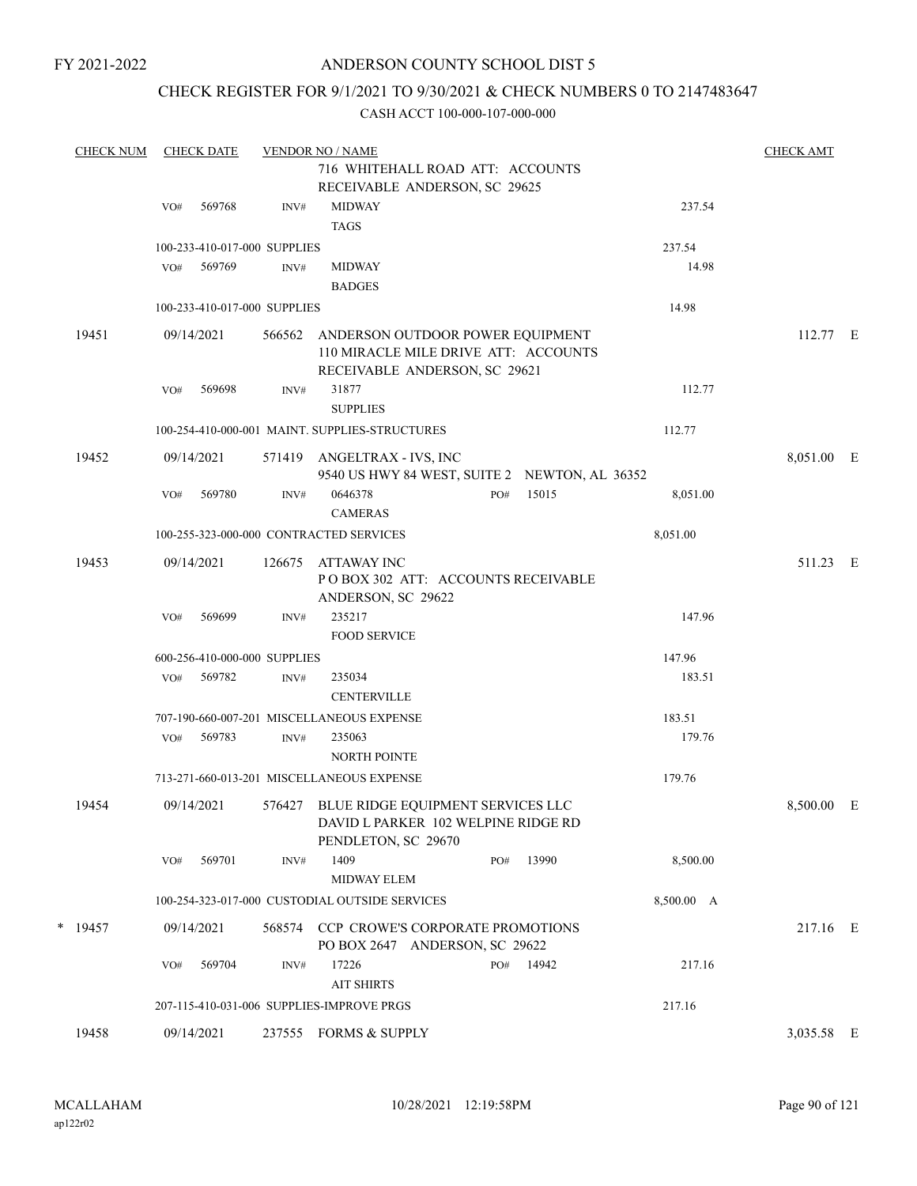FY 2021-2022

ANDERSON COUNTY SCHOOL DIST 5

CHECK REGISTER FOR 9/1/2021 TO 9/30/2021 & CHECK NUMBERS 0 TO 2147483647

CASH ACCT 100-000-107-000-000

| CHECK NUM | CHECK DATE | VENDOR NO / NAME | | | CHECK AMT | |
|---|---|---|---|---|---|---|
| | | 716 WHITEHALL ROAD ATT: ACCOUNTS RECEIVABLE ANDERSON, SC 29625 | | | | |
| | VO# 569768 | INV# MIDWAY TAGS | | 237.54 | | |
| | 100-233-410-017-000 SUPPLIES | | | 237.54 | | |
| | VO# 569769 | INV# MIDWAY BADGES | | 14.98 | | |
| | 100-233-410-017-000 SUPPLIES | | | 14.98 | | |
| 19451 | 09/14/2021 | 566562 ANDERSON OUTDOOR POWER EQUIPMENT 110 MIRACLE MILE DRIVE ATT: ACCOUNTS RECEIVABLE ANDERSON, SC 29621 | | | 112.77 | E |
| | VO# 569698 | INV# 31877 SUPPLIES | | 112.77 | | |
| | 100-254-410-000-001 MAINT. SUPPLIES-STRUCTURES | | | 112.77 | | |
| 19452 | 09/14/2021 | 571419 ANGELTRAX - IVS, INC 9540 US HWY 84 WEST, SUITE 2 NEWTON, AL 36352 | | | 8,051.00 | E |
| | VO# 569780 | INV# 0646378 CAMERAS | PO# 15015 | 8,051.00 | | |
| | 100-255-323-000-000 CONTRACTED SERVICES | | | 8,051.00 | | |
| 19453 | 09/14/2021 | 126675 ATTAWAY INC P O BOX 302 ATT: ACCOUNTS RECEIVABLE ANDERSON, SC 29622 | | | 511.23 | E |
| | VO# 569699 | INV# 235217 FOOD SERVICE | | 147.96 | | |
| | 600-256-410-000-000 SUPPLIES | | | 147.96 | | |
| | VO# 569782 | INV# 235034 CENTERVILLE | | 183.51 | | |
| | 707-190-660-007-201 MISCELLANEOUS EXPENSE | | | 183.51 | | |
| | VO# 569783 | INV# 235063 NORTH POINTE | | 179.76 | | |
| | 713-271-660-013-201 MISCELLANEOUS EXPENSE | | | 179.76 | | |
| 19454 | 09/14/2021 | 576427 BLUE RIDGE EQUIPMENT SERVICES LLC DAVID L PARKER 102 WELPINE RIDGE RD PENDLETON, SC 29670 | | | 8,500.00 | E |
| | VO# 569701 | INV# 1409 MIDWAY ELEM | PO# 13990 | 8,500.00 | | |
| | 100-254-323-017-000 CUSTODIAL OUTSIDE SERVICES | | | 8,500.00 A | | |
| * 19457 | 09/14/2021 | 568574 CCP CROWE'S CORPORATE PROMOTIONS PO BOX 2647 ANDERSON, SC 29622 | | | 217.16 | E |
| | VO# 569704 | INV# 17226 AIT SHIRTS | PO# 14942 | 217.16 | | |
| | 207-115-410-031-006 SUPPLIES-IMPROVE PRGS | | | 217.16 | | |
| 19458 | 09/14/2021 | 237555 FORMS & SUPPLY | | | 3,035.58 | E |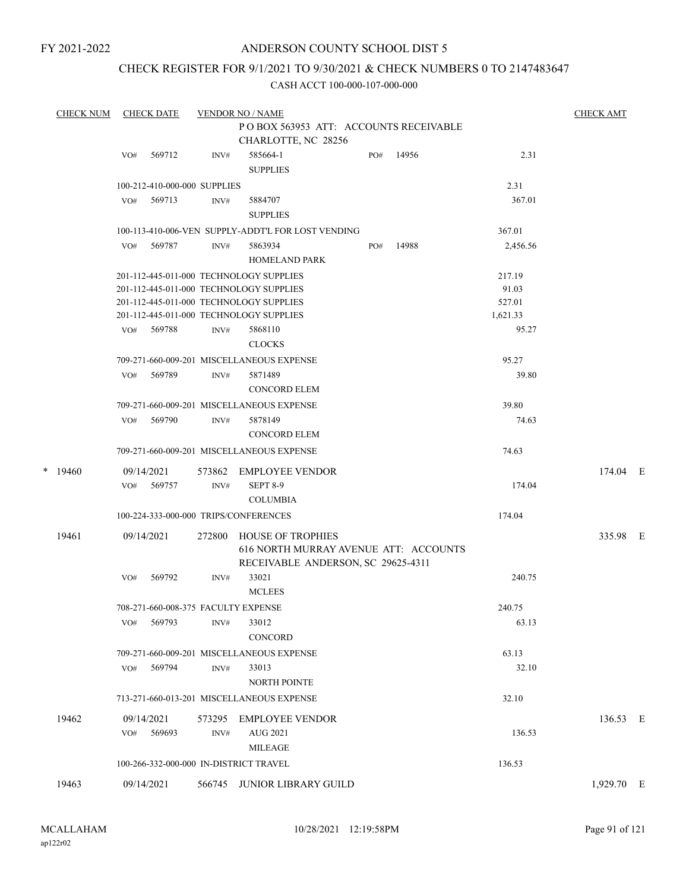FY 2021-2022

# ANDERSON COUNTY SCHOOL DIST 5

## CHECK REGISTER FOR 9/1/2021 TO 9/30/2021 & CHECK NUMBERS 0 TO 2147483647

CASH ACCT 100-000-107-000-000

| CHECK NUM | CHECK DATE | VENDOR NO / NAME | | | CHECK AMT |
|---|---|---|---|---|---|
| | | P O BOX 563953 ATT: ACCOUNTS RECEIVABLE CHARLOTTE, NC 28256 | | | |
| | VO# 569712 | INV# 585664-1 SUPPLIES | PO# 14956 | 2.31 | |
| | 100-212-410-000-000 SUPPLIES | | | 2.31 | |
| | VO# 569713 | INV# 5884707 SUPPLIES | | 367.01 | |
| | 100-113-410-006-VEN SUPPLY-ADDT'L FOR LOST VENDING | | | 367.01 | |
| | VO# 569787 | INV# 5863934 HOMELAND PARK | PO# 14988 | 2,456.56 | |
| | 201-112-445-011-000 TECHNOLOGY SUPPLIES | | | 217.19 | |
| | 201-112-445-011-000 TECHNOLOGY SUPPLIES | | | 91.03 | |
| | 201-112-445-011-000 TECHNOLOGY SUPPLIES | | | 527.01 | |
| | 201-112-445-011-000 TECHNOLOGY SUPPLIES | | | 1,621.33 | |
| | VO# 569788 | INV# 5868110 CLOCKS | | 95.27 | |
| | 709-271-660-009-201 MISCELLANEOUS EXPENSE | | | 95.27 | |
| | VO# 569789 | INV# 5871489 CONCORD ELEM | | 39.80 | |
| | 709-271-660-009-201 MISCELLANEOUS EXPENSE | | | 39.80 | |
| | VO# 569790 | INV# 5878149 CONCORD ELEM | | 74.63 | |
| | 709-271-660-009-201 MISCELLANEOUS EXPENSE | | | 74.63 | |
| * 19460 | 09/14/2021 | 573862 EMPLOYEE VENDOR | | | 174.04 E |
| | VO# 569757 | INV# SEPT 8-9 COLUMBIA | | 174.04 | |
| | 100-224-333-000-000 TRIPS/CONFERENCES | | | 174.04 | |
| 19461 | 09/14/2021 | 272800 HOUSE OF TROPHIES 616 NORTH MURRAY AVENUE ATT: ACCOUNTS RECEIVABLE ANDERSON, SC 29625-4311 | | | 335.98 E |
| | VO# 569792 | INV# 33021 MCLEES | | 240.75 | |
| | 708-271-660-008-375 FACULTY EXPENSE | | | 240.75 | |
| | VO# 569793 | INV# 33012 CONCORD | | 63.13 | |
| | 709-271-660-009-201 MISCELLANEOUS EXPENSE | | | 63.13 | |
| | VO# 569794 | INV# 33013 NORTH POINTE | | 32.10 | |
| | 713-271-660-013-201 MISCELLANEOUS EXPENSE | | | 32.10 | |
| 19462 | 09/14/2021 | 573295 EMPLOYEE VENDOR | | | 136.53 E |
| | VO# 569693 | INV# AUG 2021 MILEAGE | | 136.53 | |
| | 100-266-332-000-000 IN-DISTRICT TRAVEL | | | 136.53 | |
| 19463 | 09/14/2021 | 566745 JUNIOR LIBRARY GUILD | | | 1,929.70 E |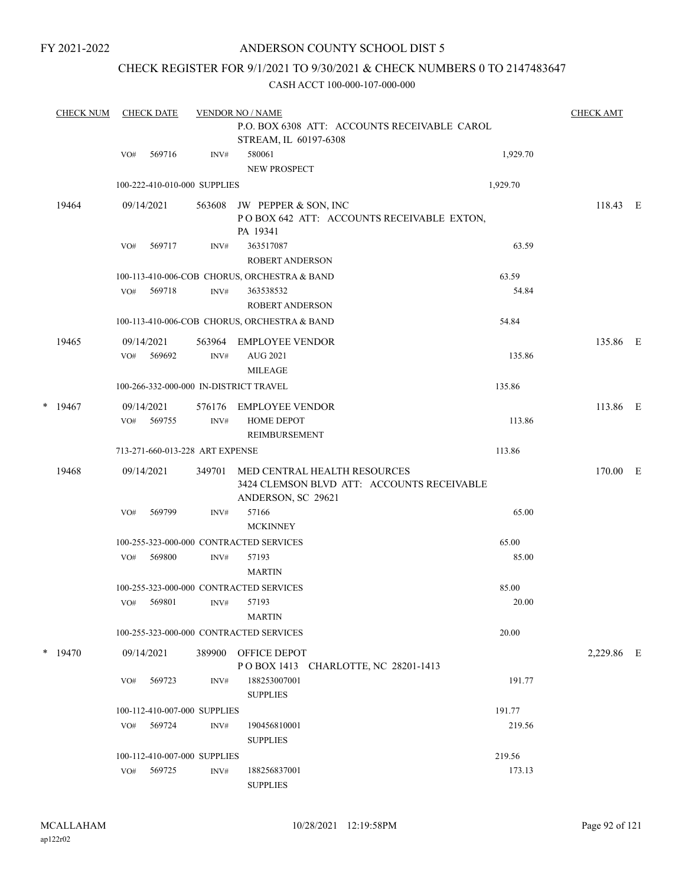FY 2021-2022

# ANDERSON COUNTY SCHOOL DIST 5

## CHECK REGISTER FOR 9/1/2021 TO 9/30/2021 & CHECK NUMBERS 0 TO 2147483647

### CASH ACCT 100-000-107-000-000

| CHECK NUM | CHECK DATE | VENDOR NO / NAME | | CHECK AMT |
|---|---|---|---|---|
| | | P.O. BOX 6308 ATT: ACCOUNTS RECEIVABLE CAROL STREAM, IL 60197-6308 | | |
| | VO# 569716 | INV# 580061 NEW PROSPECT | 1,929.70 | |
| | 100-222-410-010-000 SUPPLIES | | 1,929.70 | |
| 19464 | 09/14/2021 | 563608 JW PEPPER & SON, INC P O BOX 642 ATT: ACCOUNTS RECEIVABLE EXTON, PA 19341 | | 118.43 E |
| | VO# 569717 | INV# 363517087 ROBERT ANDERSON | 63.59 | |
| | 100-113-410-006-COB CHORUS, ORCHESTRA & BAND | | 63.59 | |
| | VO# 569718 | INV# 363538532 ROBERT ANDERSON | 54.84 | |
| | 100-113-410-006-COB CHORUS, ORCHESTRA & BAND | | 54.84 | |
| 19465 | 09/14/2021 | 563964 EMPLOYEE VENDOR | | 135.86 E |
| | VO# 569692 | INV# AUG 2021 MILEAGE | 135.86 | |
| | 100-266-332-000-000 IN-DISTRICT TRAVEL | | 135.86 | |
| * 19467 | 09/14/2021 | 576176 EMPLOYEE VENDOR | | 113.86 E |
| | VO# 569755 | INV# HOME DEPOT REIMBURSEMENT | 113.86 | |
| | 713-271-660-013-228 ART EXPENSE | | 113.86 | |
| 19468 | 09/14/2021 | 349701 MED CENTRAL HEALTH RESOURCES 3424 CLEMSON BLVD ATT: ACCOUNTS RECEIVABLE ANDERSON, SC 29621 | | 170.00 E |
| | VO# 569799 | INV# 57166 MCKINNEY | 65.00 | |
| | 100-255-323-000-000 CONTRACTED SERVICES | | 65.00 | |
| | VO# 569800 | INV# 57193 MARTIN | 85.00 | |
| | 100-255-323-000-000 CONTRACTED SERVICES | | 85.00 | |
| | VO# 569801 | INV# 57193 MARTIN | 20.00 | |
| | 100-255-323-000-000 CONTRACTED SERVICES | | 20.00 | |
| * 19470 | 09/14/2021 | 389900 OFFICE DEPOT P O BOX 1413 CHARLOTTE, NC 28201-1413 | | 2,229.86 E |
| | VO# 569723 | INV# 188253007001 SUPPLIES | 191.77 | |
| | 100-112-410-007-000 SUPPLIES | | 191.77 | |
| | VO# 569724 | INV# 190456810001 SUPPLIES | 219.56 | |
| | 100-112-410-007-000 SUPPLIES | | 219.56 | |
| | VO# 569725 | INV# 188256837001 SUPPLIES | 173.13 | |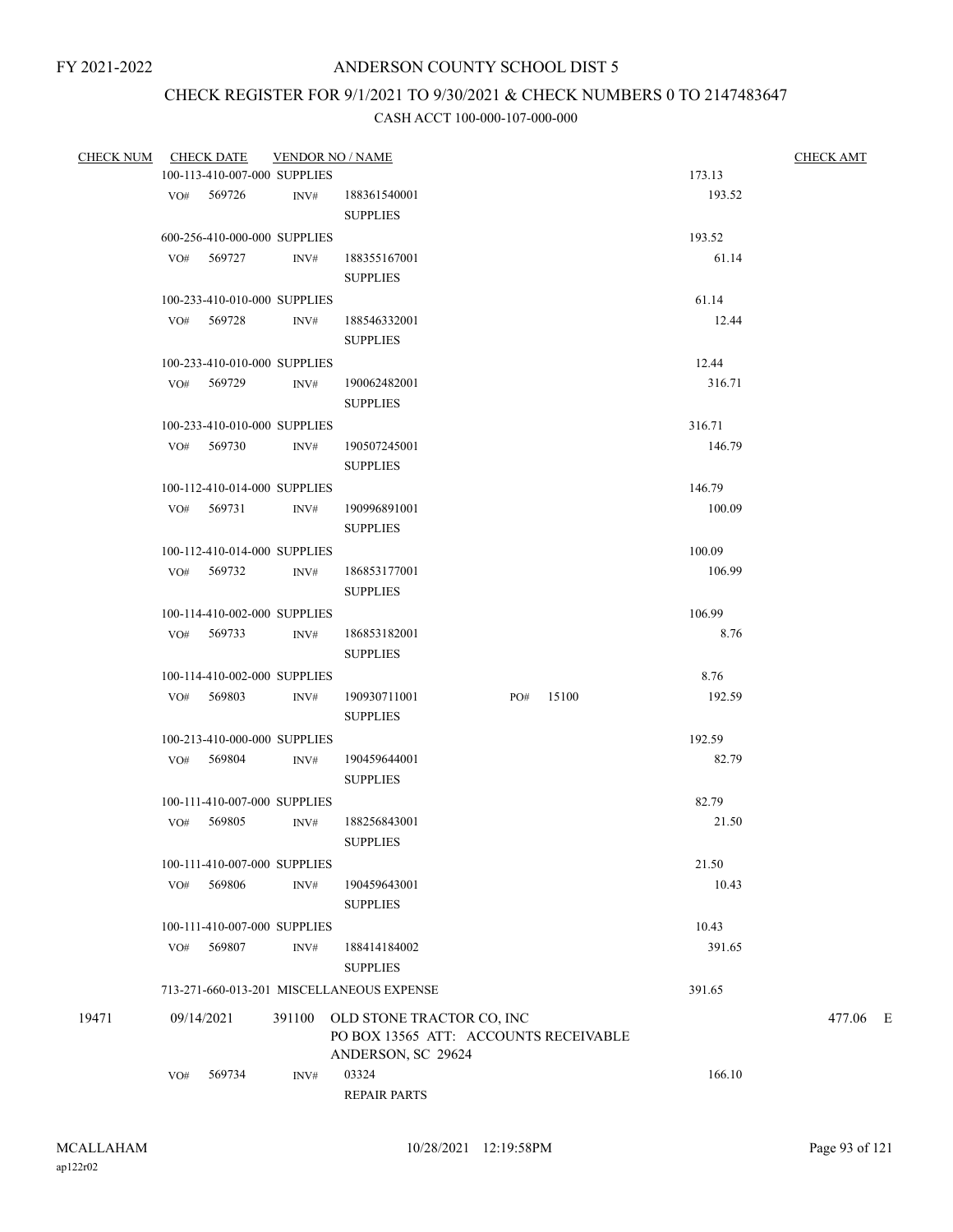FY 2021-2022

# ANDERSON COUNTY SCHOOL DIST 5

## CHECK REGISTER FOR 9/1/2021 TO 9/30/2021 & CHECK NUMBERS 0 TO 2147483647

### CASH ACCT 100-000-107-000-000

| CHECK NUM | CHECK DATE | VENDOR NO / NAME | | | CHECK AMT |
|---|---|---|---|---|---|
| | 100-113-410-007-000 SUPPLIES | | | 173.13 | |
| | VO# 569726 | INV# 188361540001 SUPPLIES | | 193.52 | |
| | 600-256-410-000-000 SUPPLIES | | | 193.52 | |
| | VO# 569727 | INV# 188355167001 SUPPLIES | | 61.14 | |
| | 100-233-410-010-000 SUPPLIES | | | 61.14 | |
| | VO# 569728 | INV# 188546332001 SUPPLIES | | 12.44 | |
| | 100-233-410-010-000 SUPPLIES | | | 12.44 | |
| | VO# 569729 | INV# 190062482001 SUPPLIES | | 316.71 | |
| | 100-233-410-010-000 SUPPLIES | | | 316.71 | |
| | VO# 569730 | INV# 190507245001 SUPPLIES | | 146.79 | |
| | 100-112-410-014-000 SUPPLIES | | | 146.79 | |
| | VO# 569731 | INV# 190996891001 SUPPLIES | | 100.09 | |
| | 100-112-410-014-000 SUPPLIES | | | 100.09 | |
| | VO# 569732 | INV# 186853177001 SUPPLIES | | 106.99 | |
| | 100-114-410-002-000 SUPPLIES | | | 106.99 | |
| | VO# 569733 | INV# 186853182001 SUPPLIES | | 8.76 | |
| | 100-114-410-002-000 SUPPLIES | | | 8.76 | |
| | VO# 569803 | INV# 190930711001 SUPPLIES | PO# 15100 | 192.59 | |
| | 100-213-410-000-000 SUPPLIES | | | 192.59 | |
| | VO# 569804 | INV# 190459644001 SUPPLIES | | 82.79 | |
| | 100-111-410-007-000 SUPPLIES | | | 82.79 | |
| | VO# 569805 | INV# 188256843001 SUPPLIES | | 21.50 | |
| | 100-111-410-007-000 SUPPLIES | | | 21.50 | |
| | VO# 569806 | INV# 190459643001 SUPPLIES | | 10.43 | |
| | 100-111-410-007-000 SUPPLIES | | | 10.43 | |
| | VO# 569807 | INV# 188414184002 SUPPLIES | | 391.65 | |
| | 713-271-660-013-201 MISCELLANEOUS EXPENSE | | | 391.65 | |
| 19471 | 09/14/2021 | 391100 OLD STONE TRACTOR CO, INC<br>PO BOX 13565 ATT: ACCOUNTS RECEIVABLE<br>ANDERSON, SC 29624 | | | 477.06 E |
| | VO# 569734 | INV# 03324 REPAIR PARTS | | 166.10 | |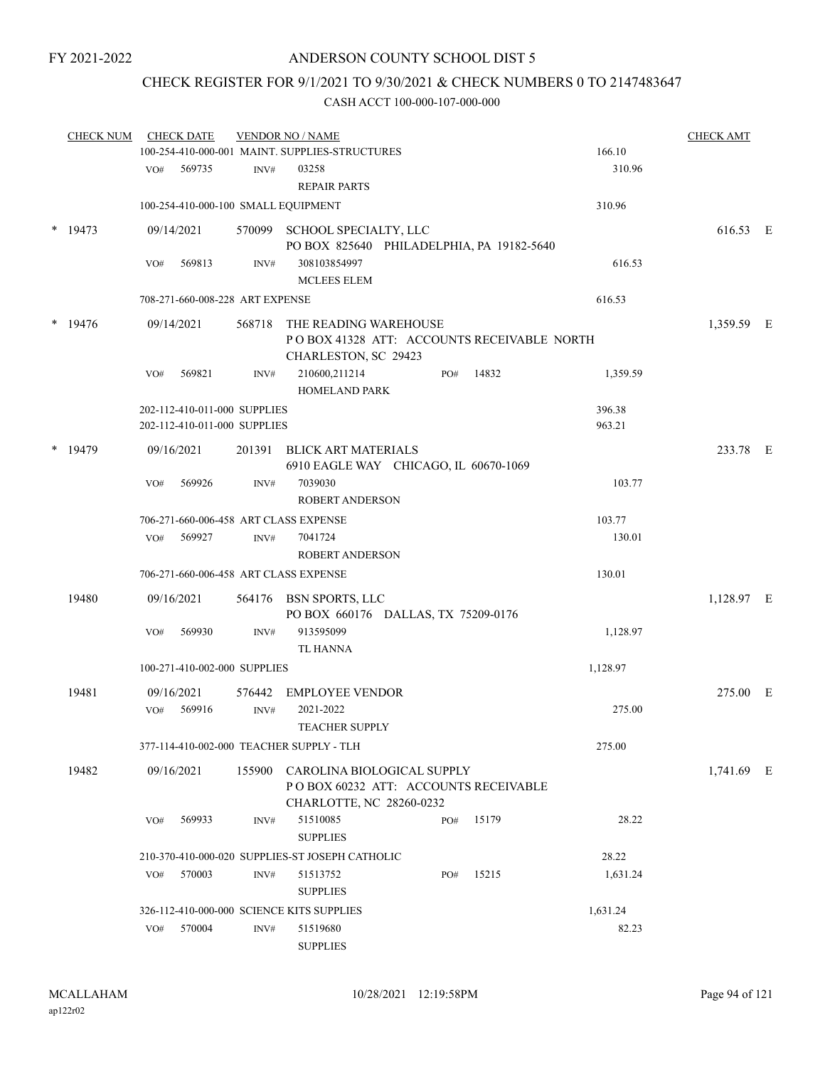FY 2021-2022

# ANDERSON COUNTY SCHOOL DIST 5

## CHECK REGISTER FOR 9/1/2021 TO 9/30/2021 & CHECK NUMBERS 0 TO 2147483647

### CASH ACCT 100-000-107-000-000

| CHECK NUM | CHECK DATE | VENDOR NO / NAME | | CHECK AMT | |
|---|---|---|---|---|---|
| | 100-254-410-000-001 MAINT. SUPPLIES-STRUCTURES | | 166.10 | | |
| | VO# 569735 | INV# 03258 REPAIR PARTS | 310.96 | | |
| | 100-254-410-000-100 SMALL EQUIPMENT | | 310.96 | | |
| * 19473 | 09/14/2021 | 570099 SCHOOL SPECIALTY, LLC PO BOX 825640 PHILADELPHIA, PA 19182-5640 | | 616.53 | E |
| | VO# 569813 | INV# 308103854997 MCLEES ELEM | 616.53 | | |
| | 708-271-660-008-228 ART EXPENSE | | 616.53 | | |
| * 19476 | 09/14/2021 | 568718 THE READING WAREHOUSE P O BOX 41328 ATT: ACCOUNTS RECEIVABLE NORTH CHARLESTON, SC 29423 | | 1,359.59 | E |
| | VO# 569821 | INV# 210600,211214 PO# 14832 HOMELAND PARK | 1,359.59 | | |
| | 202-112-410-011-000 SUPPLIES | | 396.38 | | |
| | 202-112-410-011-000 SUPPLIES | | 963.21 | | |
| * 19479 | 09/16/2021 | 201391 BLICK ART MATERIALS 6910 EAGLE WAY CHICAGO, IL 60670-1069 | | 233.78 | E |
| | VO# 569926 | INV# 7039030 ROBERT ANDERSON | 103.77 | | |
| | 706-271-660-006-458 ART CLASS EXPENSE | | 103.77 | | |
| | VO# 569927 | INV# 7041724 ROBERT ANDERSON | 130.01 | | |
| | 706-271-660-006-458 ART CLASS EXPENSE | | 130.01 | | |
| 19480 | 09/16/2021 | 564176 BSN SPORTS, LLC PO BOX 660176 DALLAS, TX 75209-0176 | | 1,128.97 | E |
| | VO# 569930 | INV# 913595099 TL HANNA | 1,128.97 | | |
| | 100-271-410-002-000 SUPPLIES | | 1,128.97 | | |
| 19481 | 09/16/2021 | 576442 EMPLOYEE VENDOR | | 275.00 | E |
| | VO# 569916 | INV# 2021-2022 TEACHER SUPPLY | 275.00 | | |
| | 377-114-410-002-000 TEACHER SUPPLY - TLH | | 275.00 | | |
| 19482 | 09/16/2021 | 155900 CAROLINA BIOLOGICAL SUPPLY P O BOX 60232 ATT: ACCOUNTS RECEIVABLE CHARLOTTE, NC 28260-0232 | | 1,741.69 | E |
| | VO# 569933 | INV# 51510085 PO# 15179 SUPPLIES | 28.22 | | |
| | 210-370-410-000-020 SUPPLIES-ST JOSEPH CATHOLIC | | 28.22 | | |
| | VO# 570003 | INV# 51513752 PO# 15215 SUPPLIES | 1,631.24 | | |
| | 326-112-410-000-000 SCIENCE KITS SUPPLIES | | 1,631.24 | | |
| | VO# 570004 | INV# 51519680 SUPPLIES | 82.23 | | |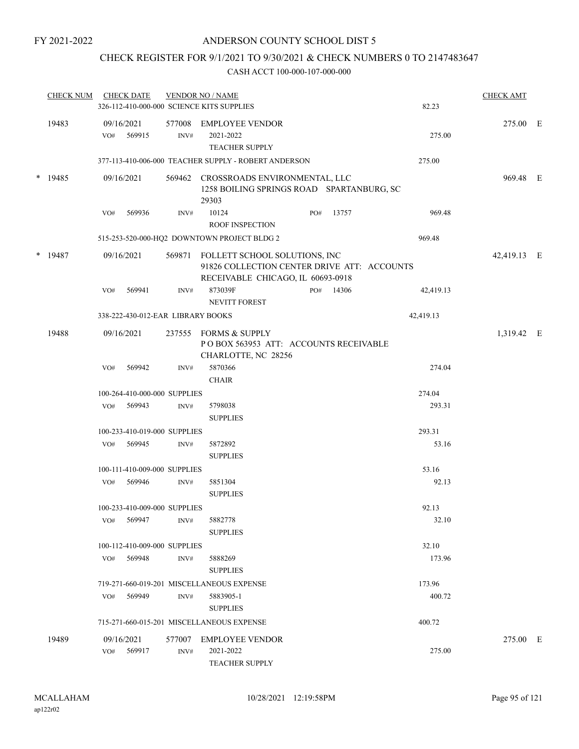FY 2021-2022

# ANDERSON COUNTY SCHOOL DIST 5

## CHECK REGISTER FOR 9/1/2021 TO 9/30/2021 & CHECK NUMBERS 0 TO 2147483647

### CASH ACCT 100-000-107-000-000

| CHECK NUM | CHECK DATE | VENDOR NO / NAME | | CHECK AMT | |
|---|---|---|---|---|---|
| | 326-112-410-000-000 SCIENCE KITS SUPPLIES | | 82.23 | | |
| 19483 | 09/16/2021 | 577008 EMPLOYEE VENDOR | | 275.00 | E |
| | VO# 569915 | INV# 2021-2022 TEACHER SUPPLY | 275.00 | | |
| | 377-113-410-006-000 TEACHER SUPPLY - ROBERT ANDERSON | | 275.00 | | |
| * 19485 | 09/16/2021 | 569462 CROSSROADS ENVIRONMENTAL, LLC 1258 BOILING SPRINGS ROAD SPARTANBURG, SC 29303 | | 969.48 | E |
| | VO# 569936 | INV# 10124 ROOF INSPECTION PO# 13757 | 969.48 | | |
| | 515-253-520-000-HQ2 DOWNTOWN PROJECT BLDG 2 | | 969.48 | | |
| * 19487 | 09/16/2021 | 569871 FOLLETT SCHOOL SOLUTIONS, INC 91826 COLLECTION CENTER DRIVE ATT: ACCOUNTS RECEIVABLE CHICAGO, IL 60693-0918 | | 42,419.13 | E |
| | VO# 569941 | INV# 873039F NEVITT FOREST PO# 14306 | 42,419.13 | | |
| | 338-222-430-012-EAR LIBRARY BOOKS | | 42,419.13 | | |
| 19488 | 09/16/2021 | 237555 FORMS & SUPPLY P O BOX 563953 ATT: ACCOUNTS RECEIVABLE CHARLOTTE, NC 28256 | | 1,319.42 | E |
| | VO# 569942 | INV# 5870366 CHAIR | 274.04 | | |
| | 100-264-410-000-000 SUPPLIES | | 274.04 | | |
| | VO# 569943 | INV# 5798038 SUPPLIES | 293.31 | | |
| | 100-233-410-019-000 SUPPLIES | | 293.31 | | |
| | VO# 569945 | INV# 5872892 SUPPLIES | 53.16 | | |
| | 100-111-410-009-000 SUPPLIES | | 53.16 | | |
| | VO# 569946 | INV# 5851304 SUPPLIES | 92.13 | | |
| | 100-233-410-009-000 SUPPLIES | | 92.13 | | |
| | VO# 569947 | INV# 5882778 SUPPLIES | 32.10 | | |
| | 100-112-410-009-000 SUPPLIES | | 32.10 | | |
| | VO# 569948 | INV# 5888269 SUPPLIES | 173.96 | | |
| | 719-271-660-019-201 MISCELLANEOUS EXPENSE | | 173.96 | | |
| | VO# 569949 | INV# 5883905-1 SUPPLIES | 400.72 | | |
| | 715-271-660-015-201 MISCELLANEOUS EXPENSE | | 400.72 | | |
| 19489 | 09/16/2021 | 577007 EMPLOYEE VENDOR | | 275.00 | E |
| | VO# 569917 | INV# 2021-2022 TEACHER SUPPLY | 275.00 | | |

MCALLAHAM
ap122r02

10/28/2021 12:19:58PM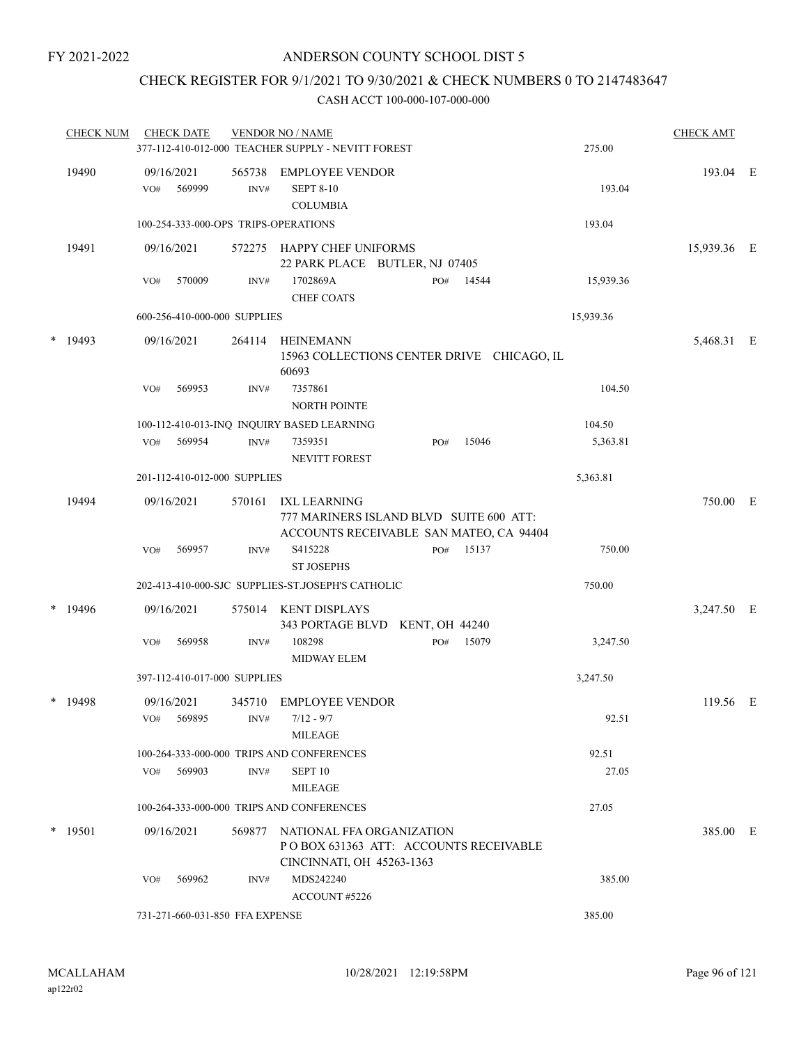FY 2021-2022

# ANDERSON COUNTY SCHOOL DIST 5

## CHECK REGISTER FOR 9/1/2021 TO 9/30/2021 & CHECK NUMBERS 0 TO 2147483647

### CASH ACCT 100-000-107-000-000

| CHECK NUM | CHECK DATE | VENDOR NO / NAME | | CHECK AMT | |
|---|---|---|---|---|---|
| | 377-112-410-012-000 TEACHER SUPPLY - NEVITT FOREST | | 275.00 | | |
| 19490 | 09/16/2021 | 565738 EMPLOYEE VENDOR | | 193.04 | E |
| | VO# 569999 | INV# SEPT 8-10 COLUMBIA | 193.04 | | |
| | 100-254-333-000-OPS TRIPS-OPERATIONS | | 193.04 | | |
| 19491 | 09/16/2021 | 572275 HAPPY CHEF UNIFORMS 22 PARK PLACE BUTLER, NJ 07405 | | 15,939.36 | E |
| | VO# 570009 | INV# 1702869A PO# 14544 CHEF COATS | 15,939.36 | | |
| | 600-256-410-000-000 SUPPLIES | | 15,939.36 | | |
| * 19493 | 09/16/2021 | 264114 HEINEMANN 15963 COLLECTIONS CENTER DRIVE CHICAGO, IL 60693 | | 5,468.31 | E |
| | VO# 569953 | INV# 7357861 NORTH POINTE | 104.50 | | |
| | 100-112-410-013-INQ INQUIRY BASED LEARNING | | 104.50 | | |
| | VO# 569954 | INV# 7359351 PO# 15046 NEVITT FOREST | 5,363.81 | | |
| | 201-112-410-012-000 SUPPLIES | | 5,363.81 | | |
| 19494 | 09/16/2021 | 570161 IXL LEARNING 777 MARINERS ISLAND BLVD SUITE 600 ATT: ACCOUNTS RECEIVABLE SAN MATEO, CA 94404 | | 750.00 | E |
| | VO# 569957 | INV# S415228 PO# 15137 ST JOSEPHS | 750.00 | | |
| | 202-413-410-000-SJC SUPPLIES-ST.JOSEPH'S CATHOLIC | | 750.00 | | |
| * 19496 | 09/16/2021 | 575014 KENT DISPLAYS 343 PORTAGE BLVD KENT, OH 44240 | | 3,247.50 | E |
| | VO# 569958 | INV# 108298 PO# 15079 MIDWAY ELEM | 3,247.50 | | |
| | 397-112-410-017-000 SUPPLIES | | 3,247.50 | | |
| * 19498 | 09/16/2021 | 345710 EMPLOYEE VENDOR | | 119.56 | E |
| | VO# 569895 | INV# 7/12 - 9/7 MILEAGE | 92.51 | | |
| | 100-264-333-000-000 TRIPS AND CONFERENCES | | 92.51 | | |
| | VO# 569903 | INV# SEPT 10 MILEAGE | 27.05 | | |
| | 100-264-333-000-000 TRIPS AND CONFERENCES | | 27.05 | | |
| * 19501 | 09/16/2021 | 569877 NATIONAL FFA ORGANIZATION P O BOX 631363 ATT: ACCOUNTS RECEIVABLE CINCINNATI, OH 45263-1363 | | 385.00 | E |
| | VO# 569962 | INV# MDS242240 ACCOUNT #5226 | 385.00 | | |
| | 731-271-660-031-850 FFA EXPENSE | | 385.00 | | |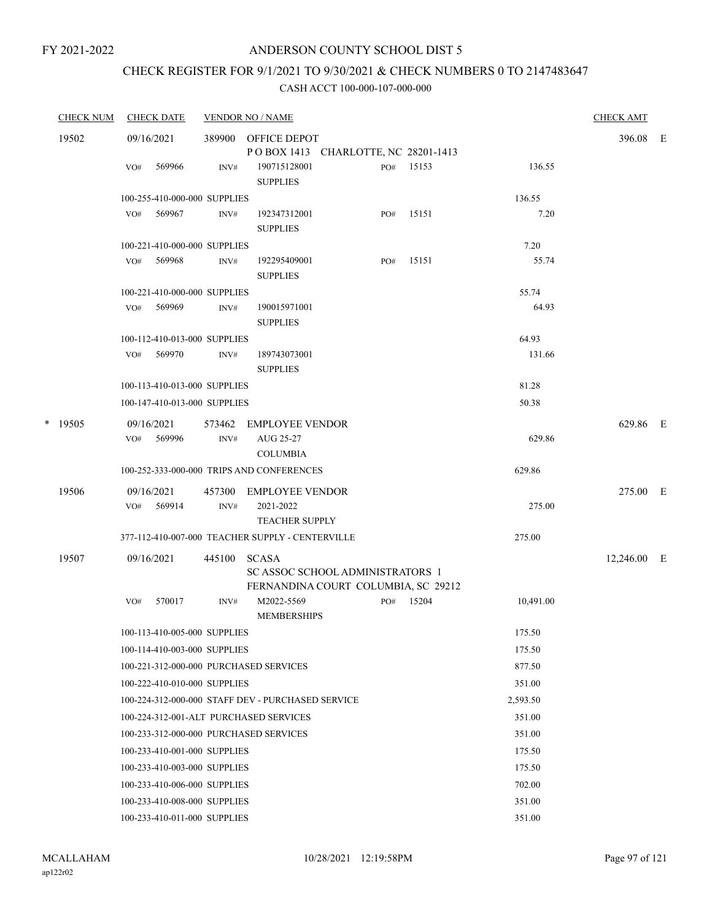FY 2021-2022

# ANDERSON COUNTY SCHOOL DIST 5

## CHECK REGISTER FOR 9/1/2021 TO 9/30/2021 & CHECK NUMBERS 0 TO 2147483647

### CASH ACCT 100-000-107-000-000

| CHECK NUM | CHECK DATE | VENDOR NO / NAME | | | CHECK AMT | |
|---|---|---|---|---|---|---|
| 19502 | 09/16/2021 | 389900 OFFICE DEPOT<br>P O BOX 1413 CHARLOTTE, NC 28201-1413 | | | 396.08 | E |
| | VO# 569966 | INV# 190715128001<br>SUPPLIES | PO# 15153 | 136.55 | | |
| | 100-255-410-000-000 SUPPLIES | | | 136.55 | | |
| | VO# 569967 | INV# 192347312001<br>SUPPLIES | PO# 15151 | 7.20 | | |
| | 100-221-410-000-000 SUPPLIES | | | 7.20 | | |
| | VO# 569968 | INV# 192295409001<br>SUPPLIES | PO# 15151 | 55.74 | | |
| | 100-221-410-000-000 SUPPLIES | | | 55.74 | | |
| | VO# 569969 | INV# 190015971001<br>SUPPLIES | | 64.93 | | |
| | 100-112-410-013-000 SUPPLIES | | | 64.93 | | |
| | VO# 569970 | INV# 189743073001<br>SUPPLIES | | 131.66 | | |
| | 100-113-410-013-000 SUPPLIES | | | 81.28 | | |
| | 100-147-410-013-000 SUPPLIES | | | 50.38 | | |
| * 19505 | 09/16/2021 | 573462 EMPLOYEE VENDOR | | | 629.86 | E |
| | VO# 569996 | INV# AUG 25-27<br>COLUMBIA | | 629.86 | | |
| | 100-252-333-000-000 TRIPS AND CONFERENCES | | | 629.86 | | |
| 19506 | 09/16/2021 | 457300 EMPLOYEE VENDOR | | | 275.00 | E |
| | VO# 569914 | INV# 2021-2022<br>TEACHER SUPPLY | | 275.00 | | |
| | 377-112-410-007-000 TEACHER SUPPLY - CENTERVILLE | | | 275.00 | | |
| 19507 | 09/16/2021 | 445100 SCASA<br>SC ASSOC SCHOOL ADMINISTRATORS 1<br>FERNANDINA COURT COLUMBIA, SC 29212 | | | 12,246.00 | E |
| | VO# 570017 | INV# M2022-5569<br>MEMBERSHIPS | PO# 15204 | 10,491.00 | | |
| | 100-113-410-005-000 SUPPLIES | | | 175.50 | | |
| | 100-114-410-003-000 SUPPLIES | | | 175.50 | | |
| | 100-221-312-000-000 PURCHASED SERVICES | | | 877.50 | | |
| | 100-222-410-010-000 SUPPLIES | | | 351.00 | | |
| | 100-224-312-000-000 STAFF DEV - PURCHASED SERVICE | | | 2,593.50 | | |
| | 100-224-312-001-ALT PURCHASED SERVICES | | | 351.00 | | |
| | 100-233-312-000-000 PURCHASED SERVICES | | | 351.00 | | |
| | 100-233-410-001-000 SUPPLIES | | | 175.50 | | |
| | 100-233-410-003-000 SUPPLIES | | | 175.50 | | |
| | 100-233-410-006-000 SUPPLIES | | | 702.00 | | |
| | 100-233-410-008-000 SUPPLIES | | | 351.00 | | |
| | 100-233-410-011-000 SUPPLIES | | | 351.00 | | |

MCALLAHAM
ap122r02

10/28/2021 12:19:58PM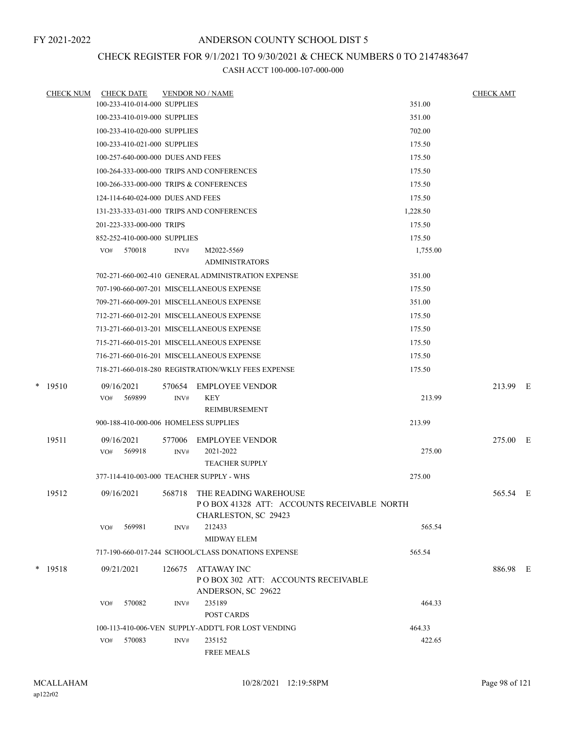FY 2021-2022

# ANDERSON COUNTY SCHOOL DIST 5

## CHECK REGISTER FOR 9/1/2021 TO 9/30/2021 & CHECK NUMBERS 0 TO 2147483647

### CASH ACCT 100-000-107-000-000

| CHECK NUM | CHECK DATE | VENDOR NO / NAME | | CHECK AMT | |
|---|---|---|---|---|---|
| | 100-233-410-014-000 SUPPLIES | | 351.00 | | |
| | 100-233-410-019-000 SUPPLIES | | 351.00 | | |
| | 100-233-410-020-000 SUPPLIES | | 702.00 | | |
| | 100-233-410-021-000 SUPPLIES | | 175.50 | | |
| | 100-257-640-000-000 DUES AND FEES | | 175.50 | | |
| | 100-264-333-000-000 TRIPS AND CONFERENCES | | 175.50 | | |
| | 100-266-333-000-000 TRIPS & CONFERENCES | | 175.50 | | |
| | 124-114-640-024-000 DUES AND FEES | | 175.50 | | |
| | 131-233-333-031-000 TRIPS AND CONFERENCES | | 1,228.50 | | |
| | 201-223-333-000-000 TRIPS | | 175.50 | | |
| | 852-252-410-000-000 SUPPLIES | | 175.50 | | |
| | VO# 570018 | INV# M2022-5569 ADMINISTRATORS | 1,755.00 | | |
| | 702-271-660-002-410 GENERAL ADMINISTRATION EXPENSE | | 351.00 | | |
| | 707-190-660-007-201 MISCELLANEOUS EXPENSE | | 175.50 | | |
| | 709-271-660-009-201 MISCELLANEOUS EXPENSE | | 351.00 | | |
| | 712-271-660-012-201 MISCELLANEOUS EXPENSE | | 175.50 | | |
| | 713-271-660-013-201 MISCELLANEOUS EXPENSE | | 175.50 | | |
| | 715-271-660-015-201 MISCELLANEOUS EXPENSE | | 175.50 | | |
| | 716-271-660-016-201 MISCELLANEOUS EXPENSE | | 175.50 | | |
| | 718-271-660-018-280 REGISTRATION/WKLY FEES EXPENSE | | 175.50 | | |
| * 19510 | 09/16/2021 | 570654 EMPLOYEE VENDOR | | 213.99 | E |
| | VO# 569899 | INV# KEY REIMBURSEMENT | 213.99 | | |
| | 900-188-410-000-006 HOMELESS SUPPLIES | | 213.99 | | |
| 19511 | 09/16/2021 | 577006 EMPLOYEE VENDOR | | 275.00 | E |
| | VO# 569918 | INV# 2021-2022 TEACHER SUPPLY | 275.00 | | |
| | 377-114-410-003-000 TEACHER SUPPLY - WHS | | 275.00 | | |
| 19512 | 09/16/2021 | 568718 THE READING WAREHOUSE P O BOX 41328 ATT: ACCOUNTS RECEIVABLE NORTH CHARLESTON, SC 29423 | | 565.54 | E |
| | VO# 569981 | INV# 212433 MIDWAY ELEM | 565.54 | | |
| | 717-190-660-017-244 SCHOOL/CLASS DONATIONS EXPENSE | | 565.54 | | |
| * 19518 | 09/21/2021 | 126675 ATTAWAY INC P O BOX 302 ATT: ACCOUNTS RECEIVABLE ANDERSON, SC 29622 | | 886.98 | E |
| | VO# 570082 | INV# 235189 POST CARDS | 464.33 | | |
| | 100-113-410-006-VEN SUPPLY-ADDT'L FOR LOST VENDING | | 464.33 | | |
| | VO# 570083 | INV# 235152 FREE MEALS | 422.65 | | |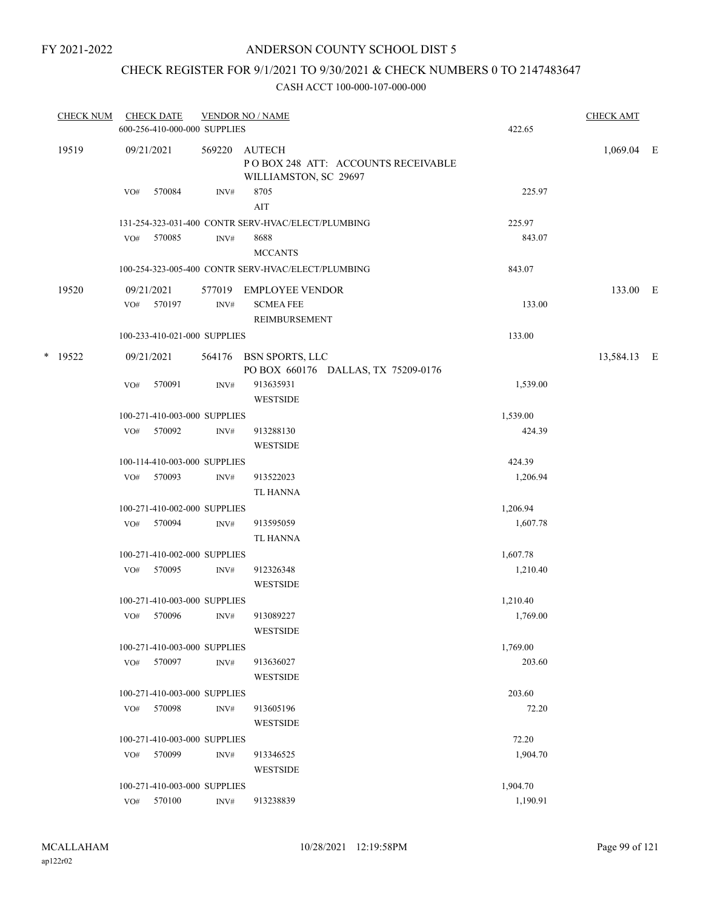FY 2021-2022

# ANDERSON COUNTY SCHOOL DIST 5

## CHECK REGISTER FOR 9/1/2021 TO 9/30/2021 & CHECK NUMBERS 0 TO 2147483647

### CASH ACCT 100-000-107-000-000

| CHECK NUM | CHECK DATE | VENDOR NO / NAME | | CHECK AMT |
|---|---|---|---|---|
| | 600-256-410-000-000 SUPPLIES | | 422.65 | |
| 19519 | 09/21/2021 | 569220 AUTECH<br>P O BOX 248 ATT: ACCOUNTS RECEIVABLE<br>WILLIAMSTON, SC 29697 | | 1,069.04 E |
| | VO# 570084 | INV# 8705<br>AIT | 225.97 | |
| | 131-254-323-031-400 CONTR SERV-HVAC/ELECT/PLUMBING | | 225.97 | |
| | VO# 570085 | INV# 8688<br>MCCANTS | 843.07 | |
| | 100-254-323-005-400 CONTR SERV-HVAC/ELECT/PLUMBING | | 843.07 | |
| 19520 | 09/21/2021 | 577019 EMPLOYEE VENDOR | | 133.00 E |
| | VO# 570197 | INV# SCMEA FEE<br>REIMBURSEMENT | 133.00 | |
| | 100-233-410-021-000 SUPPLIES | | 133.00 | |
| * 19522 | 09/21/2021 | 564176 BSN SPORTS, LLC<br>PO BOX 660176 DALLAS, TX 75209-0176 | | 13,584.13 E |
| | VO# 570091 | INV# 913635931<br>WESTSIDE | 1,539.00 | |
| | 100-271-410-003-000 SUPPLIES | | 1,539.00 | |
| | VO# 570092 | INV# 913288130<br>WESTSIDE | 424.39 | |
| | 100-114-410-003-000 SUPPLIES | | 424.39 | |
| | VO# 570093 | INV# 913522023<br>TL HANNA | 1,206.94 | |
| | 100-271-410-002-000 SUPPLIES | | 1,206.94 | |
| | VO# 570094 | INV# 913595059<br>TL HANNA | 1,607.78 | |
| | 100-271-410-002-000 SUPPLIES | | 1,607.78 | |
| | VO# 570095 | INV# 912326348<br>WESTSIDE | 1,210.40 | |
| | 100-271-410-003-000 SUPPLIES | | 1,210.40 | |
| | VO# 570096 | INV# 913089227<br>WESTSIDE | 1,769.00 | |
| | 100-271-410-003-000 SUPPLIES | | 1,769.00 | |
| | VO# 570097 | INV# 913636027<br>WESTSIDE | 203.60 | |
| | 100-271-410-003-000 SUPPLIES | | 203.60 | |
| | VO# 570098 | INV# 913605196<br>WESTSIDE | 72.20 | |
| | 100-271-410-003-000 SUPPLIES | | 72.20 | |
| | VO# 570099 | INV# 913346525<br>WESTSIDE | 1,904.70 | |
| | 100-271-410-003-000 SUPPLIES | | 1,904.70 | |
| | VO# 570100 | INV# 913238839 | 1,190.91 | |

MCALLAHAM
ap122r02

10/28/2021 12:19:58PM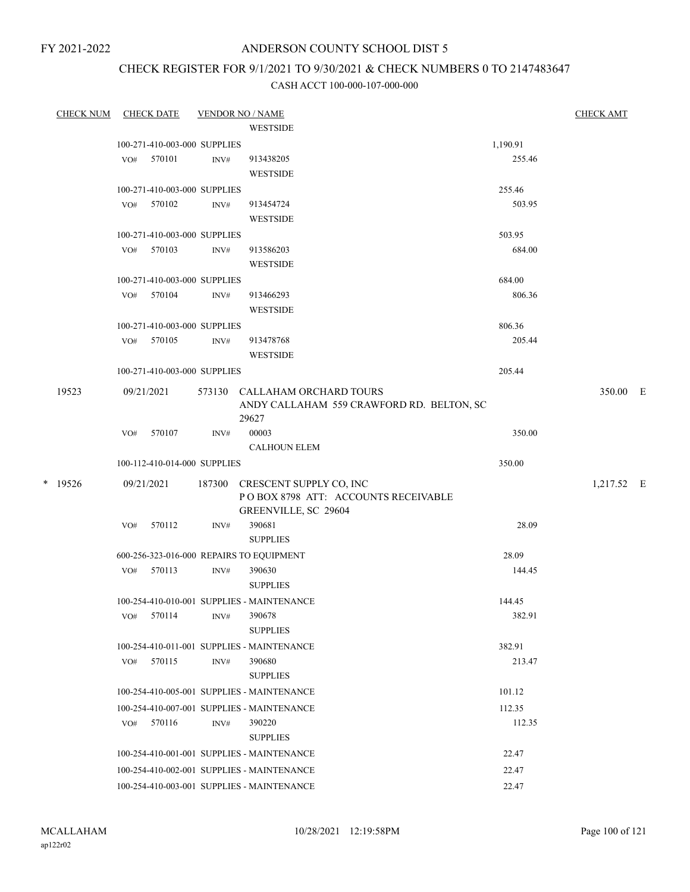FY 2021-2022

ANDERSON COUNTY SCHOOL DIST 5

CHECK REGISTER FOR 9/1/2021 TO 9/30/2021 & CHECK NUMBERS 0 TO 2147483647

CASH ACCT 100-000-107-000-000

| CHECK NUM | CHECK DATE | VENDOR NO / NAME | | CHECK AMT |
|---|---|---|---|---|
| | | WESTSIDE | | |
| | 100-271-410-003-000 SUPPLIES | | 1,190.91 | |
| | VO# 570101 INV# | 913438205 WESTSIDE | 255.46 | |
| | 100-271-410-003-000 SUPPLIES | | 255.46 | |
| | VO# 570102 INV# | 913454724 WESTSIDE | 503.95 | |
| | 100-271-410-003-000 SUPPLIES | | 503.95 | |
| | VO# 570103 INV# | 913586203 WESTSIDE | 684.00 | |
| | 100-271-410-003-000 SUPPLIES | | 684.00 | |
| | VO# 570104 INV# | 913466293 WESTSIDE | 806.36 | |
| | 100-271-410-003-000 SUPPLIES | | 806.36 | |
| | VO# 570105 INV# | 913478768 WESTSIDE | 205.44 | |
| | 100-271-410-003-000 SUPPLIES | | 205.44 | |
| 19523 | 09/21/2021 | 573130 CALLAHAM ORCHARD TOURS ANDY CALLAHAM 559 CRAWFORD RD. BELTON, SC 29627 | | 350.00 E |
| | VO# 570107 INV# | 00003 CALHOUN ELEM | 350.00 | |
| | 100-112-410-014-000 SUPPLIES | | 350.00 | |
| * 19526 | 09/21/2021 | 187300 CRESCENT SUPPLY CO, INC P O BOX 8798 ATT: ACCOUNTS RECEIVABLE GREENVILLE, SC 29604 | | 1,217.52 E |
| | VO# 570112 INV# | 390681 SUPPLIES | 28.09 | |
| | 600-256-323-016-000 REPAIRS TO EQUIPMENT | | 28.09 | |
| | VO# 570113 INV# | 390630 SUPPLIES | 144.45 | |
| | 100-254-410-010-001 SUPPLIES - MAINTENANCE | | 144.45 | |
| | VO# 570114 INV# | 390678 SUPPLIES | 382.91 | |
| | 100-254-410-011-001 SUPPLIES - MAINTENANCE | | 382.91 | |
| | VO# 570115 INV# | 390680 SUPPLIES | 213.47 | |
| | 100-254-410-005-001 SUPPLIES - MAINTENANCE | | 101.12 | |
| | 100-254-410-007-001 SUPPLIES - MAINTENANCE | | 112.35 | |
| | VO# 570116 INV# | 390220 SUPPLIES | 112.35 | |
| | 100-254-410-001-001 SUPPLIES - MAINTENANCE | | 22.47 | |
| | 100-254-410-002-001 SUPPLIES - MAINTENANCE | | 22.47 | |
| | 100-254-410-003-001 SUPPLIES - MAINTENANCE | | 22.47 | |

MCALLAHAM ap122r02 10/28/2021 12:19:58PM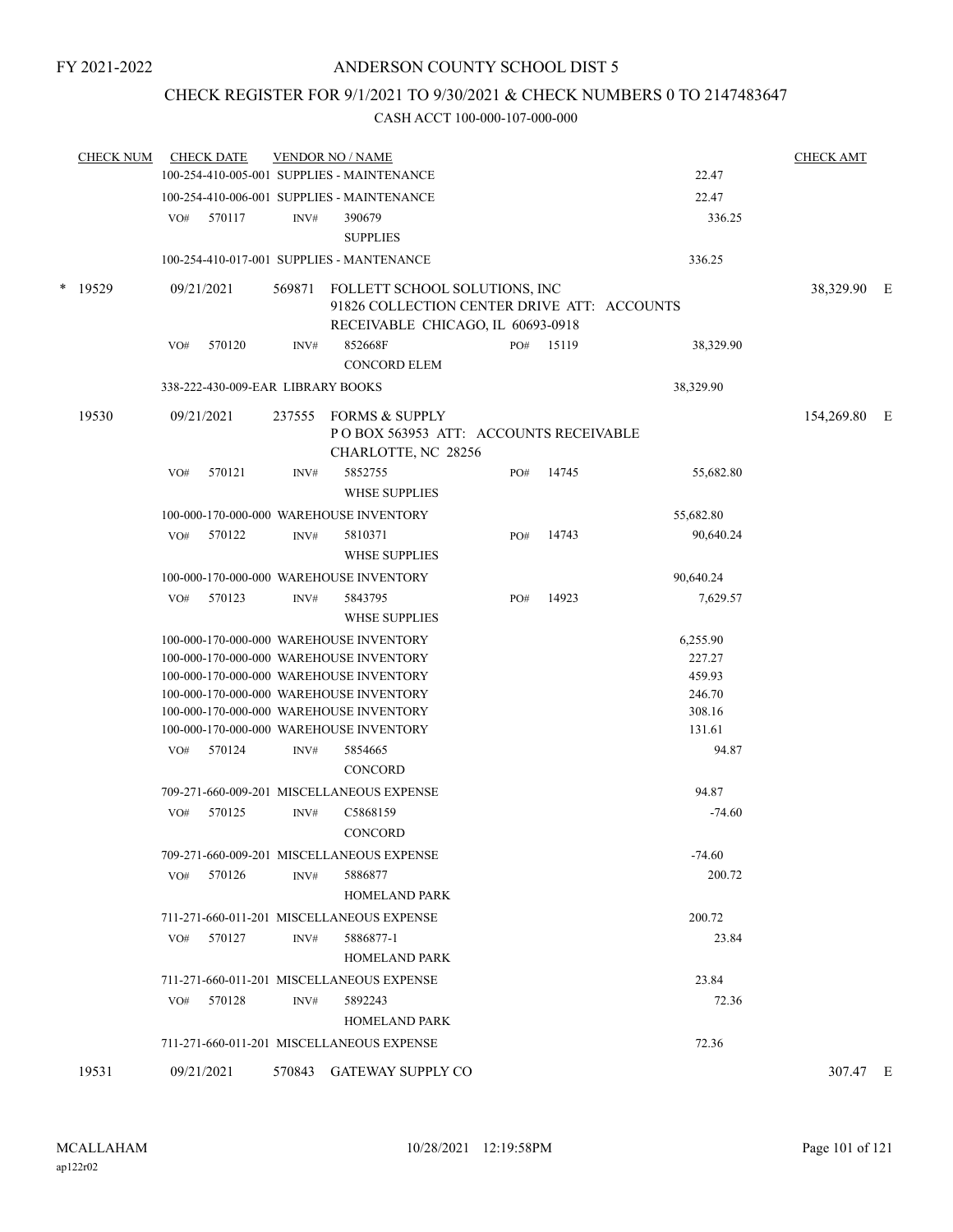FY 2021-2022

# ANDERSON COUNTY SCHOOL DIST 5

## CHECK REGISTER FOR 9/1/2021 TO 9/30/2021 & CHECK NUMBERS 0 TO 2147483647

### CASH ACCT 100-000-107-000-000

| CHECK NUM | CHECK DATE | VENDOR NO / NAME | | | CHECK AMT |
|---|---|---|---|---|---|
| | 100-254-410-005-001 SUPPLIES - MAINTENANCE | | | 22.47 | |
| | 100-254-410-006-001 SUPPLIES - MAINTENANCE | | | 22.47 | |
| | VO# 570117 | INV# 390679 SUPPLIES | | 336.25 | |
| | 100-254-410-017-001 SUPPLIES - MANTENANCE | | | 336.25 | |
| * 19529 | 09/21/2021 | 569871 FOLLETT SCHOOL SOLUTIONS, INC 91826 COLLECTION CENTER DRIVE ATT: ACCOUNTS RECEIVABLE CHICAGO, IL 60693-0918 | | | 38,329.90 E |
| | VO# 570120 | INV# 852668F CONCORD ELEM | PO# 15119 | 38,329.90 | |
| | 338-222-430-009-EAR LIBRARY BOOKS | | | 38,329.90 | |
| 19530 | 09/21/2021 | 237555 FORMS & SUPPLY P O BOX 563953 ATT: ACCOUNTS RECEIVABLE CHARLOTTE, NC 28256 | | | 154,269.80 E |
| | VO# 570121 | INV# 5852755 WHSE SUPPLIES | PO# 14745 | 55,682.80 | |
| | 100-000-170-000-000 WAREHOUSE INVENTORY | | | 55,682.80 | |
| | VO# 570122 | INV# 5810371 WHSE SUPPLIES | PO# 14743 | 90,640.24 | |
| | 100-000-170-000-000 WAREHOUSE INVENTORY | | | 90,640.24 | |
| | VO# 570123 | INV# 5843795 WHSE SUPPLIES | PO# 14923 | 7,629.57 | |
| | 100-000-170-000-000 WAREHOUSE INVENTORY | | | 6,255.90 | |
| | 100-000-170-000-000 WAREHOUSE INVENTORY | | | 227.27 | |
| | 100-000-170-000-000 WAREHOUSE INVENTORY | | | 459.93 | |
| | 100-000-170-000-000 WAREHOUSE INVENTORY | | | 246.70 | |
| | 100-000-170-000-000 WAREHOUSE INVENTORY | | | 308.16 | |
| | 100-000-170-000-000 WAREHOUSE INVENTORY | | | 131.61 | |
| | VO# 570124 | INV# 5854665 CONCORD | | 94.87 | |
| | 709-271-660-009-201 MISCELLANEOUS EXPENSE | | | 94.87 | |
| | VO# 570125 | INV# C5868159 CONCORD | | -74.60 | |
| | 709-271-660-009-201 MISCELLANEOUS EXPENSE | | | -74.60 | |
| | VO# 570126 | INV# 5886877 HOMELAND PARK | | 200.72 | |
| | 711-271-660-011-201 MISCELLANEOUS EXPENSE | | | 200.72 | |
| | VO# 570127 | INV# 5886877-1 HOMELAND PARK | | 23.84 | |
| | 711-271-660-011-201 MISCELLANEOUS EXPENSE | | | 23.84 | |
| | VO# 570128 | INV# 5892243 HOMELAND PARK | | 72.36 | |
| | 711-271-660-011-201 MISCELLANEOUS EXPENSE | | | 72.36 | |
| 19531 | 09/21/2021 | 570843 GATEWAY SUPPLY CO | | | 307.47 E |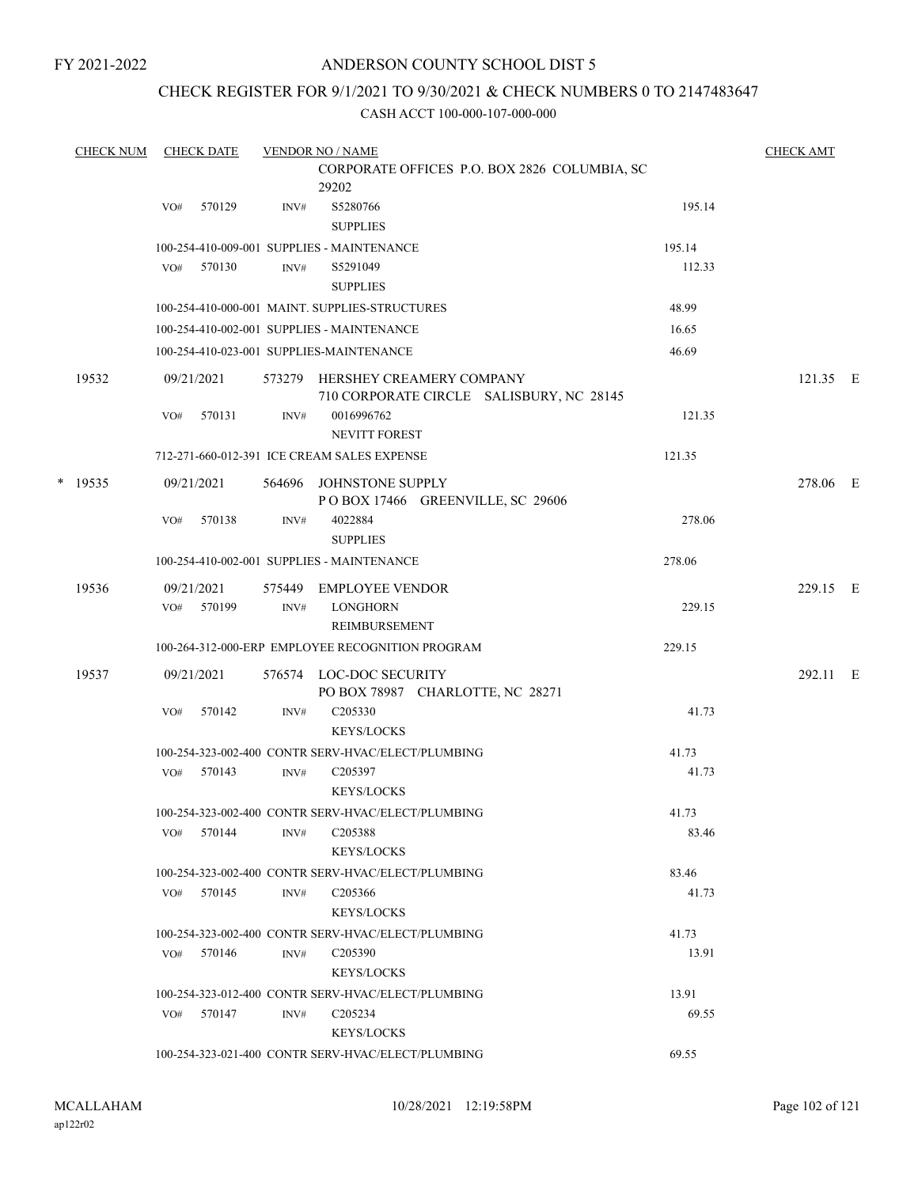FY 2021-2022

# ANDERSON COUNTY SCHOOL DIST 5

## CHECK REGISTER FOR 9/1/2021 TO 9/30/2021 & CHECK NUMBERS 0 TO 2147483647

### CASH ACCT 100-000-107-000-000

| CHECK NUM | CHECK DATE | VENDOR NO / NAME | | CHECK AMT |
|---|---|---|---|---|
| | | CORPORATE OFFICES P.O. BOX 2826 COLUMBIA, SC 29202 | | |
| | VO# 570129 | INV# S5280766 SUPPLIES | 195.14 | |
| | | 100-254-410-009-001 SUPPLIES - MAINTENANCE | 195.14 | |
| | VO# 570130 | INV# S5291049 SUPPLIES | 112.33 | |
| | | 100-254-410-000-001 MAINT. SUPPLIES-STRUCTURES | 48.99 | |
| | | 100-254-410-002-001 SUPPLIES - MAINTENANCE | 16.65 | |
| | | 100-254-410-023-001 SUPPLIES-MAINTENANCE | 46.69 | |
| 19532 | 09/21/2021 | 573279 HERSHEY CREAMERY COMPANY 710 CORPORATE CIRCLE SALISBURY, NC 28145 | | 121.35 E |
| | VO# 570131 | INV# 0016996762 NEVITT FOREST | 121.35 | |
| | | 712-271-660-012-391 ICE CREAM SALES EXPENSE | 121.35 | |
| * 19535 | 09/21/2021 | 564696 JOHNSTONE SUPPLY P O BOX 17466 GREENVILLE, SC 29606 | | 278.06 E |
| | VO# 570138 | INV# 4022884 SUPPLIES | 278.06 | |
| | | 100-254-410-002-001 SUPPLIES - MAINTENANCE | 278.06 | |
| 19536 | 09/21/2021 | 575449 EMPLOYEE VENDOR | | 229.15 E |
| | VO# 570199 | INV# LONGHORN REIMBURSEMENT | 229.15 | |
| | | 100-264-312-000-ERP EMPLOYEE RECOGNITION PROGRAM | 229.15 | |
| 19537 | 09/21/2021 | 576574 LOC-DOC SECURITY PO BOX 78987 CHARLOTTE, NC 28271 | | 292.11 E |
| | VO# 570142 | INV# C205330 KEYS/LOCKS | 41.73 | |
| | | 100-254-323-002-400 CONTR SERV-HVAC/ELECT/PLUMBING | 41.73 | |
| | VO# 570143 | INV# C205397 KEYS/LOCKS | 41.73 | |
| | | 100-254-323-002-400 CONTR SERV-HVAC/ELECT/PLUMBING | 41.73 | |
| | VO# 570144 | INV# C205388 KEYS/LOCKS | 83.46 | |
| | | 100-254-323-002-400 CONTR SERV-HVAC/ELECT/PLUMBING | 83.46 | |
| | VO# 570145 | INV# C205366 KEYS/LOCKS | 41.73 | |
| | | 100-254-323-002-400 CONTR SERV-HVAC/ELECT/PLUMBING | 41.73 | |
| | VO# 570146 | INV# C205390 KEYS/LOCKS | 13.91 | |
| | | 100-254-323-012-400 CONTR SERV-HVAC/ELECT/PLUMBING | 13.91 | |
| | VO# 570147 | INV# C205234 KEYS/LOCKS | 69.55 | |
| | | 100-254-323-021-400 CONTR SERV-HVAC/ELECT/PLUMBING | 69.55 | |

MCALLAHAM ap122r02 10/28/2021 12:19:58PM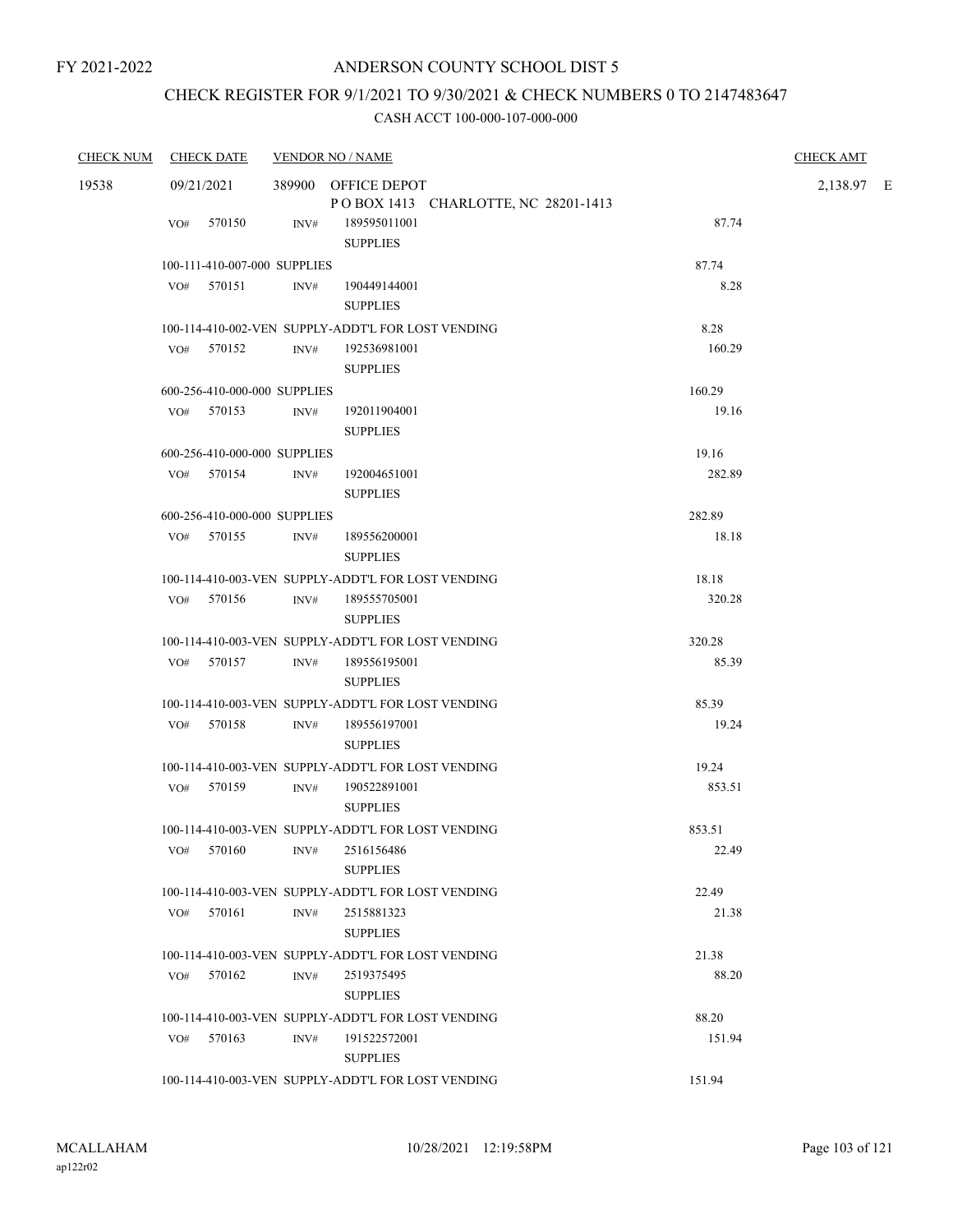FY 2021-2022

# ANDERSON COUNTY SCHOOL DIST 5

## CHECK REGISTER FOR 9/1/2021 TO 9/30/2021 & CHECK NUMBERS 0 TO 2147483647

### CASH ACCT 100-000-107-000-000

| CHECK NUM | CHECK DATE | VENDOR NO / NAME | | CHECK AMT |
|---|---|---|---|---|
| 19538 | 09/21/2021 | 389900 OFFICE DEPOT<br>P O BOX 1413 CHARLOTTE, NC 28201-1413 | | 2,138.97 E |
| | VO# 570150 | INV# 189595011001<br>SUPPLIES | 87.74 | |
| | 100-111-410-007-000 SUPPLIES | | 87.74 | |
| | VO# 570151 | INV# 190449144001<br>SUPPLIES | 8.28 | |
| | 100-114-410-002-VEN SUPPLY-ADDT'L FOR LOST VENDING | | 8.28 | |
| | VO# 570152 | INV# 192536981001<br>SUPPLIES | 160.29 | |
| | 600-256-410-000-000 SUPPLIES | | 160.29 | |
| | VO# 570153 | INV# 192011904001<br>SUPPLIES | 19.16 | |
| | 600-256-410-000-000 SUPPLIES | | 19.16 | |
| | VO# 570154 | INV# 192004651001<br>SUPPLIES | 282.89 | |
| | 600-256-410-000-000 SUPPLIES | | 282.89 | |
| | VO# 570155 | INV# 189556200001<br>SUPPLIES | 18.18 | |
| | 100-114-410-003-VEN SUPPLY-ADDT'L FOR LOST VENDING | | 18.18 | |
| | VO# 570156 | INV# 189555705001<br>SUPPLIES | 320.28 | |
| | 100-114-410-003-VEN SUPPLY-ADDT'L FOR LOST VENDING | | 320.28 | |
| | VO# 570157 | INV# 189556195001<br>SUPPLIES | 85.39 | |
| | 100-114-410-003-VEN SUPPLY-ADDT'L FOR LOST VENDING | | 85.39 | |
| | VO# 570158 | INV# 189556197001<br>SUPPLIES | 19.24 | |
| | 100-114-410-003-VEN SUPPLY-ADDT'L FOR LOST VENDING | | 19.24 | |
| | VO# 570159 | INV# 190522891001<br>SUPPLIES | 853.51 | |
| | 100-114-410-003-VEN SUPPLY-ADDT'L FOR LOST VENDING | | 853.51 | |
| | VO# 570160 | INV# 2516156486<br>SUPPLIES | 22.49 | |
| | 100-114-410-003-VEN SUPPLY-ADDT'L FOR LOST VENDING | | 22.49 | |
| | VO# 570161 | INV# 2515881323<br>SUPPLIES | 21.38 | |
| | 100-114-410-003-VEN SUPPLY-ADDT'L FOR LOST VENDING | | 21.38 | |
| | VO# 570162 | INV# 2519375495<br>SUPPLIES | 88.20 | |
| | 100-114-410-003-VEN SUPPLY-ADDT'L FOR LOST VENDING | | 88.20 | |
| | VO# 570163 | INV# 191522572001<br>SUPPLIES | 151.94 | |
| | 100-114-410-003-VEN SUPPLY-ADDT'L FOR LOST VENDING | | 151.94 | |

MCALLAHAM
ap122r02

10/28/2021 12:19:58PM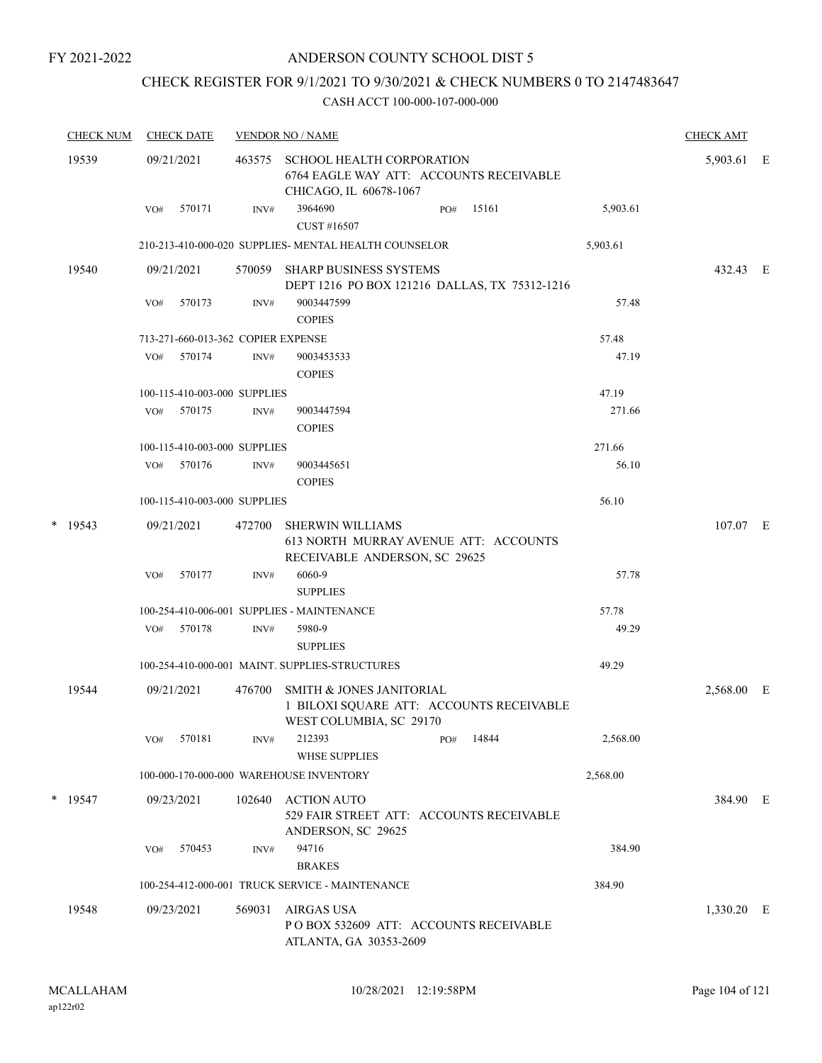FY 2021-2022

# ANDERSON COUNTY SCHOOL DIST 5

## CHECK REGISTER FOR 9/1/2021 TO 9/30/2021 & CHECK NUMBERS 0 TO 2147483647

### CASH ACCT 100-000-107-000-000

| CHECK NUM | CHECK DATE | VENDOR NO / NAME | | | CHECK AMT | |
|---|---|---|---|---|---|---|
| 19539 | 09/21/2021 | 463575 SCHOOL HEALTH CORPORATION<br>6764 EAGLE WAY ATT: ACCOUNTS RECEIVABLE<br>CHICAGO, IL 60678-1067 | | | 5,903.61 | E |
| | VO# 570171 | INV# 3964690<br>CUST #16507 | PO# 15161 | 5,903.61 | | |
| | 210-213-410-000-020 SUPPLIES- MENTAL HEALTH COUNSELOR | | | 5,903.61 | | |
| 19540 | 09/21/2021 | 570059 SHARP BUSINESS SYSTEMS<br>DEPT 1216 PO BOX 121216 DALLAS, TX 75312-1216 | | | 432.43 | E |
| | VO# 570173 | INV# 9003447599<br>COPIES | | 57.48 | | |
| | 713-271-660-013-362 COPIER EXPENSE | | | 57.48 | | |
| | VO# 570174 | INV# 9003453533<br>COPIES | | 47.19 | | |
| | 100-115-410-003-000 SUPPLIES | | | 47.19 | | |
| | VO# 570175 | INV# 9003447594<br>COPIES | | 271.66 | | |
| | 100-115-410-003-000 SUPPLIES | | | 271.66 | | |
| | VO# 570176 | INV# 9003445651<br>COPIES | | 56.10 | | |
| | 100-115-410-003-000 SUPPLIES | | | 56.10 | | |
| * 19543 | 09/21/2021 | 472700 SHERWIN WILLIAMS<br>613 NORTH MURRAY AVENUE ATT: ACCOUNTS RECEIVABLE ANDERSON, SC 29625 | | | 107.07 | E |
| | VO# 570177 | INV# 6060-9<br>SUPPLIES | | 57.78 | | |
| | 100-254-410-006-001 SUPPLIES - MAINTENANCE | | | 57.78 | | |
| | VO# 570178 | INV# 5980-9<br>SUPPLIES | | 49.29 | | |
| | 100-254-410-000-001 MAINT. SUPPLIES-STRUCTURES | | | 49.29 | | |
| 19544 | 09/21/2021 | 476700 SMITH & JONES JANITORIAL<br>1 BILOXI SQUARE ATT: ACCOUNTS RECEIVABLE<br>WEST COLUMBIA, SC 29170 | | | 2,568.00 | E |
| | VO# 570181 | INV# 212393<br>WHSE SUPPLIES | PO# 14844 | 2,568.00 | | |
| | 100-000-170-000-000 WAREHOUSE INVENTORY | | | 2,568.00 | | |
| * 19547 | 09/23/2021 | 102640 ACTION AUTO<br>529 FAIR STREET ATT: ACCOUNTS RECEIVABLE<br>ANDERSON, SC 29625 | | | 384.90 | E |
| | VO# 570453 | INV# 94716<br>BRAKES | | 384.90 | | |
| | 100-254-412-000-001 TRUCK SERVICE - MAINTENANCE | | | 384.90 | | |
| 19548 | 09/23/2021 | 569031 AIRGAS USA<br>P O BOX 532609 ATT: ACCOUNTS RECEIVABLE<br>ATLANTA, GA 30353-2609 | | | 1,330.20 | E |

MCALLAHAM
ap122r02

10/28/2021 12:19:58PM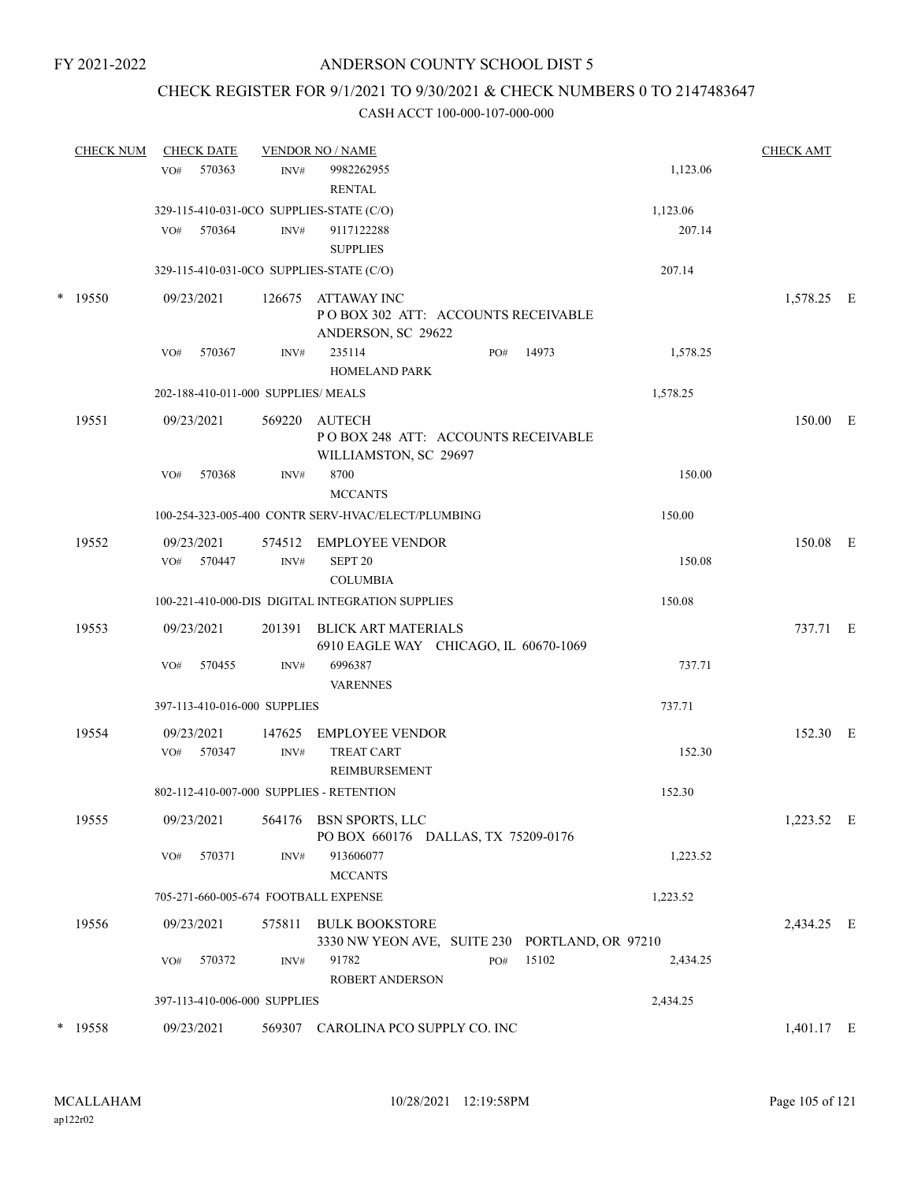FY 2021-2022

# ANDERSON COUNTY SCHOOL DIST 5

## CHECK REGISTER FOR 9/1/2021 TO 9/30/2021 & CHECK NUMBERS 0 TO 2147483647

### CASH ACCT 100-000-107-000-000

| CHECK NUM | CHECK DATE | VENDOR NO / NAME | | CHECK AMT | |
|---|---|---|---|---|---|
| | VO# 570363 | INV# 9982262955 RENTAL | 1,123.06 | | |
| | 329-115-410-031-0CO SUPPLIES-STATE (C/O) | | 1,123.06 | | |
| | VO# 570364 | INV# 9117122288 SUPPLIES | 207.14 | | |
| | 329-115-410-031-0CO SUPPLIES-STATE (C/O) | | 207.14 | | |
| * 19550 | 09/23/2021 | 126675 ATTAWAY INC<br>P O BOX 302 ATT: ACCOUNTS RECEIVABLE<br>ANDERSON, SC 29622 | | 1,578.25 | E |
| | VO# 570367 | INV# 235114 PO# 14973<br>HOMELAND PARK | 1,578.25 | | |
| | 202-188-410-011-000 SUPPLIES/ MEALS | | 1,578.25 | | |
| 19551 | 09/23/2021 | 569220 AUTECH<br>P O BOX 248 ATT: ACCOUNTS RECEIVABLE<br>WILLIAMSTON, SC 29697 | | 150.00 | E |
| | VO# 570368 | INV# 8700<br>MCCANTS | 150.00 | | |
| | 100-254-323-005-400 CONTR SERV-HVAC/ELECT/PLUMBING | | 150.00 | | |
| 19552 | 09/23/2021 | 574512 EMPLOYEE VENDOR | | 150.08 | E |
| | VO# 570447 | INV# SEPT 20<br>COLUMBIA | 150.08 | | |
| | 100-221-410-000-DIS DIGITAL INTEGRATION SUPPLIES | | 150.08 | | |
| 19553 | 09/23/2021 | 201391 BLICK ART MATERIALS<br>6910 EAGLE WAY CHICAGO, IL 60670-1069 | | 737.71 | E |
| | VO# 570455 | INV# 6996387<br>VARENNES | 737.71 | | |
| | 397-113-410-016-000 SUPPLIES | | 737.71 | | |
| 19554 | 09/23/2021 | 147625 EMPLOYEE VENDOR | | 152.30 | E |
| | VO# 570347 | INV# TREAT CART<br>REIMBURSEMENT | 152.30 | | |
| | 802-112-410-007-000 SUPPLIES - RETENTION | | 152.30 | | |
| 19555 | 09/23/2021 | 564176 BSN SPORTS, LLC<br>PO BOX 660176 DALLAS, TX 75209-0176 | | 1,223.52 | E |
| | VO# 570371 | INV# 913606077<br>MCCANTS | 1,223.52 | | |
| | 705-271-660-005-674 FOOTBALL EXPENSE | | 1,223.52 | | |
| 19556 | 09/23/2021 | 575811 BULK BOOKSTORE<br>3330 NW YEON AVE, SUITE 230 PORTLAND, OR 97210 | | 2,434.25 | E |
| | VO# 570372 | INV# 91782 PO# 15102<br>ROBERT ANDERSON | 2,434.25 | | |
| | 397-113-410-006-000 SUPPLIES | | 2,434.25 | | |
| * 19558 | 09/23/2021 | 569307 CAROLINA PCO SUPPLY CO. INC | | 1,401.17 | E |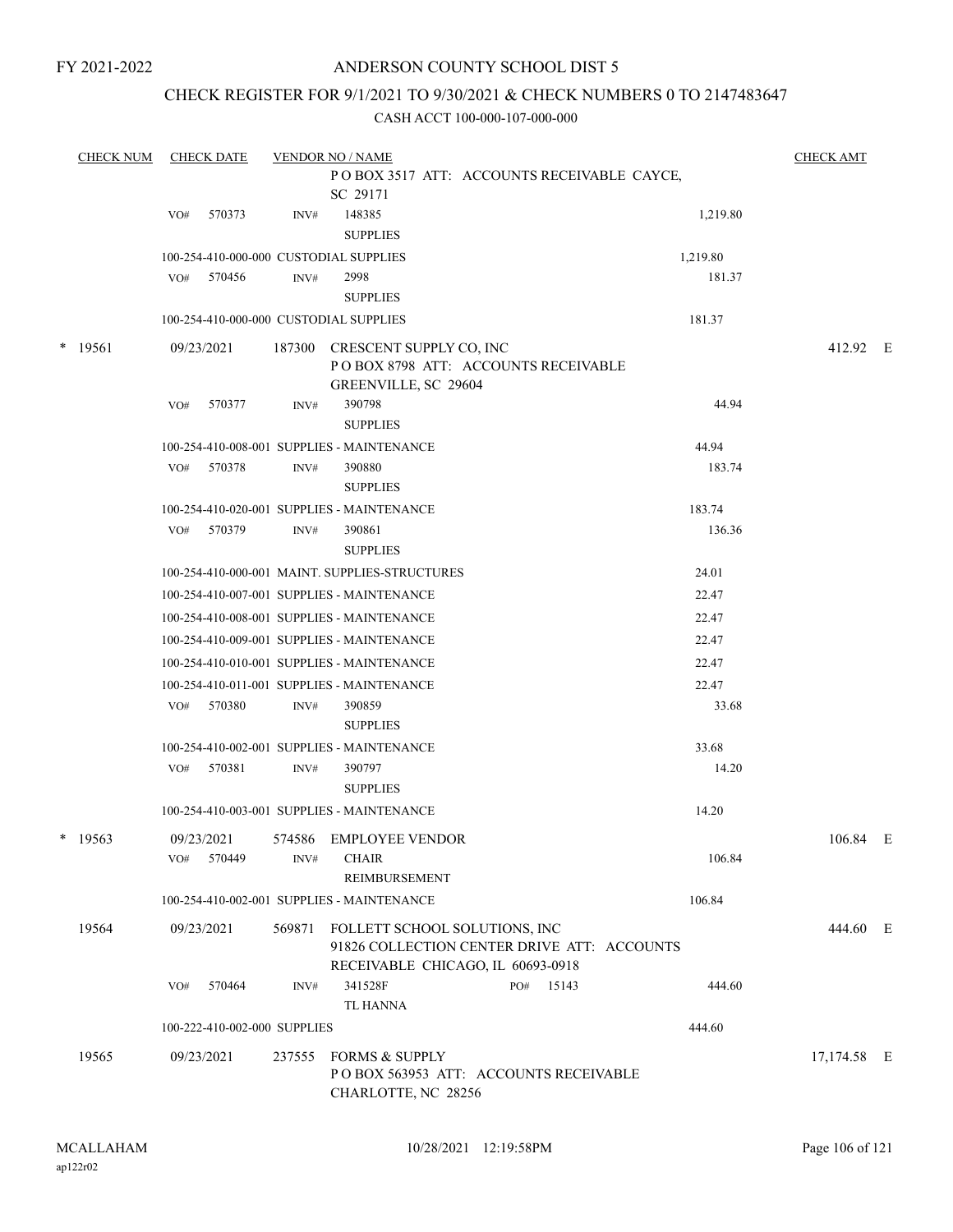FY 2021-2022

# ANDERSON COUNTY SCHOOL DIST 5

## CHECK REGISTER FOR 9/1/2021 TO 9/30/2021 & CHECK NUMBERS 0 TO 2147483647

CASH ACCT 100-000-107-000-000

| CHECK NUM | CHECK DATE | VENDOR NO / NAME | | CHECK AMT |
|---|---|---|---|---|
| | | P O BOX 3517 ATT: ACCOUNTS RECEIVABLE CAYCE, SC 29171 | | |
| | VO# 570373 | INV# 148385 SUPPLIES | 1,219.80 | |
| | 100-254-410-000-000 CUSTODIAL SUPPLIES | | 1,219.80 | |
| | VO# 570456 | INV# 2998 SUPPLIES | 181.37 | |
| | 100-254-410-000-000 CUSTODIAL SUPPLIES | | 181.37 | |
| * 19561 | 09/23/2021 | 187300 CRESCENT SUPPLY CO, INC P O BOX 8798 ATT: ACCOUNTS RECEIVABLE GREENVILLE, SC 29604 | | 412.92 E |
| | VO# 570377 | INV# 390798 SUPPLIES | 44.94 | |
| | 100-254-410-008-001 SUPPLIES - MAINTENANCE | | 44.94 | |
| | VO# 570378 | INV# 390880 SUPPLIES | 183.74 | |
| | 100-254-410-020-001 SUPPLIES - MAINTENANCE | | 183.74 | |
| | VO# 570379 | INV# 390861 SUPPLIES | 136.36 | |
| | 100-254-410-000-001 MAINT. SUPPLIES-STRUCTURES | | 24.01 | |
| | 100-254-410-007-001 SUPPLIES - MAINTENANCE | | 22.47 | |
| | 100-254-410-008-001 SUPPLIES - MAINTENANCE | | 22.47 | |
| | 100-254-410-009-001 SUPPLIES - MAINTENANCE | | 22.47 | |
| | 100-254-410-010-001 SUPPLIES - MAINTENANCE | | 22.47 | |
| | 100-254-410-011-001 SUPPLIES - MAINTENANCE | | 22.47 | |
| | VO# 570380 | INV# 390859 SUPPLIES | 33.68 | |
| | 100-254-410-002-001 SUPPLIES - MAINTENANCE | | 33.68 | |
| | VO# 570381 | INV# 390797 SUPPLIES | 14.20 | |
| | 100-254-410-003-001 SUPPLIES - MAINTENANCE | | 14.20 | |
| * 19563 | 09/23/2021 | 574586 EMPLOYEE VENDOR | | 106.84 E |
| | VO# 570449 | INV# CHAIR REIMBURSEMENT | 106.84 | |
| | 100-254-410-002-001 SUPPLIES - MAINTENANCE | | 106.84 | |
| 19564 | 09/23/2021 | 569871 FOLLETT SCHOOL SOLUTIONS, INC 91826 COLLECTION CENTER DRIVE ATT: ACCOUNTS RECEIVABLE CHICAGO, IL 60693-0918 | | 444.60 E |
| | VO# 570464 | INV# 341528F PO# 15143 TL HANNA | 444.60 | |
| | 100-222-410-002-000 SUPPLIES | | 444.60 | |
| 19565 | 09/23/2021 | 237555 FORMS & SUPPLY P O BOX 563953 ATT: ACCOUNTS RECEIVABLE CHARLOTTE, NC 28256 | | 17,174.58 E |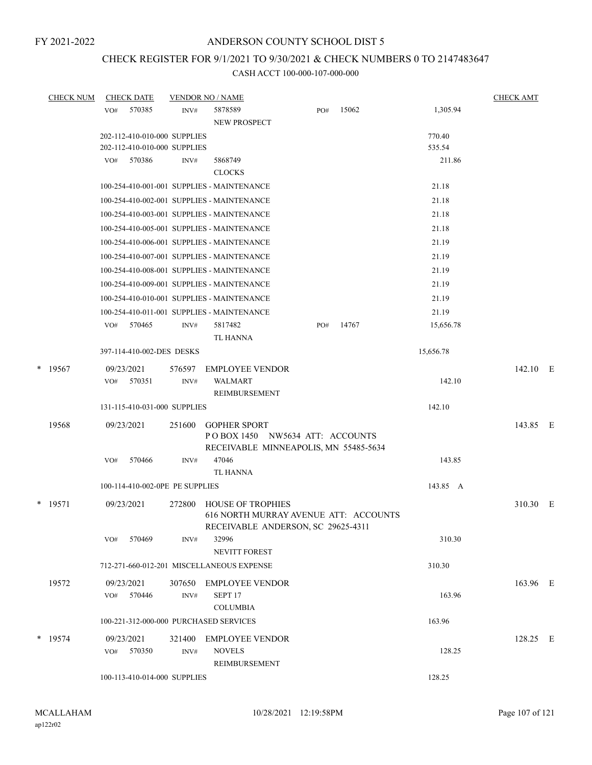FY 2021-2022

# ANDERSON COUNTY SCHOOL DIST 5

## CHECK REGISTER FOR 9/1/2021 TO 9/30/2021 & CHECK NUMBERS 0 TO 2147483647

### CASH ACCT 100-000-107-000-000

| CHECK NUM | CHECK DATE | VENDOR NO / NAME | | CHECK AMT |
|---|---|---|---|---|
| | VO# 570385 INV# | 5878589 NEW PROSPECT PO# 15062 | 1,305.94 | |
| | 202-112-410-010-000 SUPPLIES | | 770.40 | |
| | 202-112-410-010-000 SUPPLIES | | 535.54 | |
| | VO# 570386 INV# | 5868749 CLOCKS | 211.86 | |
| | 100-254-410-001-001 SUPPLIES - MAINTENANCE | | 21.18 | |
| | 100-254-410-002-001 SUPPLIES - MAINTENANCE | | 21.18 | |
| | 100-254-410-003-001 SUPPLIES - MAINTENANCE | | 21.18 | |
| | 100-254-410-005-001 SUPPLIES - MAINTENANCE | | 21.18 | |
| | 100-254-410-006-001 SUPPLIES - MAINTENANCE | | 21.19 | |
| | 100-254-410-007-001 SUPPLIES - MAINTENANCE | | 21.19 | |
| | 100-254-410-008-001 SUPPLIES - MAINTENANCE | | 21.19 | |
| | 100-254-410-009-001 SUPPLIES - MAINTENANCE | | 21.19 | |
| | 100-254-410-010-001 SUPPLIES - MAINTENANCE | | 21.19 | |
| | 100-254-410-011-001 SUPPLIES - MAINTENANCE | | 21.19 | |
| | VO# 570465 INV# | 5817482 TL HANNA PO# 14767 | 15,656.78 | |
| | 397-114-410-002-DES DESKS | | 15,656.78 | |
| * 19567 | 09/23/2021 | 576597 EMPLOYEE VENDOR | | 142.10 E |
| | VO# 570351 INV# | WALMART REIMBURSEMENT | 142.10 | |
| | 131-115-410-031-000 SUPPLIES | | 142.10 | |
| 19568 | 09/23/2021 | 251600 GOPHER SPORT P O BOX 1450 NW5634 ATT: ACCOUNTS RECEIVABLE MINNEAPOLIS, MN 55485-5634 | | 143.85 E |
| | VO# 570466 INV# | 47046 TL HANNA | 143.85 | |
| | 100-114-410-002-0PE PE SUPPLIES | | 143.85 A | |
| * 19571 | 09/23/2021 | 272800 HOUSE OF TROPHIES 616 NORTH MURRAY AVENUE ATT: ACCOUNTS RECEIVABLE ANDERSON, SC 29625-4311 | | 310.30 E |
| | VO# 570469 INV# | 32996 NEVITT FOREST | 310.30 | |
| | 712-271-660-012-201 MISCELLANEOUS EXPENSE | | 310.30 | |
| 19572 | 09/23/2021 | 307650 EMPLOYEE VENDOR | | 163.96 E |
| | VO# 570446 INV# | SEPT 17 COLUMBIA | 163.96 | |
| | 100-221-312-000-000 PURCHASED SERVICES | | 163.96 | |
| * 19574 | 09/23/2021 | 321400 EMPLOYEE VENDOR | | 128.25 E |
| | VO# 570350 INV# | NOVELS REIMBURSEMENT | 128.25 | |
| | 100-113-410-014-000 SUPPLIES | | 128.25 | |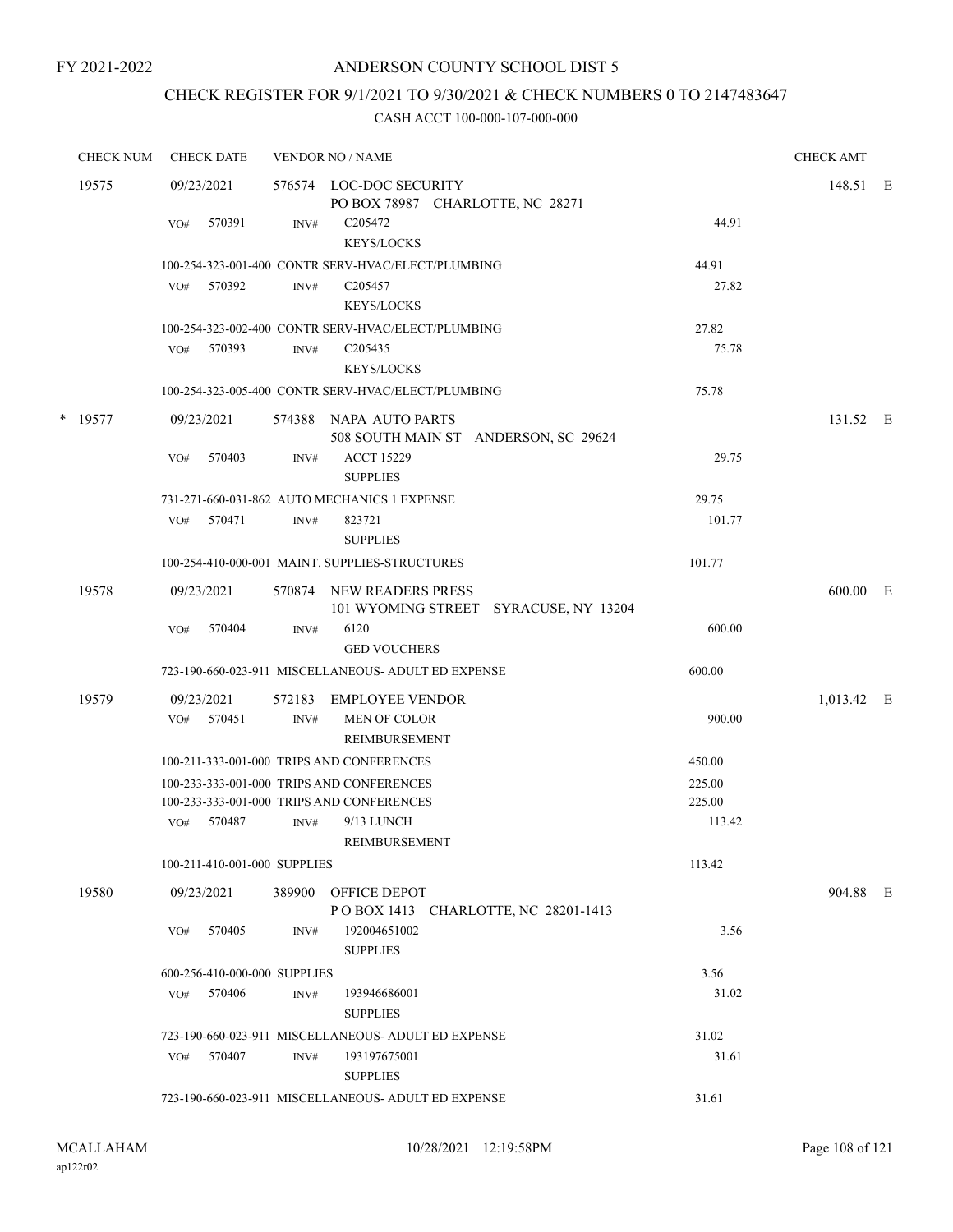FY 2021-2022

# ANDERSON COUNTY SCHOOL DIST 5

## CHECK REGISTER FOR 9/1/2021 TO 9/30/2021 & CHECK NUMBERS 0 TO 2147483647

### CASH ACCT 100-000-107-000-000

| CHECK NUM | CHECK DATE | VENDOR NO / NAME | | | CHECK AMT | |
|---|---|---|---|---|---|---|
| 19575 | 09/23/2021 | 576574 LOC-DOC SECURITY<br>PO BOX 78987 CHARLOTTE, NC 28271 | | | 148.51 | E |
| | VO# 570391 | INV# C205472<br>KEYS/LOCKS | | 44.91 | | |
| | 100-254-323-001-400 CONTR SERV-HVAC/ELECT/PLUMBING | | 44.91 | | | |
| | VO# 570392 | INV# C205457<br>KEYS/LOCKS | | 27.82 | | |
| | 100-254-323-002-400 CONTR SERV-HVAC/ELECT/PLUMBING | | 27.82 | | | |
| | VO# 570393 | INV# C205435<br>KEYS/LOCKS | | 75.78 | | |
| | 100-254-323-005-400 CONTR SERV-HVAC/ELECT/PLUMBING | | 75.78 | | | |
| * 19577 | 09/23/2021 | 574388 NAPA AUTO PARTS<br>508 SOUTH MAIN ST ANDERSON, SC 29624 | | | 131.52 | E |
| | VO# 570403 | INV# ACCT 15229<br>SUPPLIES | | 29.75 | | |
| | 731-271-660-031-862 AUTO MECHANICS 1 EXPENSE | | 29.75 | | | |
| | VO# 570471 | INV# 823721<br>SUPPLIES | | 101.77 | | |
| | 100-254-410-000-001 MAINT. SUPPLIES-STRUCTURES | | 101.77 | | | |
| 19578 | 09/23/2021 | 570874 NEW READERS PRESS<br>101 WYOMING STREET SYRACUSE, NY 13204 | | | 600.00 | E |
| | VO# 570404 | INV# 6120<br>GED VOUCHERS | | 600.00 | | |
| | 723-190-660-023-911 MISCELLANEOUS- ADULT ED EXPENSE | | 600.00 | | | |
| 19579 | 09/23/2021 | 572183 EMPLOYEE VENDOR | | | 1,013.42 | E |
| | VO# 570451 | INV# MEN OF COLOR<br>REIMBURSEMENT | | 900.00 | | |
| | 100-211-333-001-000 TRIPS AND CONFERENCES | | 450.00 | | | |
| | 100-233-333-001-000 TRIPS AND CONFERENCES | | 225.00 | | | |
| | 100-233-333-001-000 TRIPS AND CONFERENCES | | 225.00 | | | |
| | VO# 570487 | INV# 9/13 LUNCH<br>REIMBURSEMENT | | 113.42 | | |
| | 100-211-410-001-000 SUPPLIES | | 113.42 | | | |
| 19580 | 09/23/2021 | 389900 OFFICE DEPOT<br>P O BOX 1413 CHARLOTTE, NC 28201-1413 | | | 904.88 | E |
| | VO# 570405 | INV# 192004651002<br>SUPPLIES | | 3.56 | | |
| | 600-256-410-000-000 SUPPLIES | | 3.56 | | | |
| | VO# 570406 | INV# 193946686001<br>SUPPLIES | | 31.02 | | |
| | 723-190-660-023-911 MISCELLANEOUS- ADULT ED EXPENSE | | 31.02 | | | |
| | VO# 570407 | INV# 193197675001<br>SUPPLIES | | 31.61 | | |
| | 723-190-660-023-911 MISCELLANEOUS- ADULT ED EXPENSE | | 31.61 | | | |

MCALLAHAM
ap122r02

10/28/2021 12:19:58PM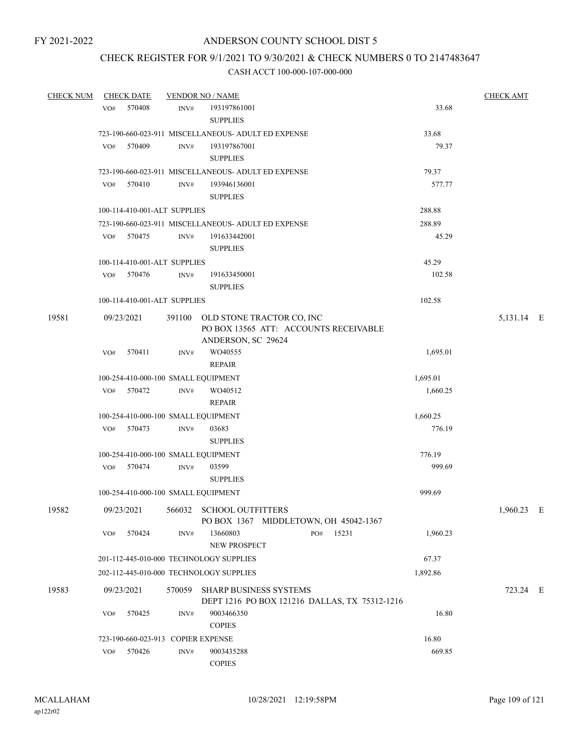# ANDERSON COUNTY SCHOOL DIST 5

FY 2021-2022

## CHECK REGISTER FOR 9/1/2021 TO 9/30/2021 & CHECK NUMBERS 0 TO 2147483647

CASH ACCT 100-000-107-000-000

| CHECK NUM | CHECK DATE | VENDOR NO / NAME | | CHECK AMT |
|---|---|---|---|---|
| | VO# 570408 | INV# 193197861001 SUPPLIES | 33.68 | |
| | | 723-190-660-023-911 MISCELLANEOUS- ADULT ED EXPENSE | 33.68 | |
| | VO# 570409 | INV# 193197867001 SUPPLIES | 79.37 | |
| | | 723-190-660-023-911 MISCELLANEOUS- ADULT ED EXPENSE | 79.37 | |
| | VO# 570410 | INV# 193946136001 SUPPLIES | 577.77 | |
| | | 100-114-410-001-ALT SUPPLIES | 288.88 | |
| | | 723-190-660-023-911 MISCELLANEOUS- ADULT ED EXPENSE | 288.89 | |
| | VO# 570475 | INV# 191633442001 SUPPLIES | 45.29 | |
| | | 100-114-410-001-ALT SUPPLIES | 45.29 | |
| | VO# 570476 | INV# 191633450001 SUPPLIES | 102.58 | |
| | | 100-114-410-001-ALT SUPPLIES | 102.58 | |
| 19581 | 09/23/2021 | 391100 OLD STONE TRACTOR CO, INC PO BOX 13565 ATT: ACCOUNTS RECEIVABLE ANDERSON, SC 29624 | | 5,131.14 E |
| | VO# 570411 | INV# WO40555 REPAIR | 1,695.01 | |
| | | 100-254-410-000-100 SMALL EQUIPMENT | 1,695.01 | |
| | VO# 570472 | INV# WO40512 REPAIR | 1,660.25 | |
| | | 100-254-410-000-100 SMALL EQUIPMENT | 1,660.25 | |
| | VO# 570473 | INV# 03683 SUPPLIES | 776.19 | |
| | | 100-254-410-000-100 SMALL EQUIPMENT | 776.19 | |
| | VO# 570474 | INV# 03599 SUPPLIES | 999.69 | |
| | | 100-254-410-000-100 SMALL EQUIPMENT | 999.69 | |
| 19582 | 09/23/2021 | 566032 SCHOOL OUTFITTERS PO BOX 1367 MIDDLETOWN, OH 45042-1367 | | 1,960.23 E |
| | VO# 570424 | INV# 13660803 PO# 15231 NEW PROSPECT | 1,960.23 | |
| | | 201-112-445-010-000 TECHNOLOGY SUPPLIES | 67.37 | |
| | | 202-112-445-010-000 TECHNOLOGY SUPPLIES | 1,892.86 | |
| 19583 | 09/23/2021 | 570059 SHARP BUSINESS SYSTEMS DEPT 1216 PO BOX 121216 DALLAS, TX 75312-1216 | | 723.24 E |
| | VO# 570425 | INV# 9003466350 COPIES | 16.80 | |
| | | 723-190-660-023-913 COPIER EXPENSE | 16.80 | |
| | VO# 570426 | INV# 9003435288 COPIES | 669.85 | |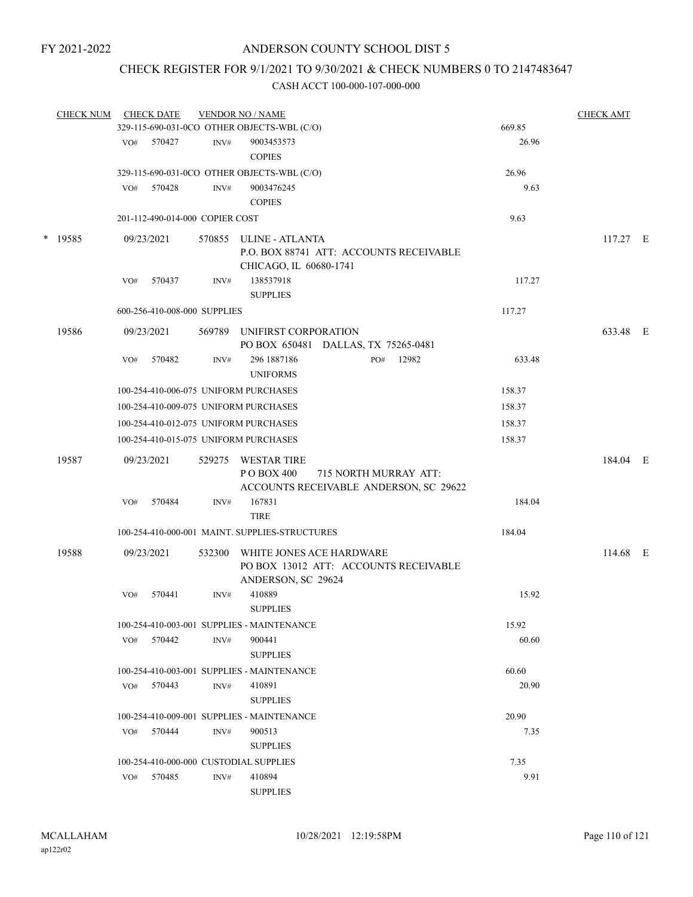FY 2021-2022

# ANDERSON COUNTY SCHOOL DIST 5

## CHECK REGISTER FOR 9/1/2021 TO 9/30/2021 & CHECK NUMBERS 0 TO 2147483647

### CASH ACCT 100-000-107-000-000

| CHECK NUM | CHECK DATE | VENDOR NO / NAME | | CHECK AMT |
|---|---|---|---|---|
| | 329-115-690-031-0CO OTHER OBJECTS-WBL (C/O) | | 669.85 | |
| | VO# 570427 | INV# 9003453573 COPIES | 26.96 | |
| | 329-115-690-031-0CO OTHER OBJECTS-WBL (C/O) | | 26.96 | |
| | VO# 570428 | INV# 9003476245 COPIES | 9.63 | |
| | 201-112-490-014-000 COPIER COST | | 9.63 | |
| * 19585 | 09/23/2021 | 570855 ULINE - ATLANTA<br>P.O. BOX 88741 ATT: ACCOUNTS RECEIVABLE<br>CHICAGO, IL 60680-1741 | | 117.27 E |
| | VO# 570437 | INV# 138537918 SUPPLIES | 117.27 | |
| | 600-256-410-008-000 SUPPLIES | | 117.27 | |
| 19586 | 09/23/2021 | 569789 UNIFIRST CORPORATION<br>PO BOX 650481 DALLAS, TX 75265-0481 | | 633.48 E |
| | VO# 570482 | INV# 296 1887186 PO# 12982 UNIFORMS | 633.48 | |
| | 100-254-410-006-075 UNIFORM PURCHASES | | 158.37 | |
| | 100-254-410-009-075 UNIFORM PURCHASES | | 158.37 | |
| | 100-254-410-012-075 UNIFORM PURCHASES | | 158.37 | |
| | 100-254-410-015-075 UNIFORM PURCHASES | | 158.37 | |
| 19587 | 09/23/2021 | 529275 WESTAR TIRE<br>P O BOX 400 715 NORTH MURRAY ATT:<br>ACCOUNTS RECEIVABLE ANDERSON, SC 29622 | | 184.04 E |
| | VO# 570484 | INV# 167831 TIRE | 184.04 | |
| | 100-254-410-000-001 MAINT. SUPPLIES-STRUCTURES | | 184.04 | |
| 19588 | 09/23/2021 | 532300 WHITE JONES ACE HARDWARE<br>PO BOX 13012 ATT: ACCOUNTS RECEIVABLE<br>ANDERSON, SC 29624 | | 114.68 E |
| | VO# 570441 | INV# 410889 SUPPLIES | 15.92 | |
| | 100-254-410-003-001 SUPPLIES - MAINTENANCE | | 15.92 | |
| | VO# 570442 | INV# 900441 SUPPLIES | 60.60 | |
| | 100-254-410-003-001 SUPPLIES - MAINTENANCE | | 60.60 | |
| | VO# 570443 | INV# 410891 SUPPLIES | 20.90 | |
| | 100-254-410-009-001 SUPPLIES - MAINTENANCE | | 20.90 | |
| | VO# 570444 | INV# 900513 SUPPLIES | 7.35 | |
| | 100-254-410-000-000 CUSTODIAL SUPPLIES | | 7.35 | |
| | VO# 570485 | INV# 410894 SUPPLIES | 9.91 | |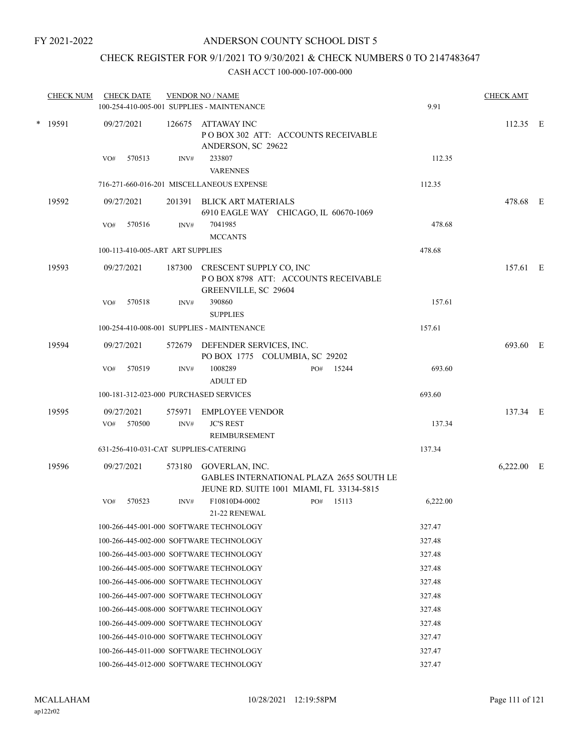FY 2021-2022

# ANDERSON COUNTY SCHOOL DIST 5

## CHECK REGISTER FOR 9/1/2021 TO 9/30/2021 & CHECK NUMBERS 0 TO 2147483647

CASH ACCT 100-000-107-000-000

| CHECK NUM | CHECK DATE | VENDOR NO / NAME | | CHECK AMT | |
|---|---|---|---|---|---|
| | | 100-254-410-005-001 SUPPLIES - MAINTENANCE | 9.91 | | |
| * 19591 | 09/27/2021 | 126675 ATTAWAY INC<br>P O BOX 302 ATT: ACCOUNTS RECEIVABLE<br>ANDERSON, SC 29622 | | 112.35 | E |
| | VO# 570513 | INV# 233807<br>VARENNES | 112.35 | | |
| | | 716-271-660-016-201 MISCELLANEOUS EXPENSE | 112.35 | | |
| 19592 | 09/27/2021 | 201391 BLICK ART MATERIALS<br>6910 EAGLE WAY CHICAGO, IL 60670-1069 | | 478.68 | E |
| | VO# 570516 | INV# 7041985<br>MCCANTS | 478.68 | | |
| | | 100-113-410-005-ART ART SUPPLIES | 478.68 | | |
| 19593 | 09/27/2021 | 187300 CRESCENT SUPPLY CO, INC<br>P O BOX 8798 ATT: ACCOUNTS RECEIVABLE<br>GREENVILLE, SC 29604 | | 157.61 | E |
| | VO# 570518 | INV# 390860<br>SUPPLIES | 157.61 | | |
| | | 100-254-410-008-001 SUPPLIES - MAINTENANCE | 157.61 | | |
| 19594 | 09/27/2021 | 572679 DEFENDER SERVICES, INC.<br>PO BOX 1775 COLUMBIA, SC 29202 | | 693.60 | E |
| | VO# 570519 | INV# 1008289 PO# 15244<br>ADULT ED | 693.60 | | |
| | | 100-181-312-023-000 PURCHASED SERVICES | 693.60 | | |
| 19595 | 09/27/2021 | 575971 EMPLOYEE VENDOR | | 137.34 | E |
| | VO# 570500 | INV# JC'S REST<br>REIMBURSEMENT | 137.34 | | |
| | | 631-256-410-031-CAT SUPPLIES-CATERING | 137.34 | | |
| 19596 | 09/27/2021 | 573180 GOVERLAN, INC.<br>GABLES INTERNATIONAL PLAZA 2655 SOUTH LE<br>JEUNE RD. SUITE 1001 MIAMI, FL 33134-5815 | | 6,222.00 | E |
| | VO# 570523 | INV# F10810D4-0002 PO# 15113<br>21-22 RENEWAL | 6,222.00 | | |
| | | 100-266-445-001-000 SOFTWARE TECHNOLOGY | 327.47 | | |
| | | 100-266-445-002-000 SOFTWARE TECHNOLOGY | 327.48 | | |
| | | 100-266-445-003-000 SOFTWARE TECHNOLOGY | 327.48 | | |
| | | 100-266-445-005-000 SOFTWARE TECHNOLOGY | 327.48 | | |
| | | 100-266-445-006-000 SOFTWARE TECHNOLOGY | 327.48 | | |
| | | 100-266-445-007-000 SOFTWARE TECHNOLOGY | 327.48 | | |
| | | 100-266-445-008-000 SOFTWARE TECHNOLOGY | 327.48 | | |
| | | 100-266-445-009-000 SOFTWARE TECHNOLOGY | 327.48 | | |
| | | 100-266-445-010-000 SOFTWARE TECHNOLOGY | 327.47 | | |
| | | 100-266-445-011-000 SOFTWARE TECHNOLOGY | 327.47 | | |
| | | 100-266-445-012-000 SOFTWARE TECHNOLOGY | 327.47 | | |

MCALLAHAM
ap122r02

10/28/2021 12:19:58PM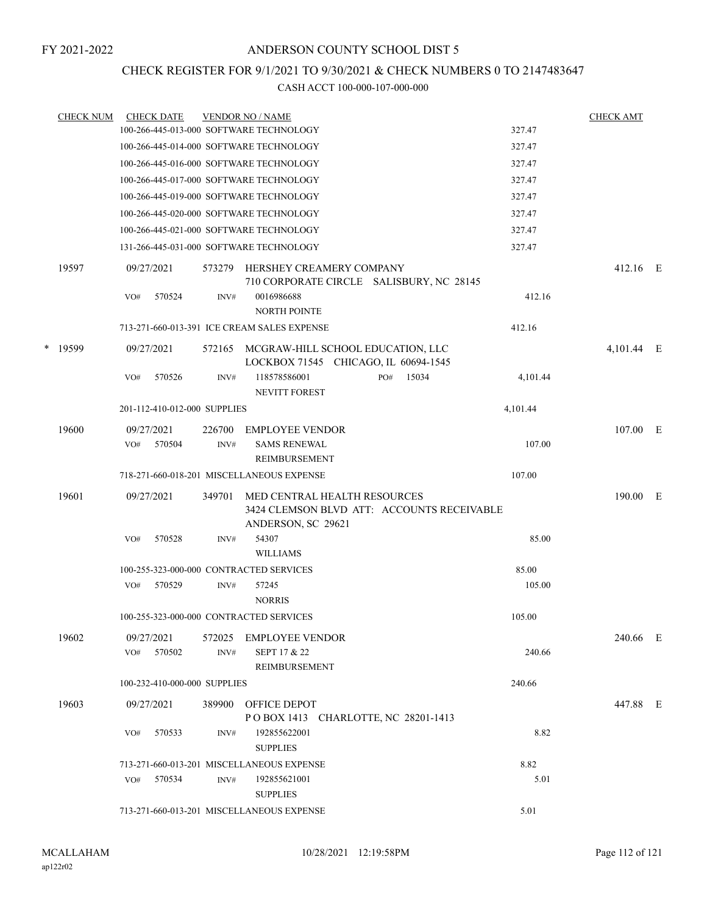FY 2021-2022

# ANDERSON COUNTY SCHOOL DIST 5

## CHECK REGISTER FOR 9/1/2021 TO 9/30/2021 & CHECK NUMBERS 0 TO 2147483647

### CASH ACCT 100-000-107-000-000

| CHECK NUM | CHECK DATE | VENDOR NO / NAME | | CHECK AMT |
|---|---|---|---|---|
| | | 100-266-445-013-000 SOFTWARE TECHNOLOGY | 327.47 | |
| | | 100-266-445-014-000 SOFTWARE TECHNOLOGY | 327.47 | |
| | | 100-266-445-016-000 SOFTWARE TECHNOLOGY | 327.47 | |
| | | 100-266-445-017-000 SOFTWARE TECHNOLOGY | 327.47 | |
| | | 100-266-445-019-000 SOFTWARE TECHNOLOGY | 327.47 | |
| | | 100-266-445-020-000 SOFTWARE TECHNOLOGY | 327.47 | |
| | | 100-266-445-021-000 SOFTWARE TECHNOLOGY | 327.47 | |
| | | 131-266-445-031-000 SOFTWARE TECHNOLOGY | 327.47 | |
| 19597 | 09/27/2021 | 573279 HERSHEY CREAMERY COMPANY<br>710 CORPORATE CIRCLE SALISBURY, NC 28145 | | 412.16 E |
| | VO# 570524 | INV# 0016986688<br>NORTH POINTE | 412.16 | |
| | | 713-271-660-013-391 ICE CREAM SALES EXPENSE | 412.16 | |
| * 19599 | 09/27/2021 | 572165 MCGRAW-HILL SCHOOL EDUCATION, LLC<br>LOCKBOX 71545 CHICAGO, IL 60694-1545 | | 4,101.44 E |
| | VO# 570526 | INV# 118578586001 PO# 15034<br>NEVITT FOREST | 4,101.44 | |
| | | 201-112-410-012-000 SUPPLIES | 4,101.44 | |
| 19600 | 09/27/2021 | 226700 EMPLOYEE VENDOR | | 107.00 E |
| | VO# 570504 | INV# SAMS RENEWAL<br>REIMBURSEMENT | 107.00 | |
| | | 718-271-660-018-201 MISCELLANEOUS EXPENSE | 107.00 | |
| 19601 | 09/27/2021 | 349701 MED CENTRAL HEALTH RESOURCES<br>3424 CLEMSON BLVD ATT: ACCOUNTS RECEIVABLE<br>ANDERSON, SC 29621 | | 190.00 E |
| | VO# 570528 | INV# 54307<br>WILLIAMS | 85.00 | |
| | | 100-255-323-000-000 CONTRACTED SERVICES | 85.00 | |
| | VO# 570529 | INV# 57245<br>NORRIS | 105.00 | |
| | | 100-255-323-000-000 CONTRACTED SERVICES | 105.00 | |
| 19602 | 09/27/2021 | 572025 EMPLOYEE VENDOR | | 240.66 E |
| | VO# 570502 | INV# SEPT 17 & 22<br>REIMBURSEMENT | 240.66 | |
| | | 100-232-410-000-000 SUPPLIES | 240.66 | |
| 19603 | 09/27/2021 | 389900 OFFICE DEPOT<br>P O BOX 1413 CHARLOTTE, NC 28201-1413 | | 447.88 E |
| | VO# 570533 | INV# 192855622001<br>SUPPLIES | 8.82 | |
| | | 713-271-660-013-201 MISCELLANEOUS EXPENSE | 8.82 | |
| | VO# 570534 | INV# 192855621001<br>SUPPLIES | 5.01 | |
| | | 713-271-660-013-201 MISCELLANEOUS EXPENSE | 5.01 | |

MCALLAHAM
ap122r02

10/28/2021 12:19:58PM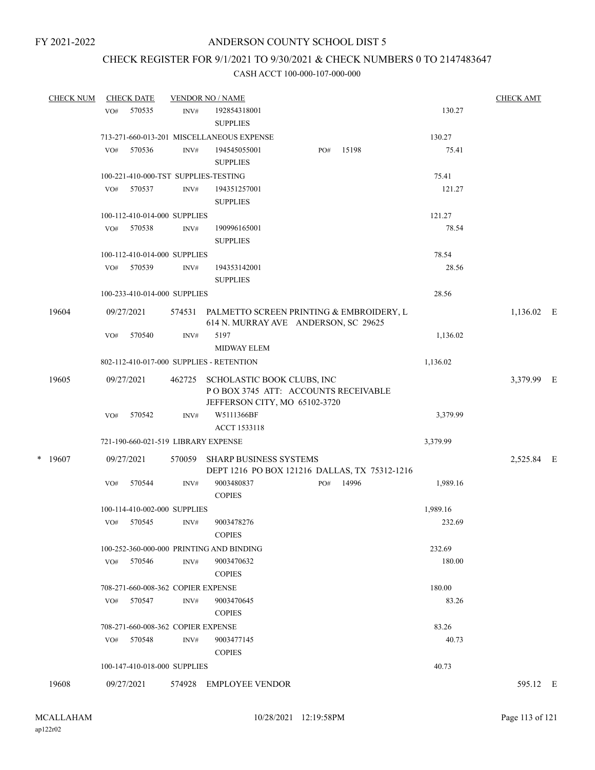FY 2021-2022

# ANDERSON COUNTY SCHOOL DIST 5

## CHECK REGISTER FOR 9/1/2021 TO 9/30/2021 & CHECK NUMBERS 0 TO 2147483647

### CASH ACCT 100-000-107-000-000

| CHECK NUM | CHECK DATE | VENDOR NO / NAME | | | CHECK AMT |
|---|---|---|---|---|---|
| | VO# 570535 | INV# 192854318001 SUPPLIES | | 130.27 | |
| | 713-271-660-013-201 MISCELLANEOUS EXPENSE | | | 130.27 | |
| | VO# 570536 | INV# 194545055001 SUPPLIES | PO# 15198 | 75.41 | |
| | 100-221-410-000-TST SUPPLIES-TESTING | | | 75.41 | |
| | VO# 570537 | INV# 194351257001 SUPPLIES | | 121.27 | |
| | 100-112-410-014-000 SUPPLIES | | | 121.27 | |
| | VO# 570538 | INV# 190996165001 SUPPLIES | | 78.54 | |
| | 100-112-410-014-000 SUPPLIES | | | 78.54 | |
| | VO# 570539 | INV# 194353142001 SUPPLIES | | 28.56 | |
| | 100-233-410-014-000 SUPPLIES | | | 28.56 | |
| 19604 | 09/27/2021 | 574531 PALMETTO SCREEN PRINTING & EMBROIDERY, L 614 N. MURRAY AVE ANDERSON, SC 29625 | | | 1,136.02 E |
| | VO# 570540 | INV# 5197 MIDWAY ELEM | | 1,136.02 | |
| | 802-112-410-017-000 SUPPLIES - RETENTION | | | 1,136.02 | |
| 19605 | 09/27/2021 | 462725 SCHOLASTIC BOOK CLUBS, INC P O BOX 3745 ATT: ACCOUNTS RECEIVABLE JEFFERSON CITY, MO 65102-3720 | | | 3,379.99 E |
| | VO# 570542 | INV# W5111366BF ACCT 1533118 | | 3,379.99 | |
| | 721-190-660-021-519 LIBRARY EXPENSE | | | 3,379.99 | |
| * 19607 | 09/27/2021 | 570059 SHARP BUSINESS SYSTEMS DEPT 1216 PO BOX 121216 DALLAS, TX 75312-1216 | | | 2,525.84 E |
| | VO# 570544 | INV# 9003480837 COPIES | PO# 14996 | 1,989.16 | |
| | 100-114-410-002-000 SUPPLIES | | | 1,989.16 | |
| | VO# 570545 | INV# 9003478276 COPIES | | 232.69 | |
| | 100-252-360-000-000 PRINTING AND BINDING | | | 232.69 | |
| | VO# 570546 | INV# 9003470632 COPIES | | 180.00 | |
| | 708-271-660-008-362 COPIER EXPENSE | | | 180.00 | |
| | VO# 570547 | INV# 9003470645 COPIES | | 83.26 | |
| | 708-271-660-008-362 COPIER EXPENSE | | | 83.26 | |
| | VO# 570548 | INV# 9003477145 COPIES | | 40.73 | |
| | 100-147-410-018-000 SUPPLIES | | | 40.73 | |
| 19608 | 09/27/2021 | 574928 EMPLOYEE VENDOR | | | 595.12 E |

MCALLAHAM
ap122r02

10/28/2021 12:19:58PM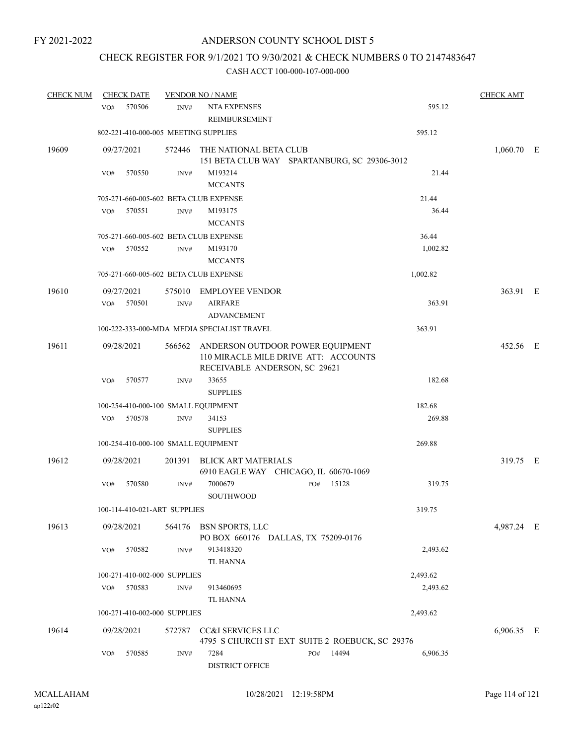FY 2021-2022

# ANDERSON COUNTY SCHOOL DIST 5

## CHECK REGISTER FOR 9/1/2021 TO 9/30/2021 & CHECK NUMBERS 0 TO 2147483647

### CASH ACCT 100-000-107-000-000

| CHECK NUM | CHECK DATE | VENDOR NO / NAME | | | CHECK AMT | |
|---|---|---|---|---|---|---|
| | VO# 570506 | INV# NTA EXPENSES REIMBURSEMENT | | 595.12 | | |
| | 802-221-410-000-005 MEETING SUPPLIES | | | 595.12 | | |
| 19609 | 09/27/2021 | 572446 THE NATIONAL BETA CLUB 151 BETA CLUB WAY SPARTANBURG, SC 29306-3012 | | | 1,060.70 | E |
| | VO# 570550 | INV# M193214 MCCANTS | | 21.44 | | |
| | 705-271-660-005-602 BETA CLUB EXPENSE | | | 21.44 | | |
| | VO# 570551 | INV# M193175 MCCANTS | | 36.44 | | |
| | 705-271-660-005-602 BETA CLUB EXPENSE | | | 36.44 | | |
| | VO# 570552 | INV# M193170 MCCANTS | | 1,002.82 | | |
| | 705-271-660-005-602 BETA CLUB EXPENSE | | | 1,002.82 | | |
| 19610 | 09/27/2021 | 575010 EMPLOYEE VENDOR | | | 363.91 | E |
| | VO# 570501 | INV# AIRFARE ADVANCEMENT | | 363.91 | | |
| | 100-222-333-000-MDA MEDIA SPECIALIST TRAVEL | | | 363.91 | | |
| 19611 | 09/28/2021 | 566562 ANDERSON OUTDOOR POWER EQUIPMENT 110 MIRACLE MILE DRIVE ATT: ACCOUNTS RECEIVABLE ANDERSON, SC 29621 | | | 452.56 | E |
| | VO# 570577 | INV# 33655 SUPPLIES | | 182.68 | | |
| | 100-254-410-000-100 SMALL EQUIPMENT | | | 182.68 | | |
| | VO# 570578 | INV# 34153 SUPPLIES | | 269.88 | | |
| | 100-254-410-000-100 SMALL EQUIPMENT | | | 269.88 | | |
| 19612 | 09/28/2021 | 201391 BLICK ART MATERIALS 6910 EAGLE WAY CHICAGO, IL 60670-1069 | | | 319.75 | E |
| | VO# 570580 | INV# 7000679 SOUTHWOOD | PO# 15128 | 319.75 | | |
| | 100-114-410-021-ART SUPPLIES | | | 319.75 | | |
| 19613 | 09/28/2021 | 564176 BSN SPORTS, LLC PO BOX 660176 DALLAS, TX 75209-0176 | | | 4,987.24 | E |
| | VO# 570582 | INV# 913418320 TL HANNA | | 2,493.62 | | |
| | 100-271-410-002-000 SUPPLIES | | | 2,493.62 | | |
| | VO# 570583 | INV# 913460695 TL HANNA | | 2,493.62 | | |
| | 100-271-410-002-000 SUPPLIES | | | 2,493.62 | | |
| 19614 | 09/28/2021 | 572787 CC&I SERVICES LLC 4795 S CHURCH ST EXT SUITE 2 ROEBUCK, SC 29376 | | | 6,906.35 | E |
| | VO# 570585 | INV# 7284 DISTRICT OFFICE | PO# 14494 | 6,906.35 | | |

MCALLAHAM ap122r02 10/28/2021 12:19:58PM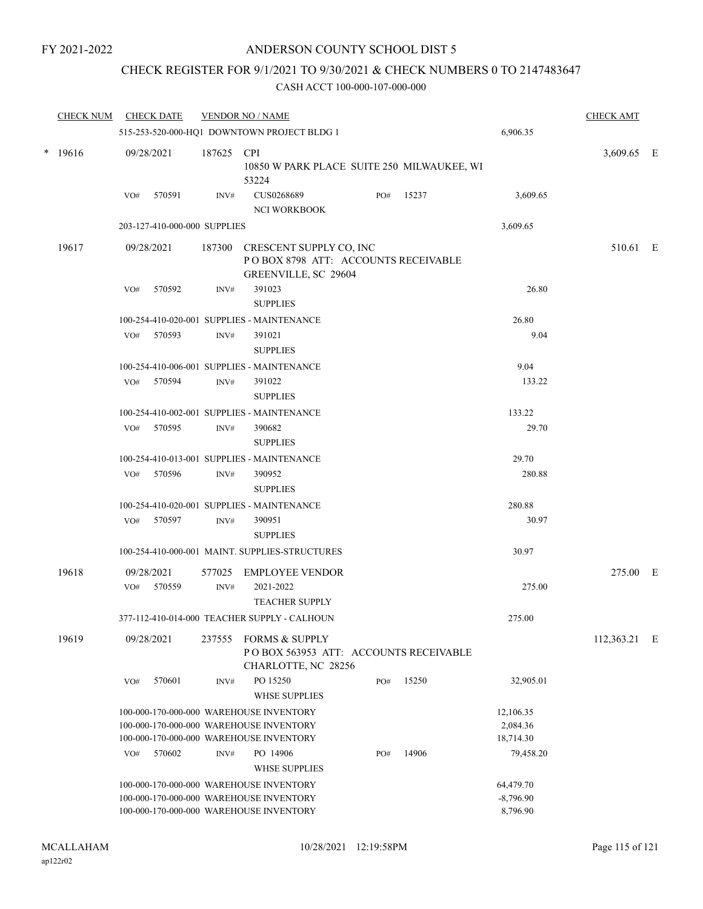FY 2021-2022

# ANDERSON COUNTY SCHOOL DIST 5

## CHECK REGISTER FOR 9/1/2021 TO 9/30/2021 & CHECK NUMBERS 0 TO 2147483647

### CASH ACCT 100-000-107-000-000

| CHECK NUM | CHECK DATE | VENDOR NO / NAME | | | CHECK AMT |
|---|---|---|---|---|---|
| | 515-253-520-000-HQ1 DOWNTOWN PROJECT BLDG 1 | | | 6,906.35 | |
| * 19616 | 09/28/2021 | 187625 CPI<br>10850 W PARK PLACE SUITE 250 MILWAUKEE, WI 53224 | | | 3,609.65 E |
| | VO# 570591 | INV# CUS0268689<br>NCI WORKBOOK | PO# 15237 | 3,609.65 | |
| | 203-127-410-000-000 SUPPLIES | | | 3,609.65 | |
| 19617 | 09/28/2021 | 187300 CRESCENT SUPPLY CO, INC<br>P O BOX 8798 ATT: ACCOUNTS RECEIVABLE<br>GREENVILLE, SC 29604 | | | 510.61 E |
| | VO# 570592 | INV# 391023<br>SUPPLIES | | 26.80 | |
| | 100-254-410-020-001 SUPPLIES - MAINTENANCE | | | 26.80 | |
| | VO# 570593 | INV# 391021<br>SUPPLIES | | 9.04 | |
| | 100-254-410-006-001 SUPPLIES - MAINTENANCE | | | 9.04 | |
| | VO# 570594 | INV# 391022<br>SUPPLIES | | 133.22 | |
| | 100-254-410-002-001 SUPPLIES - MAINTENANCE | | | 133.22 | |
| | VO# 570595 | INV# 390682<br>SUPPLIES | | 29.70 | |
| | 100-254-410-013-001 SUPPLIES - MAINTENANCE | | | 29.70 | |
| | VO# 570596 | INV# 390952<br>SUPPLIES | | 280.88 | |
| | 100-254-410-020-001 SUPPLIES - MAINTENANCE | | | 280.88 | |
| | VO# 570597 | INV# 390951<br>SUPPLIES | | 30.97 | |
| | 100-254-410-000-001 MAINT. SUPPLIES-STRUCTURES | | | 30.97 | |
| 19618 | 09/28/2021 | 577025 EMPLOYEE VENDOR | | | 275.00 E |
| | VO# 570559 | INV# 2021-2022<br>TEACHER SUPPLY | | 275.00 | |
| | 377-112-410-014-000 TEACHER SUPPLY - CALHOUN | | | 275.00 | |
| 19619 | 09/28/2021 | 237555 FORMS & SUPPLY<br>P O BOX 563953 ATT: ACCOUNTS RECEIVABLE<br>CHARLOTTE, NC 28256 | | | 112,363.21 E |
| | VO# 570601 | INV# PO 15250<br>WHSE SUPPLIES | PO# 15250 | 32,905.01 | |
| | 100-000-170-000-000 WAREHOUSE INVENTORY | | | 12,106.35 | |
| | 100-000-170-000-000 WAREHOUSE INVENTORY | | | 2,084.36 | |
| | 100-000-170-000-000 WAREHOUSE INVENTORY | | | 18,714.30 | |
| | VO# 570602 | INV# PO 14906<br>WHSE SUPPLIES | PO# 14906 | 79,458.20 | |
| | 100-000-170-000-000 WAREHOUSE INVENTORY | | | 64,479.70 | |
| | 100-000-170-000-000 WAREHOUSE INVENTORY | | | -8,796.90 | |
| | 100-000-170-000-000 WAREHOUSE INVENTORY | | | 8,796.90 | |

MCALLAHAM
ap122r02

10/28/2021 12:19:58PM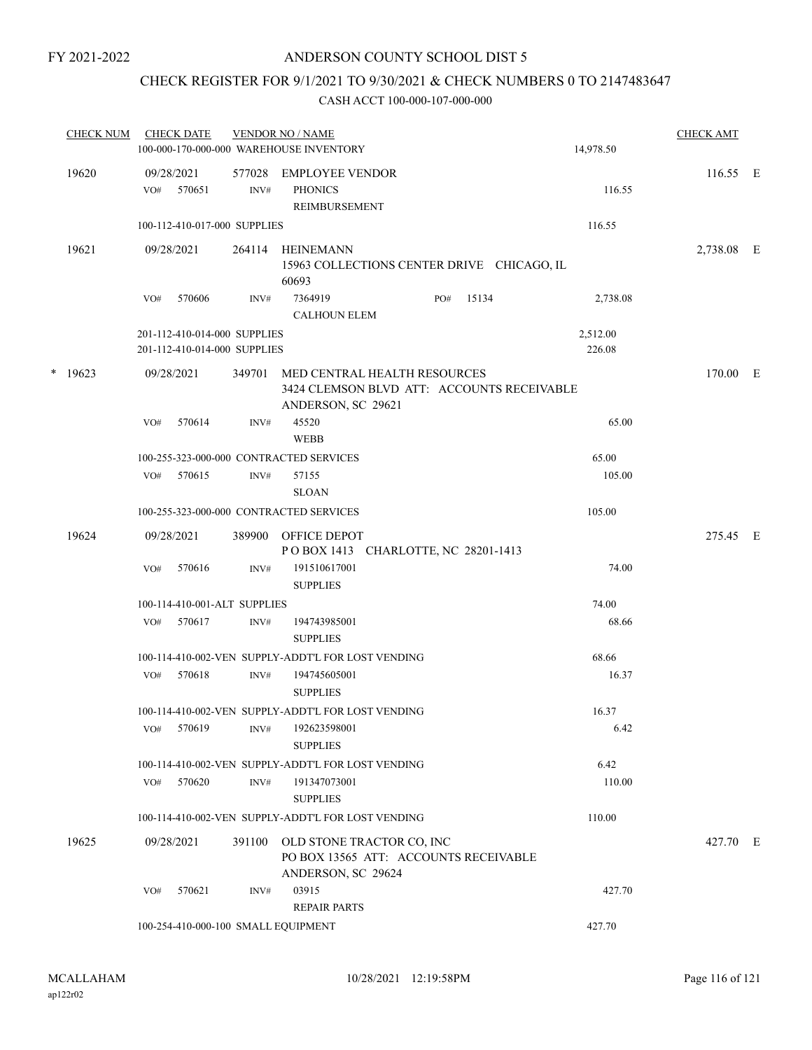FY 2021-2022

# ANDERSON COUNTY SCHOOL DIST 5

## CHECK REGISTER FOR 9/1/2021 TO 9/30/2021 & CHECK NUMBERS 0 TO 2147483647

CASH ACCT 100-000-107-000-000

| CHECK NUM | CHECK DATE | VENDOR NO / NAME | | CHECK AMT | |
|---|---|---|---|---|---|
| | 100-000-170-000-000 WAREHOUSE INVENTORY | | 14,978.50 | | |
| 19620 | 09/28/2021 | 577028 EMPLOYEE VENDOR | | 116.55 | E |
| | VO# 570651 | INV# PHONICS REIMBURSEMENT | 116.55 | | |
| | 100-112-410-017-000 SUPPLIES | | 116.55 | | |
| 19621 | 09/28/2021 | 264114 HEINEMANN 15963 COLLECTIONS CENTER DRIVE CHICAGO, IL 60693 | | 2,738.08 | E |
| | VO# 570606 | INV# 7364919 PO# 15134 CALHOUN ELEM | 2,738.08 | | |
| | 201-112-410-014-000 SUPPLIES | | 2,512.00 | | |
| | 201-112-410-014-000 SUPPLIES | | 226.08 | | |
| * 19623 | 09/28/2021 | 349701 MED CENTRAL HEALTH RESOURCES 3424 CLEMSON BLVD ATT: ACCOUNTS RECEIVABLE ANDERSON, SC 29621 | | 170.00 | E |
| | VO# 570614 | INV# 45520 WEBB | 65.00 | | |
| | 100-255-323-000-000 CONTRACTED SERVICES | | 65.00 | | |
| | VO# 570615 | INV# 57155 SLOAN | 105.00 | | |
| | 100-255-323-000-000 CONTRACTED SERVICES | | 105.00 | | |
| 19624 | 09/28/2021 | 389900 OFFICE DEPOT P O BOX 1413 CHARLOTTE, NC 28201-1413 | | 275.45 | E |
| | VO# 570616 | INV# 191510617001 SUPPLIES | 74.00 | | |
| | 100-114-410-001-ALT SUPPLIES | | 74.00 | | |
| | VO# 570617 | INV# 194743985001 SUPPLIES | 68.66 | | |
| | 100-114-410-002-VEN SUPPLY-ADDT'L FOR LOST VENDING | | 68.66 | | |
| | VO# 570618 | INV# 194745605001 SUPPLIES | 16.37 | | |
| | 100-114-410-002-VEN SUPPLY-ADDT'L FOR LOST VENDING | | 16.37 | | |
| | VO# 570619 | INV# 192623598001 SUPPLIES | 6.42 | | |
| | 100-114-410-002-VEN SUPPLY-ADDT'L FOR LOST VENDING | | 6.42 | | |
| | VO# 570620 | INV# 191347073001 SUPPLIES | 110.00 | | |
| | 100-114-410-002-VEN SUPPLY-ADDT'L FOR LOST VENDING | | 110.00 | | |
| 19625 | 09/28/2021 | 391100 OLD STONE TRACTOR CO, INC PO BOX 13565 ATT: ACCOUNTS RECEIVABLE ANDERSON, SC 29624 | | 427.70 | E |
| | VO# 570621 | INV# 03915 REPAIR PARTS | 427.70 | | |
| | 100-254-410-000-100 SMALL EQUIPMENT | | 427.70 | | |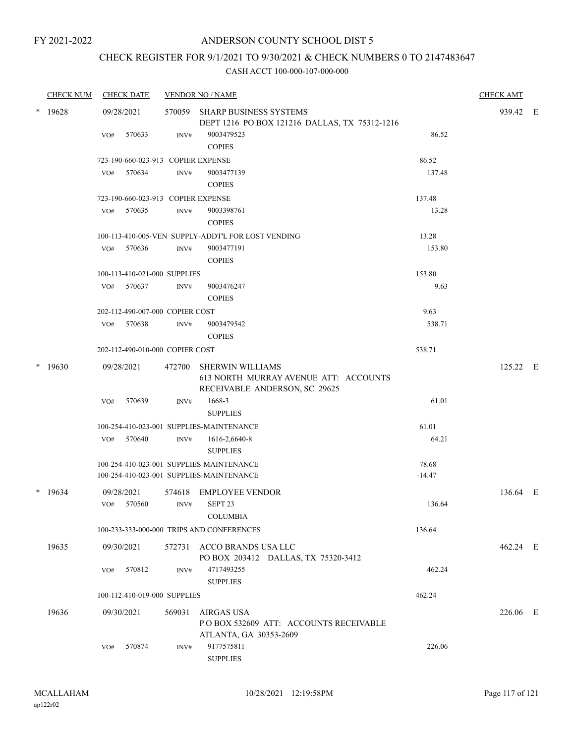FY 2021-2022

# ANDERSON COUNTY SCHOOL DIST 5

## CHECK REGISTER FOR 9/1/2021 TO 9/30/2021 & CHECK NUMBERS 0 TO 2147483647

### CASH ACCT 100-000-107-000-000

| CHECK NUM | CHECK DATE | VENDOR NO / NAME | | CHECK AMT | |
|---|---|---|---|---|---|
| * 19628 | 09/28/2021 | 570059 SHARP BUSINESS SYSTEMS<br>DEPT 1216 PO BOX 121216 DALLAS, TX 75312-1216 | | 939.42 | E |
| | VO# 570633 | INV# 9003479523<br>COPIES | 86.52 | | |
| | 723-190-660-023-913 COPIER EXPENSE | | 86.52 | | |
| | VO# 570634 | INV# 9003477139<br>COPIES | 137.48 | | |
| | 723-190-660-023-913 COPIER EXPENSE | | 137.48 | | |
| | VO# 570635 | INV# 9003398761<br>COPIES | 13.28 | | |
| | 100-113-410-005-VEN SUPPLY-ADDT'L FOR LOST VENDING | | 13.28 | | |
| | VO# 570636 | INV# 9003477191<br>COPIES | 153.80 | | |
| | 100-113-410-021-000 SUPPLIES | | 153.80 | | |
| | VO# 570637 | INV# 9003476247<br>COPIES | 9.63 | | |
| | 202-112-490-007-000 COPIER COST | | 9.63 | | |
| | VO# 570638 | INV# 9003479542<br>COPIES | 538.71 | | |
| | 202-112-490-010-000 COPIER COST | | 538.71 | | |
| * 19630 | 09/28/2021 | 472700 SHERWIN WILLIAMS<br>613 NORTH MURRAY AVENUE ATT: ACCOUNTS RECEIVABLE ANDERSON, SC 29625 | | 125.22 | E |
| | VO# 570639 | INV# 1668-3<br>SUPPLIES | 61.01 | | |
| | 100-254-410-023-001 SUPPLIES-MAINTENANCE | | 61.01 | | |
| | VO# 570640 | INV# 1616-2,6640-8<br>SUPPLIES | 64.21 | | |
| | 100-254-410-023-001 SUPPLIES-MAINTENANCE | | 78.68 | | |
| | 100-254-410-023-001 SUPPLIES-MAINTENANCE | | -14.47 | | |
| * 19634 | 09/28/2021 | 574618 EMPLOYEE VENDOR | | 136.64 | E |
| | VO# 570560 | INV# SEPT 23<br>COLUMBIA | 136.64 | | |
| | 100-233-333-000-000 TRIPS AND CONFERENCES | | 136.64 | | |
| 19635 | 09/30/2021 | 572731 ACCO BRANDS USA LLC<br>PO BOX 203412 DALLAS, TX 75320-3412 | | 462.24 | E |
| | VO# 570812 | INV# 4717493255<br>SUPPLIES | 462.24 | | |
| | 100-112-410-019-000 SUPPLIES | | 462.24 | | |
| 19636 | 09/30/2021 | 569031 AIRGAS USA<br>P O BOX 532609 ATT: ACCOUNTS RECEIVABLE ATLANTA, GA 30353-2609 | | 226.06 | E |
| | VO# 570874 | INV# 9177575811<br>SUPPLIES | 226.06 | | |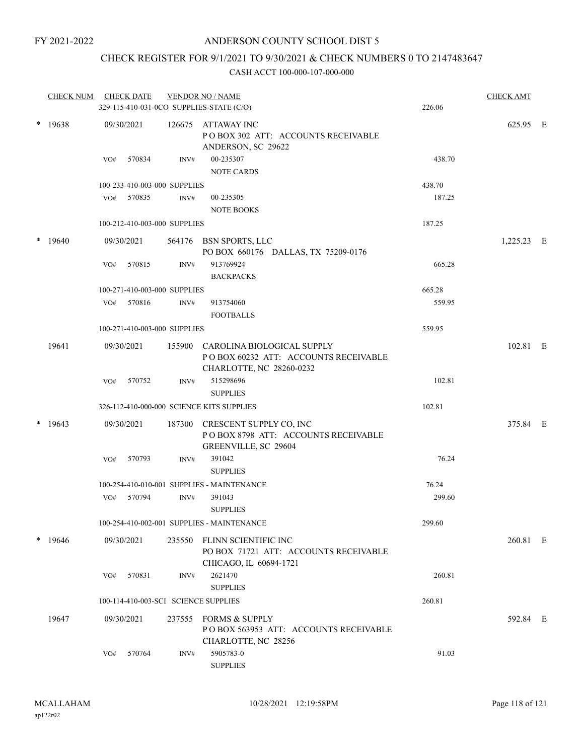FY 2021-2022

# ANDERSON COUNTY SCHOOL DIST 5

## CHECK REGISTER FOR 9/1/2021 TO 9/30/2021 & CHECK NUMBERS 0 TO 2147483647

### CASH ACCT 100-000-107-000-000

| CHECK NUM | CHECK DATE | VENDOR NO / NAME | | CHECK AMT | |
|---|---|---|---|---|---|
| | 329-115-410-031-0CO SUPPLIES-STATE (C/O) | | 226.06 | | |
| * 19638 | 09/30/2021 | 126675 ATTAWAY INC<br>P O BOX 302 ATT: ACCOUNTS RECEIVABLE<br>ANDERSON, SC 29622 | | 625.95 | E |
| | VO# 570834 INV# | 00-235307<br>NOTE CARDS | 438.70 | | |
| | 100-233-410-003-000 SUPPLIES | | 438.70 | | |
| | VO# 570835 INV# | 00-235305<br>NOTE BOOKS | 187.25 | | |
| | 100-212-410-003-000 SUPPLIES | | 187.25 | | |
| * 19640 | 09/30/2021 | 564176 BSN SPORTS, LLC<br>PO BOX 660176 DALLAS, TX 75209-0176 | | 1,225.23 | E |
| | VO# 570815 INV# | 913769924<br>BACKPACKS | 665.28 | | |
| | 100-271-410-003-000 SUPPLIES | | 665.28 | | |
| | VO# 570816 INV# | 913754060<br>FOOTBALLS | 559.95 | | |
| | 100-271-410-003-000 SUPPLIES | | 559.95 | | |
| 19641 | 09/30/2021 | 155900 CAROLINA BIOLOGICAL SUPPLY<br>P O BOX 60232 ATT: ACCOUNTS RECEIVABLE<br>CHARLOTTE, NC 28260-0232 | | 102.81 | E |
| | VO# 570752 INV# | 515298696<br>SUPPLIES | 102.81 | | |
| | 326-112-410-000-000 SCIENCE KITS SUPPLIES | | 102.81 | | |
| * 19643 | 09/30/2021 | 187300 CRESCENT SUPPLY CO, INC<br>P O BOX 8798 ATT: ACCOUNTS RECEIVABLE<br>GREENVILLE, SC 29604 | | 375.84 | E |
| | VO# 570793 INV# | 391042<br>SUPPLIES | 76.24 | | |
| | 100-254-410-010-001 SUPPLIES - MAINTENANCE | | 76.24 | | |
| | VO# 570794 INV# | 391043<br>SUPPLIES | 299.60 | | |
| | 100-254-410-002-001 SUPPLIES - MAINTENANCE | | 299.60 | | |
| * 19646 | 09/30/2021 | 235550 FLINN SCIENTIFIC INC<br>PO BOX 71721 ATT: ACCOUNTS RECEIVABLE<br>CHICAGO, IL 60694-1721 | | 260.81 | E |
| | VO# 570831 INV# | 2621470<br>SUPPLIES | 260.81 | | |
| | 100-114-410-003-SCI SCIENCE SUPPLIES | | 260.81 | | |
| 19647 | 09/30/2021 | 237555 FORMS & SUPPLY<br>P O BOX 563953 ATT: ACCOUNTS RECEIVABLE<br>CHARLOTTE, NC 28256 | | 592.84 | E |
| | VO# 570764 INV# | 5905783-0<br>SUPPLIES | 91.03 | | |

MCALLAHAM
ap122r02
10/28/2021 12:19:58PM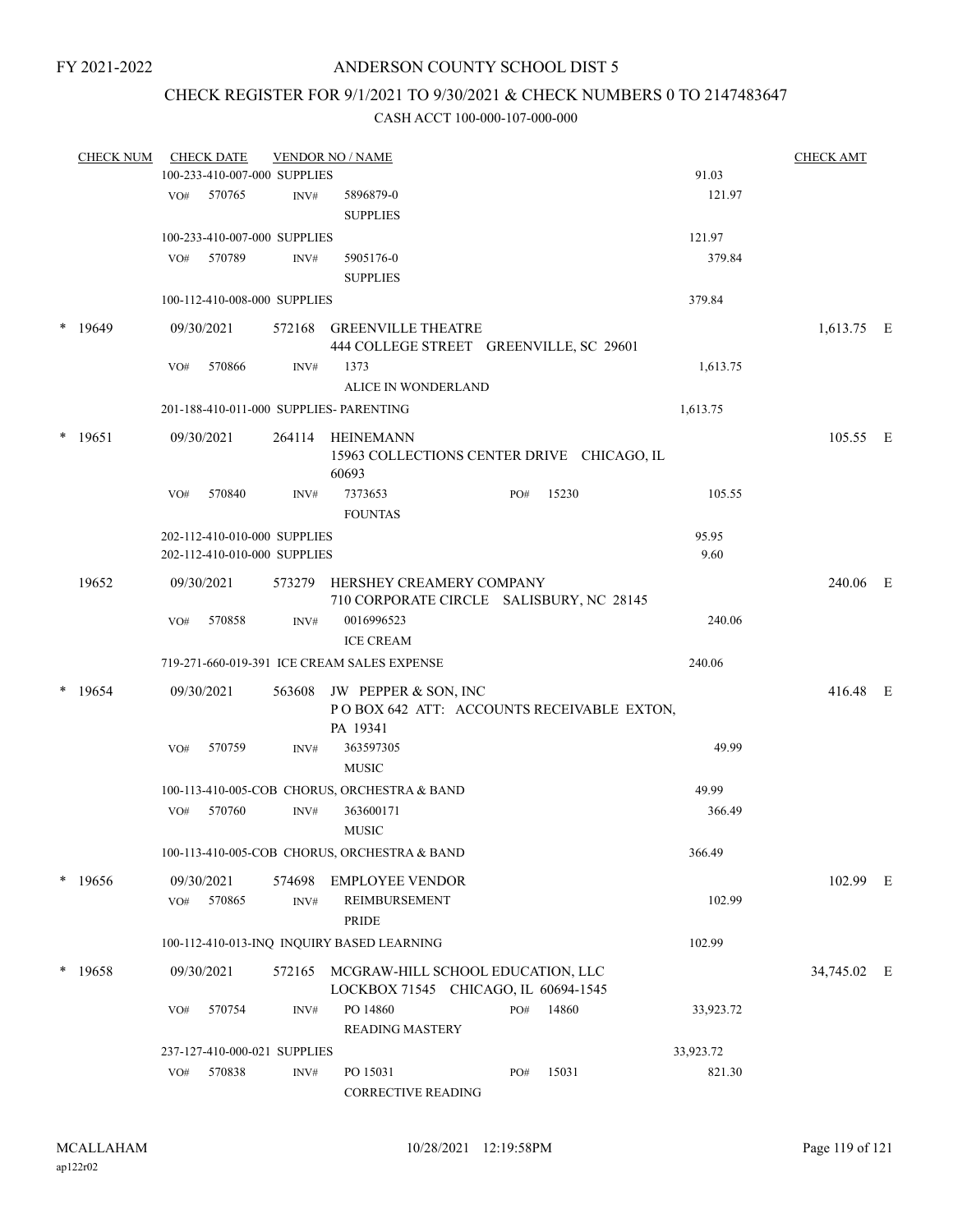FY 2021-2022

# ANDERSON COUNTY SCHOOL DIST 5

## CHECK REGISTER FOR 9/1/2021 TO 9/30/2021 & CHECK NUMBERS 0 TO 2147483647

CASH ACCT 100-000-107-000-000

| CHECK NUM | CHECK DATE | VENDOR NO / NAME | | CHECK AMT |
|---|---|---|---|---|
| | 100-233-410-007-000 SUPPLIES | | 91.03 | |
| | VO# 570765 | INV# 5896879-0 SUPPLIES | 121.97 | |
| | 100-233-410-007-000 SUPPLIES | | 121.97 | |
| | VO# 570789 | INV# 5905176-0 SUPPLIES | 379.84 | |
| | 100-112-410-008-000 SUPPLIES | | 379.84 | |
| * 19649 | 09/30/2021 | 572168 GREENVILLE THEATRE 444 COLLEGE STREET GREENVILLE, SC 29601 | | 1,613.75 E |
| | VO# 570866 | INV# 1373 ALICE IN WONDERLAND | 1,613.75 | |
| | 201-188-410-011-000 SUPPLIES- PARENTING | | 1,613.75 | |
| * 19651 | 09/30/2021 | 264114 HEINEMANN 15963 COLLECTIONS CENTER DRIVE CHICAGO, IL 60693 | | 105.55 E |
| | VO# 570840 | INV# 7373653 PO# 15230 FOUNTAS | 105.55 | |
| | 202-112-410-010-000 SUPPLIES | | 95.95 | |
| | 202-112-410-010-000 SUPPLIES | | 9.60 | |
| 19652 | 09/30/2021 | 573279 HERSHEY CREAMERY COMPANY 710 CORPORATE CIRCLE SALISBURY, NC 28145 | | 240.06 E |
| | VO# 570858 | INV# 0016996523 ICE CREAM | 240.06 | |
| | 719-271-660-019-391 ICE CREAM SALES EXPENSE | | 240.06 | |
| * 19654 | 09/30/2021 | 563608 JW PEPPER & SON, INC P O BOX 642 ATT: ACCOUNTS RECEIVABLE EXTON, PA 19341 | | 416.48 E |
| | VO# 570759 | INV# 363597305 MUSIC | 49.99 | |
| | 100-113-410-005-COB CHORUS, ORCHESTRA & BAND | | 49.99 | |
| | VO# 570760 | INV# 363600171 MUSIC | 366.49 | |
| | 100-113-410-005-COB CHORUS, ORCHESTRA & BAND | | 366.49 | |
| * 19656 | 09/30/2021 | 574698 EMPLOYEE VENDOR | | 102.99 E |
| | VO# 570865 | INV# REIMBURSEMENT PRIDE | 102.99 | |
| | 100-112-410-013-INQ INQUIRY BASED LEARNING | | 102.99 | |
| * 19658 | 09/30/2021 | 572165 MCGRAW-HILL SCHOOL EDUCATION, LLC LOCKBOX 71545 CHICAGO, IL 60694-1545 | | 34,745.02 E |
| | VO# 570754 | INV# PO 14860 PO# 14860 READING MASTERY | 33,923.72 | |
| | 237-127-410-000-021 SUPPLIES | | 33,923.72 | |
| | VO# 570838 | INV# PO 15031 PO# 15031 CORRECTIVE READING | 821.30 | |

MCALLAHAM
ap122r02

10/28/2021 12:19:58PM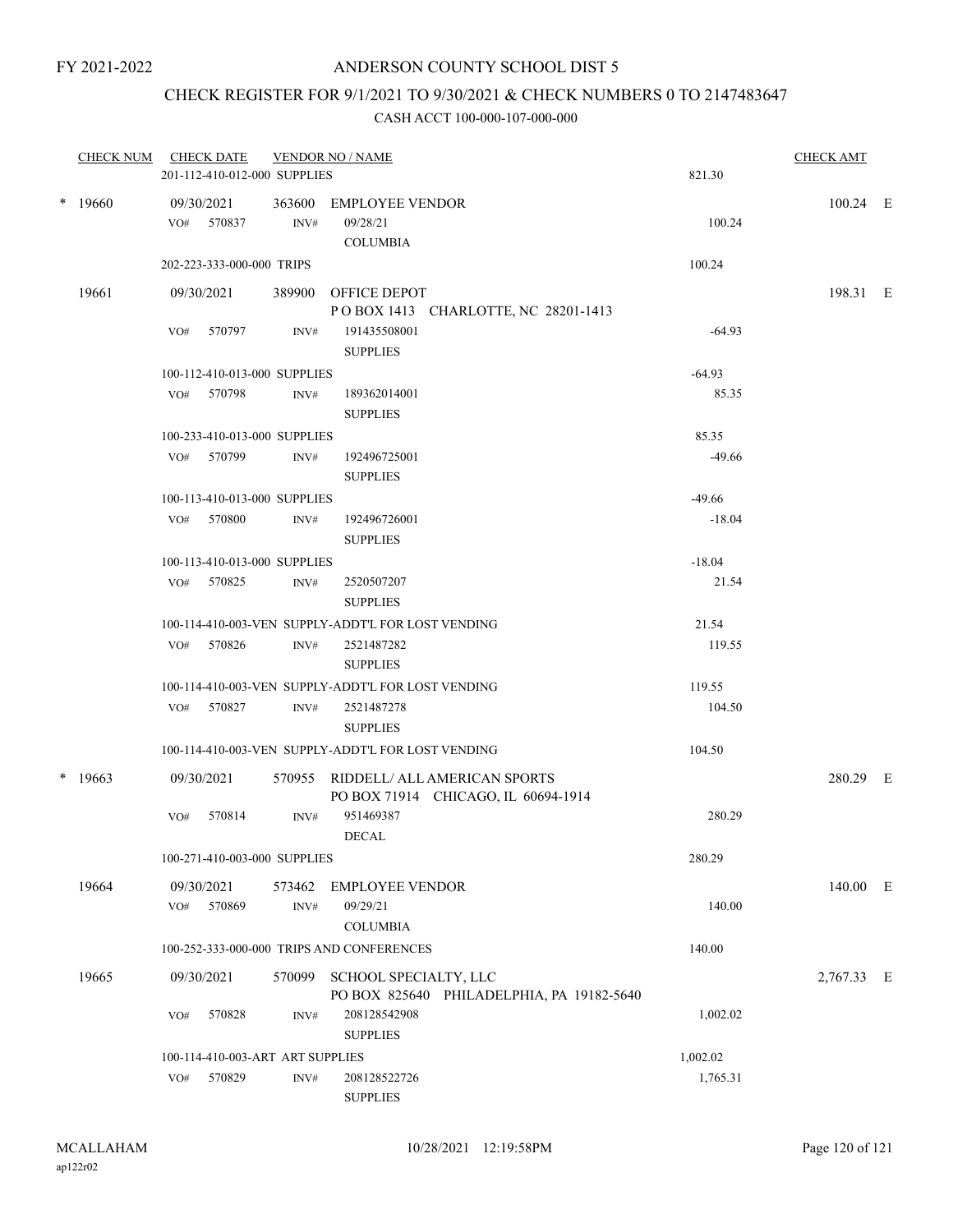FY 2021-2022

# ANDERSON COUNTY SCHOOL DIST 5

## CHECK REGISTER FOR 9/1/2021 TO 9/30/2021 & CHECK NUMBERS 0 TO 2147483647

### CASH ACCT 100-000-107-000-000

| CHECK NUM | CHECK DATE | VENDOR NO / NAME | | CHECK AMT | |
|---|---|---|---|---|---|
| | 201-112-410-012-000 SUPPLIES | | 821.30 | | |
| * 19660 | 09/30/2021 | 363600 EMPLOYEE VENDOR | | 100.24 | E |
| | VO# 570837 | INV# 09/28/21 COLUMBIA | 100.24 | | |
| | 202-223-333-000-000 TRIPS | | 100.24 | | |
| 19661 | 09/30/2021 | 389900 OFFICE DEPOT P O BOX 1413 CHARLOTTE, NC 28201-1413 | | 198.31 | E |
| | VO# 570797 | INV# 191435508001 SUPPLIES | -64.93 | | |
| | 100-112-410-013-000 SUPPLIES | | -64.93 | | |
| | VO# 570798 | INV# 189362014001 SUPPLIES | 85.35 | | |
| | 100-233-410-013-000 SUPPLIES | | 85.35 | | |
| | VO# 570799 | INV# 192496725001 SUPPLIES | -49.66 | | |
| | 100-113-410-013-000 SUPPLIES | | -49.66 | | |
| | VO# 570800 | INV# 192496726001 SUPPLIES | -18.04 | | |
| | 100-113-410-013-000 SUPPLIES | | -18.04 | | |
| | VO# 570825 | INV# 2520507207 SUPPLIES | 21.54 | | |
| | 100-114-410-003-VEN SUPPLY-ADDT'L FOR LOST VENDING | | 21.54 | | |
| | VO# 570826 | INV# 2521487282 SUPPLIES | 119.55 | | |
| | 100-114-410-003-VEN SUPPLY-ADDT'L FOR LOST VENDING | | 119.55 | | |
| | VO# 570827 | INV# 2521487278 SUPPLIES | 104.50 | | |
| | 100-114-410-003-VEN SUPPLY-ADDT'L FOR LOST VENDING | | 104.50 | | |
| * 19663 | 09/30/2021 | 570955 RIDDELL/ ALL AMERICAN SPORTS PO BOX 71914 CHICAGO, IL 60694-1914 | | 280.29 | E |
| | VO# 570814 | INV# 951469387 DECAL | 280.29 | | |
| | 100-271-410-003-000 SUPPLIES | | 280.29 | | |
| 19664 | 09/30/2021 | 573462 EMPLOYEE VENDOR | | 140.00 | E |
| | VO# 570869 | INV# 09/29/21 COLUMBIA | 140.00 | | |
| | 100-252-333-000-000 TRIPS AND CONFERENCES | | 140.00 | | |
| 19665 | 09/30/2021 | 570099 SCHOOL SPECIALTY, LLC PO BOX 825640 PHILADELPHIA, PA 19182-5640 | | 2,767.33 | E |
| | VO# 570828 | INV# 208128542908 SUPPLIES | 1,002.02 | | |
| | 100-114-410-003-ART ART SUPPLIES | | 1,002.02 | | |
| | VO# 570829 | INV# 208128522726 SUPPLIES | 1,765.31 | | |

MCALLAHAM ap122r02 10/28/2021 12:19:58PM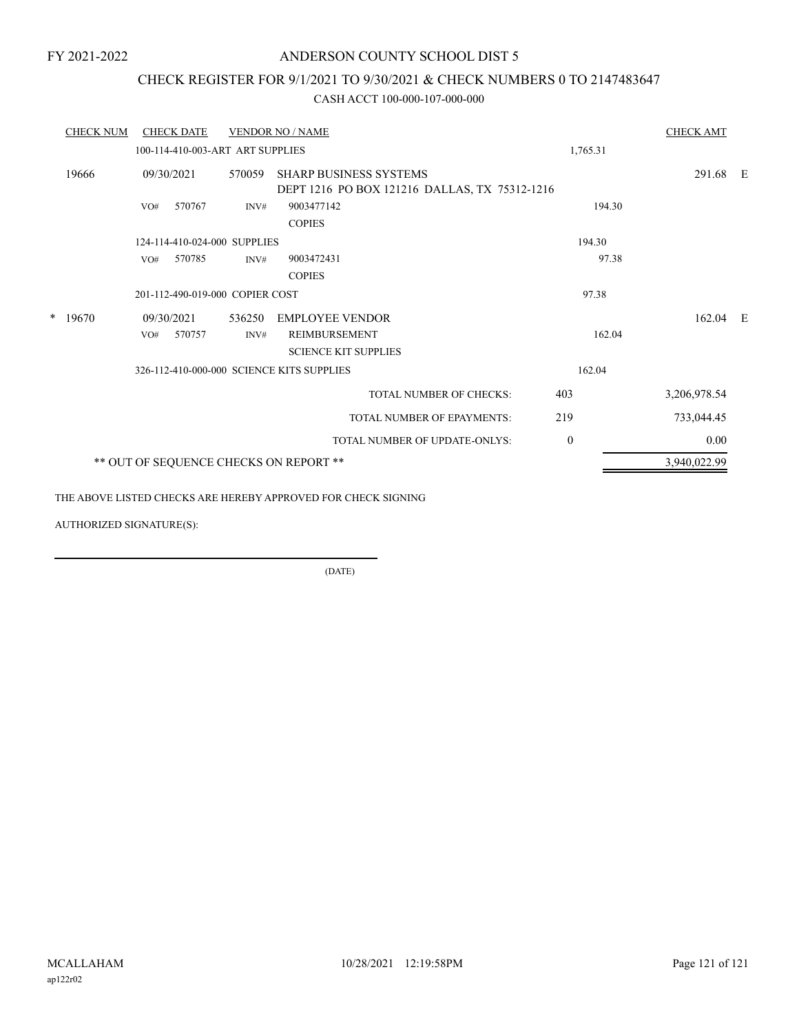FY 2021-2022

# ANDERSON COUNTY SCHOOL DIST 5

## CHECK REGISTER FOR 9/1/2021 TO 9/30/2021 & CHECK NUMBERS 0 TO 2147483647

CASH ACCT 100-000-107-000-000

| CHECK NUM | CHECK DATE | | VENDOR NO / NAME | | | CHECK AMT | |
|---|---|---|---|---|---|---|---|
| | 100-114-410-003-ART ART SUPPLIES | | | | 1,765.31 | | |
| 19666 | 09/30/2021 | 570059 | SHARP BUSINESS SYSTEMS<br>DEPT 1216 PO BOX 121216 DALLAS, TX 75312-1216 | | | 291.68 | E |
| | VO# 570767 | INV# | 9003477142<br>COPIES | 194.30 | | | |
| | 124-114-410-024-000 SUPPLIES | | | | 194.30 | | |
| | VO# 570785 | INV# | 9003472431<br>COPIES | 97.38 | | | |
| | 201-112-490-019-000 COPIER COST | | | | 97.38 | | |
| * 19670 | 09/30/2021 | 536250 | EMPLOYEE VENDOR | | | 162.04 | E |
| | VO# 570757 | INV# | REIMBURSEMENT<br>SCIENCE KIT SUPPLIES | 162.04 | | | |
| | 326-112-410-000-000 SCIENCE KITS SUPPLIES | | | | 162.04 | | |

| | | |
|---|---|---|
| TOTAL NUMBER OF CHECKS: | 403 | 3,206,978.54 |
| TOTAL NUMBER OF EPAYMENTS: | 219 | 733,044.45 |
| TOTAL NUMBER OF UPDATE-ONLYS: | 0 | 0.00 |
| ** OUT OF SEQUENCE CHECKS ON REPORT ** | | 3,940,022.99 |

THE ABOVE LISTED CHECKS ARE HEREBY APPROVED FOR CHECK SIGNING

AUTHORIZED SIGNATURE(S):

_______________________________________

(DATE)

MCALLAHAM
ap122r02

10/28/2021 12:19:58PM